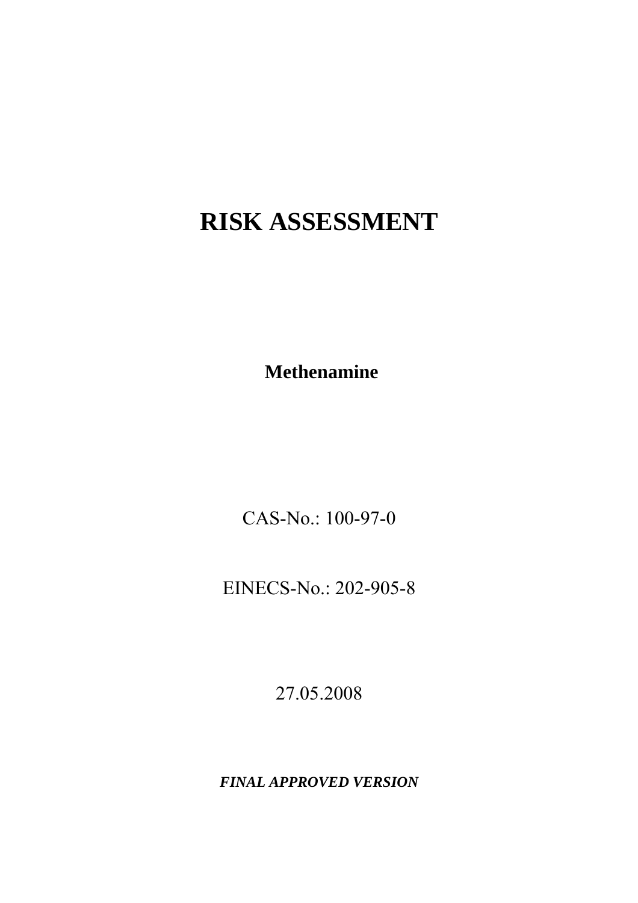# RISK ASSESSMENT

**Methenamine**

CAS-No.: 100-97-0

EINECS-No.: 202-905-8

27.05.2008

***FINAL APPROVED VERSION***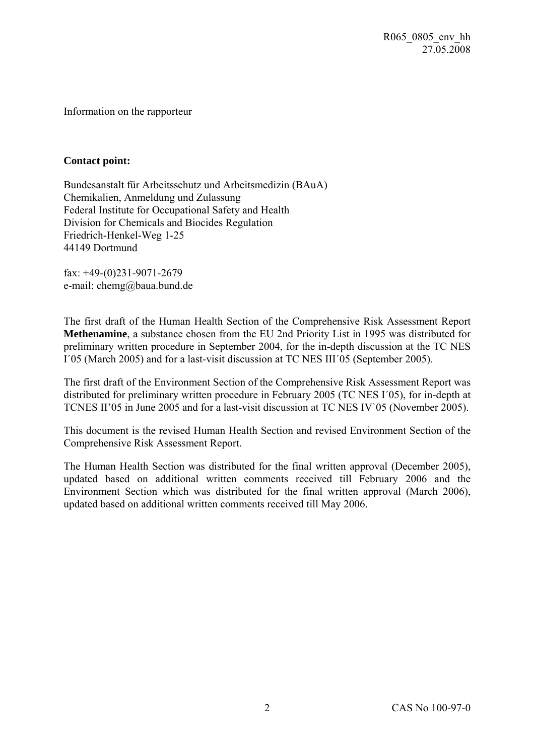Information on the rapporteur

**Contact point:**

Bundesanstalt für Arbeitsschutz und Arbeitsmedizin (BAuA)
Chemikalien, Anmeldung und Zulassung
Federal Institute for Occupational Safety and Health
Division for Chemicals and Biocides Regulation
Friedrich-Henkel-Weg 1-25
44149 Dortmund

fax: +49-(0)231-9071-2679
e-mail: chemg@baua.bund.de

The first draft of the Human Health Section of the Comprehensive Risk Assessment Report **Methenamine**, a substance chosen from the EU 2nd Priority List in 1995 was distributed for preliminary written procedure in September 2004, for the in-depth discussion at the TC NES I´05 (March 2005) and for a last-visit discussion at TC NES III´05 (September 2005).

The first draft of the Environment Section of the Comprehensive Risk Assessment Report was distributed for preliminary written procedure in February 2005 (TC NES I´05), for in-depth at TCNES II'05 in June 2005 and for a last-visit discussion at TC NES IV`05 (November 2005).

This document is the revised Human Health Section and revised Environment Section of the Comprehensive Risk Assessment Report.

The Human Health Section was distributed for the final written approval (December 2005), updated based on additional written comments received till February 2006 and the Environment Section which was distributed for the final written approval (March 2006), updated based on additional written comments received till May 2006.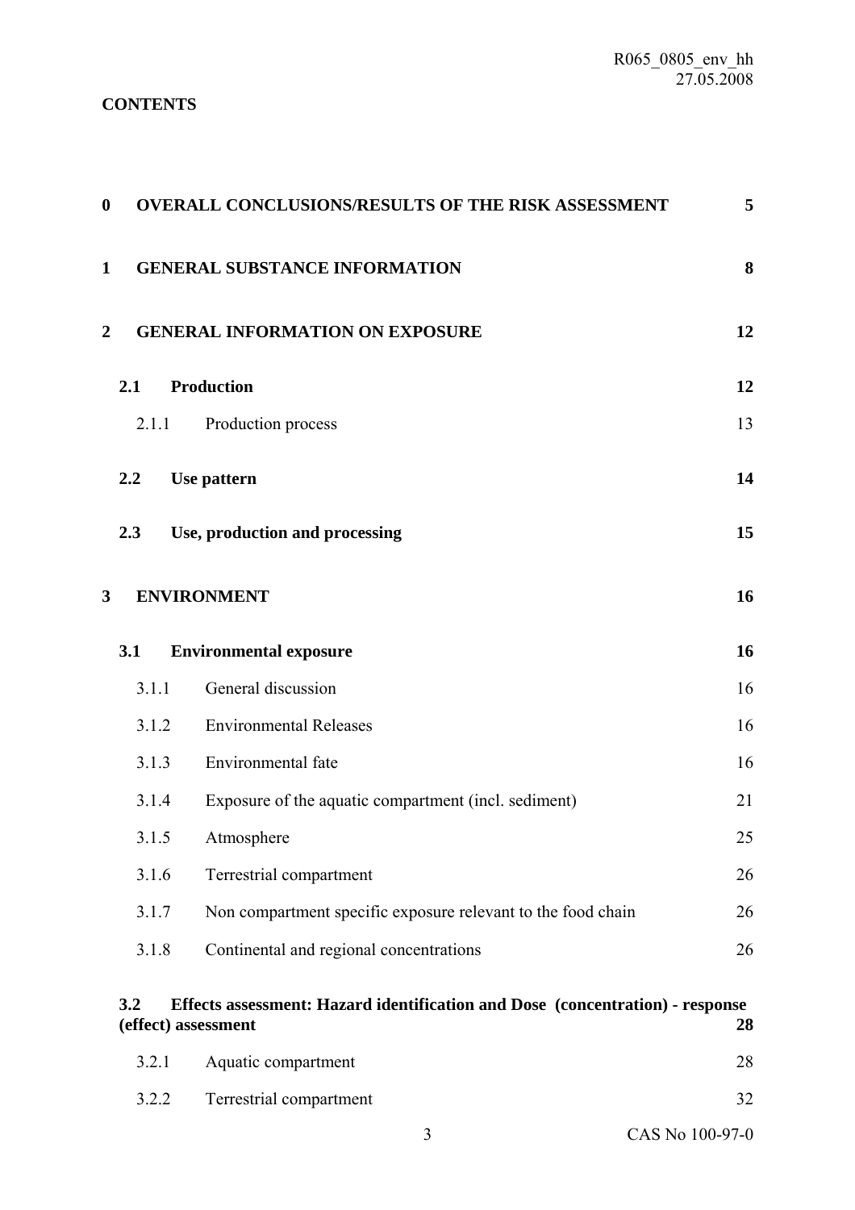**CONTENTS**

**0 OVERALL CONCLUSIONS/RESULTS OF THE RISK ASSESSMENT** **5**

**1 GENERAL SUBSTANCE INFORMATION** **8**

**2 GENERAL INFORMATION ON EXPOSURE** **12**

**2.1 Production** **12**

2.1.1 Production process 13

**2.2 Use pattern** **14**

**2.3 Use, production and processing** **15**

**3 ENVIRONMENT** **16**

**3.1 Environmental exposure** **16**

3.1.1 General discussion 16

3.1.2 Environmental Releases 16

3.1.3 Environmental fate 16

3.1.4 Exposure of the aquatic compartment (incl. sediment) 21

3.1.5 Atmosphere 25

3.1.6 Terrestrial compartment 26

3.1.7 Non compartment specific exposure relevant to the food chain 26

3.1.8 Continental and regional concentrations 26

**3.2 Effects assessment: Hazard identification and Dose (concentration) - response (effect) assessment** **28**

3.2.1 Aquatic compartment 28

3.2.2 Terrestrial compartment 32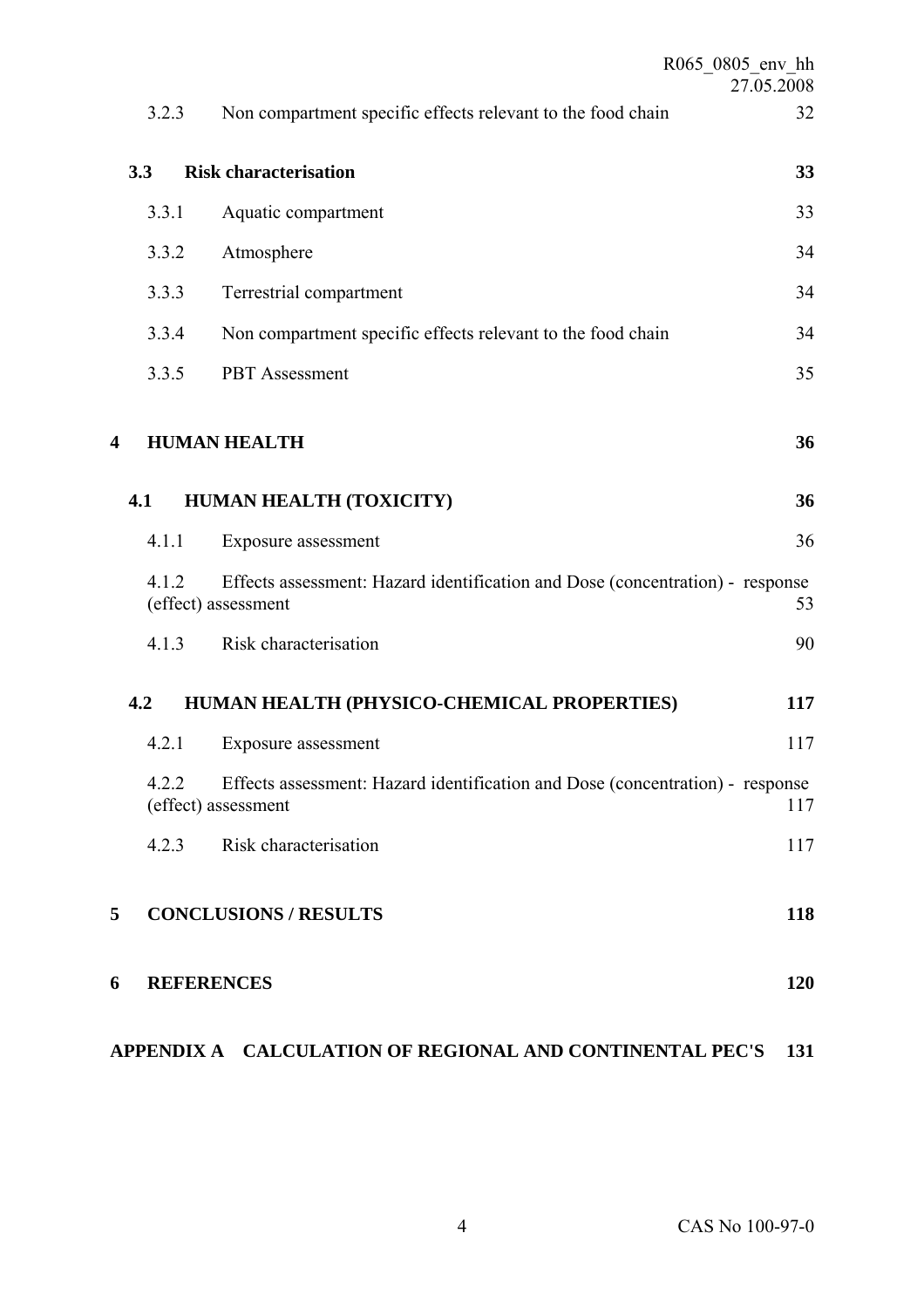3.2.3 Non compartment specific effects relevant to the food chain 32

**3.3 Risk characterisation 33**

3.3.1 Aquatic compartment 33

3.3.2 Atmosphere 34

3.3.3 Terrestrial compartment 34

3.3.4 Non compartment specific effects relevant to the food chain 34

3.3.5 PBT Assessment 35

**4 HUMAN HEALTH 36**

**4.1 HUMAN HEALTH (TOXICITY) 36**

4.1.1 Exposure assessment 36

4.1.2 Effects assessment: Hazard identification and Dose (concentration) - response (effect) assessment 53

4.1.3 Risk characterisation 90

**4.2 HUMAN HEALTH (PHYSICO-CHEMICAL PROPERTIES) 117**

4.2.1 Exposure assessment 117

4.2.2 Effects assessment: Hazard identification and Dose (concentration) - response (effect) assessment 117

4.2.3 Risk characterisation 117

**5 CONCLUSIONS / RESULTS 118**

**6 REFERENCES 120**

**APPENDIX A CALCULATION OF REGIONAL AND CONTINENTAL PEC'S 131**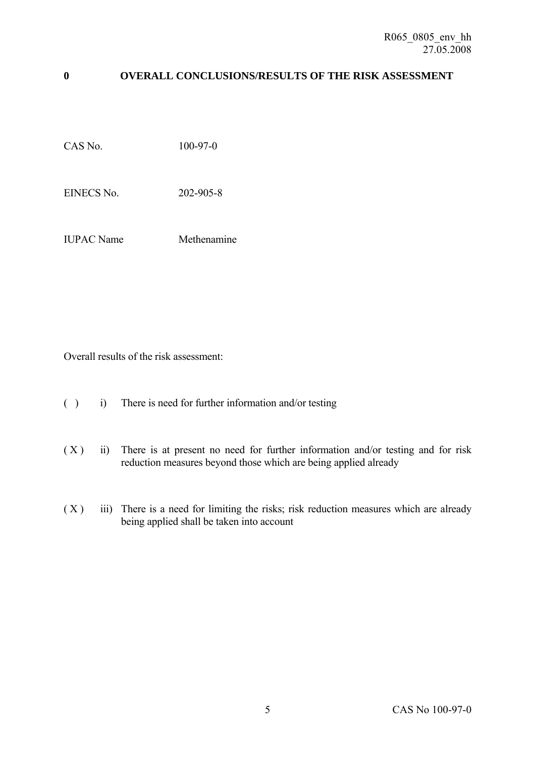# 0 OVERALL CONCLUSIONS/RESULTS OF THE RISK ASSESSMENT

CAS No. 100-97-0

EINECS No. 202-905-8

IUPAC Name Methenamine

Overall results of the risk assessment:

( ) i) There is need for further information and/or testing

( X ) ii) There is at present no need for further information and/or testing and for risk reduction measures beyond those which are being applied already

( X ) iii) There is a need for limiting the risks; risk reduction measures which are already being applied shall be taken into account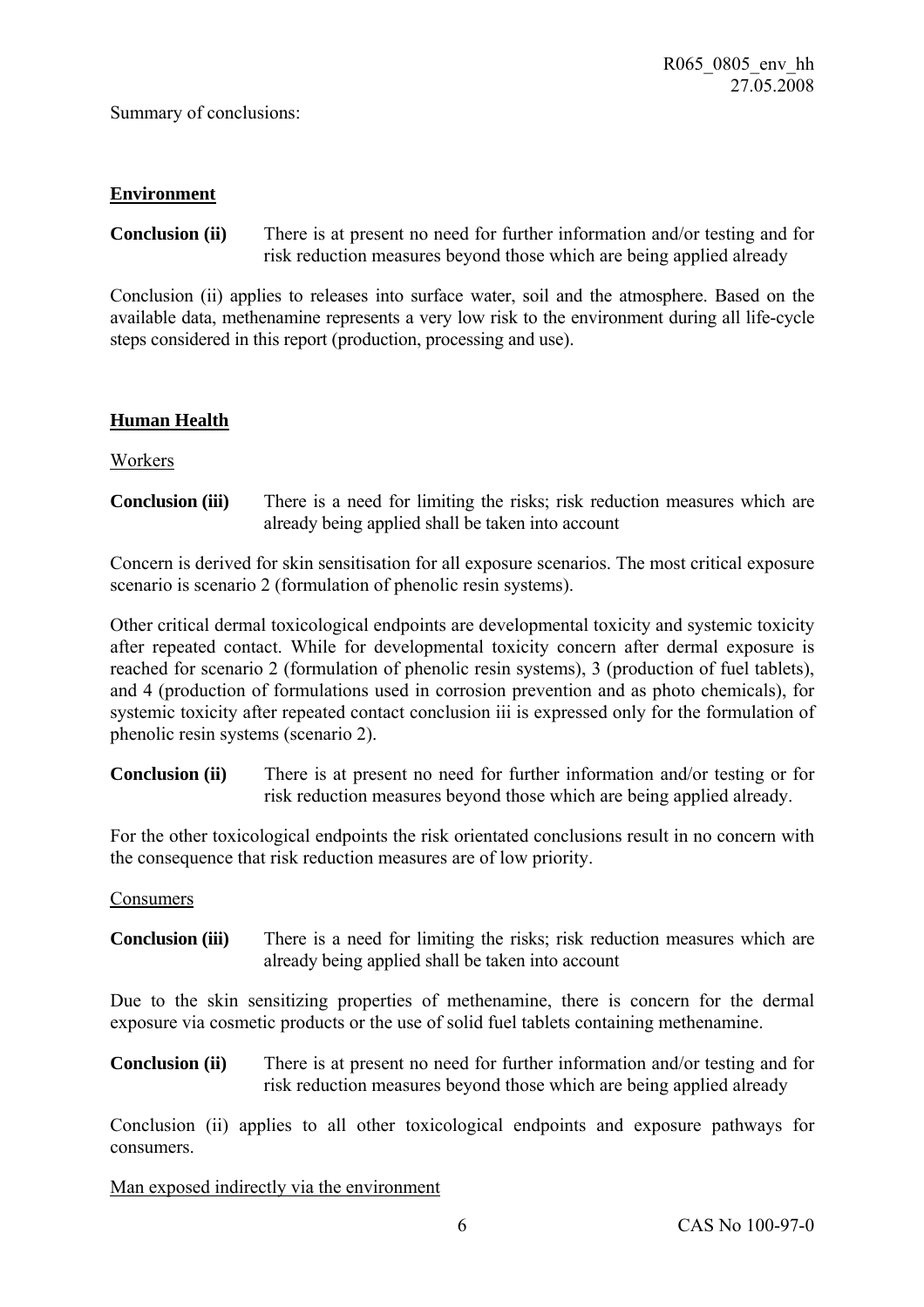Summary of conclusions:

## Environment

**Conclusion (ii)** There is at present no need for further information and/or testing and for risk reduction measures beyond those which are being applied already

Conclusion (ii) applies to releases into surface water, soil and the atmosphere. Based on the available data, methenamine represents a very low risk to the environment during all life-cycle steps considered in this report (production, processing and use).

## Human Health

Workers

**Conclusion (iii)** There is a need for limiting the risks; risk reduction measures which are already being applied shall be taken into account

Concern is derived for skin sensitisation for all exposure scenarios. The most critical exposure scenario is scenario 2 (formulation of phenolic resin systems).

Other critical dermal toxicological endpoints are developmental toxicity and systemic toxicity after repeated contact. While for developmental toxicity concern after dermal exposure is reached for scenario 2 (formulation of phenolic resin systems), 3 (production of fuel tablets), and 4 (production of formulations used in corrosion prevention and as photo chemicals), for systemic toxicity after repeated contact conclusion iii is expressed only for the formulation of phenolic resin systems (scenario 2).

**Conclusion (ii)** There is at present no need for further information and/or testing or for risk reduction measures beyond those which are being applied already.

For the other toxicological endpoints the risk orientated conclusions result in no concern with the consequence that risk reduction measures are of low priority.

Consumers

**Conclusion (iii)** There is a need for limiting the risks; risk reduction measures which are already being applied shall be taken into account

Due to the skin sensitizing properties of methenamine, there is concern for the dermal exposure via cosmetic products or the use of solid fuel tablets containing methenamine.

**Conclusion (ii)** There is at present no need for further information and/or testing and for risk reduction measures beyond those which are being applied already

Conclusion (ii) applies to all other toxicological endpoints and exposure pathways for consumers.

Man exposed indirectly via the environment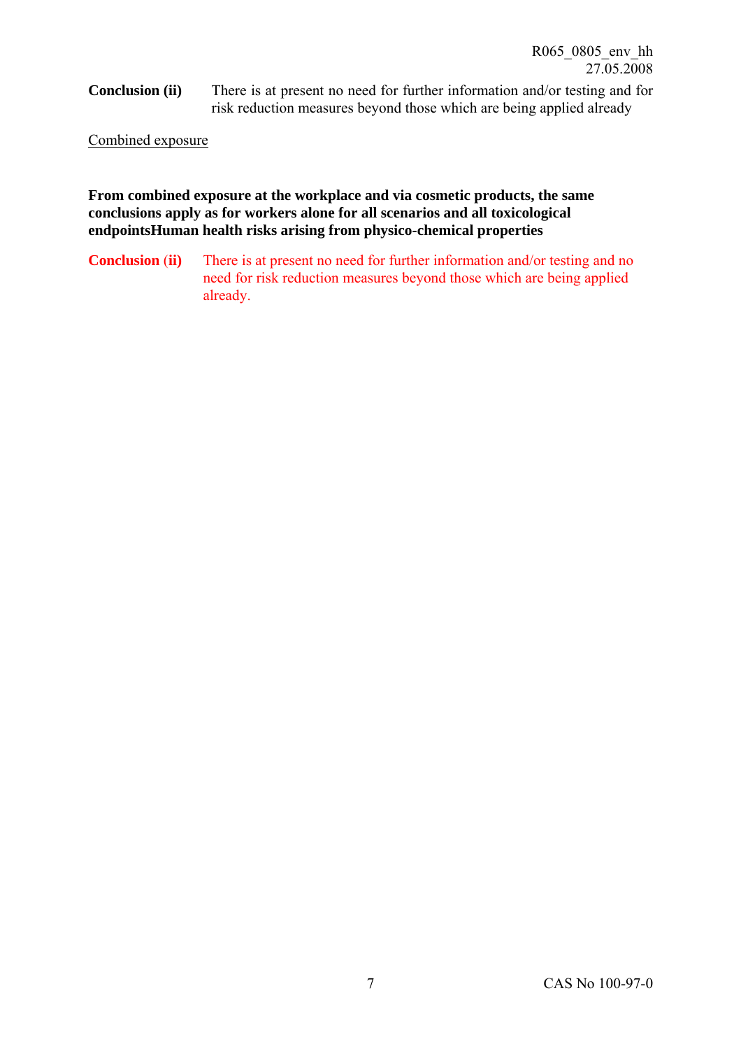**Conclusion (ii)** There is at present no need for further information and/or testing and for risk reduction measures beyond those which are being applied already

Combined exposure

**From combined exposure at the workplace and via cosmetic products, the same conclusions apply as for workers alone for all scenarios and all toxicological endpointsHuman health risks arising from physico-chemical properties**

**Conclusion (ii)** There is at present no need for further information and/or testing and no need for risk reduction measures beyond those which are being applied already.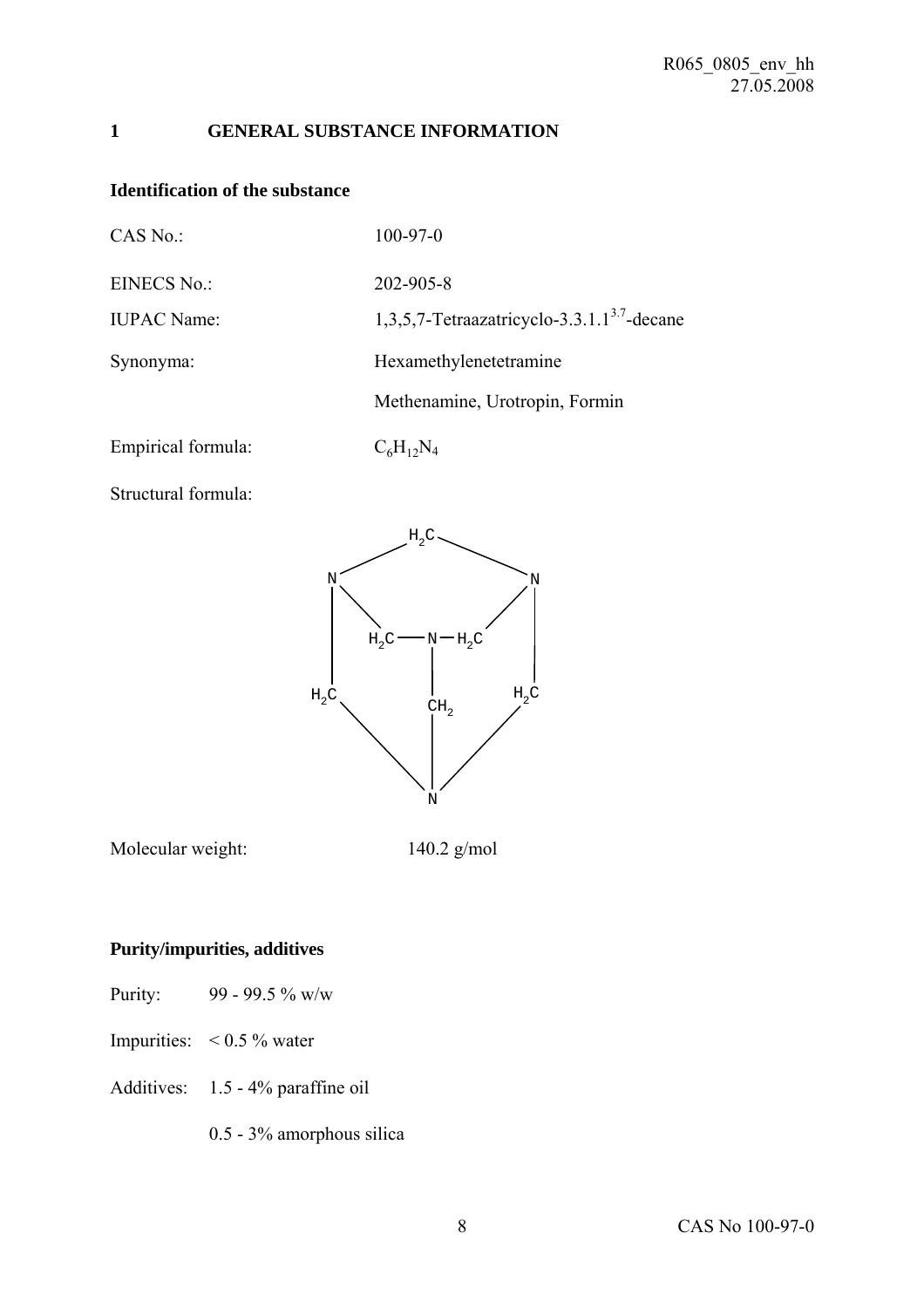# 1 GENERAL SUBSTANCE INFORMATION

## Identification of the substance

CAS No.: 100-97-0

EINECS No.: 202-905-8

IUPAC Name: 1,3,5,7-Tetraazatricyclo-3.3.1.$1^{3.7}$-decane

Synonyma: Hexamethylenetetramine

Methenamine, Urotropin, Formin

Empirical formula: $C_6H_{12}N_4$

Structural formula:

Molecular weight: 140.2 g/mol

## Purity/impurities, additives

Purity: 99 - 99.5 % w/w

Impurities: < 0.5 % water

Additives: 1.5 - 4% paraffine oil

0.5 - 3% amorphous silica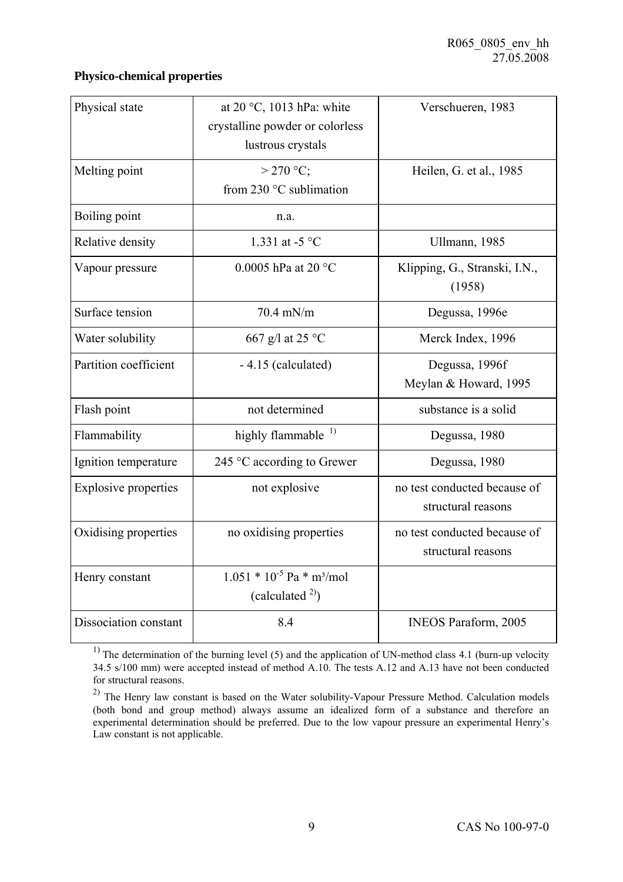**Physico-chemical properties**

| Physical state | at 20 °C, 1013 hPa: white crystalline powder or colorless lustrous crystals | Verschueren, 1983 |
|---|---|---|
| Melting point | > 270 °C; from 230 °C sublimation | Heilen, G. et al., 1985 |
| Boiling point | n.a. | |
| Relative density | 1.331 at -5 °C | Ullmann, 1985 |
| Vapour pressure | 0.0005 hPa at 20 °C | Klipping, G., Stranski, I.N., (1958) |
| Surface tension | 70.4 mN/m | Degussa, 1996e |
| Water solubility | 667 g/l at 25 °C | Merck Index, 1996 |
| Partition coefficient | - 4.15 (calculated) | Degussa, 1996f Meylan & Howard, 1995 |
| Flash point | not determined | substance is a solid |
| Flammability | highly flammable [1)] | Degussa, 1980 |
| Ignition temperature | 245 °C according to Grewer | Degussa, 1980 |
| Explosive properties | not explosive | no test conducted because of structural reasons |
| Oxidising properties | no oxidising properties | no test conducted because of structural reasons |
| Henry constant | $1.051 * 10^{-5}$ Pa * m³/mol (calculated [2)]) | |
| Dissociation constant | 8.4 | INEOS Paraform, 2005 |

[1)] The determination of the burning level (5) and the application of UN-method class 4.1 (burn-up velocity 34.5 s/100 mm) were accepted instead of method A.10. The tests A.12 and A.13 have not been conducted for structural reasons.

[2)] The Henry law constant is based on the Water solubility-Vapour Pressure Method. Calculation models (both bond and group method) always assume an idealized form of a substance and therefore an experimental determination should be preferred. Due to the low vapour pressure an experimental Henry's Law constant is not applicable.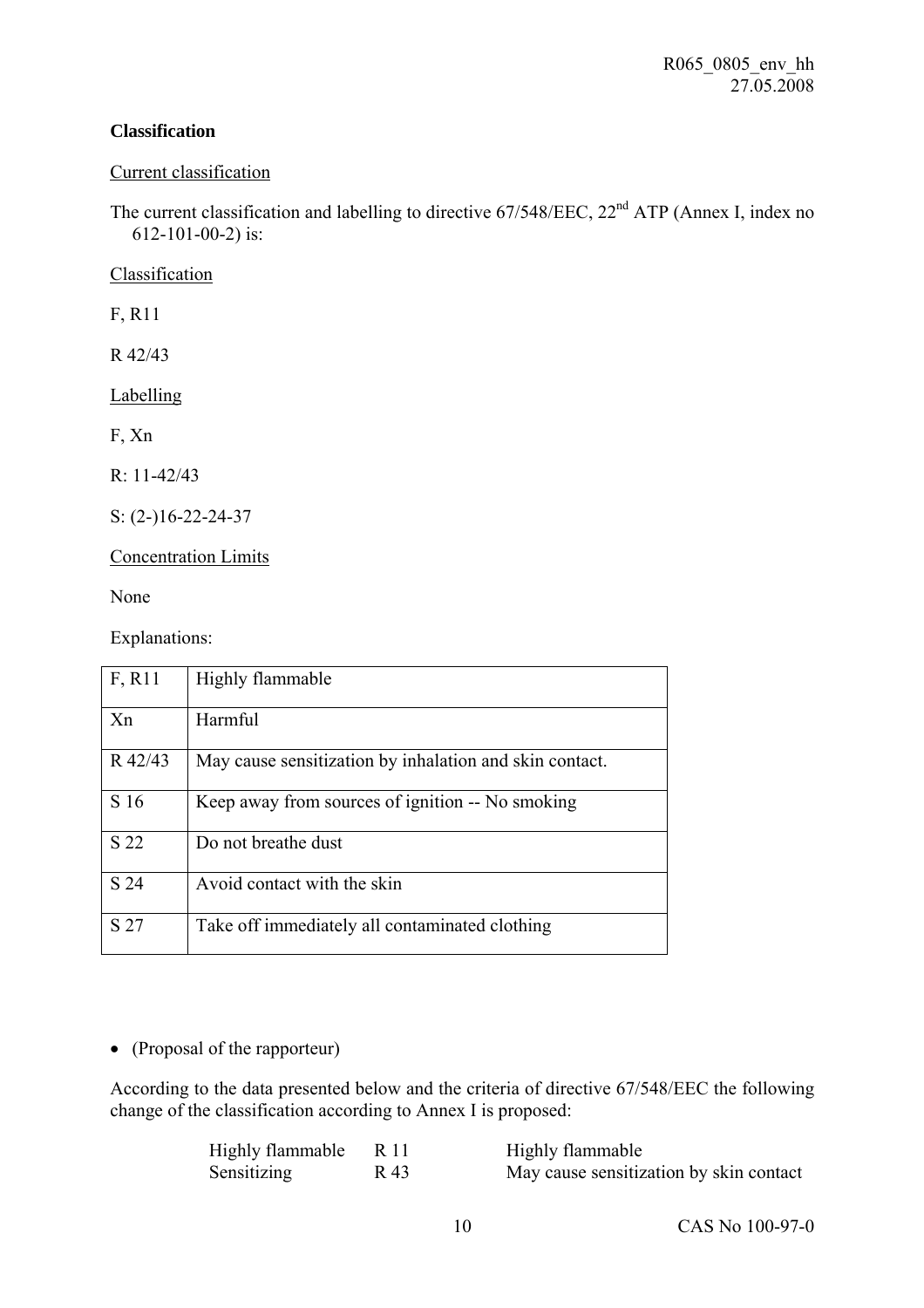**Classification**

Current classification

The current classification and labelling to directive 67/548/EEC, 22nd ATP (Annex I, index no 612-101-00-2) is:

Classification

F, R11

R 42/43

Labelling

F, Xn

R: 11-42/43

S: (2-)16-22-24-37

Concentration Limits

None

Explanations:

| F, R11 | Highly flammable |
|---|---|
| Xn | Harmful |
| R 42/43 | May cause sensitization by inhalation and skin contact. |
| S 16 | Keep away from sources of ignition -- No smoking |
| S 22 | Do not breathe dust |
| S 24 | Avoid contact with the skin |
| S 27 | Take off immediately all contaminated clothing |

- (Proposal of the rapporteur)

According to the data presented below and the criteria of directive 67/548/EEC the following change of the classification according to Annex I is proposed:

| | | |
|---|---|---|
| Highly flammable | R 11 | Highly flammable |
| Sensitizing | R 43 | May cause sensitization by skin contact |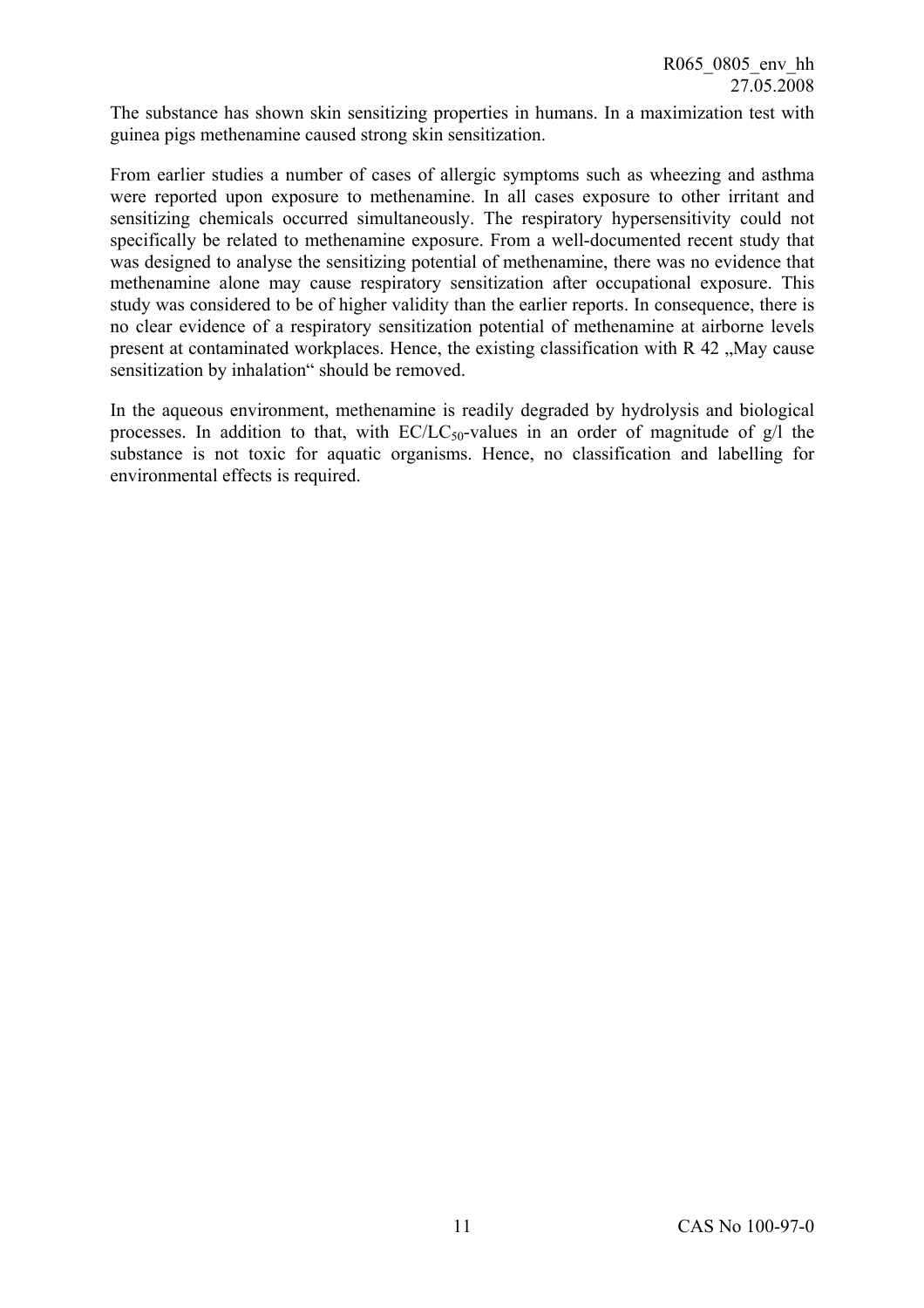The substance has shown skin sensitizing properties in humans. In a maximization test with guinea pigs methenamine caused strong skin sensitization.

From earlier studies a number of cases of allergic symptoms such as wheezing and asthma were reported upon exposure to methenamine. In all cases exposure to other irritant and sensitizing chemicals occurred simultaneously. The respiratory hypersensitivity could not specifically be related to methenamine exposure. From a well-documented recent study that was designed to analyse the sensitizing potential of methenamine, there was no evidence that methenamine alone may cause respiratory sensitization after occupational exposure. This study was considered to be of higher validity than the earlier reports. In consequence, there is no clear evidence of a respiratory sensitization potential of methenamine at airborne levels present at contaminated workplaces. Hence, the existing classification with R 42 „May cause sensitization by inhalation" should be removed.

In the aqueous environment, methenamine is readily degraded by hydrolysis and biological processes. In addition to that, with $EC/LC_{50}$-values in an order of magnitude of g/l the substance is not toxic for aquatic organisms. Hence, no classification and labelling for environmental effects is required.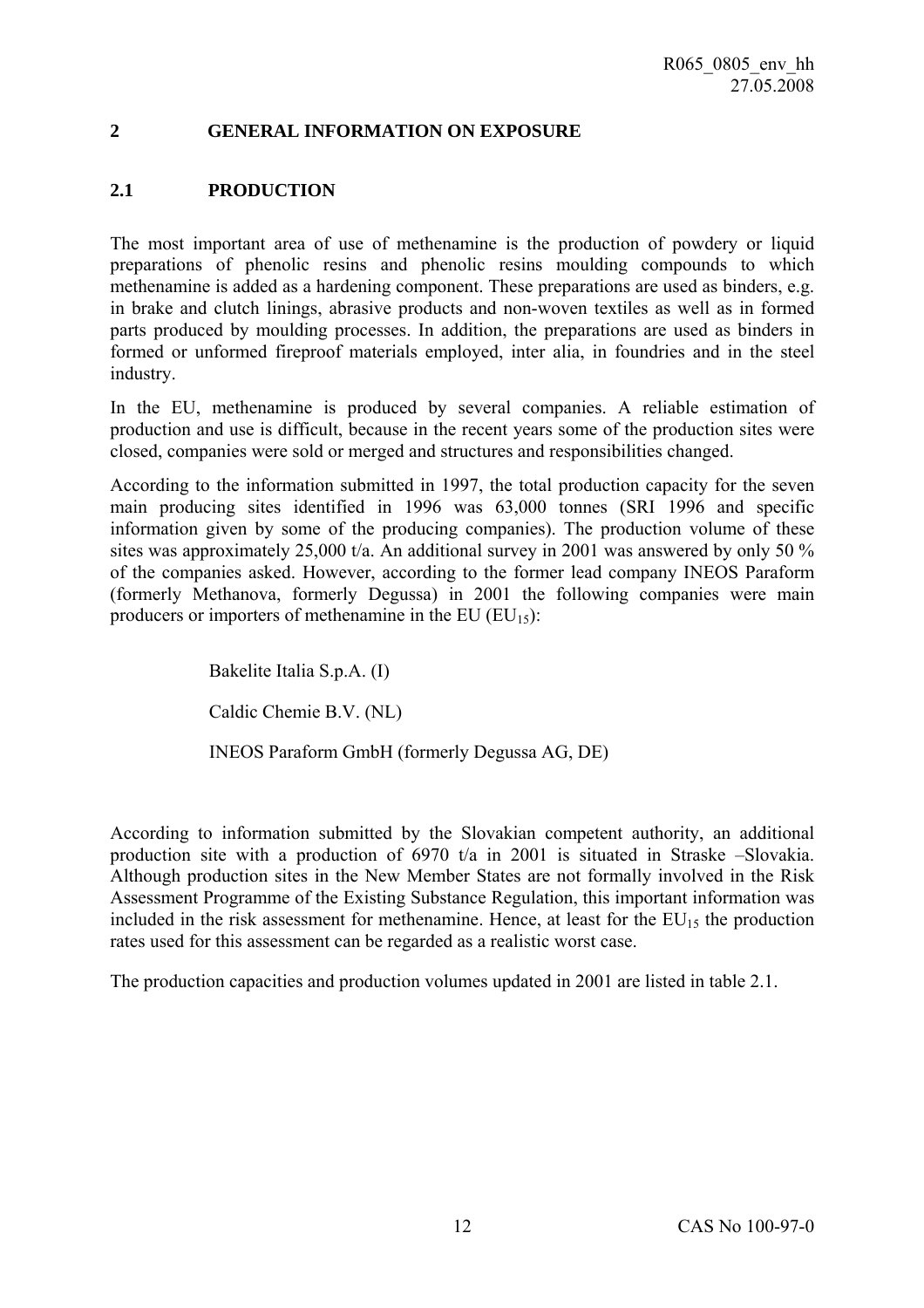## 2 GENERAL INFORMATION ON EXPOSURE

### 2.1 PRODUCTION

The most important area of use of methenamine is the production of powdery or liquid preparations of phenolic resins and phenolic resins moulding compounds to which methenamine is added as a hardening component. These preparations are used as binders, e.g. in brake and clutch linings, abrasive products and non-woven textiles as well as in formed parts produced by moulding processes. In addition, the preparations are used as binders in formed or unformed fireproof materials employed, inter alia, in foundries and in the steel industry.

In the EU, methenamine is produced by several companies. A reliable estimation of production and use is difficult, because in the recent years some of the production sites were closed, companies were sold or merged and structures and responsibilities changed.

According to the information submitted in 1997, the total production capacity for the seven main producing sites identified in 1996 was 63,000 tonnes (SRI 1996 and specific information given by some of the producing companies). The production volume of these sites was approximately 25,000 t/a. An additional survey in 2001 was answered by only 50 % of the companies asked. However, according to the former lead company INEOS Paraform (formerly Methanova, formerly Degussa) in 2001 the following companies were main producers or importers of methenamine in the EU ($EU_{15}$):

Bakelite Italia S.p.A. (I)

Caldic Chemie B.V. (NL)

INEOS Paraform GmbH (formerly Degussa AG, DE)

According to information submitted by the Slovakian competent authority, an additional production site with a production of 6970 t/a in 2001 is situated in Straske –Slovakia. Although production sites in the New Member States are not formally involved in the Risk Assessment Programme of the Existing Substance Regulation, this important information was included in the risk assessment for methenamine. Hence, at least for the $EU_{15}$ the production rates used for this assessment can be regarded as a realistic worst case.

The production capacities and production volumes updated in 2001 are listed in table 2.1.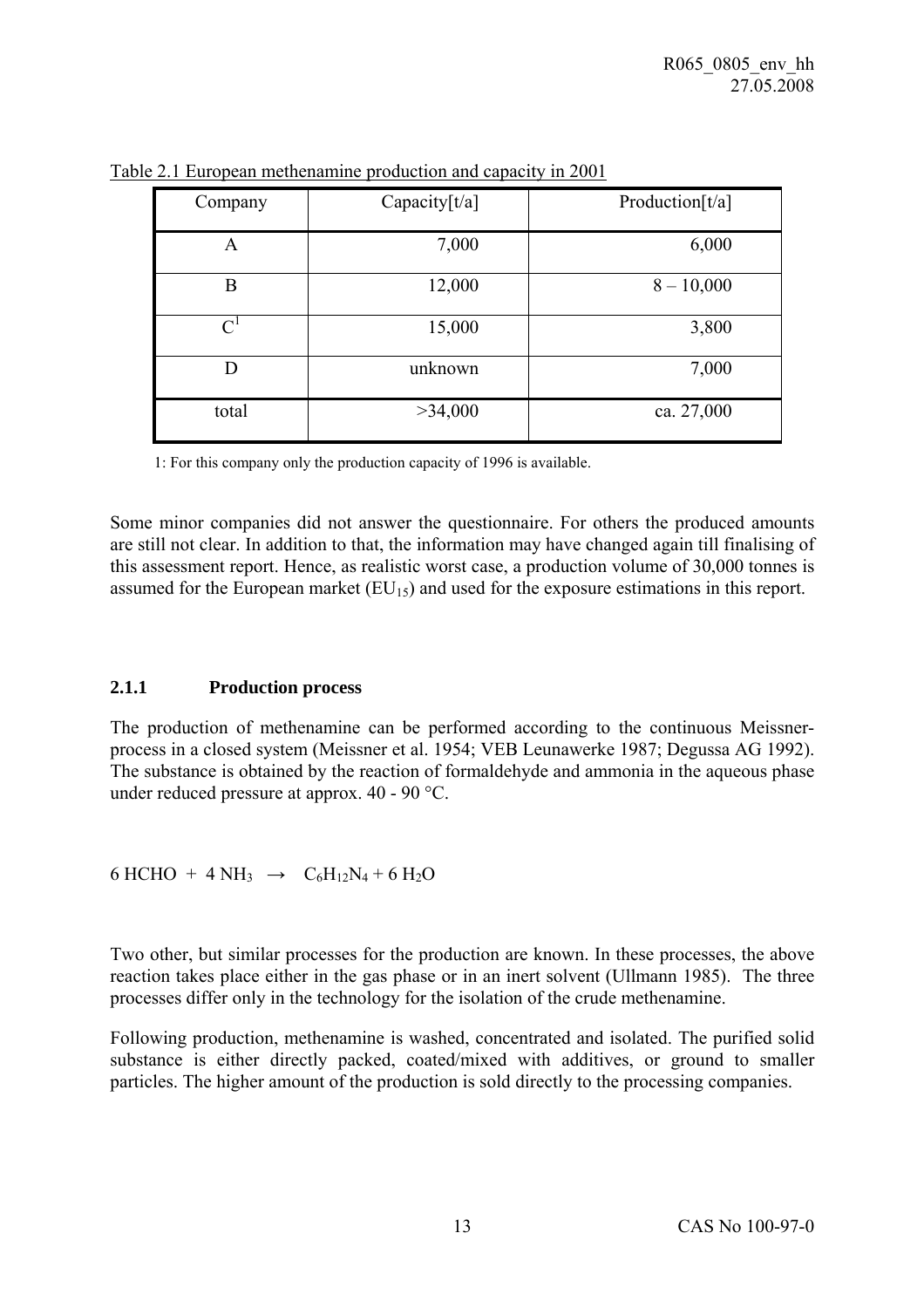Table 2.1 European methenamine production and capacity in 2001

| Company | Capacity[t/a] | Production[t/a] |
|---|---|---|
| A | 7,000 | 6,000 |
| B | 12,000 | 8 – 10,000 |
| C[1] | 15,000 | 3,800 |
| D | unknown | 7,000 |
| total | >34,000 | ca. 27,000 |

1: For this company only the production capacity of 1996 is available.

Some minor companies did not answer the questionnaire. For others the produced amounts are still not clear. In addition to that, the information may have changed again till finalising of this assessment report. Hence, as realistic worst case, a production volume of 30,000 tonnes is assumed for the European market ($EU_{15}$) and used for the exposure estimations in this report.

### 2.1.1 Production process

The production of methenamine can be performed according to the continuous Meissner-process in a closed system (Meissner et al. 1954; VEB Leunawerke 1987; Degussa AG 1992). The substance is obtained by the reaction of formaldehyde and ammonia in the aqueous phase under reduced pressure at approx. 40 - 90 °C.

$$6\ HCHO + 4\ NH_3 \rightarrow C_6H_{12}N_4 + 6\ H_2O$$

Two other, but similar processes for the production are known. In these processes, the above reaction takes place either in the gas phase or in an inert solvent (Ullmann 1985). The three processes differ only in the technology for the isolation of the crude methenamine.

Following production, methenamine is washed, concentrated and isolated. The purified solid substance is either directly packed, coated/mixed with additives, or ground to smaller particles. The higher amount of the production is sold directly to the processing companies.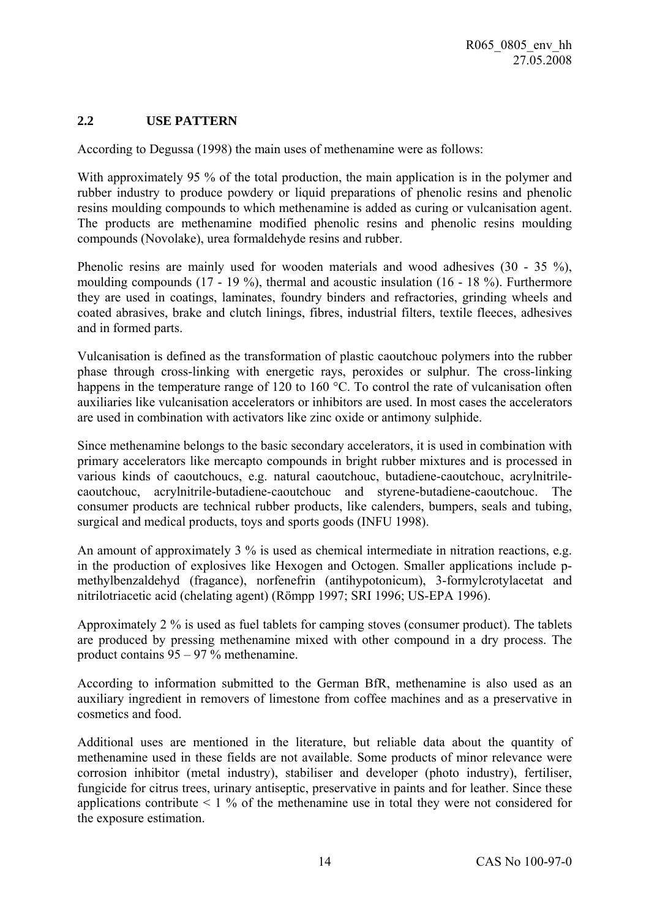## 2.2 USE PATTERN

According to Degussa (1998) the main uses of methenamine were as follows:

With approximately 95 % of the total production, the main application is in the polymer and rubber industry to produce powdery or liquid preparations of phenolic resins and phenolic resins moulding compounds to which methenamine is added as curing or vulcanisation agent. The products are methenamine modified phenolic resins and phenolic resins moulding compounds (Novolake), urea formaldehyde resins and rubber.

Phenolic resins are mainly used for wooden materials and wood adhesives (30 - 35 %), moulding compounds (17 - 19 %), thermal and acoustic insulation (16 - 18 %). Furthermore they are used in coatings, laminates, foundry binders and refractories, grinding wheels and coated abrasives, brake and clutch linings, fibres, industrial filters, textile fleeces, adhesives and in formed parts.

Vulcanisation is defined as the transformation of plastic caoutchouc polymers into the rubber phase through cross-linking with energetic rays, peroxides or sulphur. The cross-linking happens in the temperature range of 120 to 160 °C. To control the rate of vulcanisation often auxiliaries like vulcanisation accelerators or inhibitors are used. In most cases the accelerators are used in combination with activators like zinc oxide or antimony sulphide.

Since methenamine belongs to the basic secondary accelerators, it is used in combination with primary accelerators like mercapto compounds in bright rubber mixtures and is processed in various kinds of caoutchoucs, e.g. natural caoutchouc, butadiene-caoutchouc, acrylnitrile-caoutchouc, acrylnitrile-butadiene-caoutchouc and styrene-butadiene-caoutchouc. The consumer products are technical rubber products, like calenders, bumpers, seals and tubing, surgical and medical products, toys and sports goods (INFU 1998).

An amount of approximately 3 % is used as chemical intermediate in nitration reactions, e.g. in the production of explosives like Hexogen and Octogen. Smaller applications include p-methylbenzaldehyd (fragance), norfenefrin (antihypotonicum), 3-formylcrotylacetat and nitrilotriacetic acid (chelating agent) (Römpp 1997; SRI 1996; US-EPA 1996).

Approximately 2 % is used as fuel tablets for camping stoves (consumer product). The tablets are produced by pressing methenamine mixed with other compound in a dry process. The product contains 95 – 97 % methenamine.

According to information submitted to the German BfR, methenamine is also used as an auxiliary ingredient in removers of limestone from coffee machines and as a preservative in cosmetics and food.

Additional uses are mentioned in the literature, but reliable data about the quantity of methenamine used in these fields are not available. Some products of minor relevance were corrosion inhibitor (metal industry), stabiliser and developer (photo industry), fertiliser, fungicide for citrus trees, urinary antiseptic, preservative in paints and for leather. Since these applications contribute < 1 % of the methenamine use in total they were not considered for the exposure estimation.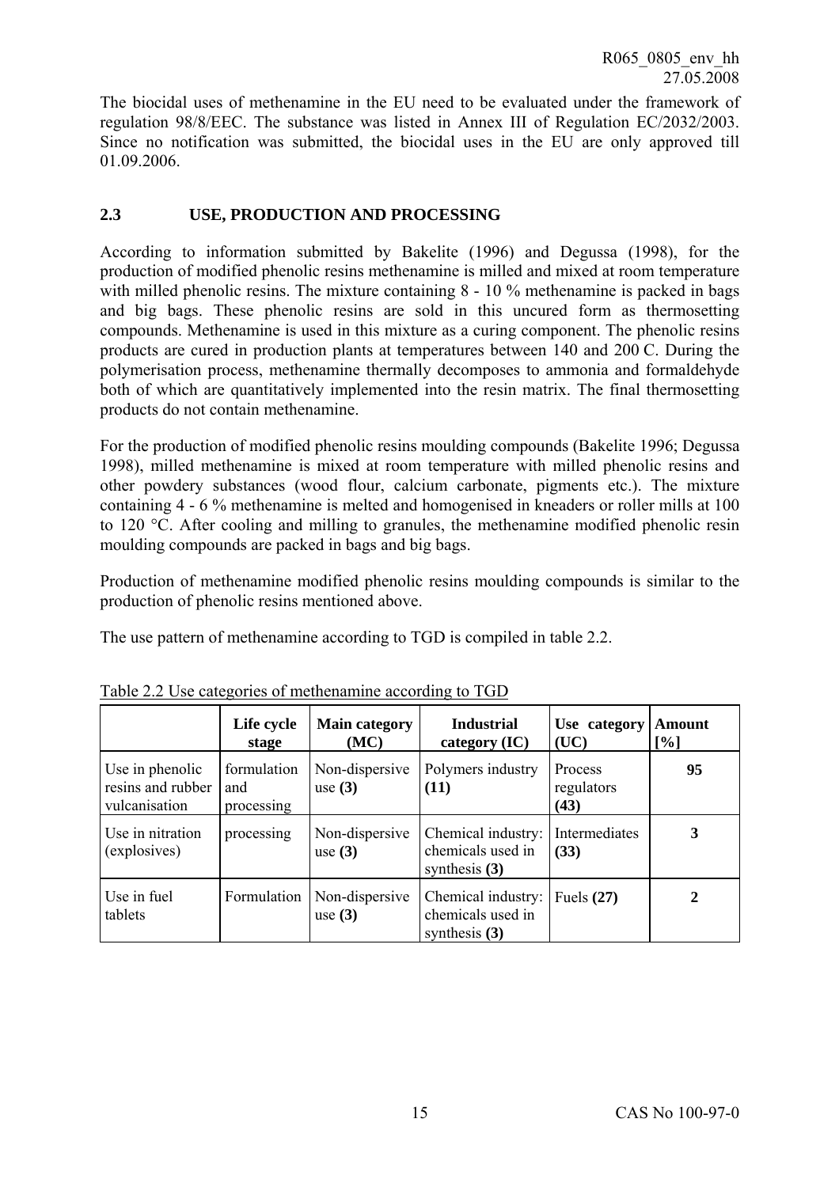The biocidal uses of methenamine in the EU need to be evaluated under the framework of regulation 98/8/EEC. The substance was listed in Annex III of Regulation EC/2032/2003. Since no notification was submitted, the biocidal uses in the EU are only approved till 01.09.2006.

## 2.3 USE, PRODUCTION AND PROCESSING

According to information submitted by Bakelite (1996) and Degussa (1998), for the production of modified phenolic resins methenamine is milled and mixed at room temperature with milled phenolic resins. The mixture containing 8 - 10 % methenamine is packed in bags and big bags. These phenolic resins are sold in this uncured form as thermosetting compounds. Methenamine is used in this mixture as a curing component. The phenolic resins products are cured in production plants at temperatures between 140 and 200 C. During the polymerisation process, methenamine thermally decomposes to ammonia and formaldehyde both of which are quantitatively implemented into the resin matrix. The final thermosetting products do not contain methenamine.

For the production of modified phenolic resins moulding compounds (Bakelite 1996; Degussa 1998), milled methenamine is mixed at room temperature with milled phenolic resins and other powdery substances (wood flour, calcium carbonate, pigments etc.). The mixture containing 4 - 6 % methenamine is melted and homogenised in kneaders or roller mills at 100 to 120 °C. After cooling and milling to granules, the methenamine modified phenolic resin moulding compounds are packed in bags and big bags.

Production of methenamine modified phenolic resins moulding compounds is similar to the production of phenolic resins mentioned above.

The use pattern of methenamine according to TGD is compiled in table 2.2.

Table 2.2 Use categories of methenamine according to TGD

| | Life cycle stage | Main category (MC) | Industrial category (IC) | Use category (UC) | Amount [%] |
|---|---|---|---|---|---|
| Use in phenolic resins and rubber vulcanisation | formulation and processing | Non-dispersive use **(3)** | Polymers industry **(11)** | Process regulators **(43)** | **95** |
| Use in nitration (explosives) | processing | Non-dispersive use **(3)** | Chemical industry: chemicals used in synthesis **(3)** | Intermediates **(33)** | **3** |
| Use in fuel tablets | Formulation | Non-dispersive use **(3)** | Chemical industry: chemicals used in synthesis **(3)** | Fuels **(27)** | **2** |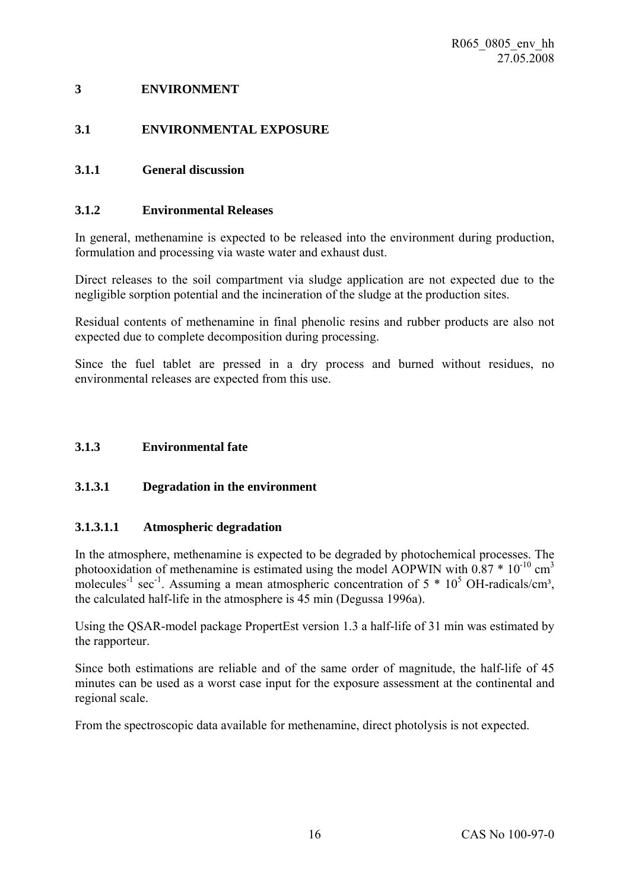# 3 ENVIRONMENT

## 3.1 ENVIRONMENTAL EXPOSURE

### 3.1.1 General discussion

### 3.1.2 Environmental Releases

In general, methenamine is expected to be released into the environment during production, formulation and processing via waste water and exhaust dust.

Direct releases to the soil compartment via sludge application are not expected due to the negligible sorption potential and the incineration of the sludge at the production sites.

Residual contents of methenamine in final phenolic resins and rubber products are also not expected due to complete decomposition during processing.

Since the fuel tablet are pressed in a dry process and burned without residues, no environmental releases are expected from this use.

### 3.1.3 Environmental fate

#### 3.1.3.1 Degradation in the environment

##### 3.1.3.1.1 Atmospheric degradation

In the atmosphere, methenamine is expected to be degraded by photochemical processes. The photooxidation of methenamine is estimated using the model AOPWIN with $0.87 * 10^{-10}$ $cm^3$ $molecules^{-1}$ $sec^{-1}$. Assuming a mean atmospheric concentration of $5 * 10^5$ OH-radicals/$cm^3$, the calculated half-life in the atmosphere is 45 min (Degussa 1996a).

Using the QSAR-model package PropertEst version 1.3 a half-life of 31 min was estimated by the rapporteur.

Since both estimations are reliable and of the same order of magnitude, the half-life of 45 minutes can be used as a worst case input for the exposure assessment at the continental and regional scale.

From the spectroscopic data available for methenamine, direct photolysis is not expected.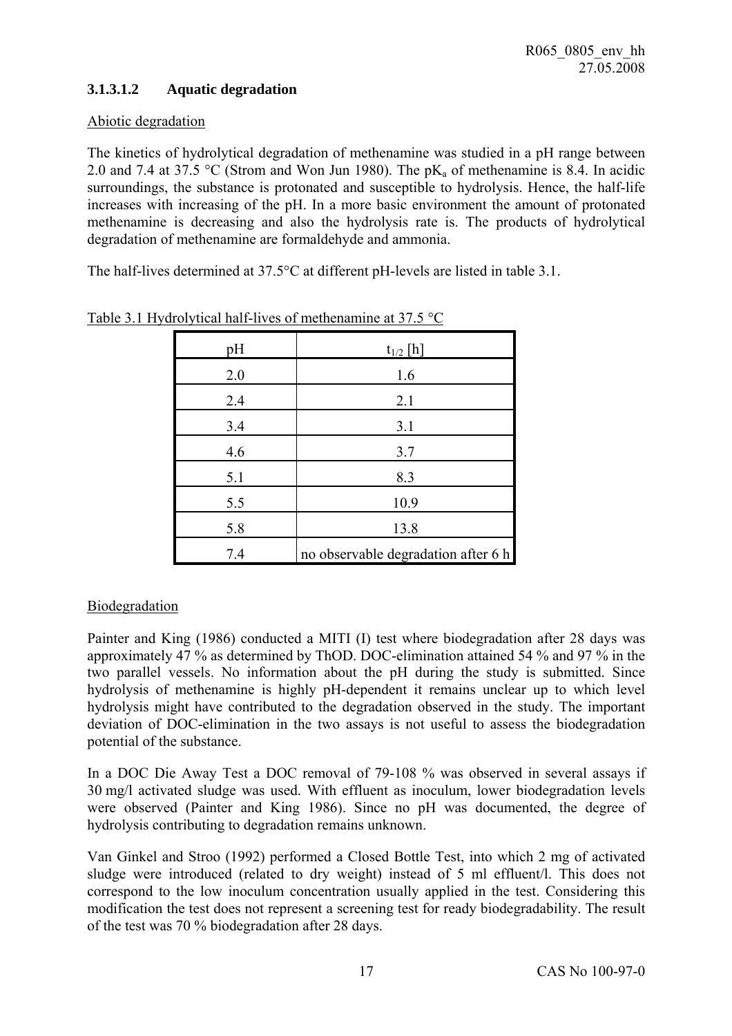### 3.1.3.1.2 Aquatic degradation

Abiotic degradation

The kinetics of hydrolytical degradation of methenamine was studied in a pH range between 2.0 and 7.4 at 37.5 °C (Strom and Won Jun 1980). The $pK_a$ of methenamine is 8.4. In acidic surroundings, the substance is protonated and susceptible to hydrolysis. Hence, the half-life increases with increasing of the pH. In a more basic environment the amount of protonated methenamine is decreasing and also the hydrolysis rate is. The products of hydrolytical degradation of methenamine are formaldehyde and ammonia.

The half-lives determined at 37.5°C at different pH-levels are listed in table 3.1.

Table 3.1 Hydrolytical half-lives of methenamine at 37.5 °C

| pH | $t_{1/2}$ [h] |
|---|---|
| 2.0 | 1.6 |
| 2.4 | 2.1 |
| 3.4 | 3.1 |
| 4.6 | 3.7 |
| 5.1 | 8.3 |
| 5.5 | 10.9 |
| 5.8 | 13.8 |
| 7.4 | no observable degradation after 6 h |

Biodegradation

Painter and King (1986) conducted a MITI (I) test where biodegradation after 28 days was approximately 47 % as determined by ThOD. DOC-elimination attained 54 % and 97 % in the two parallel vessels. No information about the pH during the study is submitted. Since hydrolysis of methenamine is highly pH-dependent it remains unclear up to which level hydrolysis might have contributed to the degradation observed in the study. The important deviation of DOC-elimination in the two assays is not useful to assess the biodegradation potential of the substance.

In a DOC Die Away Test a DOC removal of 79-108 % was observed in several assays if 30 mg/l activated sludge was used. With effluent as inoculum, lower biodegradation levels were observed (Painter and King 1986). Since no pH was documented, the degree of hydrolysis contributing to degradation remains unknown.

Van Ginkel and Stroo (1992) performed a Closed Bottle Test, into which 2 mg of activated sludge were introduced (related to dry weight) instead of 5 ml effluent/l. This does not correspond to the low inoculum concentration usually applied in the test. Considering this modification the test does not represent a screening test for ready biodegradability. The result of the test was 70 % biodegradation after 28 days.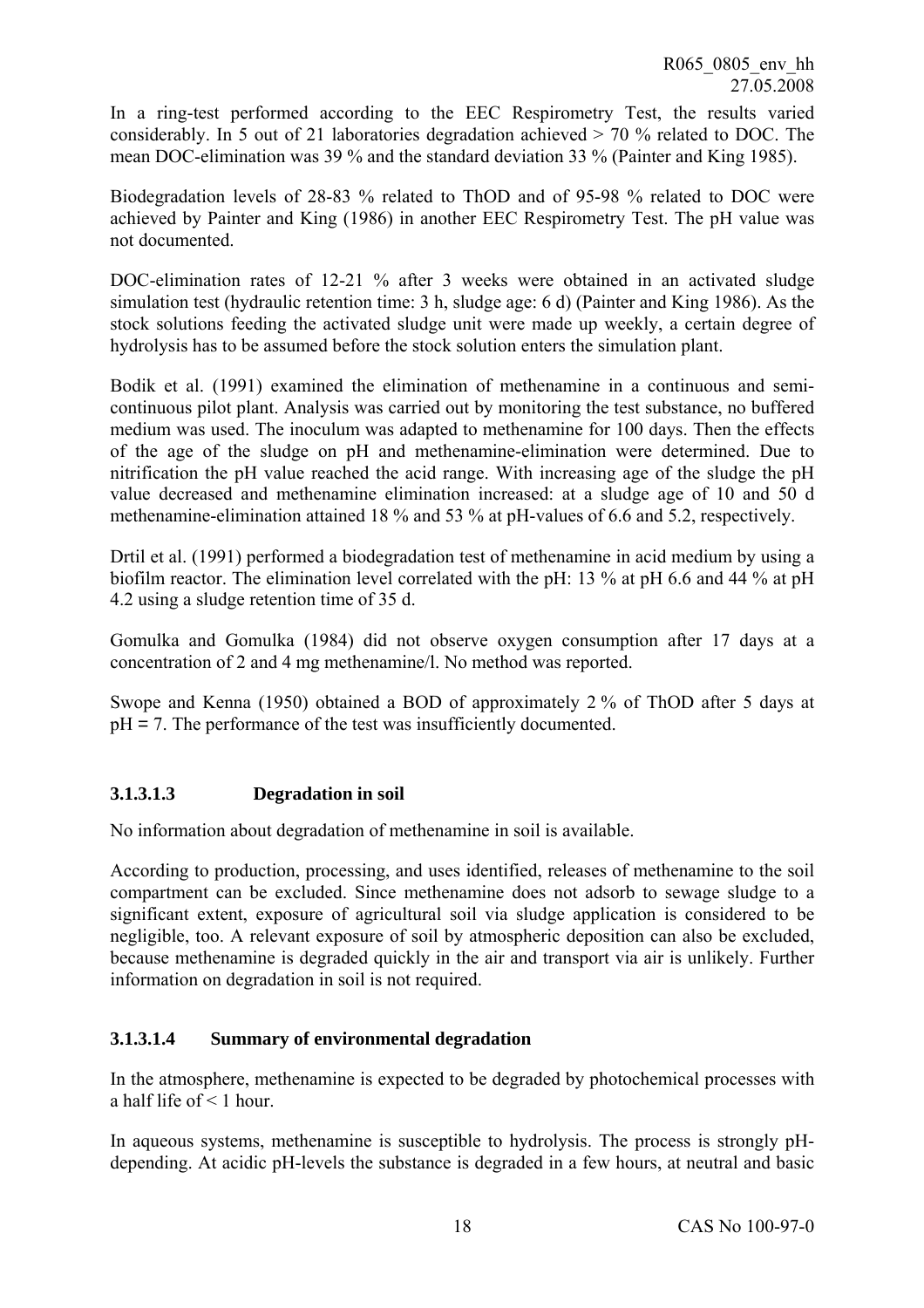In a ring-test performed according to the EEC Respirometry Test, the results varied considerably. In 5 out of 21 laboratories degradation achieved > 70 % related to DOC. The mean DOC-elimination was 39 % and the standard deviation 33 % (Painter and King 1985).

Biodegradation levels of 28-83 % related to ThOD and of 95-98 % related to DOC were achieved by Painter and King (1986) in another EEC Respirometry Test. The pH value was not documented.

DOC-elimination rates of 12-21 % after 3 weeks were obtained in an activated sludge simulation test (hydraulic retention time: 3 h, sludge age: 6 d) (Painter and King 1986). As the stock solutions feeding the activated sludge unit were made up weekly, a certain degree of hydrolysis has to be assumed before the stock solution enters the simulation plant.

Bodik et al. (1991) examined the elimination of methenamine in a continuous and semi-continuous pilot plant. Analysis was carried out by monitoring the test substance, no buffered medium was used. The inoculum was adapted to methenamine for 100 days. Then the effects of the age of the sludge on pH and methenamine-elimination were determined. Due to nitrification the pH value reached the acid range. With increasing age of the sludge the pH value decreased and methenamine elimination increased: at a sludge age of 10 and 50 d methenamine-elimination attained 18 % and 53 % at pH-values of 6.6 and 5.2, respectively.

Drtil et al. (1991) performed a biodegradation test of methenamine in acid medium by using a biofilm reactor. The elimination level correlated with the pH: 13 % at pH 6.6 and 44 % at pH 4.2 using a sludge retention time of 35 d.

Gomulka and Gomulka (1984) did not observe oxygen consumption after 17 days at a concentration of 2 and 4 mg methenamine/l. No method was reported.

Swope and Kenna (1950) obtained a BOD of approximately 2 % of ThOD after 5 days at pH = 7. The performance of the test was insufficiently documented.

#### 3.1.3.1.3 Degradation in soil

No information about degradation of methenamine in soil is available.

According to production, processing, and uses identified, releases of methenamine to the soil compartment can be excluded. Since methenamine does not adsorb to sewage sludge to a significant extent, exposure of agricultural soil via sludge application is considered to be negligible, too. A relevant exposure of soil by atmospheric deposition can also be excluded, because methenamine is degraded quickly in the air and transport via air is unlikely. Further information on degradation in soil is not required.

#### 3.1.3.1.4 Summary of environmental degradation

In the atmosphere, methenamine is expected to be degraded by photochemical processes with a half life of < 1 hour.

In aqueous systems, methenamine is susceptible to hydrolysis. The process is strongly pH-depending. At acidic pH-levels the substance is degraded in a few hours, at neutral and basic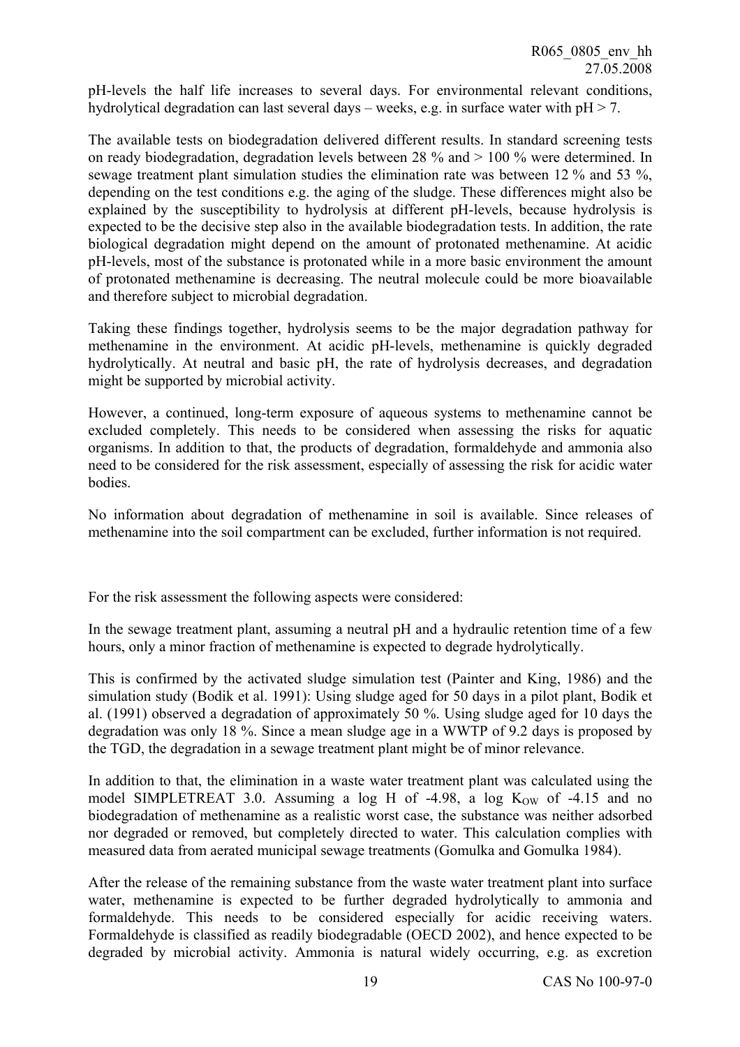pH-levels the half life increases to several days. For environmental relevant conditions, hydrolytical degradation can last several days – weeks, e.g. in surface water with pH > 7.

The available tests on biodegradation delivered different results. In standard screening tests on ready biodegradation, degradation levels between 28 % and > 100 % were determined. In sewage treatment plant simulation studies the elimination rate was between 12 % and 53 %, depending on the test conditions e.g. the aging of the sludge. These differences might also be explained by the susceptibility to hydrolysis at different pH-levels, because hydrolysis is expected to be the decisive step also in the available biodegradation tests. In addition, the rate biological degradation might depend on the amount of protonated methenamine. At acidic pH-levels, most of the substance is protonated while in a more basic environment the amount of protonated methenamine is decreasing. The neutral molecule could be more bioavailable and therefore subject to microbial degradation.

Taking these findings together, hydrolysis seems to be the major degradation pathway for methenamine in the environment. At acidic pH-levels, methenamine is quickly degraded hydrolytically. At neutral and basic pH, the rate of hydrolysis decreases, and degradation might be supported by microbial activity.

However, a continued, long-term exposure of aqueous systems to methenamine cannot be excluded completely. This needs to be considered when assessing the risks for aquatic organisms. In addition to that, the products of degradation, formaldehyde and ammonia also need to be considered for the risk assessment, especially of assessing the risk for acidic water bodies.

No information about degradation of methenamine in soil is available. Since releases of methenamine into the soil compartment can be excluded, further information is not required.

For the risk assessment the following aspects were considered:

In the sewage treatment plant, assuming a neutral pH and a hydraulic retention time of a few hours, only a minor fraction of methenamine is expected to degrade hydrolytically.

This is confirmed by the activated sludge simulation test (Painter and King, 1986) and the simulation study (Bodik et al. 1991): Using sludge aged for 50 days in a pilot plant, Bodik et al. (1991) observed a degradation of approximately 50 %. Using sludge aged for 10 days the degradation was only 18 %. Since a mean sludge age in a WWTP of 9.2 days is proposed by the TGD, the degradation in a sewage treatment plant might be of minor relevance.

In addition to that, the elimination in a waste water treatment plant was calculated using the model SIMPLETREAT 3.0. Assuming a log H of -4.98, a log $K_{OW}$ of -4.15 and no biodegradation of methenamine as a realistic worst case, the substance was neither adsorbed nor degraded or removed, but completely directed to water. This calculation complies with measured data from aerated municipal sewage treatments (Gomulka and Gomulka 1984).

After the release of the remaining substance from the waste water treatment plant into surface water, methenamine is expected to be further degraded hydrolytically to ammonia and formaldehyde. This needs to be considered especially for acidic receiving waters. Formaldehyde is classified as readily biodegradable (OECD 2002), and hence expected to be degraded by microbial activity. Ammonia is natural widely occurring, e.g. as excretion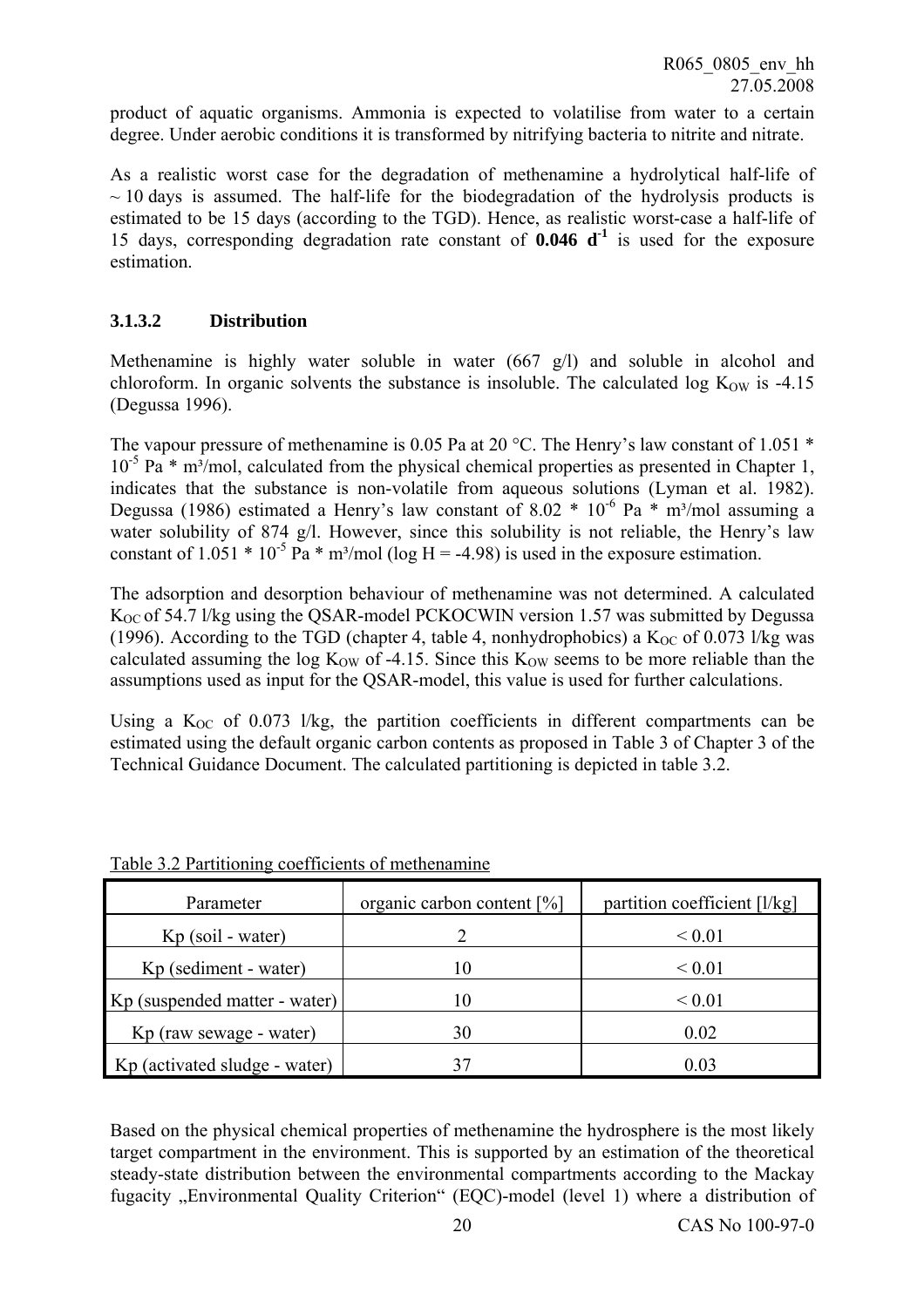product of aquatic organisms. Ammonia is expected to volatilise from water to a certain degree. Under aerobic conditions it is transformed by nitrifying bacteria to nitrite and nitrate.

As a realistic worst case for the degradation of methenamine a hydrolytical half-life of ~ 10 days is assumed. The half-life for the biodegradation of the hydrolysis products is estimated to be 15 days (according to the TGD). Hence, as realistic worst-case a half-life of 15 days, corresponding degradation rate constant of **0.046 $d^{-1}$** is used for the exposure estimation.

### 3.1.3.2 Distribution

Methenamine is highly water soluble in water (667 g/l) and soluble in alcohol and chloroform. In organic solvents the substance is insoluble. The calculated log $K_{OW}$ is -4.15 (Degussa 1996).

The vapour pressure of methenamine is 0.05 Pa at 20 °C. The Henry's law constant of $1.051 * 10^{-5}$ Pa * m³/mol, calculated from the physical chemical properties as presented in Chapter 1, indicates that the substance is non-volatile from aqueous solutions (Lyman et al. 1982). Degussa (1986) estimated a Henry's law constant of $8.02 * 10^{-6}$ Pa * m³/mol assuming a water solubility of 874 g/l. However, since this solubility is not reliable, the Henry's law constant of $1.051 * 10^{-5}$ Pa * m³/mol (log H = -4.98) is used in the exposure estimation.

The adsorption and desorption behaviour of methenamine was not determined. A calculated $K_{OC}$ of 54.7 l/kg using the QSAR-model PCKOCWIN version 1.57 was submitted by Degussa (1996). According to the TGD (chapter 4, table 4, nonhydrophobics) a $K_{OC}$ of 0.073 l/kg was calculated assuming the log $K_{OW}$ of -4.15. Since this $K_{OW}$ seems to be more reliable than the assumptions used as input for the QSAR-model, this value is used for further calculations.

Using a $K_{OC}$ of 0.073 l/kg, the partition coefficients in different compartments can be estimated using the default organic carbon contents as proposed in Table 3 of Chapter 3 of the Technical Guidance Document. The calculated partitioning is depicted in table 3.2.

Table 3.2 Partitioning coefficients of methenamine

| Parameter | organic carbon content [%] | partition coefficient [l/kg] |
|---|---|---|
| Kp (soil - water) | 2 | < 0.01 |
| Kp (sediment - water) | 10 | < 0.01 |
| Kp (suspended matter - water) | 10 | < 0.01 |
| Kp (raw sewage - water) | 30 | 0.02 |
| Kp (activated sludge - water) | 37 | 0.03 |

Based on the physical chemical properties of methenamine the hydrosphere is the most likely target compartment in the environment. This is supported by an estimation of the theoretical steady-state distribution between the environmental compartments according to the Mackay fugacity „Environmental Quality Criterion“ (EQC)-model (level 1) where a distribution of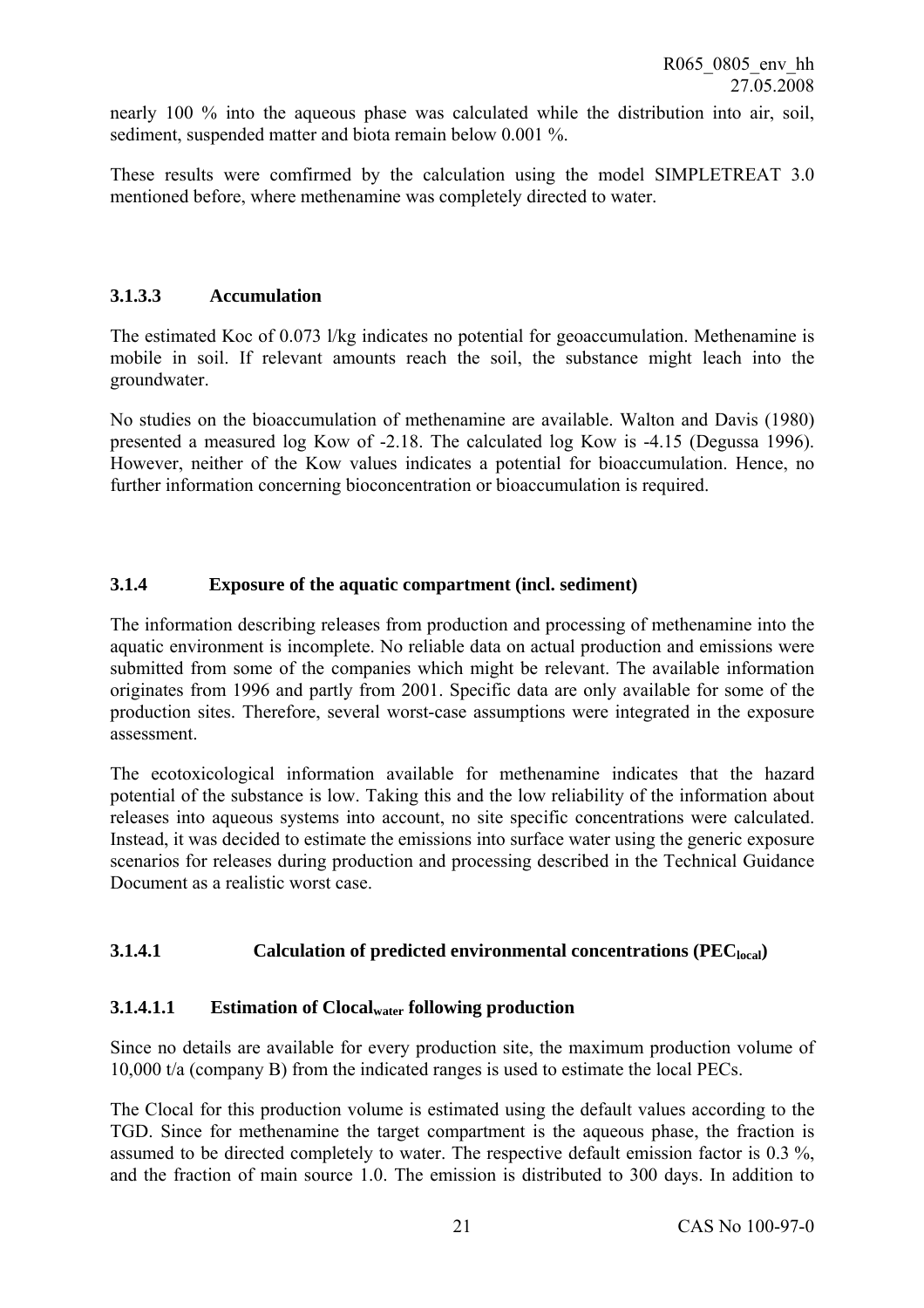nearly 100 % into the aqueous phase was calculated while the distribution into air, soil, sediment, suspended matter and biota remain below 0.001 %.

These results were comfirmed by the calculation using the model SIMPLETREAT 3.0 mentioned before, where methenamine was completely directed to water.

#### 3.1.3.3 Accumulation

The estimated Koc of 0.073 l/kg indicates no potential for geoaccumulation. Methenamine is mobile in soil. If relevant amounts reach the soil, the substance might leach into the groundwater.

No studies on the bioaccumulation of methenamine are available. Walton and Davis (1980) presented a measured log Kow of -2.18. The calculated log Kow is -4.15 (Degussa 1996). However, neither of the Kow values indicates a potential for bioaccumulation. Hence, no further information concerning bioconcentration or bioaccumulation is required.

### 3.1.4 Exposure of the aquatic compartment (incl. sediment)

The information describing releases from production and processing of methenamine into the aquatic environment is incomplete. No reliable data on actual production and emissions were submitted from some of the companies which might be relevant. The available information originates from 1996 and partly from 2001. Specific data are only available for some of the production sites. Therefore, several worst-case assumptions were integrated in the exposure assessment.

The ecotoxicological information available for methenamine indicates that the hazard potential of the substance is low. Taking this and the low reliability of the information about releases into aqueous systems into account, no site specific concentrations were calculated. Instead, it was decided to estimate the emissions into surface water using the generic exposure scenarios for releases during production and processing described in the Technical Guidance Document as a realistic worst case.

#### 3.1.4.1 Calculation of predicted environmental concentrations ($PEC_{local}$)

##### 3.1.4.1.1 Estimation of $Clocal_{water}$ following production

Since no details are available for every production site, the maximum production volume of 10,000 t/a (company B) from the indicated ranges is used to estimate the local PECs.

The Clocal for this production volume is estimated using the default values according to the TGD. Since for methenamine the target compartment is the aqueous phase, the fraction is assumed to be directed completely to water. The respective default emission factor is 0.3 %, and the fraction of main source 1.0. The emission is distributed to 300 days. In addition to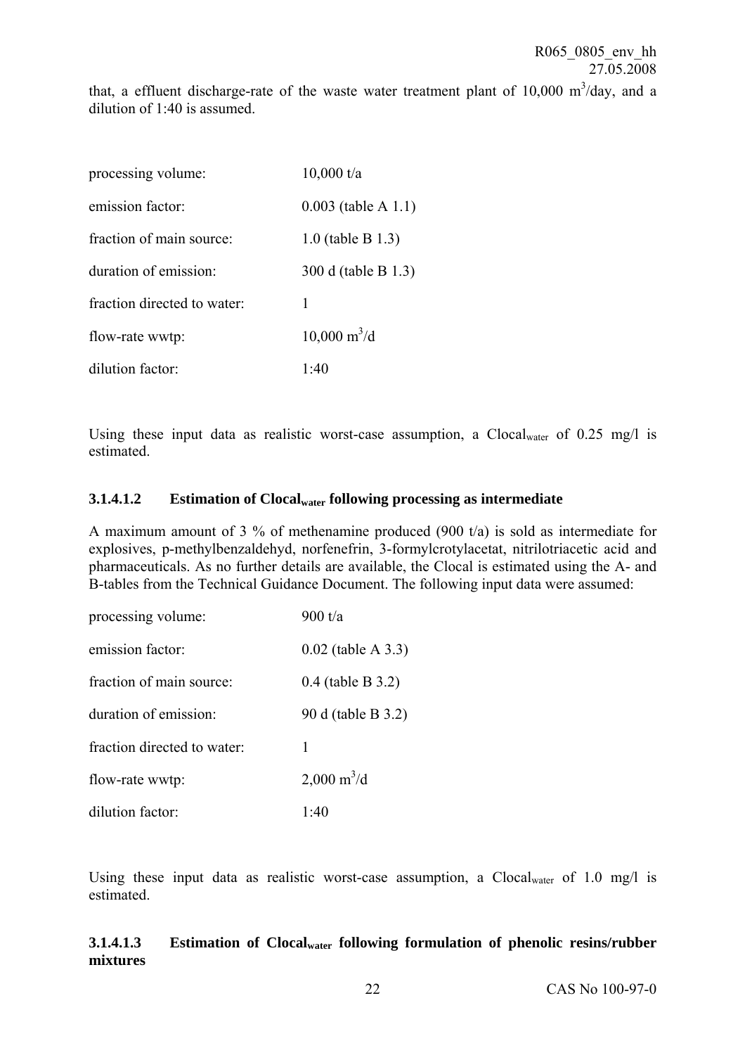that, a effluent discharge-rate of the waste water treatment plant of 10,000 $m^3$/day, and a dilution of 1:40 is assumed.

| | |
|---|---|
| processing volume: | 10,000 t/a |
| emission factor: | 0.003 (table A 1.1) |
| fraction of main source: | 1.0 (table B 1.3) |
| duration of emission: | 300 d (table B 1.3) |
| fraction directed to water: | 1 |
| flow-rate wwtp: | 10,000 $m^3$/d |
| dilution factor: | 1:40 |

Using these input data as realistic worst-case assumption, a $Clocal_{water}$ of 0.25 mg/l is estimated.

#### 3.1.4.1.2 Estimation of $Clocal_{water}$ following processing as intermediate

A maximum amount of 3 % of methenamine produced (900 t/a) is sold as intermediate for explosives, p-methylbenzaldehyd, norfenefrin, 3-formylcrotylacetat, nitrilotriacetic acid and pharmaceuticals. As no further details are available, the Clocal is estimated using the A- and B-tables from the Technical Guidance Document. The following input data were assumed:

| | |
|---|---|
| processing volume: | 900 t/a |
| emission factor: | 0.02 (table A 3.3) |
| fraction of main source: | 0.4 (table B 3.2) |
| duration of emission: | 90 d (table B 3.2) |
| fraction directed to water: | 1 |
| flow-rate wwtp: | 2,000 $m^3$/d |
| dilution factor: | 1:40 |

Using these input data as realistic worst-case assumption, a $Clocal_{water}$ of 1.0 mg/l is estimated.

#### 3.1.4.1.3 Estimation of $Clocal_{water}$ following formulation of phenolic resins/rubber mixtures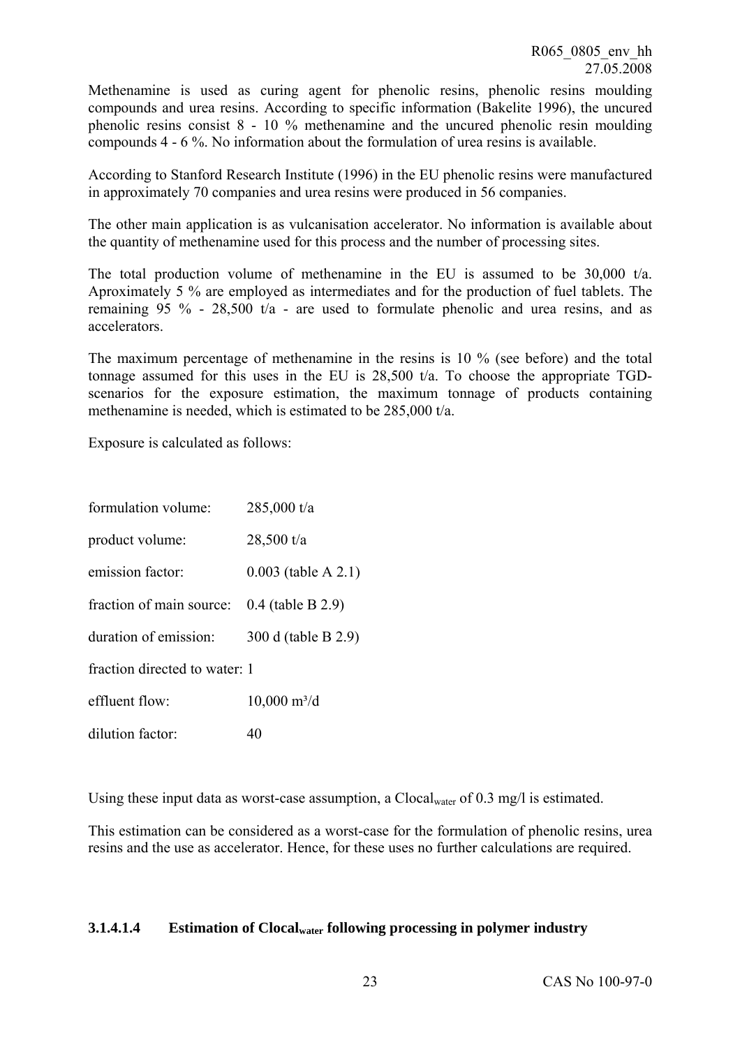Methenamine is used as curing agent for phenolic resins, phenolic resins moulding compounds and urea resins. According to specific information (Bakelite 1996), the uncured phenolic resins consist 8 - 10 % methenamine and the uncured phenolic resin moulding compounds 4 - 6 %. No information about the formulation of urea resins is available.

According to Stanford Research Institute (1996) in the EU phenolic resins were manufactured in approximately 70 companies and urea resins were produced in 56 companies.

The other main application is as vulcanisation accelerator. No information is available about the quantity of methenamine used for this process and the number of processing sites.

The total production volume of methenamine in the EU is assumed to be 30,000 t/a. Aproximately 5 % are employed as intermediates and for the production of fuel tablets. The remaining 95 % - 28,500 t/a - are used to formulate phenolic and urea resins, and as accelerators.

The maximum percentage of methenamine in the resins is 10 % (see before) and the total tonnage assumed for this uses in the EU is 28,500 t/a. To choose the appropriate TGD-scenarios for the exposure estimation, the maximum tonnage of products containing methenamine is needed, which is estimated to be 285,000 t/a.

Exposure is calculated as follows:

formulation volume: 285,000 t/a

product volume: 28,500 t/a

emission factor: 0.003 (table A 2.1)

fraction of main source: 0.4 (table B 2.9)

duration of emission: 300 d (table B 2.9)

fraction directed to water: 1

effluent flow: 10,000 $m^3/d$

dilution factor: 40

Using these input data as worst-case assumption, a $Clocal_{water}$ of 0.3 mg/l is estimated.

This estimation can be considered as a worst-case for the formulation of phenolic resins, urea resins and the use as accelerator. Hence, for these uses no further calculations are required.

#### 3.1.4.1.4 Estimation of $Clocal_{water}$ following processing in polymer industry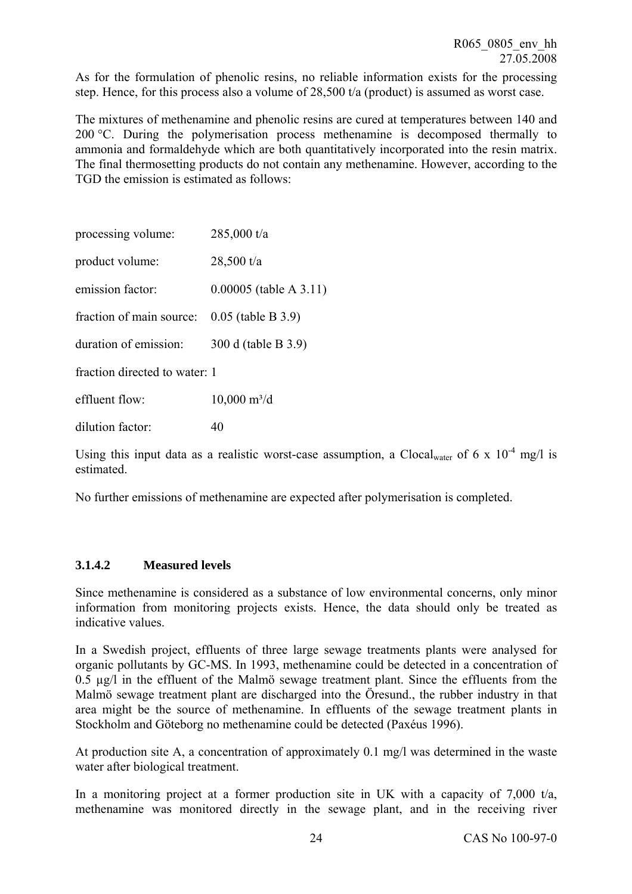As for the formulation of phenolic resins, no reliable information exists for the processing step. Hence, for this process also a volume of 28,500 t/a (product) is assumed as worst case.

The mixtures of methenamine and phenolic resins are cured at temperatures between 140 and 200 °C. During the polymerisation process methenamine is decomposed thermally to ammonia and formaldehyde which are both quantitatively incorporated into the resin matrix. The final thermosetting products do not contain any methenamine. However, according to the TGD the emission is estimated as follows:

| | |
|---|---|
| processing volume: | 285,000 t/a |
| product volume: | 28,500 t/a |
| emission factor: | 0.00005 (table A 3.11) |
| fraction of main source: | 0.05 (table B 3.9) |
| duration of emission: | 300 d (table B 3.9) |
| fraction directed to water: | 1 |
| effluent flow: | 10,000 m³/d |
| dilution factor: | 40 |

Using this input data as a realistic worst-case assumption, a $Clocal_{water}$ of $6 \times 10^{-4}$ mg/l is estimated.

No further emissions of methenamine are expected after polymerisation is completed.

### 3.1.4.2 Measured levels

Since methenamine is considered as a substance of low environmental concerns, only minor information from monitoring projects exists. Hence, the data should only be treated as indicative values.

In a Swedish project, effluents of three large sewage treatments plants were analysed for organic pollutants by GC-MS. In 1993, methenamine could be detected in a concentration of 0.5 µg/l in the effluent of the Malmö sewage treatment plant. Since the effluents from the Malmö sewage treatment plant are discharged into the Öresund., the rubber industry in that area might be the source of methenamine. In effluents of the sewage treatment plants in Stockholm and Göteborg no methenamine could be detected (Paxéus 1996).

At production site A, a concentration of approximately 0.1 mg/l was determined in the waste water after biological treatment.

In a monitoring project at a former production site in UK with a capacity of 7,000 t/a, methenamine was monitored directly in the sewage plant, and in the receiving river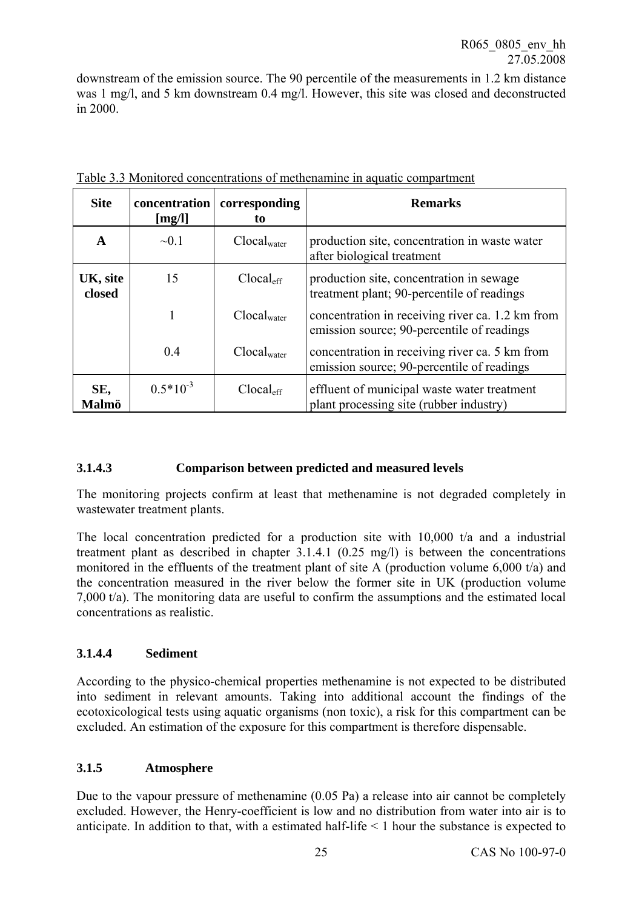downstream of the emission source. The 90 percentile of the measurements in 1.2 km distance was 1 mg/l, and 5 km downstream 0.4 mg/l. However, this site was closed and deconstructed in 2000.

Table 3.3 Monitored concentrations of methenamine in aquatic compartment

| Site | concentration [mg/l] | corresponding to | Remarks |
|---|---|---|---|
| **A** | ~0.1 | $Clocal_{water}$ | production site, concentration in waste water after biological treatment |
| **UK, site closed** | 15 | $Clocal_{eff}$ | production site, concentration in sewage treatment plant; 90-percentile of readings |
| | 1 | $Clocal_{water}$ | concentration in receiving river ca. 1.2 km from emission source; 90-percentile of readings |
| | 0.4 | $Clocal_{water}$ | concentration in receiving river ca. 5 km from emission source; 90-percentile of readings |
| **SE, Malmö** | $0.5*10^{-3}$ | $Clocal_{eff}$ | effluent of municipal waste water treatment plant processing site (rubber industry) |

### 3.1.4.3 Comparison between predicted and measured levels

The monitoring projects confirm at least that methenamine is not degraded completely in wastewater treatment plants.

The local concentration predicted for a production site with 10,000 t/a and a industrial treatment plant as described in chapter 3.1.4.1 (0.25 mg/l) is between the concentrations monitored in the effluents of the treatment plant of site A (production volume 6,000 t/a) and the concentration measured in the river below the former site in UK (production volume 7,000 t/a). The monitoring data are useful to confirm the assumptions and the estimated local concentrations as realistic.

### 3.1.4.4 Sediment

According to the physico-chemical properties methenamine is not expected to be distributed into sediment in relevant amounts. Taking into additional account the findings of the ecotoxicological tests using aquatic organisms (non toxic), a risk for this compartment can be excluded. An estimation of the exposure for this compartment is therefore dispensable.

### 3.1.5 Atmosphere

Due to the vapour pressure of methenamine (0.05 Pa) a release into air cannot be completely excluded. However, the Henry-coefficient is low and no distribution from water into air is to anticipate. In addition to that, with a estimated half-life < 1 hour the substance is expected to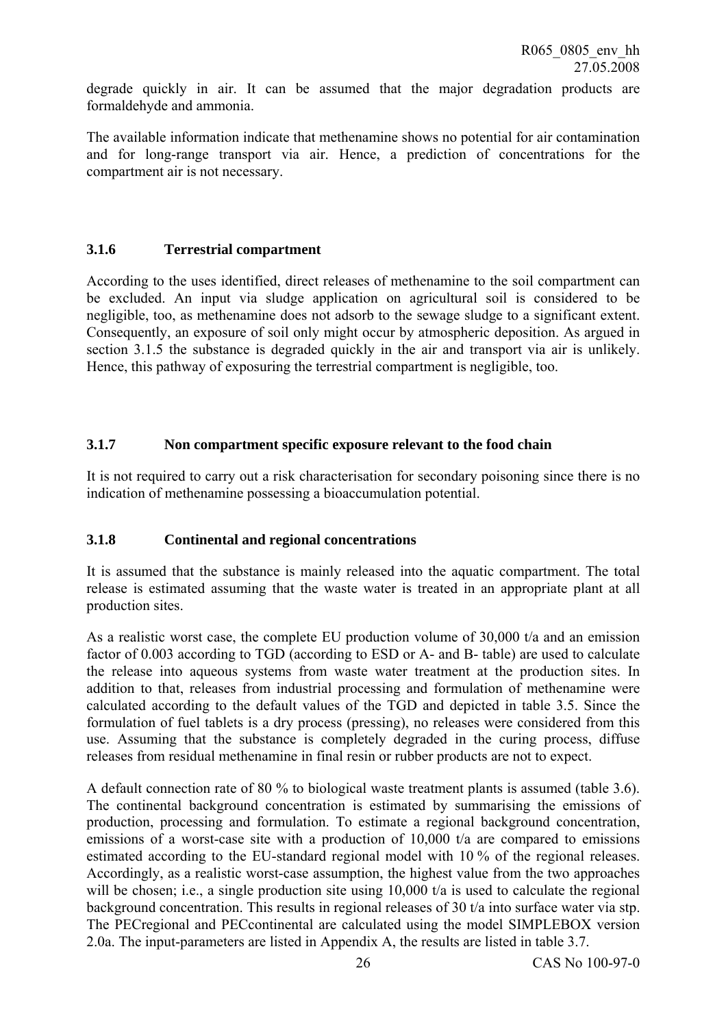degrade quickly in air. It can be assumed that the major degradation products are formaldehyde and ammonia.

The available information indicate that methenamine shows no potential for air contamination and for long-range transport via air. Hence, a prediction of concentrations for the compartment air is not necessary.

### 3.1.6 Terrestrial compartment

According to the uses identified, direct releases of methenamine to the soil compartment can be excluded. An input via sludge application on agricultural soil is considered to be negligible, too, as methenamine does not adsorb to the sewage sludge to a significant extent. Consequently, an exposure of soil only might occur by atmospheric deposition. As argued in section 3.1.5 the substance is degraded quickly in the air and transport via air is unlikely. Hence, this pathway of exposuring the terrestrial compartment is negligible, too.

### 3.1.7 Non compartment specific exposure relevant to the food chain

It is not required to carry out a risk characterisation for secondary poisoning since there is no indication of methenamine possessing a bioaccumulation potential.

### 3.1.8 Continental and regional concentrations

It is assumed that the substance is mainly released into the aquatic compartment. The total release is estimated assuming that the waste water is treated in an appropriate plant at all production sites.

As a realistic worst case, the complete EU production volume of 30,000 t/a and an emission factor of 0.003 according to TGD (according to ESD or A- and B- table) are used to calculate the release into aqueous systems from waste water treatment at the production sites. In addition to that, releases from industrial processing and formulation of methenamine were calculated according to the default values of the TGD and depicted in table 3.5. Since the formulation of fuel tablets is a dry process (pressing), no releases were considered from this use. Assuming that the substance is completely degraded in the curing process, diffuse releases from residual methenamine in final resin or rubber products are not to expect.

A default connection rate of 80 % to biological waste treatment plants is assumed (table 3.6). The continental background concentration is estimated by summarising the emissions of production, processing and formulation. To estimate a regional background concentration, emissions of a worst-case site with a production of 10,000 t/a are compared to emissions estimated according to the EU-standard regional model with 10 % of the regional releases. Accordingly, as a realistic worst-case assumption, the highest value from the two approaches will be chosen; i.e., a single production site using 10,000 t/a is used to calculate the regional background concentration. This results in regional releases of 30 t/a into surface water via stp. The PECregional and PECcontinental are calculated using the model SIMPLEBOX version 2.0a. The input-parameters are listed in Appendix A, the results are listed in table 3.7.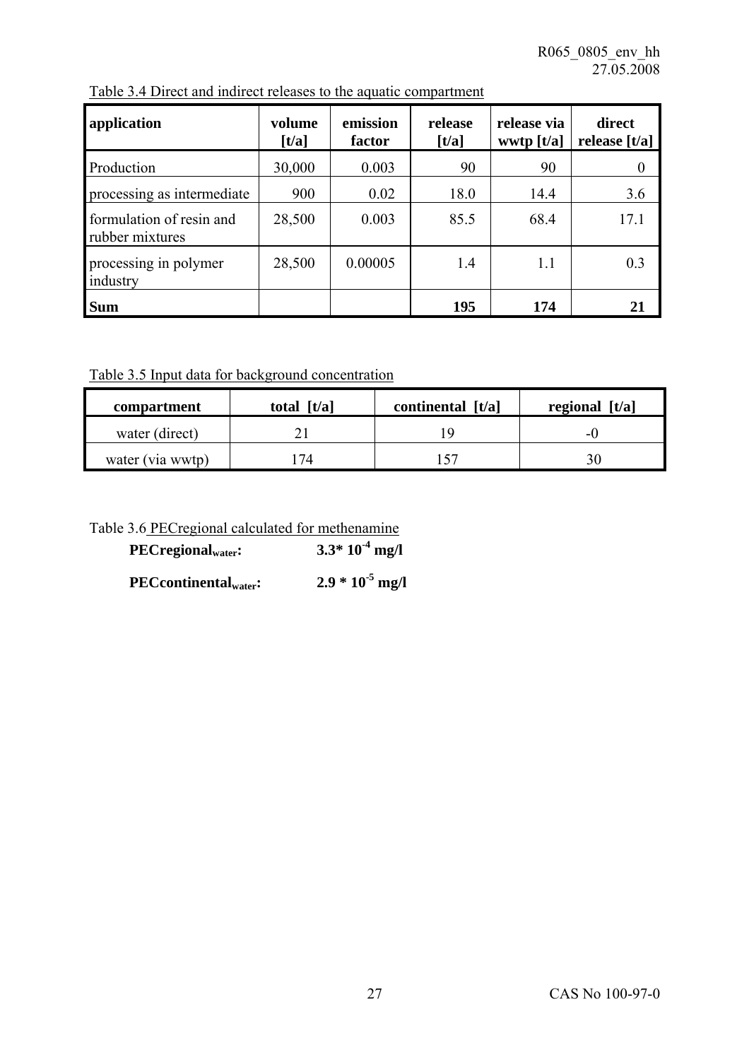Table 3.4 Direct and indirect releases to the aquatic compartment

| application | volume [t/a] | emission factor | release [t/a] | release via wwtp [t/a] | direct release [t/a] |
|---|---|---|---|---|---|
| Production | 30,000 | 0.003 | 90 | 90 | 0 |
| processing as intermediate | 900 | 0.02 | 18.0 | 14.4 | 3.6 |
| formulation of resin and rubber mixtures | 28,500 | 0.003 | 85.5 | 68.4 | 17.1 |
| processing in polymer industry | 28,500 | 0.00005 | 1.4 | 1.1 | 0.3 |
| **Sum** | | | **195** | **174** | **21** |

Table 3.5 Input data for background concentration

| compartment | total [t/a] | continental [t/a] | regional [t/a] |
|---|---|---|---|
| water (direct) | 21 | 19 | -0 |
| water (via wwtp) | 174 | 157 | 30 |

Table 3.6 PECregional calculated for methenamine

**$PECregional_{water}$:** **$3.3 \cdot 10^{-4}$ mg/l**

**$PECcontinental_{water}$:** **$2.9 \cdot 10^{-5}$ mg/l**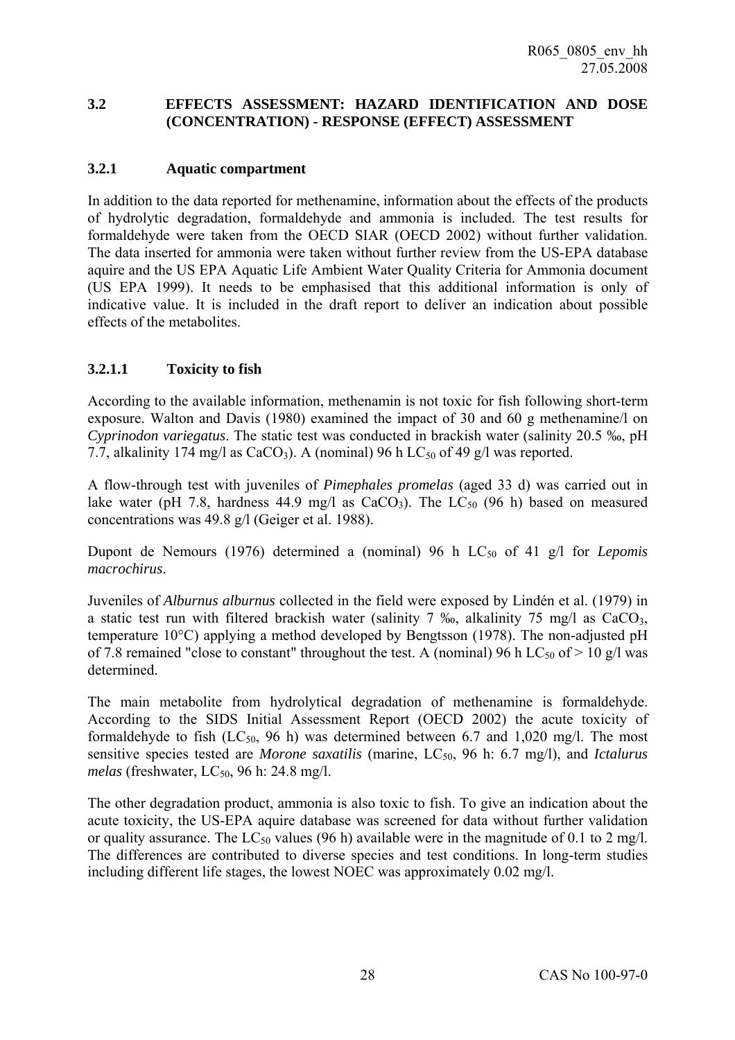### 3.2 EFFECTS ASSESSMENT: HAZARD IDENTIFICATION AND DOSE (CONCENTRATION) - RESPONSE (EFFECT) ASSESSMENT

#### 3.2.1 Aquatic compartment

In addition to the data reported for methenamine, information about the effects of the products of hydrolytic degradation, formaldehyde and ammonia is included. The test results for formaldehyde were taken from the OECD SIAR (OECD 2002) without further validation. The data inserted for ammonia were taken without further review from the US-EPA database aquire and the US EPA Aquatic Life Ambient Water Quality Criteria for Ammonia document (US EPA 1999). It needs to be emphasised that this additional information is only of indicative value. It is included in the draft report to deliver an indication about possible effects of the metabolites.

##### 3.2.1.1 Toxicity to fish

According to the available information, methenamin is not toxic for fish following short-term exposure. Walton and Davis (1980) examined the impact of 30 and 60 g methenamine/l on *Cyprinodon variegatus*. The static test was conducted in brackish water (salinity 20.5 ‰, pH 7.7, alkalinity 174 mg/l as $CaCO_3$). A (nominal) 96 h $LC_{50}$ of 49 g/l was reported.

A flow-through test with juveniles of *Pimephales promelas* (aged 33 d) was carried out in lake water (pH 7.8, hardness 44.9 mg/l as $CaCO_3$). The $LC_{50}$ (96 h) based on measured concentrations was 49.8 g/l (Geiger et al. 1988).

Dupont de Nemours (1976) determined a (nominal) 96 h $LC_{50}$ of 41 g/l for *Lepomis macrochirus*.

Juveniles of *Alburnus alburnus* collected in the field were exposed by Lindén et al. (1979) in a static test run with filtered brackish water (salinity 7 ‰, alkalinity 75 mg/l as $CaCO_3$, temperature 10°C) applying a method developed by Bengtsson (1978). The non-adjusted pH of 7.8 remained "close to constant" throughout the test. A (nominal) 96 h $LC_{50}$ of > 10 g/l was determined.

The main metabolite from hydrolytical degradation of methenamine is formaldehyde. According to the SIDS Initial Assessment Report (OECD 2002) the acute toxicity of formaldehyde to fish ($LC_{50}$, 96 h) was determined between 6.7 and 1,020 mg/l. The most sensitive species tested are *Morone saxatilis* (marine, $LC_{50}$, 96 h: 6.7 mg/l), and *Ictalurus melas* (freshwater, $LC_{50}$, 96 h: 24.8 mg/l.

The other degradation product, ammonia is also toxic to fish. To give an indication about the acute toxicity, the US-EPA aquire database was screened for data without further validation or quality assurance. The $LC_{50}$ values (96 h) available were in the magnitude of 0.1 to 2 mg/l. The differences are contributed to diverse species and test conditions. In long-term studies including different life stages, the lowest NOEC was approximately 0.02 mg/l.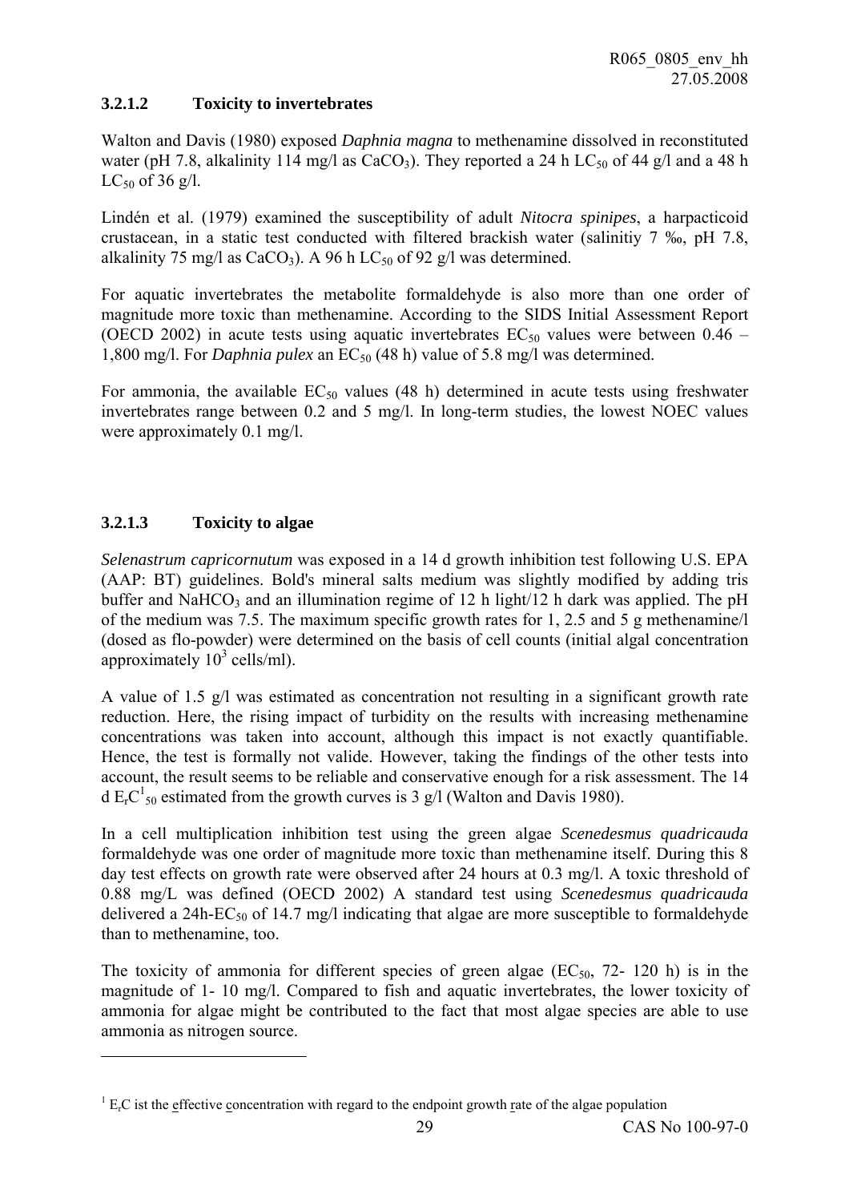### 3.2.1.2 Toxicity to invertebrates

Walton and Davis (1980) exposed *Daphnia magna* to methenamine dissolved in reconstituted water (pH 7.8, alkalinity 114 mg/l as $CaCO_3$). They reported a 24 h $LC_{50}$ of 44 g/l and a 48 h $LC_{50}$ of 36 g/l.

Lindén et al. (1979) examined the susceptibility of adult *Nitocra spinipes*, a harpacticoid crustacean, in a static test conducted with filtered brackish water (salinitiy 7 ‰, pH 7.8, alkalinity 75 mg/l as $CaCO_3$). A 96 h $LC_{50}$ of 92 g/l was determined.

For aquatic invertebrates the metabolite formaldehyde is also more than one order of magnitude more toxic than methenamine. According to the SIDS Initial Assessment Report (OECD 2002) in acute tests using aquatic invertebrates $EC_{50}$ values were between 0.46 – 1,800 mg/l. For *Daphnia pulex* an $EC_{50}$ (48 h) value of 5.8 mg/l was determined.

For ammonia, the available $EC_{50}$ values (48 h) determined in acute tests using freshwater invertebrates range between 0.2 and 5 mg/l. In long-term studies, the lowest NOEC values were approximately 0.1 mg/l.

### 3.2.1.3 Toxicity to algae

*Selenastrum capricornutum* was exposed in a 14 d growth inhibition test following U.S. EPA (AAP: BT) guidelines. Bold's mineral salts medium was slightly modified by adding tris buffer and $NaHCO_3$ and an illumination regime of 12 h light/12 h dark was applied. The pH of the medium was 7.5. The maximum specific growth rates for 1, 2.5 and 5 g methenamine/l (dosed as flo-powder) were determined on the basis of cell counts (initial algal concentration approximately $10^3$ cells/ml).

A value of 1.5 g/l was estimated as concentration not resulting in a significant growth rate reduction. Here, the rising impact of turbidity on the results with increasing methenamine concentrations was taken into account, although this impact is not exactly quantifiable. Hence, the test is formally not valide. However, taking the findings of the other tests into account, the result seems to be reliable and conservative enough for a risk assessment. The 14 d $E_rC_{50}$[1] estimated from the growth curves is 3 g/l (Walton and Davis 1980).

In a cell multiplication inhibition test using the green algae *Scenedesmus quadricauda* formaldehyde was one order of magnitude more toxic than methenamine itself. During this 8 day test effects on growth rate were observed after 24 hours at 0.3 mg/l. A toxic threshold of 0.88 mg/L was defined (OECD 2002) A standard test using *Scenedesmus quadricauda* delivered a 24h-$EC_{50}$ of 14.7 mg/l indicating that algae are more susceptible to formaldehyde than to methenamine, too.

The toxicity of ammonia for different species of green algae ($EC_{50}$, 72- 120 h) is in the magnitude of 1- 10 mg/l. Compared to fish and aquatic invertebrates, the lower toxicity of ammonia for algae might be contributed to the fact that most algae species are able to use ammonia as nitrogen source.

---

[1] $E_rC$ ist the effective concentration with regard to the endpoint growth rate of the algae population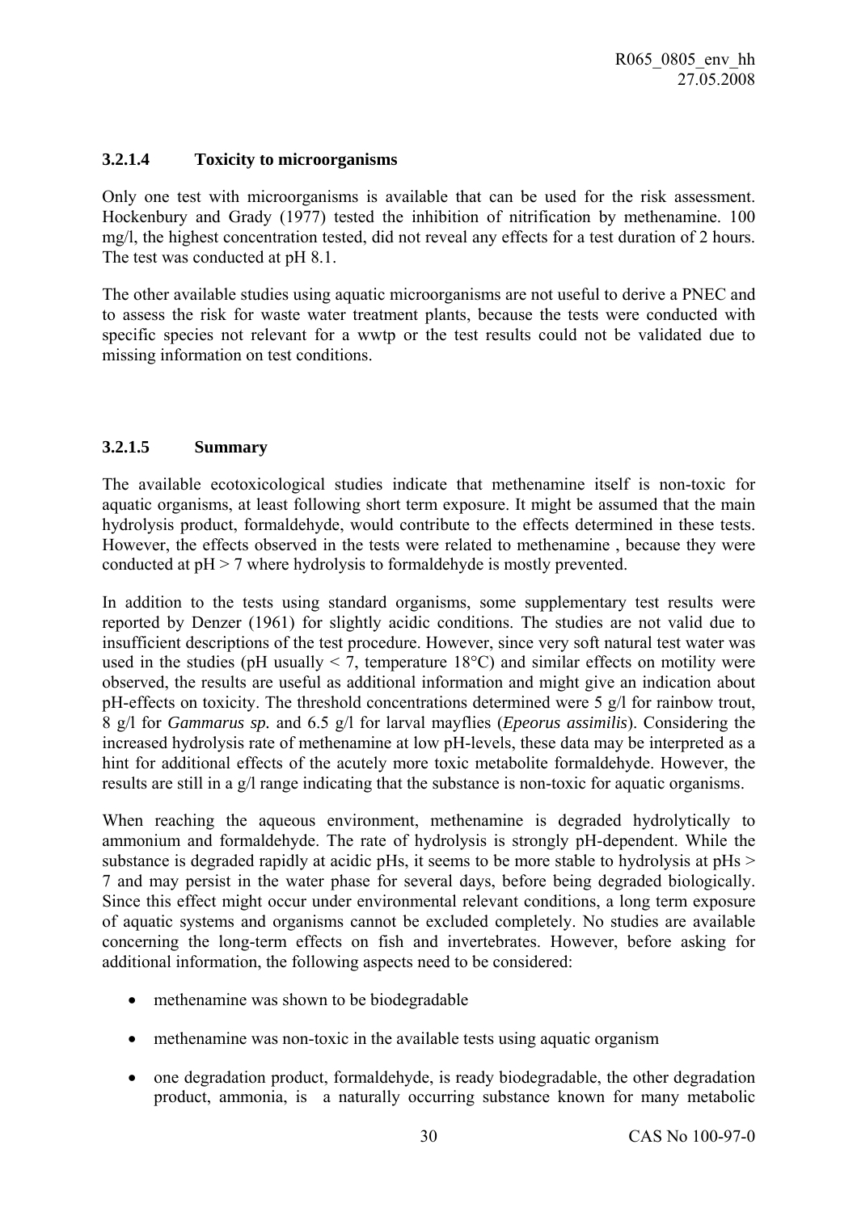### 3.2.1.4 Toxicity to microorganisms

Only one test with microorganisms is available that can be used for the risk assessment. Hockenbury and Grady (1977) tested the inhibition of nitrification by methenamine. 100 mg/l, the highest concentration tested, did not reveal any effects for a test duration of 2 hours. The test was conducted at pH 8.1.

The other available studies using aquatic microorganisms are not useful to derive a PNEC and to assess the risk for waste water treatment plants, because the tests were conducted with specific species not relevant for a wwtp or the test results could not be validated due to missing information on test conditions.

### 3.2.1.5 Summary

The available ecotoxicological studies indicate that methenamine itself is non-toxic for aquatic organisms, at least following short term exposure. It might be assumed that the main hydrolysis product, formaldehyde, would contribute to the effects determined in these tests. However, the effects observed in the tests were related to methenamine , because they were conducted at pH > 7 where hydrolysis to formaldehyde is mostly prevented.

In addition to the tests using standard organisms, some supplementary test results were reported by Denzer (1961) for slightly acidic conditions. The studies are not valid due to insufficient descriptions of the test procedure. However, since very soft natural test water was used in the studies (pH usually < 7, temperature 18°C) and similar effects on motility were observed, the results are useful as additional information and might give an indication about pH-effects on toxicity. The threshold concentrations determined were 5 g/l for rainbow trout, 8 g/l for *Gammarus sp.* and 6.5 g/l for larval mayflies (*Epeorus assimilis*). Considering the increased hydrolysis rate of methenamine at low pH-levels, these data may be interpreted as a hint for additional effects of the acutely more toxic metabolite formaldehyde. However, the results are still in a g/l range indicating that the substance is non-toxic for aquatic organisms.

When reaching the aqueous environment, methenamine is degraded hydrolytically to ammonium and formaldehyde. The rate of hydrolysis is strongly pH-dependent. While the substance is degraded rapidly at acidic pHs, it seems to be more stable to hydrolysis at pHs > 7 and may persist in the water phase for several days, before being degraded biologically. Since this effect might occur under environmental relevant conditions, a long term exposure of aquatic systems and organisms cannot be excluded completely. No studies are available concerning the long-term effects on fish and invertebrates. However, before asking for additional information, the following aspects need to be considered:

- methenamine was shown to be biodegradable
- methenamine was non-toxic in the available tests using aquatic organism
- one degradation product, formaldehyde, is ready biodegradable, the other degradation product, ammonia, is a naturally occurring substance known for many metabolic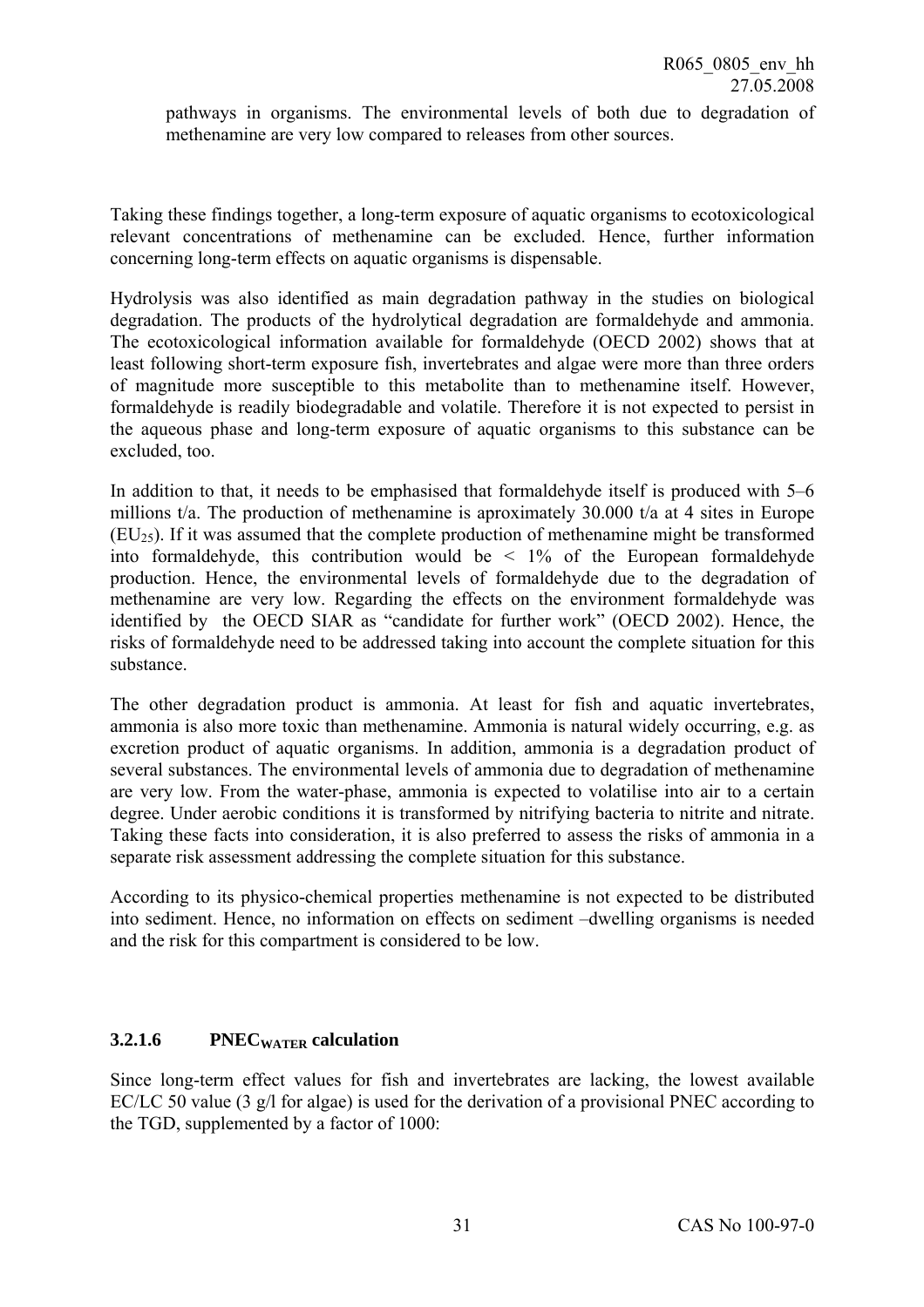pathways in organisms. The environmental levels of both due to degradation of methenamine are very low compared to releases from other sources.

Taking these findings together, a long-term exposure of aquatic organisms to ecotoxicological relevant concentrations of methenamine can be excluded. Hence, further information concerning long-term effects on aquatic organisms is dispensable.

Hydrolysis was also identified as main degradation pathway in the studies on biological degradation. The products of the hydrolytical degradation are formaldehyde and ammonia. The ecotoxicological information available for formaldehyde (OECD 2002) shows that at least following short-term exposure fish, invertebrates and algae were more than three orders of magnitude more susceptible to this metabolite than to methenamine itself. However, formaldehyde is readily biodegradable and volatile. Therefore it is not expected to persist in the aqueous phase and long-term exposure of aquatic organisms to this substance can be excluded, too.

In addition to that, it needs to be emphasised that formaldehyde itself is produced with 5–6 millions t/a. The production of methenamine is aproximately 30.000 t/a at 4 sites in Europe ($EU_{25}$). If it was assumed that the complete production of methenamine might be transformed into formaldehyde, this contribution would be < 1% of the European formaldehyde production. Hence, the environmental levels of formaldehyde due to the degradation of methenamine are very low. Regarding the effects on the environment formaldehyde was identified by the OECD SIAR as "candidate for further work" (OECD 2002). Hence, the risks of formaldehyde need to be addressed taking into account the complete situation for this substance.

The other degradation product is ammonia. At least for fish and aquatic invertebrates, ammonia is also more toxic than methenamine. Ammonia is natural widely occurring, e.g. as excretion product of aquatic organisms. In addition, ammonia is a degradation product of several substances. The environmental levels of ammonia due to degradation of methenamine are very low. From the water-phase, ammonia is expected to volatilise into air to a certain degree. Under aerobic conditions it is transformed by nitrifying bacteria to nitrite and nitrate. Taking these facts into consideration, it is also preferred to assess the risks of ammonia in a separate risk assessment addressing the complete situation for this substance.

According to its physico-chemical properties methenamine is not expected to be distributed into sediment. Hence, no information on effects on sediment –dwelling organisms is needed and the risk for this compartment is considered to be low.

#### 3.2.1.6 $PNEC_{WATER}$ calculation

Since long-term effect values for fish and invertebrates are lacking, the lowest available EC/LC 50 value (3 g/l for algae) is used for the derivation of a provisional PNEC according to the TGD, supplemented by a factor of 1000: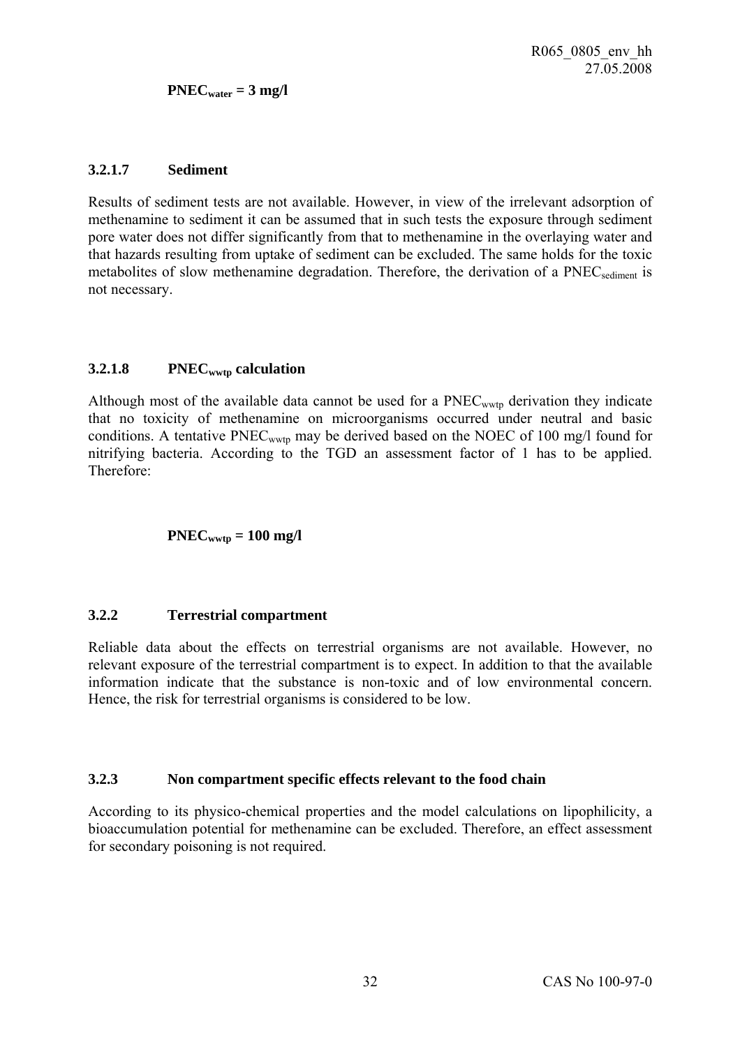**$PNEC_{water}$ = 3 mg/l**

### 3.2.1.7 Sediment

Results of sediment tests are not available. However, in view of the irrelevant adsorption of methenamine to sediment it can be assumed that in such tests the exposure through sediment pore water does not differ significantly from that to methenamine in the overlaying water and that hazards resulting from uptake of sediment can be excluded. The same holds for the toxic metabolites of slow methenamine degradation. Therefore, the derivation of a $PNEC_{sediment}$ is not necessary.

### 3.2.1.8 $PNEC_{wwtp}$ calculation

Although most of the available data cannot be used for a $PNEC_{wwtp}$ derivation they indicate that no toxicity of methenamine on microorganisms occurred under neutral and basic conditions. A tentative $PNEC_{wwtp}$ may be derived based on the NOEC of 100 mg/l found for nitrifying bacteria. According to the TGD an assessment factor of 1 has to be applied. Therefore:

**$PNEC_{wwtp}$ = 100 mg/l**

### 3.2.2 Terrestrial compartment

Reliable data about the effects on terrestrial organisms are not available. However, no relevant exposure of the terrestrial compartment is to expect. In addition to that the available information indicate that the substance is non-toxic and of low environmental concern. Hence, the risk for terrestrial organisms is considered to be low.

### 3.2.3 Non compartment specific effects relevant to the food chain

According to its physico-chemical properties and the model calculations on lipophilicity, a bioaccumulation potential for methenamine can be excluded. Therefore, an effect assessment for secondary poisoning is not required.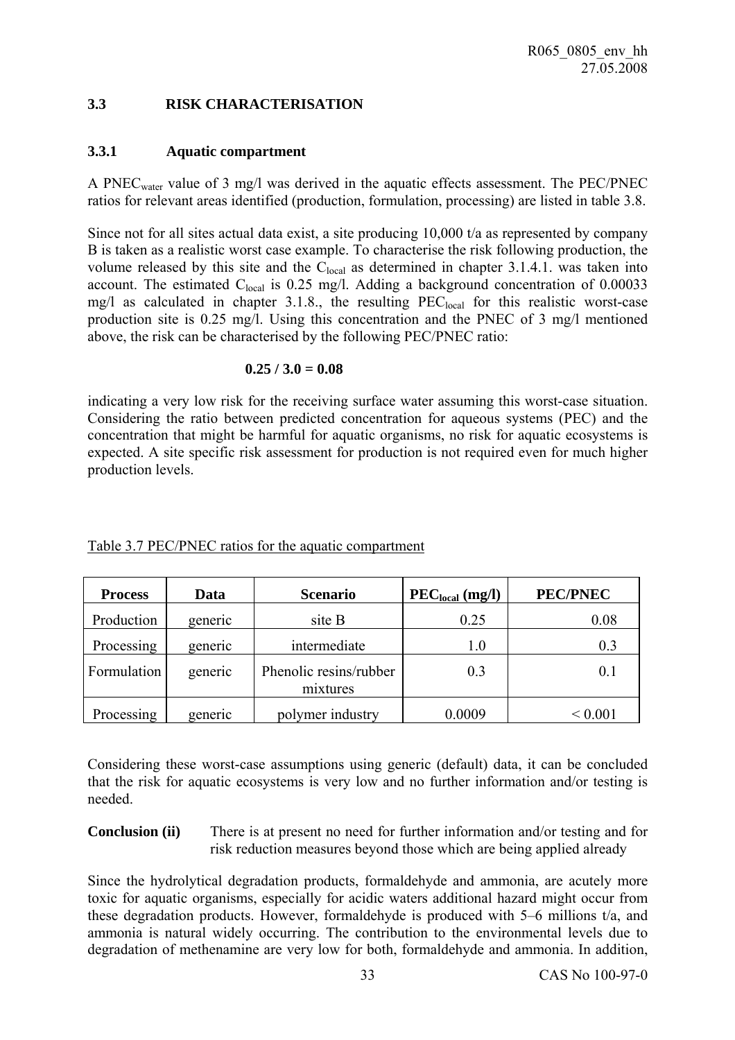### 3.3 RISK CHARACTERISATION

#### 3.3.1 Aquatic compartment

A $PNEC_{water}$ value of 3 mg/l was derived in the aquatic effects assessment. The PEC/PNEC ratios for relevant areas identified (production, formulation, processing) are listed in table 3.8.

Since not for all sites actual data exist, a site producing 10,000 t/a as represented by company B is taken as a realistic worst case example. To characterise the risk following production, the volume released by this site and the $C_{local}$ as determined in chapter 3.1.4.1. was taken into account. The estimated $C_{local}$ is 0.25 mg/l. Adding a background concentration of 0.00033 mg/l as calculated in chapter 3.1.8., the resulting $PEC_{local}$ for this realistic worst-case production site is 0.25 mg/l. Using this concentration and the PNEC of 3 mg/l mentioned above, the risk can be characterised by the following PEC/PNEC ratio:

**0.25 / 3.0 = 0.08**

indicating a very low risk for the receiving surface water assuming this worst-case situation. Considering the ratio between predicted concentration for aqueous systems (PEC) and the concentration that might be harmful for aquatic organisms, no risk for aquatic ecosystems is expected. A site specific risk assessment for production is not required even for much higher production levels.

Table 3.7 PEC/PNEC ratios for the aquatic compartment

| Process | Data | Scenario | $PEC_{local}$ (mg/l) | PEC/PNEC |
|---|---|---|---|---|
| Production | generic | site B | 0.25 | 0.08 |
| Processing | generic | intermediate | 1.0 | 0.3 |
| Formulation | generic | Phenolic resins/rubber mixtures | 0.3 | 0.1 |
| Processing | generic | polymer industry | 0.0009 | < 0.001 |

Considering these worst-case assumptions using generic (default) data, it can be concluded that the risk for aquatic ecosystems is very low and no further information and/or testing is needed.

**Conclusion (ii)** There is at present no need for further information and/or testing and for risk reduction measures beyond those which are being applied already

Since the hydrolytical degradation products, formaldehyde and ammonia, are acutely more toxic for aquatic organisms, especially for acidic waters additional hazard might occur from these degradation products. However, formaldehyde is produced with 5–6 millions t/a, and ammonia is natural widely occurring. The contribution to the environmental levels due to degradation of methenamine are very low for both, formaldehyde and ammonia. In addition,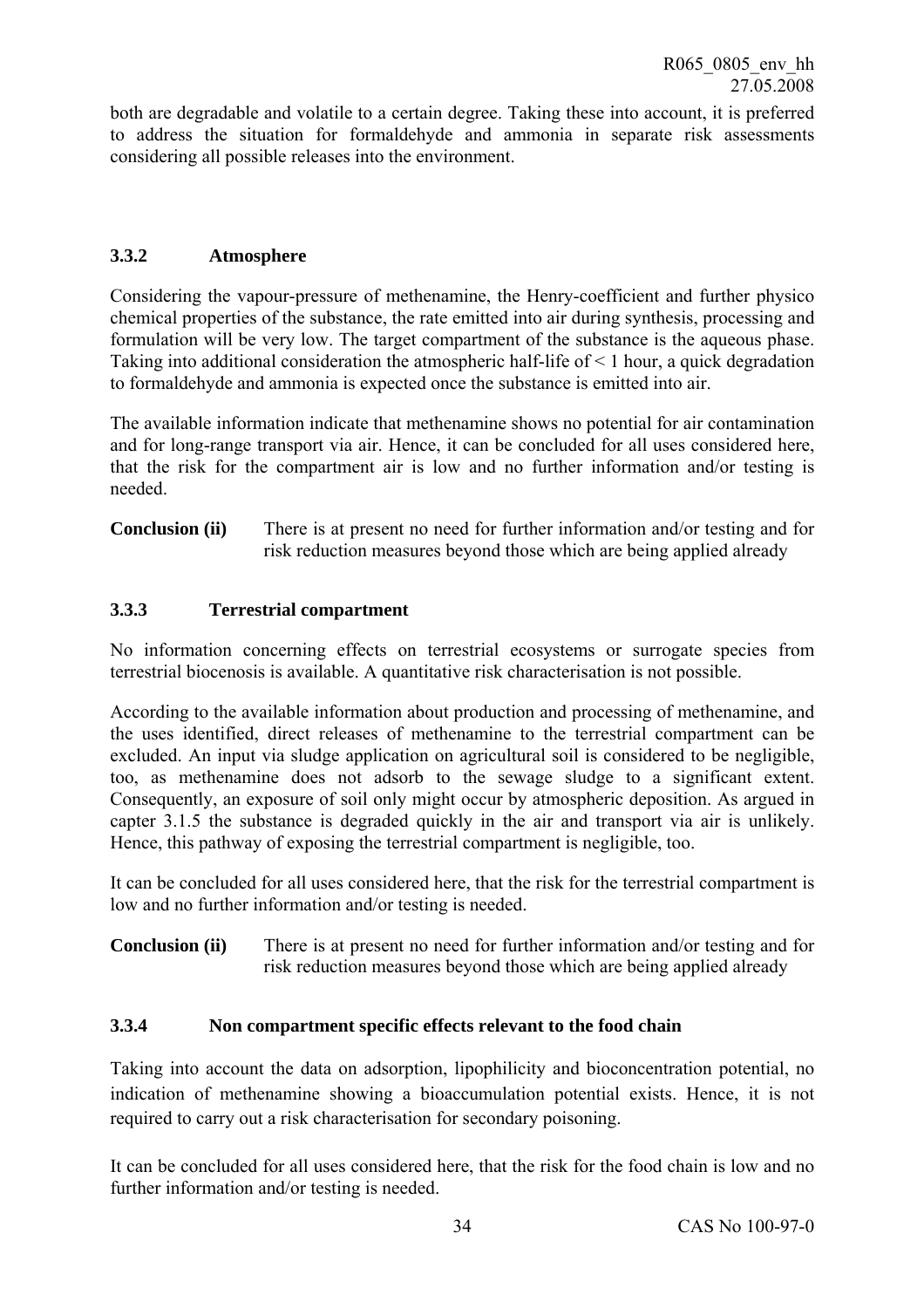both are degradable and volatile to a certain degree. Taking these into account, it is preferred to address the situation for formaldehyde and ammonia in separate risk assessments considering all possible releases into the environment.

### 3.3.2 Atmosphere

Considering the vapour-pressure of methenamine, the Henry-coefficient and further physico chemical properties of the substance, the rate emitted into air during synthesis, processing and formulation will be very low. The target compartment of the substance is the aqueous phase. Taking into additional consideration the atmospheric half-life of < 1 hour, a quick degradation to formaldehyde and ammonia is expected once the substance is emitted into air.

The available information indicate that methenamine shows no potential for air contamination and for long-range transport via air. Hence, it can be concluded for all uses considered here, that the risk for the compartment air is low and no further information and/or testing is needed.

**Conclusion (ii)** There is at present no need for further information and/or testing and for risk reduction measures beyond those which are being applied already

### 3.3.3 Terrestrial compartment

No information concerning effects on terrestrial ecosystems or surrogate species from terrestrial biocenosis is available. A quantitative risk characterisation is not possible.

According to the available information about production and processing of methenamine, and the uses identified, direct releases of methenamine to the terrestrial compartment can be excluded. An input via sludge application on agricultural soil is considered to be negligible, too, as methenamine does not adsorb to the sewage sludge to a significant extent. Consequently, an exposure of soil only might occur by atmospheric deposition. As argued in capter 3.1.5 the substance is degraded quickly in the air and transport via air is unlikely. Hence, this pathway of exposing the terrestrial compartment is negligible, too.

It can be concluded for all uses considered here, that the risk for the terrestrial compartment is low and no further information and/or testing is needed.

**Conclusion (ii)** There is at present no need for further information and/or testing and for risk reduction measures beyond those which are being applied already

### 3.3.4 Non compartment specific effects relevant to the food chain

Taking into account the data on adsorption, lipophilicity and bioconcentration potential, no indication of methenamine showing a bioaccumulation potential exists. Hence, it is not required to carry out a risk characterisation for secondary poisoning.

It can be concluded for all uses considered here, that the risk for the food chain is low and no further information and/or testing is needed.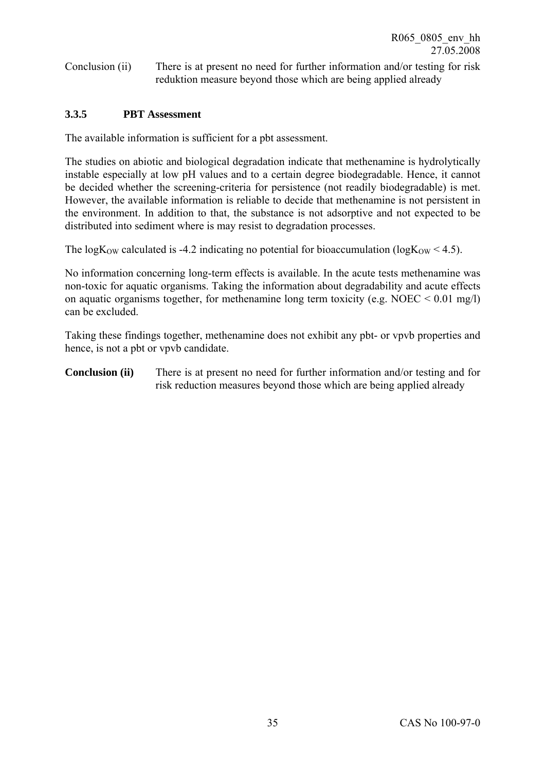Conclusion (ii) There is at present no need for further information and/or testing for risk reduktion measure beyond those which are being applied already

### 3.3.5 PBT Assessment

The available information is sufficient for a pbt assessment.

The studies on abiotic and biological degradation indicate that methenamine is hydrolytically instable especially at low pH values and to a certain degree biodegradable. Hence, it cannot be decided whether the screening-criteria for persistence (not readily biodegradable) is met. However, the available information is reliable to decide that methenamine is not persistent in the environment. In addition to that, the substance is not adsorptive and not expected to be distributed into sediment where is may resist to degradation processes.

The $\log K_{OW}$ calculated is -4.2 indicating no potential for bioaccumulation ($\log K_{OW} < 4.5$).

No information concerning long-term effects is available. In the acute tests methenamine was non-toxic for aquatic organisms. Taking the information about degradability and acute effects on aquatic organisms together, for methenamine long term toxicity (e.g. NOEC < 0.01 mg/l) can be excluded.

Taking these findings together, methenamine does not exhibit any pbt- or vpvb properties and hence, is not a pbt or vpvb candidate.

**Conclusion (ii)** There is at present no need for further information and/or testing and for risk reduction measures beyond those which are being applied already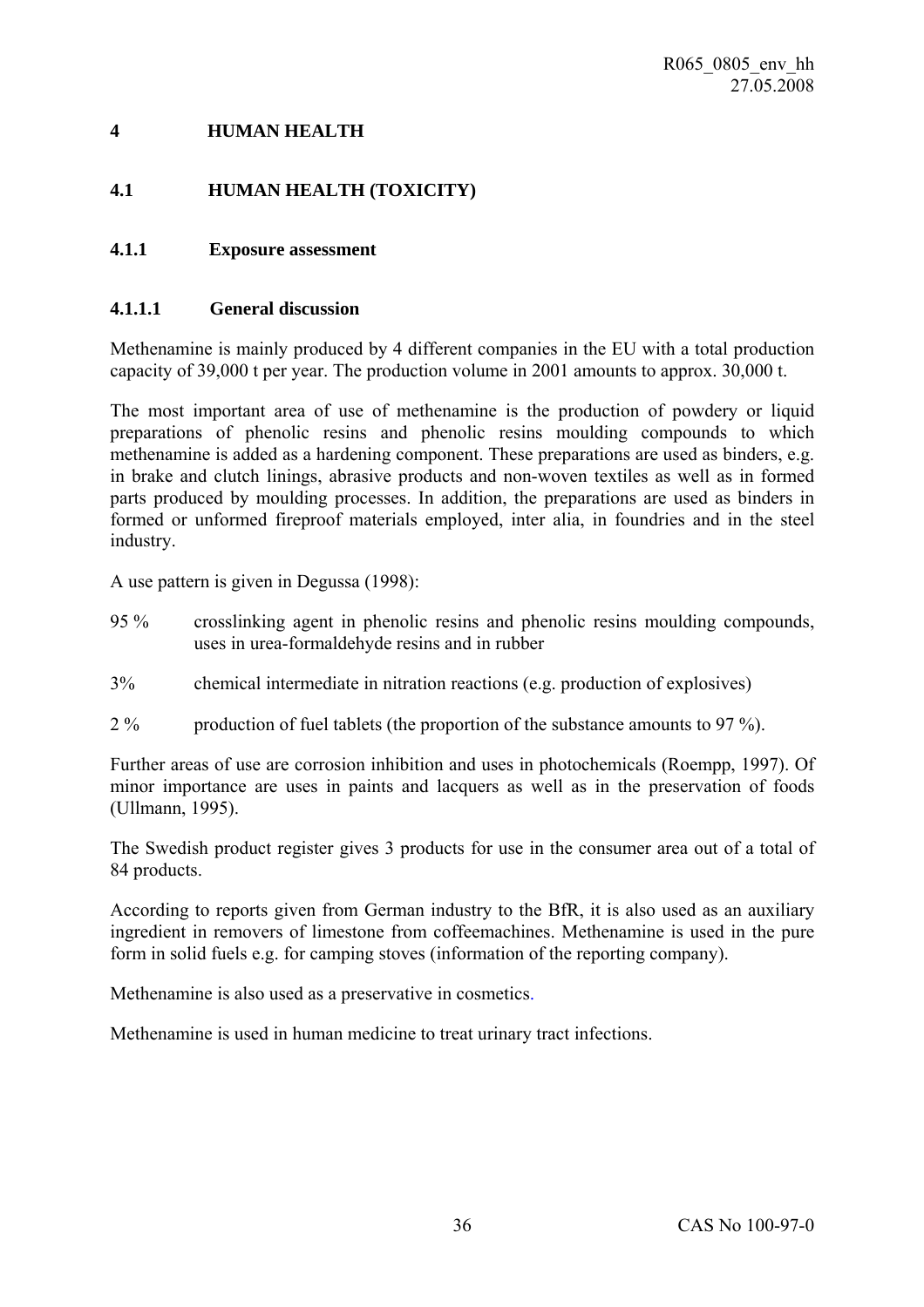# 4 HUMAN HEALTH

## 4.1 HUMAN HEALTH (TOXICITY)

### 4.1.1 Exposure assessment

#### 4.1.1.1 General discussion

Methenamine is mainly produced by 4 different companies in the EU with a total production capacity of 39,000 t per year. The production volume in 2001 amounts to approx. 30,000 t.

The most important area of use of methenamine is the production of powdery or liquid preparations of phenolic resins and phenolic resins moulding compounds to which methenamine is added as a hardening component. These preparations are used as binders, e.g. in brake and clutch linings, abrasive products and non-woven textiles as well as in formed parts produced by moulding processes. In addition, the preparations are used as binders in formed or unformed fireproof materials employed, inter alia, in foundries and in the steel industry.

A use pattern is given in Degussa (1998):

- 95 % crosslinking agent in phenolic resins and phenolic resins moulding compounds, uses in urea-formaldehyde resins and in rubber
- 3% chemical intermediate in nitration reactions (e.g. production of explosives)
- 2 % production of fuel tablets (the proportion of the substance amounts to 97 %).

Further areas of use are corrosion inhibition and uses in photochemicals (Roempp, 1997). Of minor importance are uses in paints and lacquers as well as in the preservation of foods (Ullmann, 1995).

The Swedish product register gives 3 products for use in the consumer area out of a total of 84 products.

According to reports given from German industry to the BfR, it is also used as an auxiliary ingredient in removers of limestone from coffeemachines. Methenamine is used in the pure form in solid fuels e.g. for camping stoves (information of the reporting company).

Methenamine is also used as a preservative in cosmetics.

Methenamine is used in human medicine to treat urinary tract infections.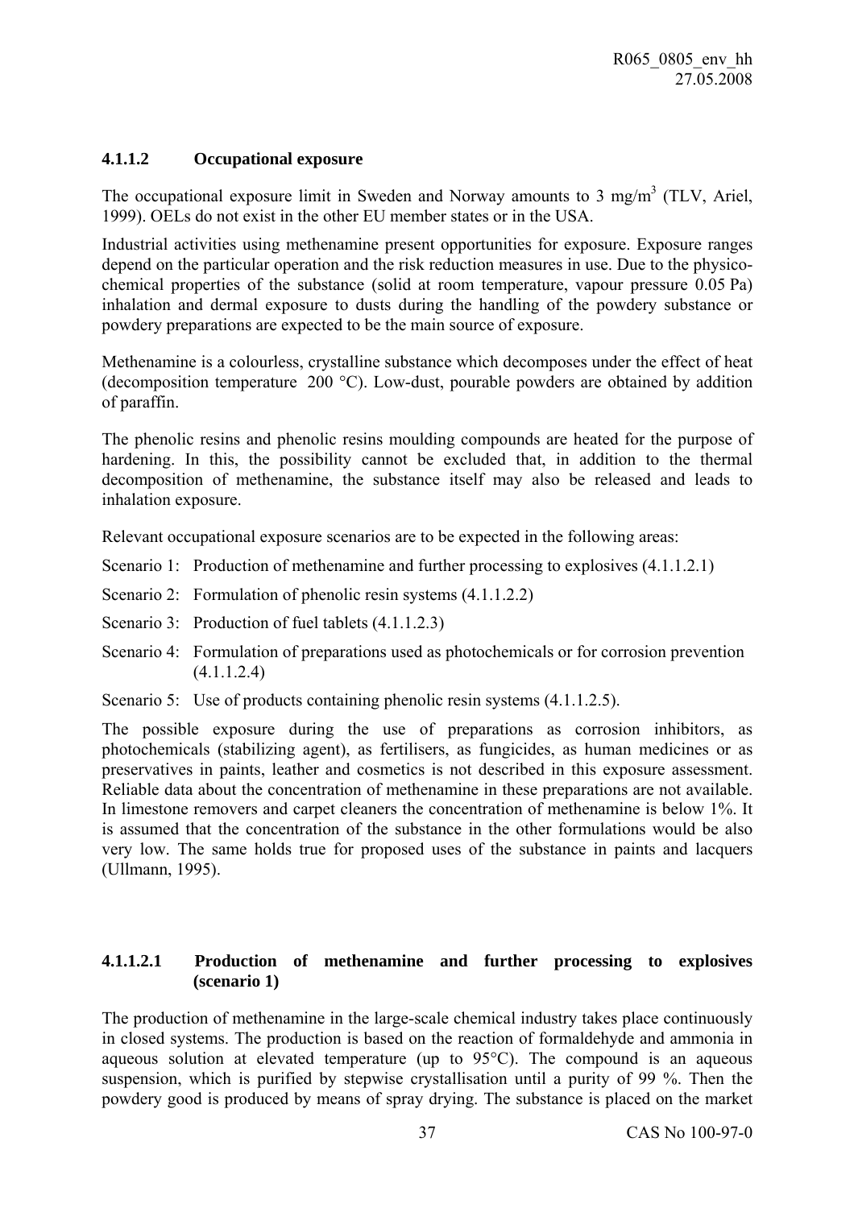#### 4.1.1.2 Occupational exposure

The occupational exposure limit in Sweden and Norway amounts to 3 mg/m$^3$ (TLV, Ariel, 1999). OELs do not exist in the other EU member states or in the USA.

Industrial activities using methenamine present opportunities for exposure. Exposure ranges depend on the particular operation and the risk reduction measures in use. Due to the physico-chemical properties of the substance (solid at room temperature, vapour pressure 0.05 Pa) inhalation and dermal exposure to dusts during the handling of the powdery substance or powdery preparations are expected to be the main source of exposure.

Methenamine is a colourless, crystalline substance which decomposes under the effect of heat (decomposition temperature  200 °C). Low-dust, pourable powders are obtained by addition of paraffin.

The phenolic resins and phenolic resins moulding compounds are heated for the purpose of hardening. In this, the possibility cannot be excluded that, in addition to the thermal decomposition of methenamine, the substance itself may also be released and leads to inhalation exposure.

Relevant occupational exposure scenarios are to be expected in the following areas:

Scenario 1: Production of methenamine and further processing to explosives (4.1.1.2.1)

Scenario 2: Formulation of phenolic resin systems (4.1.1.2.2)

Scenario 3: Production of fuel tablets (4.1.1.2.3)

Scenario 4: Formulation of preparations used as photochemicals or for corrosion prevention (4.1.1.2.4)

Scenario 5: Use of products containing phenolic resin systems (4.1.1.2.5).

The possible exposure during the use of preparations as corrosion inhibitors, as photochemicals (stabilizing agent), as fertilisers, as fungicides, as human medicines or as preservatives in paints, leather and cosmetics is not described in this exposure assessment. Reliable data about the concentration of methenamine in these preparations are not available. In limestone removers and carpet cleaners the concentration of methenamine is below 1%. It is assumed that the concentration of the substance in the other formulations would be also very low. The same holds true for proposed uses of the substance in paints and lacquers (Ullmann, 1995).

##### 4.1.1.2.1 Production of methenamine and further processing to explosives (scenario 1)

The production of methenamine in the large-scale chemical industry takes place continuously in closed systems. The production is based on the reaction of formaldehyde and ammonia in aqueous solution at elevated temperature (up to 95°C). The compound is an aqueous suspension, which is purified by stepwise crystallisation until a purity of 99 %. Then the powdery good is produced by means of spray drying. The substance is placed on the market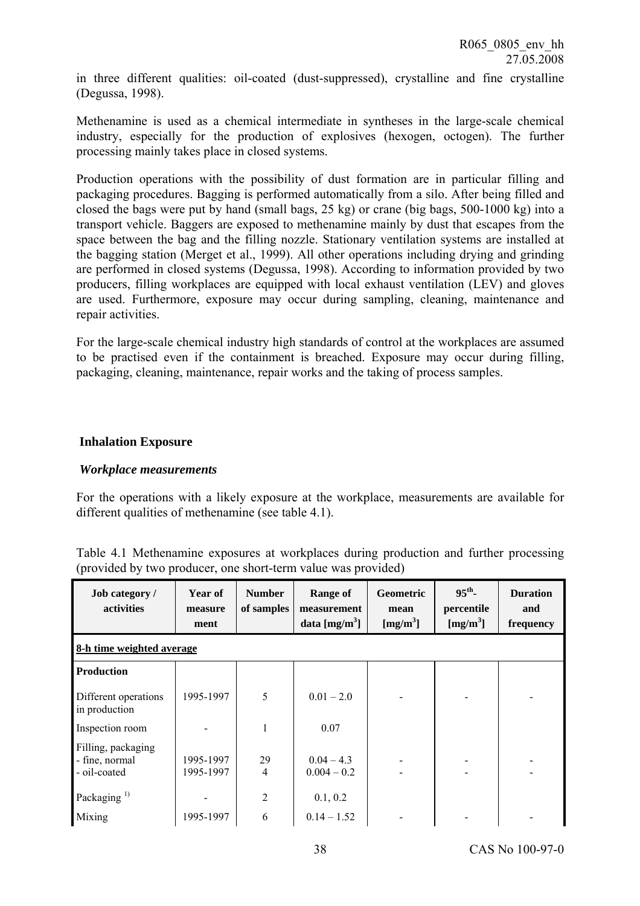in three different qualities: oil-coated (dust-suppressed), crystalline and fine crystalline (Degussa, 1998).

Methenamine is used as a chemical intermediate in syntheses in the large-scale chemical industry, especially for the production of explosives (hexogen, octogen). The further processing mainly takes place in closed systems.

Production operations with the possibility of dust formation are in particular filling and packaging procedures. Bagging is performed automatically from a silo. After being filled and closed the bags were put by hand (small bags, 25 kg) or crane (big bags, 500-1000 kg) into a transport vehicle. Baggers are exposed to methenamine mainly by dust that escapes from the space between the bag and the filling nozzle. Stationary ventilation systems are installed at the bagging station (Merget et al., 1999). All other operations including drying and grinding are performed in closed systems (Degussa, 1998). According to information provided by two producers, filling workplaces are equipped with local exhaust ventilation (LEV) and gloves are used. Furthermore, exposure may occur during sampling, cleaning, maintenance and repair activities.

For the large-scale chemical industry high standards of control at the workplaces are assumed to be practised even if the containment is breached. Exposure may occur during filling, packaging, cleaning, maintenance, repair works and the taking of process samples.

### Inhalation Exposure

#### *Workplace measurements*

For the operations with a likely exposure at the workplace, measurements are available for different qualities of methenamine (see table 4.1).

Table 4.1 Methenamine exposures at workplaces during production and further processing (provided by two producer, one short-term value was provided)

| Job category / activities | Year of measure ment | Number of samples | Range of measurement data [mg/m$^3$] | Geometric mean [mg/m$^3$] | $95^{th}$-percentile [mg/m$^3$] | Duration and frequency |
|---|---|---|---|---|---|---|
| **8-h time weighted average** | | | | | | |
| **Production** | | | | | | |
| Different operations in production | 1995-1997 | 5 | 0.01 – 2.0 | - | - | - |
| Inspection room | - | 1 | 0.07 | | | |
| Filling, packaging<br>- fine, normal<br>- oil-coated | <br>1995-1997<br>1995-1997 | <br>29<br>4 | <br>0.04 – 4.3<br>0.004 – 0.2 | <br>-<br>- | <br>-<br>- | <br>-<br>- |
| Packaging [1)] | - | 2 | 0.1, 0.2 | | | |
| Mixing | 1995-1997 | 6 | 0.14 – 1.52 | - | - | - |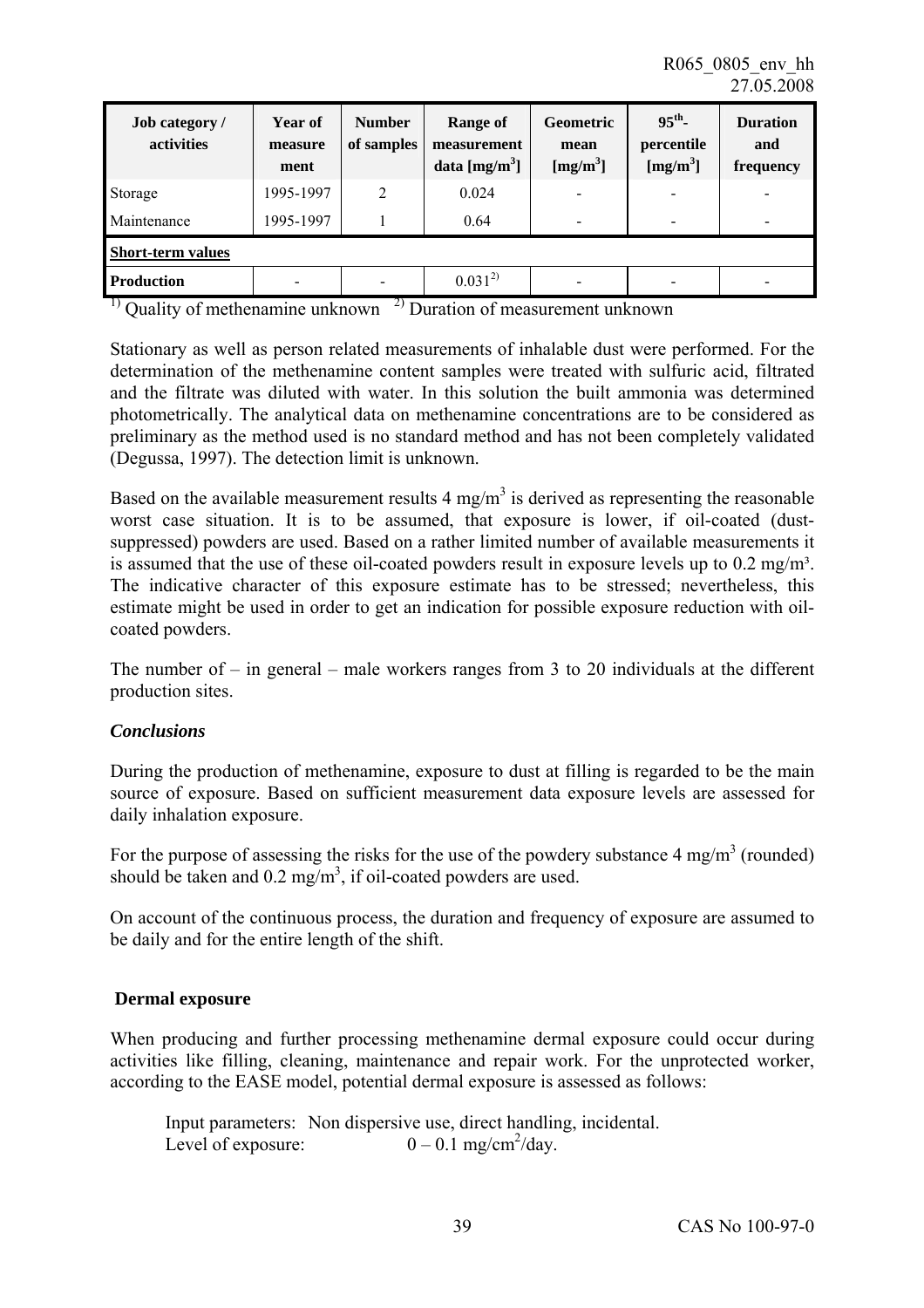| Job category / activities | Year of measure ment | Number of samples | Range of measurement data [mg/m$^3$] | Geometric mean [mg/m$^3$] | 95$^{th}$-percentile [mg/m$^3$] | Duration and frequency |
|---|---|---|---|---|---|---|
| Storage | 1995-1997 | 2 | 0.024 | - | - | - |
| Maintenance | 1995-1997 | 1 | 0.64 | - | - | - |
| **Short-term values** | | | | | | |
| **Production** | - | - | 0.031[2)] | - | - | - |

[1)] Quality of methenamine unknown [2)] Duration of measurement unknown

Stationary as well as person related measurements of inhalable dust were performed. For the determination of the methenamine content samples were treated with sulfuric acid, filtrated and the filtrate was diluted with water. In this solution the built ammonia was determined photometrically. The analytical data on methenamine concentrations are to be considered as preliminary as the method used is no standard method and has not been completely validated (Degussa, 1997). The detection limit is unknown.

Based on the available measurement results 4 mg/m$^3$ is derived as representing the reasonable worst case situation. It is to be assumed, that exposure is lower, if oil-coated (dust-suppressed) powders are used. Based on a rather limited number of available measurements it is assumed that the use of these oil-coated powders result in exposure levels up to 0.2 mg/m$^3$. The indicative character of this exposure estimate has to be stressed; nevertheless, this estimate might be used in order to get an indication for possible exposure reduction with oil-coated powders.

The number of – in general – male workers ranges from 3 to 20 individuals at the different production sites.

***Conclusions***

During the production of methenamine, exposure to dust at filling is regarded to be the main source of exposure. Based on sufficient measurement data exposure levels are assessed for daily inhalation exposure.

For the purpose of assessing the risks for the use of the powdery substance 4 mg/m$^3$ (rounded) should be taken and 0.2 mg/m$^3$, if oil-coated powders are used.

On account of the continuous process, the duration and frequency of exposure are assumed to be daily and for the entire length of the shift.

**Dermal exposure**

When producing and further processing methenamine dermal exposure could occur during activities like filling, cleaning, maintenance and repair work. For the unprotected worker, according to the EASE model, potential dermal exposure is assessed as follows:

Input parameters: Non dispersive use, direct handling, incidental.
Level of exposure: 0 – 0.1 mg/cm$^2$/day.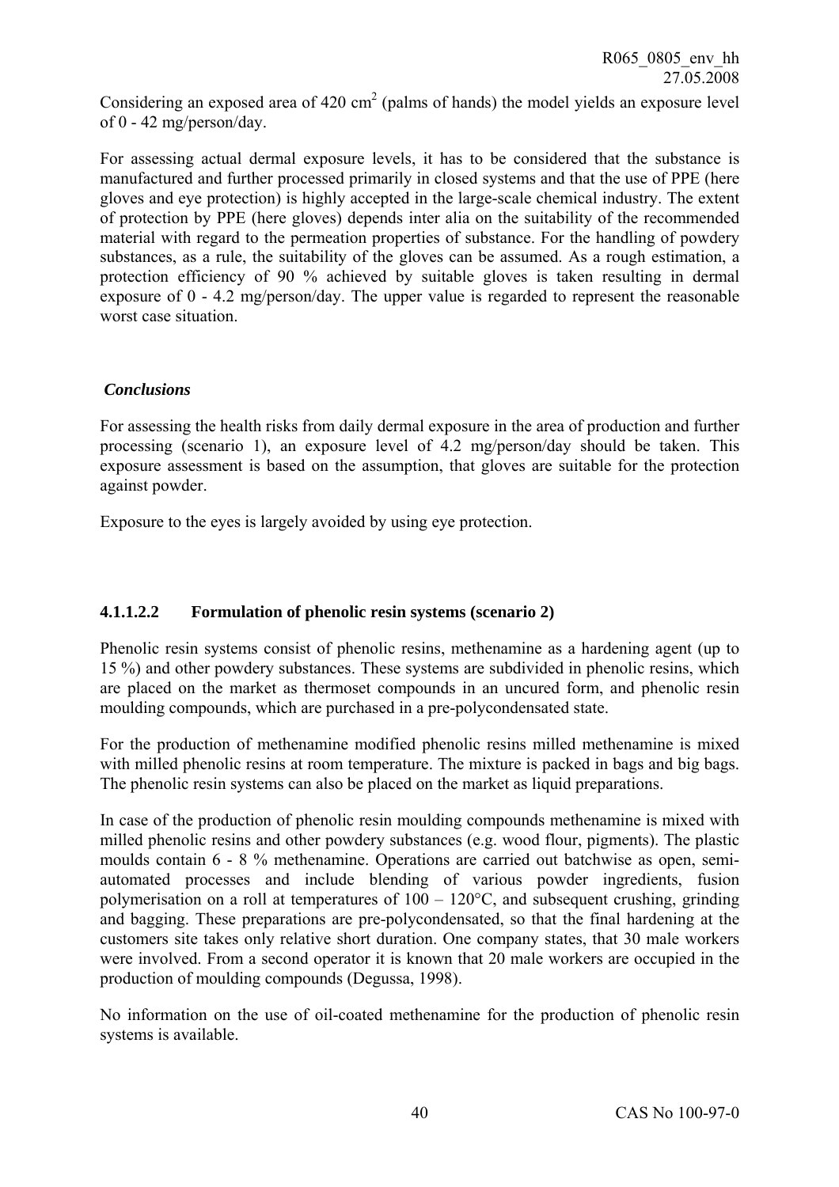Considering an exposed area of 420 $cm^2$ (palms of hands) the model yields an exposure level of 0 - 42 mg/person/day.

For assessing actual dermal exposure levels, it has to be considered that the substance is manufactured and further processed primarily in closed systems and that the use of PPE (here gloves and eye protection) is highly accepted in the large-scale chemical industry. The extent of protection by PPE (here gloves) depends inter alia on the suitability of the recommended material with regard to the permeation properties of substance. For the handling of powdery substances, as a rule, the suitability of the gloves can be assumed. As a rough estimation, a protection efficiency of 90 % achieved by suitable gloves is taken resulting in dermal exposure of 0 - 4.2 mg/person/day. The upper value is regarded to represent the reasonable worst case situation.

***Conclusions***

For assessing the health risks from daily dermal exposure in the area of production and further processing (scenario 1), an exposure level of 4.2 mg/person/day should be taken. This exposure assessment is based on the assumption, that gloves are suitable for the protection against powder.

Exposure to the eyes is largely avoided by using eye protection.

#### 4.1.1.2.2 Formulation of phenolic resin systems (scenario 2)

Phenolic resin systems consist of phenolic resins, methenamine as a hardening agent (up to 15 %) and other powdery substances. These systems are subdivided in phenolic resins, which are placed on the market as thermoset compounds in an uncured form, and phenolic resin moulding compounds, which are purchased in a pre-polycondensated state.

For the production of methenamine modified phenolic resins milled methenamine is mixed with milled phenolic resins at room temperature. The mixture is packed in bags and big bags. The phenolic resin systems can also be placed on the market as liquid preparations.

In case of the production of phenolic resin moulding compounds methenamine is mixed with milled phenolic resins and other powdery substances (e.g. wood flour, pigments). The plastic moulds contain 6 - 8 % methenamine. Operations are carried out batchwise as open, semi-automated processes and include blending of various powder ingredients, fusion polymerisation on a roll at temperatures of 100 – 120°C, and subsequent crushing, grinding and bagging. These preparations are pre-polycondensated, so that the final hardening at the customers site takes only relative short duration. One company states, that 30 male workers were involved. From a second operator it is known that 20 male workers are occupied in the production of moulding compounds (Degussa, 1998).

No information on the use of oil-coated methenamine for the production of phenolic resin systems is available.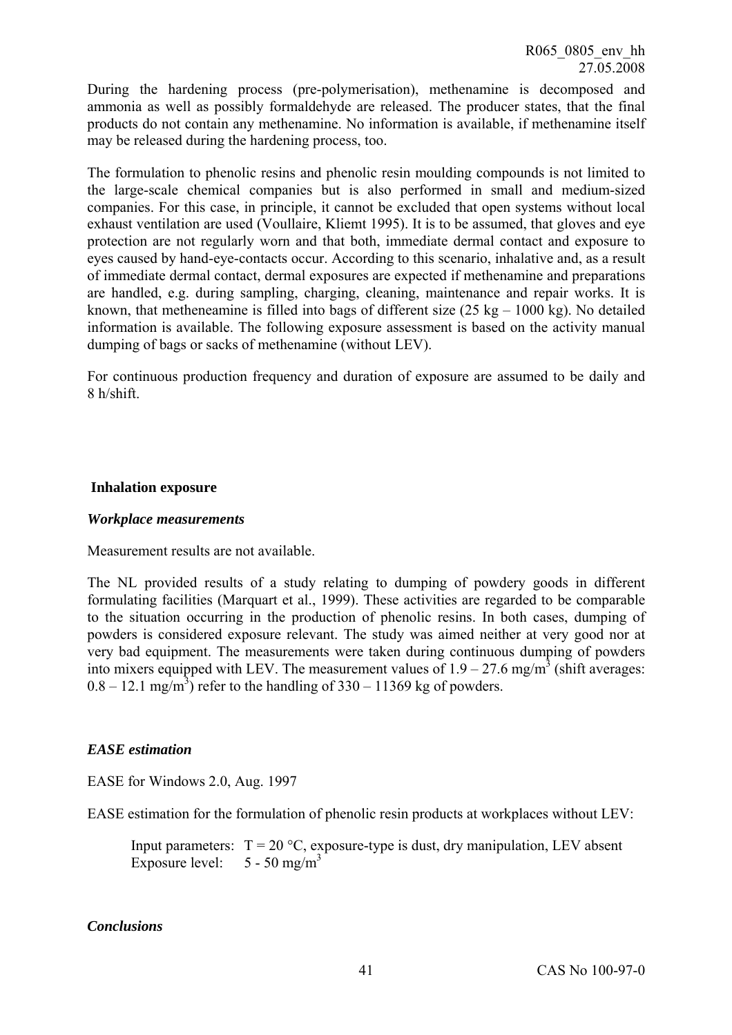During the hardening process (pre-polymerisation), methenamine is decomposed and ammonia as well as possibly formaldehyde are released. The producer states, that the final products do not contain any methenamine. No information is available, if methenamine itself may be released during the hardening process, too.

The formulation to phenolic resins and phenolic resin moulding compounds is not limited to the large-scale chemical companies but is also performed in small and medium-sized companies. For this case, in principle, it cannot be excluded that open systems without local exhaust ventilation are used (Voullaire, Kliemt 1995). It is to be assumed, that gloves and eye protection are not regularly worn and that both, immediate dermal contact and exposure to eyes caused by hand-eye-contacts occur. According to this scenario, inhalative and, as a result of immediate dermal contact, dermal exposures are expected if methenamine and preparations are handled, e.g. during sampling, charging, cleaning, maintenance and repair works. It is known, that metheneamine is filled into bags of different size (25 kg – 1000 kg). No detailed information is available. The following exposure assessment is based on the activity manual dumping of bags or sacks of methenamine (without LEV).

For continuous production frequency and duration of exposure are assumed to be daily and 8 h/shift.

**Inhalation exposure**

***Workplace measurements***

Measurement results are not available.

The NL provided results of a study relating to dumping of powdery goods in different formulating facilities (Marquart et al., 1999). These activities are regarded to be comparable to the situation occurring in the production of phenolic resins. In both cases, dumping of powders is considered exposure relevant. The study was aimed neither at very good nor at very bad equipment. The measurements were taken during continuous dumping of powders into mixers equipped with LEV. The measurement values of 1.9 – 27.6 mg/m$^3$ (shift averages: 0.8 – 12.1 mg/m$^3$) refer to the handling of 330 – 11369 kg of powders.

***EASE estimation***

EASE for Windows 2.0, Aug. 1997

EASE estimation for the formulation of phenolic resin products at workplaces without LEV:

Input parameters: T = 20 °C, exposure-type is dust, dry manipulation, LEV absent
Exposure level: 5 - 50 mg/m$^3$

***Conclusions***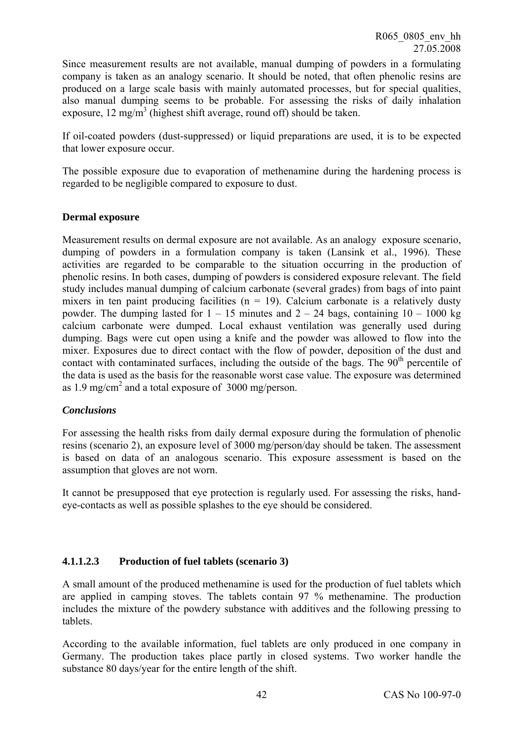Since measurement results are not available, manual dumping of powders in a formulating company is taken as an analogy scenario. It should be noted, that often phenolic resins are produced on a large scale basis with mainly automated processes, but for special qualities, also manual dumping seems to be probable. For assessing the risks of daily inhalation exposure, 12 $mg/m^3$ (highest shift average, round off) should be taken.

If oil-coated powders (dust-suppressed) or liquid preparations are used, it is to be expected that lower exposure occur.

The possible exposure due to evaporation of methenamine during the hardening process is regarded to be negligible compared to exposure to dust.

**Dermal exposure**

Measurement results on dermal exposure are not available. As an analogy exposure scenario, dumping of powders in a formulation company is taken (Lansink et al., 1996). These activities are regarded to be comparable to the situation occurring in the production of phenolic resins. In both cases, dumping of powders is considered exposure relevant. The field study includes manual dumping of calcium carbonate (several grades) from bags of into paint mixers in ten paint producing facilities (n = 19). Calcium carbonate is a relatively dusty powder. The dumping lasted for 1 – 15 minutes and 2 – 24 bags, containing 10 – 1000 kg calcium carbonate were dumped. Local exhaust ventilation was generally used during dumping. Bags were cut open using a knife and the powder was allowed to flow into the mixer. Exposures due to direct contact with the flow of powder, deposition of the dust and contact with contaminated surfaces, including the outside of the bags. The $90^{th}$ percentile of the data is used as the basis for the reasonable worst case value. The exposure was determined as 1.9 $mg/cm^2$ and a total exposure of 3000 mg/person.

***Conclusions***

For assessing the health risks from daily dermal exposure during the formulation of phenolic resins (scenario 2), an exposure level of 3000 mg/person/day should be taken. The assessment is based on data of an analogous scenario. This exposure assessment is based on the assumption that gloves are not worn.

It cannot be presupposed that eye protection is regularly used. For assessing the risks, hand-eye-contacts as well as possible splashes to the eye should be considered.

#### 4.1.1.2.3 Production of fuel tablets (scenario 3)

A small amount of the produced methenamine is used for the production of fuel tablets which are applied in camping stoves. The tablets contain 97 % methenamine. The production includes the mixture of the powdery substance with additives and the following pressing to tablets.

According to the available information, fuel tablets are only produced in one company in Germany. The production takes place partly in closed systems. Two worker handle the substance 80 days/year for the entire length of the shift.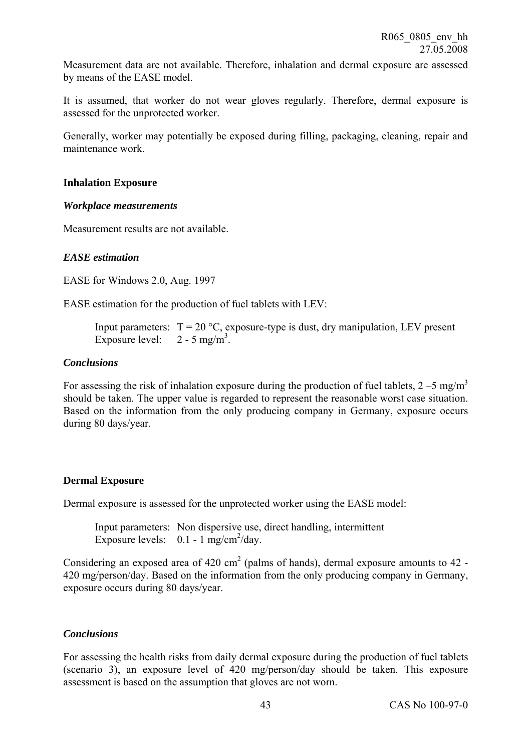Measurement data are not available. Therefore, inhalation and dermal exposure are assessed by means of the EASE model.

It is assumed, that worker do not wear gloves regularly. Therefore, dermal exposure is assessed for the unprotected worker.

Generally, worker may potentially be exposed during filling, packaging, cleaning, repair and maintenance work.

**Inhalation Exposure**

***Workplace measurements***

Measurement results are not available.

***EASE estimation***

EASE for Windows 2.0, Aug. 1997

EASE estimation for the production of fuel tablets with LEV:

> Input parameters: T = 20 °C, exposure-type is dust, dry manipulation, LEV present
> Exposure level: 2 - 5 mg/m$^3$.

***Conclusions***

For assessing the risk of inhalation exposure during the production of fuel tablets, 2 –5 mg/m$^3$ should be taken. The upper value is regarded to represent the reasonable worst case situation. Based on the information from the only producing company in Germany, exposure occurs during 80 days/year.

**Dermal Exposure**

Dermal exposure is assessed for the unprotected worker using the EASE model:

> Input parameters: Non dispersive use, direct handling, intermittent
> Exposure levels: 0.1 - 1 mg/cm$^2$/day.

Considering an exposed area of 420 cm$^2$ (palms of hands), dermal exposure amounts to 42 - 420 mg/person/day. Based on the information from the only producing company in Germany, exposure occurs during 80 days/year.

***Conclusions***

For assessing the health risks from daily dermal exposure during the production of fuel tablets (scenario 3), an exposure level of 420 mg/person/day should be taken. This exposure assessment is based on the assumption that gloves are not worn.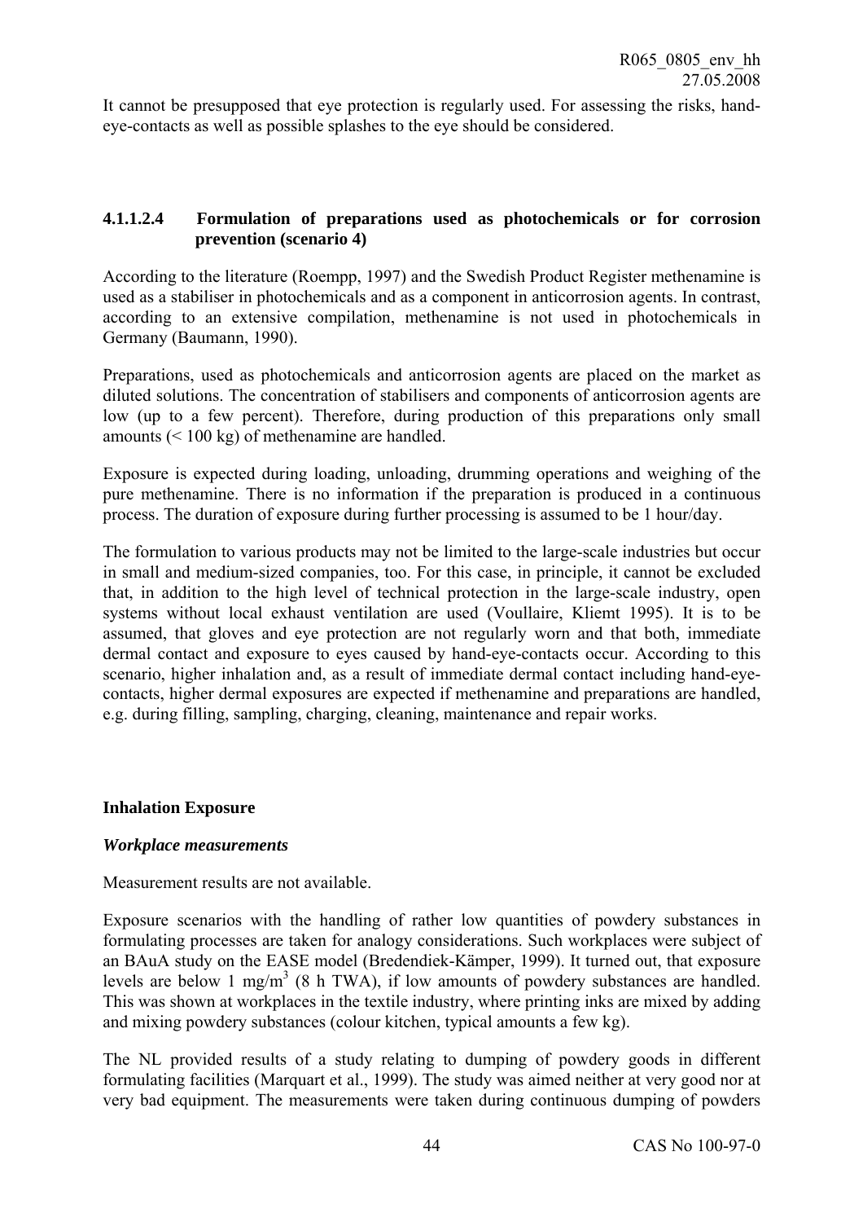It cannot be presupposed that eye protection is regularly used. For assessing the risks, hand-eye-contacts as well as possible splashes to the eye should be considered.

#### 4.1.1.2.4 Formulation of preparations used as photochemicals or for corrosion prevention (scenario 4)

According to the literature (Roempp, 1997) and the Swedish Product Register methenamine is used as a stabiliser in photochemicals and as a component in anticorrosion agents. In contrast, according to an extensive compilation, methenamine is not used in photochemicals in Germany (Baumann, 1990).

Preparations, used as photochemicals and anticorrosion agents are placed on the market as diluted solutions. The concentration of stabilisers and components of anticorrosion agents are low (up to a few percent). Therefore, during production of this preparations only small amounts (< 100 kg) of methenamine are handled.

Exposure is expected during loading, unloading, drumming operations and weighing of the pure methenamine. There is no information if the preparation is produced in a continuous process. The duration of exposure during further processing is assumed to be 1 hour/day.

The formulation to various products may not be limited to the large-scale industries but occur in small and medium-sized companies, too. For this case, in principle, it cannot be excluded that, in addition to the high level of technical protection in the large-scale industry, open systems without local exhaust ventilation are used (Voullaire, Kliemt 1995). It is to be assumed, that gloves and eye protection are not regularly worn and that both, immediate dermal contact and exposure to eyes caused by hand-eye-contacts occur. According to this scenario, higher inhalation and, as a result of immediate dermal contact including hand-eye-contacts, higher dermal exposures are expected if methenamine and preparations are handled, e.g. during filling, sampling, charging, cleaning, maintenance and repair works.

**Inhalation Exposure**

***Workplace measurements***

Measurement results are not available.

Exposure scenarios with the handling of rather low quantities of powdery substances in formulating processes are taken for analogy considerations. Such workplaces were subject of an BAuA study on the EASE model (Bredendiek-Kämper, 1999). It turned out, that exposure levels are below 1 mg/m$^3$ (8 h TWA), if low amounts of powdery substances are handled. This was shown at workplaces in the textile industry, where printing inks are mixed by adding and mixing powdery substances (colour kitchen, typical amounts a few kg).

The NL provided results of a study relating to dumping of powdery goods in different formulating facilities (Marquart et al., 1999). The study was aimed neither at very good nor at very bad equipment. The measurements were taken during continuous dumping of powders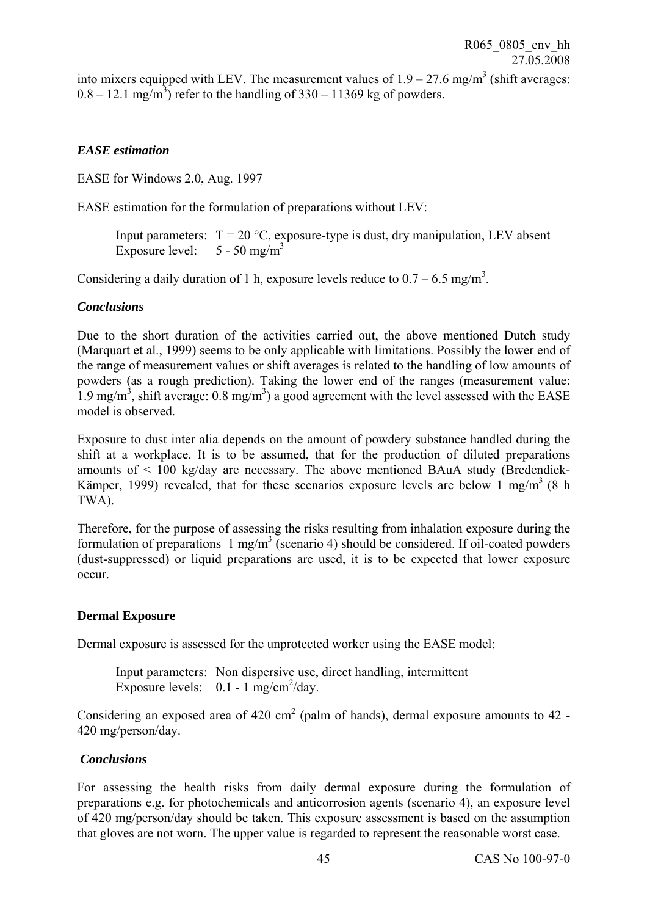into mixers equipped with LEV. The measurement values of 1.9 – 27.6 mg/m$^3$ (shift averages: 0.8 – 12.1 mg/m$^3$) refer to the handling of 330 – 11369 kg of powders.

### *EASE estimation*

EASE for Windows 2.0, Aug. 1997

EASE estimation for the formulation of preparations without LEV:

> Input parameters: T = 20 °C, exposure-type is dust, dry manipulation, LEV absent
> Exposure level: 5 - 50 mg/m$^3$

Considering a daily duration of 1 h, exposure levels reduce to 0.7 – 6.5 mg/m$^3$.

### *Conclusions*

Due to the short duration of the activities carried out, the above mentioned Dutch study (Marquart et al., 1999) seems to be only applicable with limitations. Possibly the lower end of the range of measurement values or shift averages is related to the handling of low amounts of powders (as a rough prediction). Taking the lower end of the ranges (measurement value: 1.9 mg/m$^3$, shift average: 0.8 mg/m$^3$) a good agreement with the level assessed with the EASE model is observed.

Exposure to dust inter alia depends on the amount of powdery substance handled during the shift at a workplace. It is to be assumed, that for the production of diluted preparations amounts of < 100 kg/day are necessary. The above mentioned BAuA study (Bredendiek-Kämper, 1999) revealed, that for these scenarios exposure levels are below 1 mg/m$^3$ (8 h TWA).

Therefore, for the purpose of assessing the risks resulting from inhalation exposure during the formulation of preparations 1 mg/m$^3$ (scenario 4) should be considered. If oil-coated powders (dust-suppressed) or liquid preparations are used, it is to be expected that lower exposure occur.

### **Dermal Exposure**

Dermal exposure is assessed for the unprotected worker using the EASE model:

> Input parameters: Non dispersive use, direct handling, intermittent
> Exposure levels: 0.1 - 1 mg/cm$^2$/day.

Considering an exposed area of 420 cm$^2$ (palm of hands), dermal exposure amounts to 42 - 420 mg/person/day.

### *Conclusions*

For assessing the health risks from daily dermal exposure during the formulation of preparations e.g. for photochemicals and anticorrosion agents (scenario 4), an exposure level of 420 mg/person/day should be taken. This exposure assessment is based on the assumption that gloves are not worn. The upper value is regarded to represent the reasonable worst case.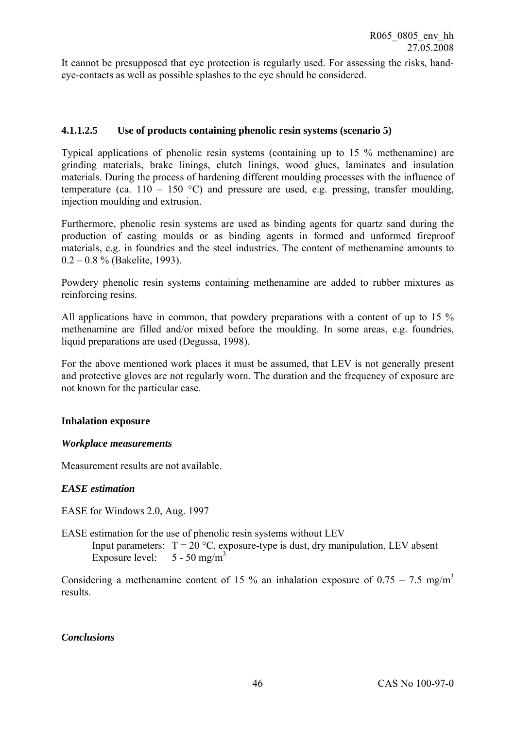It cannot be presupposed that eye protection is regularly used. For assessing the risks, hand-eye-contacts as well as possible splashes to the eye should be considered.

#### 4.1.1.2.5 Use of products containing phenolic resin systems (scenario 5)

Typical applications of phenolic resin systems (containing up to 15 % methenamine) are grinding materials, brake linings, clutch linings, wood glues, laminates and insulation materials. During the process of hardening different moulding processes with the influence of temperature (ca. 110 – 150 °C) and pressure are used, e.g. pressing, transfer moulding, injection moulding and extrusion.

Furthermore, phenolic resin systems are used as binding agents for quartz sand during the production of casting moulds or as binding agents in formed and unformed fireproof materials, e.g. in foundries and the steel industries. The content of methenamine amounts to 0.2 – 0.8 % (Bakelite, 1993).

Powdery phenolic resin systems containing methenamine are added to rubber mixtures as reinforcing resins.

All applications have in common, that powdery preparations with a content of up to 15 % methenamine are filled and/or mixed before the moulding. In some areas, e.g. foundries, liquid preparations are used (Degussa, 1998).

For the above mentioned work places it must be assumed, that LEV is not generally present and protective gloves are not regularly worn. The duration and the frequency of exposure are not known for the particular case.

**Inhalation exposure**

***Workplace measurements***

Measurement results are not available.

***EASE estimation***

EASE for Windows 2.0, Aug. 1997

EASE estimation for the use of phenolic resin systems without LEV
Input parameters: T = 20 °C, exposure-type is dust, dry manipulation, LEV absent
Exposure level: 5 - 50 mg/m$^3$

Considering a methenamine content of 15 % an inhalation exposure of 0.75 – 7.5 mg/m$^3$ results.

***Conclusions***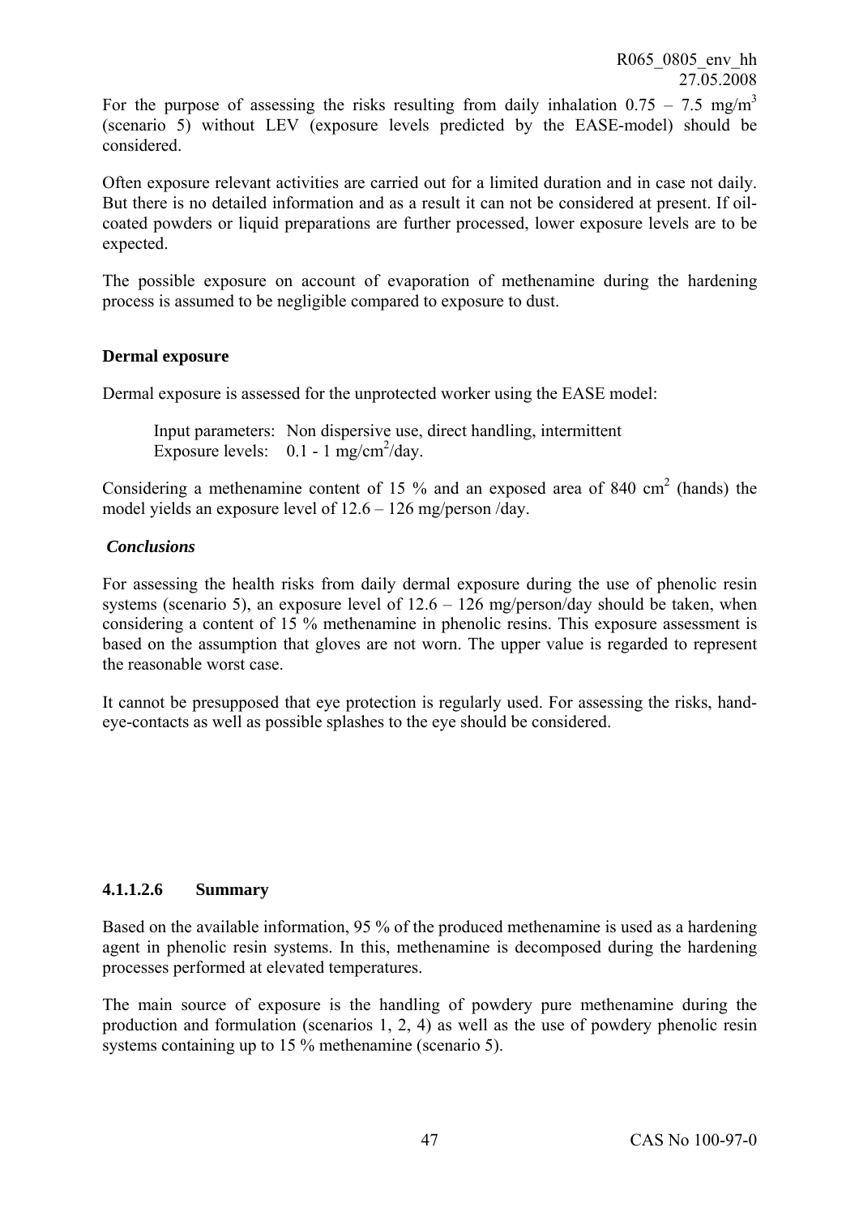For the purpose of assessing the risks resulting from daily inhalation 0.75 – 7.5 mg/m$^3$ (scenario 5) without LEV (exposure levels predicted by the EASE-model) should be considered.

Often exposure relevant activities are carried out for a limited duration and in case not daily. But there is no detailed information and as a result it can not be considered at present. If oil-coated powders or liquid preparations are further processed, lower exposure levels are to be expected.

The possible exposure on account of evaporation of methenamine during the hardening process is assumed to be negligible compared to exposure to dust.

**Dermal exposure**

Dermal exposure is assessed for the unprotected worker using the EASE model:

Input parameters: Non dispersive use, direct handling, intermittent
Exposure levels: 0.1 - 1 mg/cm$^2$/day.

Considering a methenamine content of 15 % and an exposed area of 840 cm$^2$ (hands) the model yields an exposure level of 12.6 – 126 mg/person /day.

***Conclusions***

For assessing the health risks from daily dermal exposure during the use of phenolic resin systems (scenario 5), an exposure level of 12.6 – 126 mg/person/day should be taken, when considering a content of 15 % methenamine in phenolic resins. This exposure assessment is based on the assumption that gloves are not worn. The upper value is regarded to represent the reasonable worst case.

It cannot be presupposed that eye protection is regularly used. For assessing the risks, hand-eye-contacts as well as possible splashes to the eye should be considered.

#### 4.1.1.2.6 Summary

Based on the available information, 95 % of the produced methenamine is used as a hardening agent in phenolic resin systems. In this, methenamine is decomposed during the hardening processes performed at elevated temperatures.

The main source of exposure is the handling of powdery pure methenamine during the production and formulation (scenarios 1, 2, 4) as well as the use of powdery phenolic resin systems containing up to 15 % methenamine (scenario 5).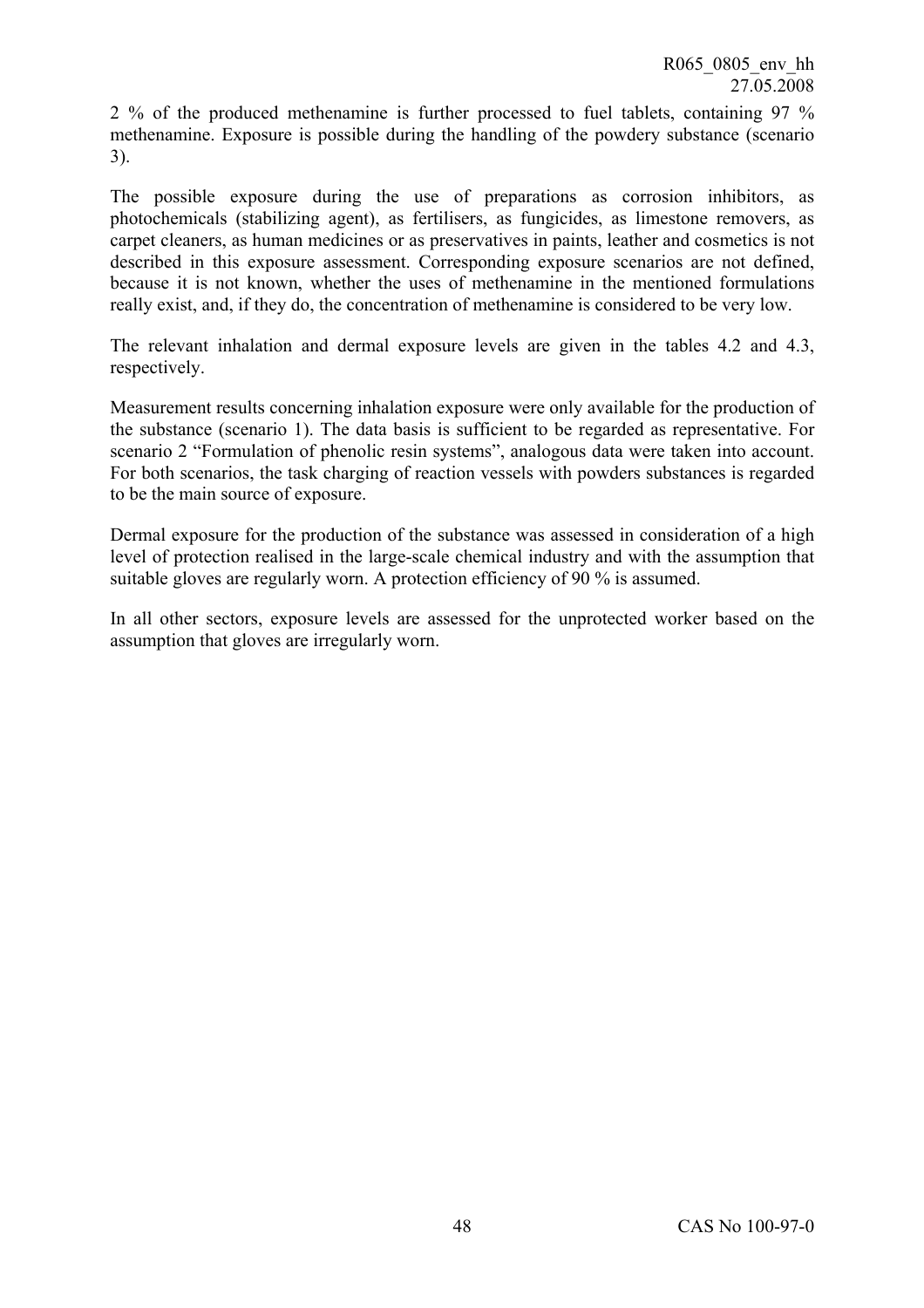2 % of the produced methenamine is further processed to fuel tablets, containing 97 % methenamine. Exposure is possible during the handling of the powdery substance (scenario 3).

The possible exposure during the use of preparations as corrosion inhibitors, as photochemicals (stabilizing agent), as fertilisers, as fungicides, as limestone removers, as carpet cleaners, as human medicines or as preservatives in paints, leather and cosmetics is not described in this exposure assessment. Corresponding exposure scenarios are not defined, because it is not known, whether the uses of methenamine in the mentioned formulations really exist, and, if they do, the concentration of methenamine is considered to be very low.

The relevant inhalation and dermal exposure levels are given in the tables 4.2 and 4.3, respectively.

Measurement results concerning inhalation exposure were only available for the production of the substance (scenario 1). The data basis is sufficient to be regarded as representative. For scenario 2 "Formulation of phenolic resin systems", analogous data were taken into account. For both scenarios, the task charging of reaction vessels with powders substances is regarded to be the main source of exposure.

Dermal exposure for the production of the substance was assessed in consideration of a high level of protection realised in the large-scale chemical industry and with the assumption that suitable gloves are regularly worn. A protection efficiency of 90 % is assumed.

In all other sectors, exposure levels are assessed for the unprotected worker based on the assumption that gloves are irregularly worn.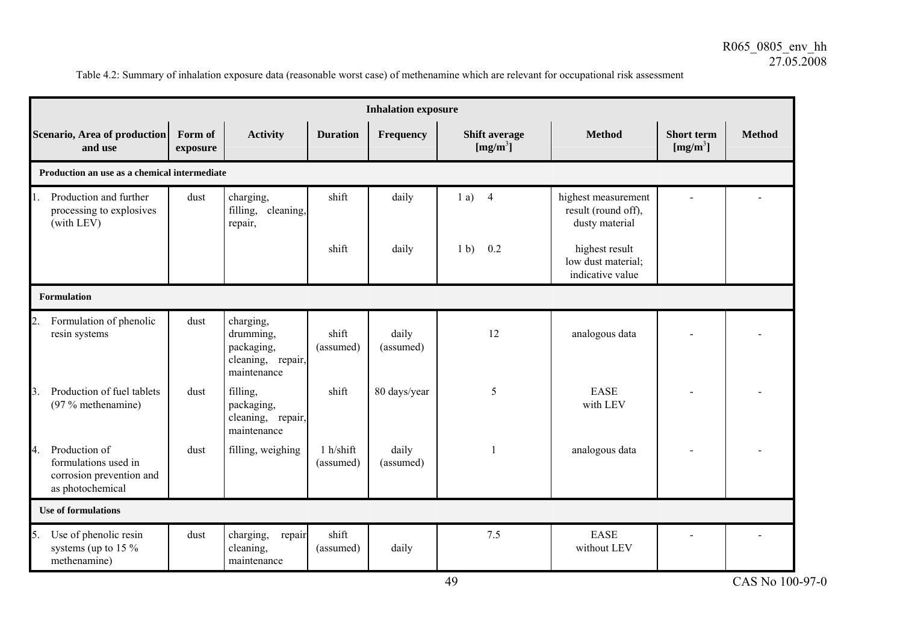Table 4.2: Summary of inhalation exposure data (reasonable worst case) of methenamine which are relevant for occupational risk assessment

| Inhalation exposure | | | | | | | | |
|---|---|---|---|---|---|---|---|---|
| **Scenario, Area of production and use** | **Form of exposure** | **Activity** | **Duration** | **Frequency** | **Shift average [mg/m$^3$]** | **Method** | **Short term [mg/m$^3$]** | **Method** |
| **Production an use as a chemical intermediate** | | | | | | | | |
| 1. Production and further processing to explosives (with LEV) | dust | charging, filling, cleaning, repair, | shift | daily | 1 a) 4 | highest measurement result (round off), dusty material | - | - |
| | | | shift | daily | 1 b) 0.2 | highest result low dust material; indicative value | | |
| **Formulation** | | | | | | | | |
| 2. Formulation of phenolic resin systems | dust | charging, drumming, packaging, cleaning, repair, maintenance | shift (assumed) | daily (assumed) | 12 | analogous data | - | - |
| 3. Production of fuel tablets (97 % methenamine) | dust | filling, packaging, cleaning, repair, maintenance | shift | 80 days/year | 5 | EASE with LEV | - | - |
| 4. Production of formulations used in corrosion prevention and as photochemical | dust | filling, weighing | 1 h/shift (assumed) | daily (assumed) | 1 | analogous data | - | - |
| **Use of formulations** | | | | | | | | |
| 5. Use of phenolic resin systems (up to 15 % methenamine) | dust | charging, repair cleaning, maintenance | shift (assumed) | daily | 7.5 | EASE without LEV | - | - |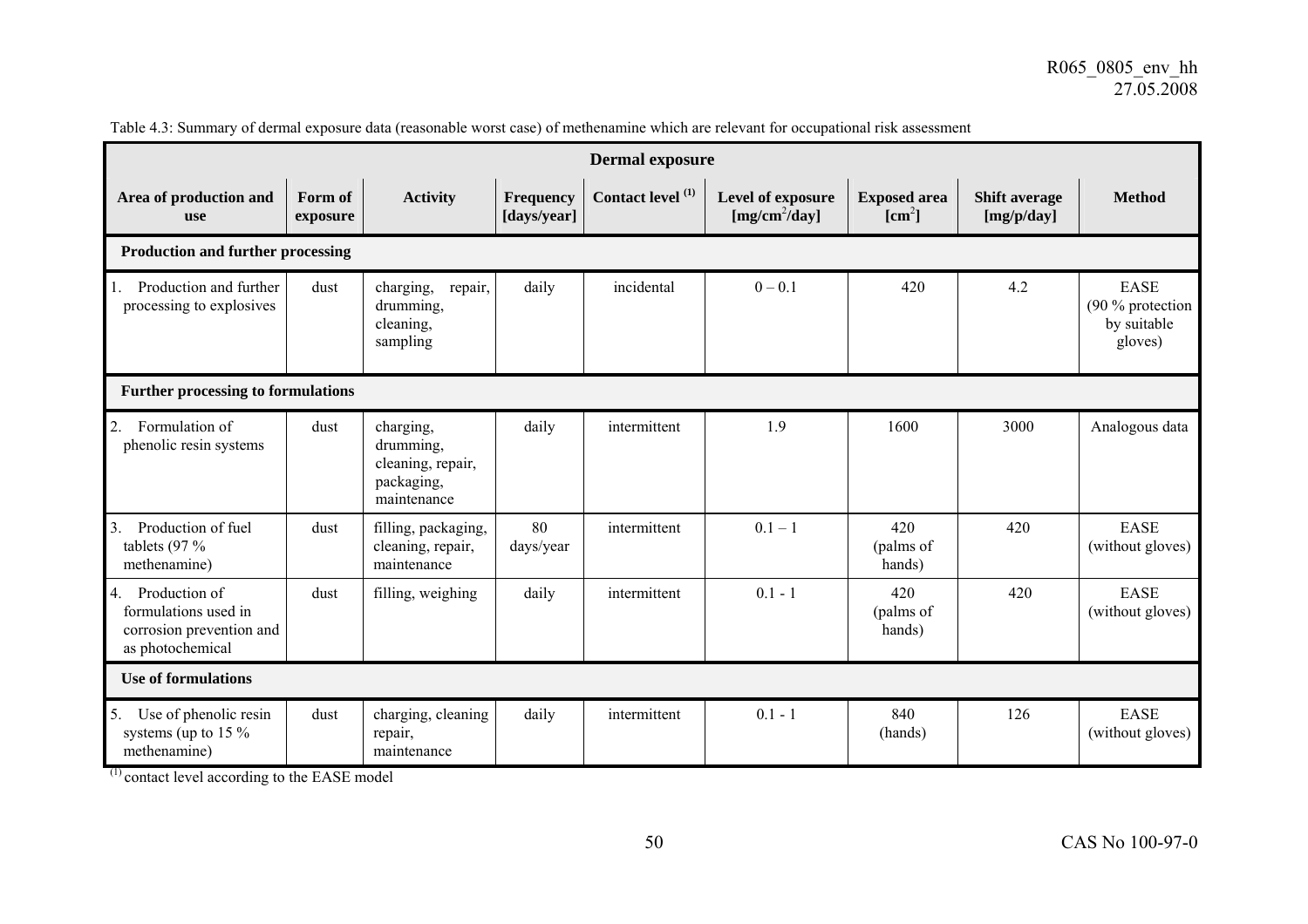Table 4.3: Summary of dermal exposure data (reasonable worst case) of methenamine which are relevant for occupational risk assessment

| Dermal exposure | | | | | | | | |
|---|---|---|---|---|---|---|---|---|
| **Area of production and use** | **Form of exposure** | **Activity** | **Frequency [days/year]** | **Contact level [(1)]** | **Level of exposure [$mg/cm^2$/day]** | **Exposed area [$cm^2$]** | **Shift average [mg/p/day]** | **Method** |
| **Production and further processing** | | | | | | | | |
| 1. Production and further processing to explosives | dust | charging, repair, drumming, cleaning, sampling | daily | incidental | 0 – 0.1 | 420 | 4.2 | EASE (90 % protection by suitable gloves) |
| **Further processing to formulations** | | | | | | | | |
| 2. Formulation of phenolic resin systems | dust | charging, drumming, cleaning, repair, packaging, maintenance | daily | intermittent | 1.9 | 1600 | 3000 | Analogous data |
| 3. Production of fuel tablets (97 % methenamine) | dust | filling, packaging, cleaning, repair, maintenance | 80 days/year | intermittent | 0.1 – 1 | 420 (palms of hands) | 420 | EASE (without gloves) |
| 4. Production of formulations used in corrosion prevention and as photochemical | dust | filling, weighing | daily | intermittent | 0.1 - 1 | 420 (palms of hands) | 420 | EASE (without gloves) |
| **Use of formulations** | | | | | | | | |
| 5. Use of phenolic resin systems (up to 15 % methenamine) | dust | charging, cleaning repair, maintenance | daily | intermittent | 0.1 - 1 | 840 (hands) | 126 | EASE (without gloves) |

[(1)] contact level according to the EASE model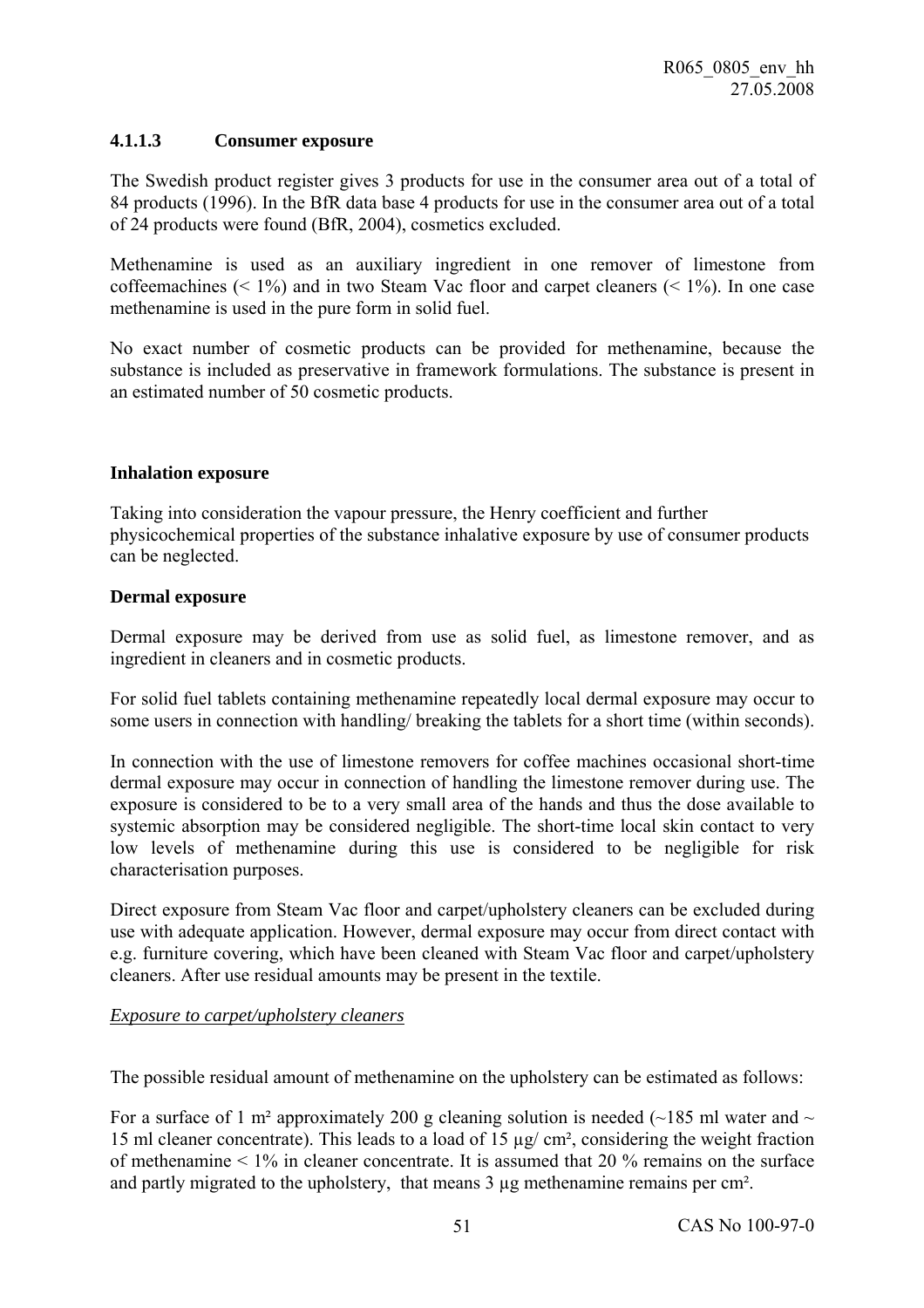#### 4.1.1.3 Consumer exposure

The Swedish product register gives 3 products for use in the consumer area out of a total of 84 products (1996). In the BfR data base 4 products for use in the consumer area out of a total of 24 products were found (BfR, 2004), cosmetics excluded.

Methenamine is used as an auxiliary ingredient in one remover of limestone from coffeemachines (< 1%) and in two Steam Vac floor and carpet cleaners (< 1%). In one case methenamine is used in the pure form in solid fuel.

No exact number of cosmetic products can be provided for methenamine, because the substance is included as preservative in framework formulations. The substance is present in an estimated number of 50 cosmetic products.

**Inhalation exposure**

Taking into consideration the vapour pressure, the Henry coefficient and further physicochemical properties of the substance inhalative exposure by use of consumer products can be neglected.

**Dermal exposure**

Dermal exposure may be derived from use as solid fuel, as limestone remover, and as ingredient in cleaners and in cosmetic products.

For solid fuel tablets containing methenamine repeatedly local dermal exposure may occur to some users in connection with handling/ breaking the tablets for a short time (within seconds).

In connection with the use of limestone removers for coffee machines occasional short-time dermal exposure may occur in connection of handling the limestone remover during use. The exposure is considered to be to a very small area of the hands and thus the dose available to systemic absorption may be considered negligible. The short-time local skin contact to very low levels of methenamine during this use is considered to be negligible for risk characterisation purposes.

Direct exposure from Steam Vac floor and carpet/upholstery cleaners can be excluded during use with adequate application. However, dermal exposure may occur from direct contact with e.g. furniture covering, which have been cleaned with Steam Vac floor and carpet/upholstery cleaners. After use residual amounts may be present in the textile.

*Exposure to carpet/upholstery cleaners*

The possible residual amount of methenamine on the upholstery can be estimated as follows:

For a surface of 1 m² approximately 200 g cleaning solution is needed (~185 ml water and ~ 15 ml cleaner concentrate). This leads to a load of 15 µg/ cm², considering the weight fraction of methenamine < 1% in cleaner concentrate. It is assumed that 20 % remains on the surface and partly migrated to the upholstery, that means 3 µg methenamine remains per cm².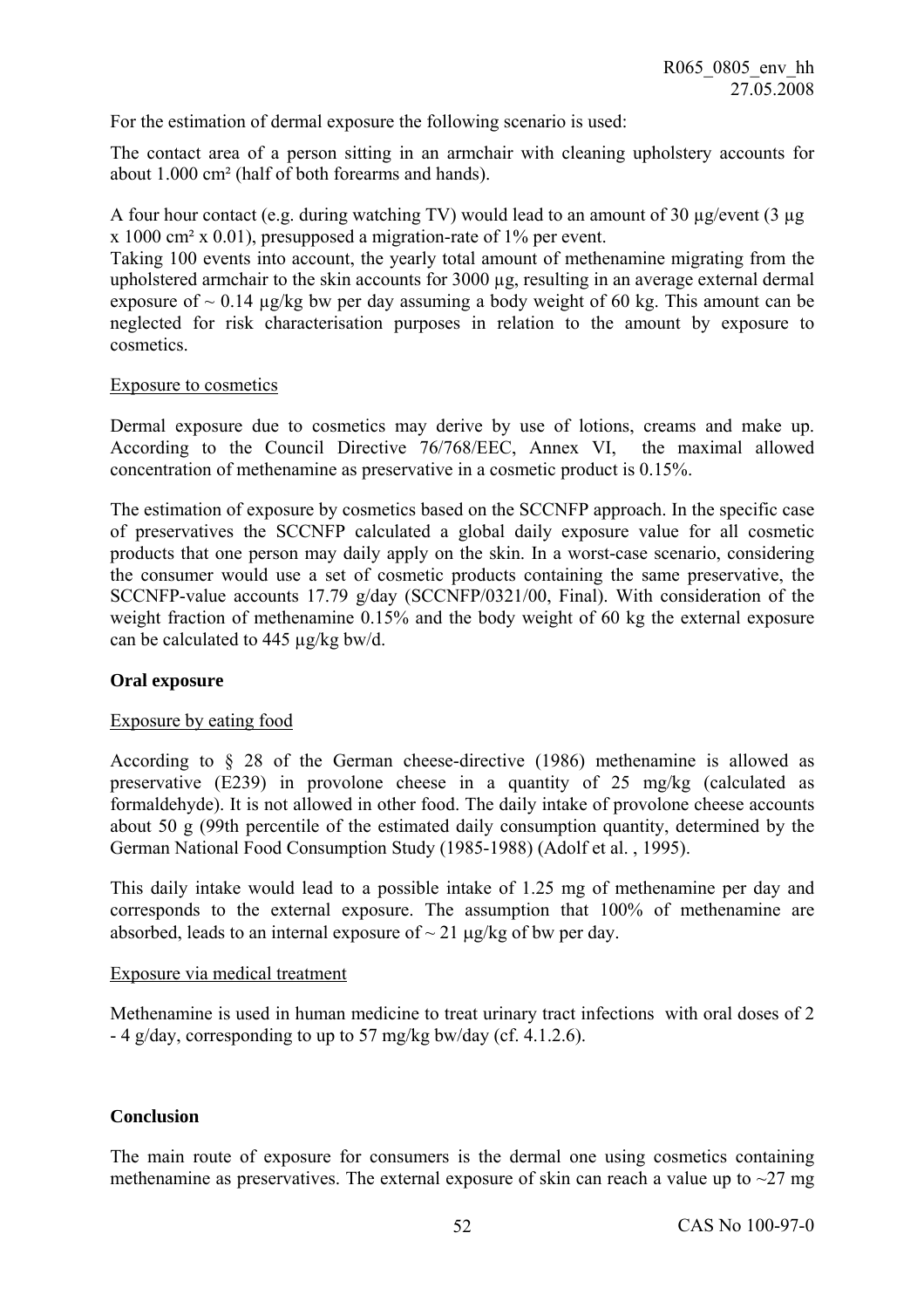For the estimation of dermal exposure the following scenario is used:

The contact area of a person sitting in an armchair with cleaning upholstery accounts for about 1.000 cm² (half of both forearms and hands).

A four hour contact (e.g. during watching TV) would lead to an amount of 30 µg/event (3 µg x 1000 cm² x 0.01), presupposed a migration-rate of 1% per event.
Taking 100 events into account, the yearly total amount of methenamine migrating from the upholstered armchair to the skin accounts for 3000 µg, resulting in an average external dermal exposure of ~ 0.14 µg/kg bw per day assuming a body weight of 60 kg. This amount can be neglected for risk characterisation purposes in relation to the amount by exposure to cosmetics.

Exposure to cosmetics

Dermal exposure due to cosmetics may derive by use of lotions, creams and make up. According to the Council Directive 76/768/EEC, Annex VI, the maximal allowed concentration of methenamine as preservative in a cosmetic product is 0.15%.

The estimation of exposure by cosmetics based on the SCCNFP approach. In the specific case of preservatives the SCCNFP calculated a global daily exposure value for all cosmetic products that one person may daily apply on the skin. In a worst-case scenario, considering the consumer would use a set of cosmetic products containing the same preservative, the SCCNFP-value accounts 17.79 g/day (SCCNFP/0321/00, Final). With consideration of the weight fraction of methenamine 0.15% and the body weight of 60 kg the external exposure can be calculated to 445 µg/kg bw/d.

**Oral exposure**

Exposure by eating food

According to § 28 of the German cheese-directive (1986) methenamine is allowed as preservative (E239) in provolone cheese in a quantity of 25 mg/kg (calculated as formaldehyde). It is not allowed in other food. The daily intake of provolone cheese accounts about 50 g (99th percentile of the estimated daily consumption quantity, determined by the German National Food Consumption Study (1985-1988) (Adolf et al. , 1995).

This daily intake would lead to a possible intake of 1.25 mg of methenamine per day and corresponds to the external exposure. The assumption that 100% of methenamine are absorbed, leads to an internal exposure of ~ 21 µg/kg of bw per day.

Exposure via medical treatment

Methenamine is used in human medicine to treat urinary tract infections with oral doses of 2 - 4 g/day, corresponding to up to 57 mg/kg bw/day (cf. 4.1.2.6).

**Conclusion**

The main route of exposure for consumers is the dermal one using cosmetics containing methenamine as preservatives. The external exposure of skin can reach a value up to ~27 mg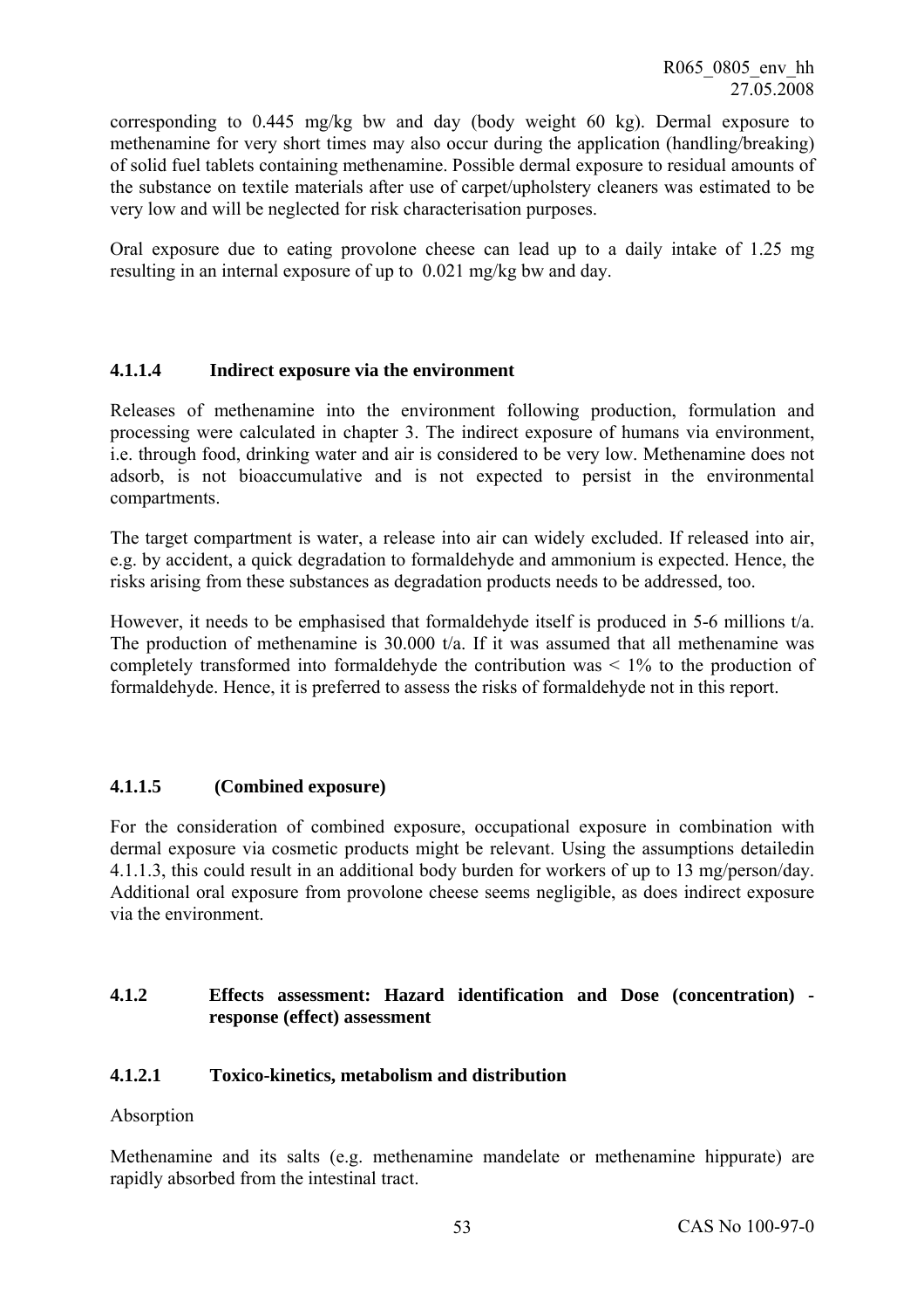corresponding to 0.445 mg/kg bw and day (body weight 60 kg). Dermal exposure to methenamine for very short times may also occur during the application (handling/breaking) of solid fuel tablets containing methenamine. Possible dermal exposure to residual amounts of the substance on textile materials after use of carpet/upholstery cleaners was estimated to be very low and will be neglected for risk characterisation purposes.

Oral exposure due to eating provolone cheese can lead up to a daily intake of 1.25 mg resulting in an internal exposure of up to 0.021 mg/kg bw and day.

#### 4.1.1.4 Indirect exposure via the environment

Releases of methenamine into the environment following production, formulation and processing were calculated in chapter 3. The indirect exposure of humans via environment, i.e. through food, drinking water and air is considered to be very low. Methenamine does not adsorb, is not bioaccumulative and is not expected to persist in the environmental compartments.

The target compartment is water, a release into air can widely excluded. If released into air, e.g. by accident, a quick degradation to formaldehyde and ammonium is expected. Hence, the risks arising from these substances as degradation products needs to be addressed, too.

However, it needs to be emphasised that formaldehyde itself is produced in 5-6 millions t/a. The production of methenamine is 30.000 t/a. If it was assumed that all methenamine was completely transformed into formaldehyde the contribution was < 1% to the production of formaldehyde. Hence, it is preferred to assess the risks of formaldehyde not in this report.

#### 4.1.1.5 (Combined exposure)

For the consideration of combined exposure, occupational exposure in combination with dermal exposure via cosmetic products might be relevant. Using the assumptions detailedin 4.1.1.3, this could result in an additional body burden for workers of up to 13 mg/person/day. Additional oral exposure from provolone cheese seems negligible, as does indirect exposure via the environment.

### 4.1.2 Effects assessment: Hazard identification and Dose (concentration) - response (effect) assessment

#### 4.1.2.1 Toxico-kinetics, metabolism and distribution

Absorption

Methenamine and its salts (e.g. methenamine mandelate or methenamine hippurate) are rapidly absorbed from the intestinal tract.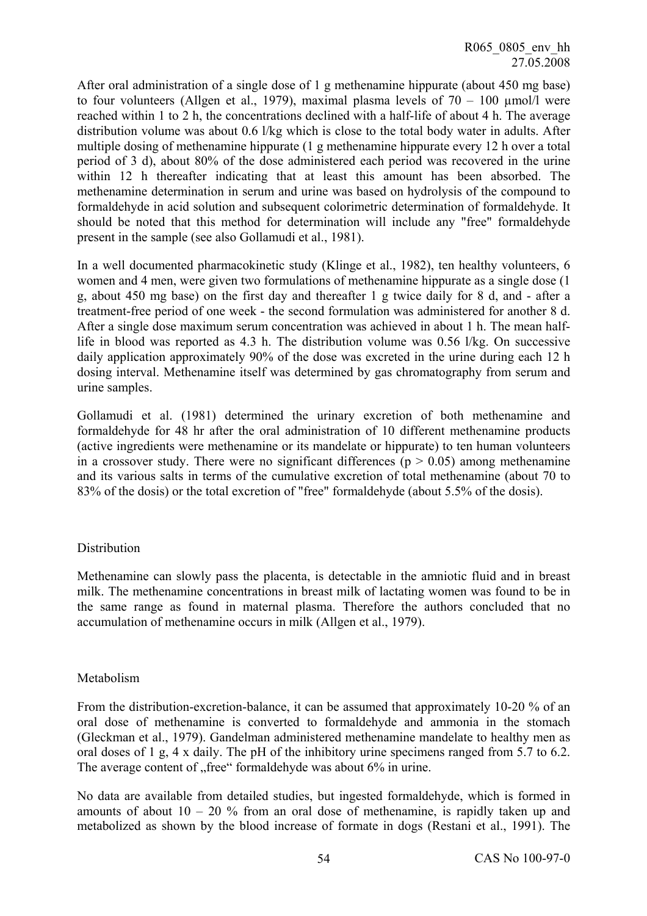After oral administration of a single dose of 1 g methenamine hippurate (about 450 mg base) to four volunteers (Allgen et al., 1979), maximal plasma levels of 70 – 100 µmol/l were reached within 1 to 2 h, the concentrations declined with a half-life of about 4 h. The average distribution volume was about 0.6 l/kg which is close to the total body water in adults. After multiple dosing of methenamine hippurate (1 g methenamine hippurate every 12 h over a total period of 3 d), about 80% of the dose administered each period was recovered in the urine within 12 h thereafter indicating that at least this amount has been absorbed. The methenamine determination in serum and urine was based on hydrolysis of the compound to formaldehyde in acid solution and subsequent colorimetric determination of formaldehyde. It should be noted that this method for determination will include any "free" formaldehyde present in the sample (see also Gollamudi et al., 1981).

In a well documented pharmacokinetic study (Klinge et al., 1982), ten healthy volunteers, 6 women and 4 men, were given two formulations of methenamine hippurate as a single dose (1 g, about 450 mg base) on the first day and thereafter 1 g twice daily for 8 d, and - after a treatment-free period of one week - the second formulation was administered for another 8 d. After a single dose maximum serum concentration was achieved in about 1 h. The mean half-life in blood was reported as 4.3 h. The distribution volume was 0.56 l/kg. On successive daily application approximately 90% of the dose was excreted in the urine during each 12 h dosing interval. Methenamine itself was determined by gas chromatography from serum and urine samples.

Gollamudi et al. (1981) determined the urinary excretion of both methenamine and formaldehyde for 48 hr after the oral administration of 10 different methenamine products (active ingredients were methenamine or its mandelate or hippurate) to ten human volunteers in a crossover study. There were no significant differences ($p > 0.05$) among methenamine and its various salts in terms of the cumulative excretion of total methenamine (about 70 to 83% of the dosis) or the total excretion of "free" formaldehyde (about 5.5% of the dosis).

Distribution

Methenamine can slowly pass the placenta, is detectable in the amniotic fluid and in breast milk. The methenamine concentrations in breast milk of lactating women was found to be in the same range as found in maternal plasma. Therefore the authors concluded that no accumulation of methenamine occurs in milk (Allgen et al., 1979).

Metabolism

From the distribution-excretion-balance, it can be assumed that approximately 10-20 % of an oral dose of methenamine is converted to formaldehyde and ammonia in the stomach (Gleckman et al., 1979). Gandelman administered methenamine mandelate to healthy men as oral doses of 1 g, 4 x daily. The pH of the inhibitory urine specimens ranged from 5.7 to 6.2. The average content of „free“ formaldehyde was about 6% in urine.

No data are available from detailed studies, but ingested formaldehyde, which is formed in amounts of about 10 – 20 % from an oral dose of methenamine, is rapidly taken up and metabolized as shown by the blood increase of formate in dogs (Restani et al., 1991). The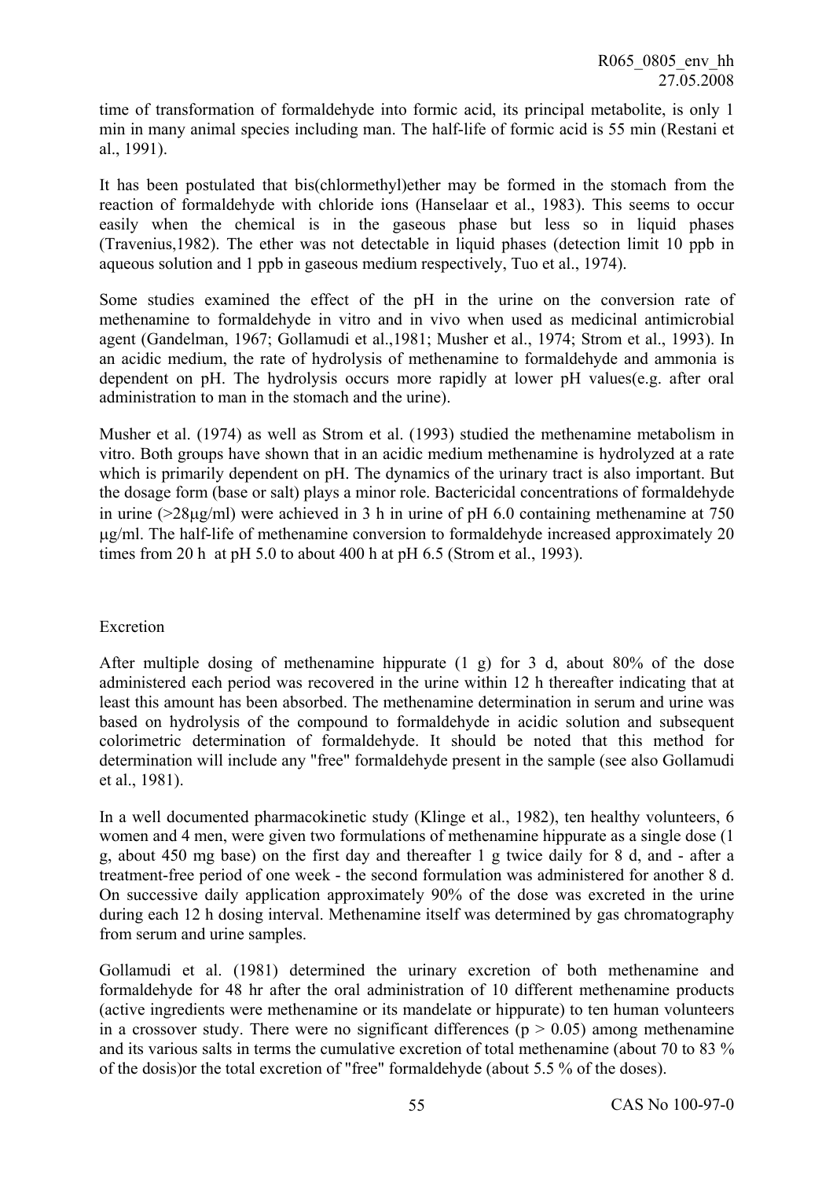time of transformation of formaldehyde into formic acid, its principal metabolite, is only 1 min in many animal species including man. The half-life of formic acid is 55 min (Restani et al., 1991).

It has been postulated that bis(chlormethyl)ether may be formed in the stomach from the reaction of formaldehyde with chloride ions (Hanselaar et al., 1983). This seems to occur easily when the chemical is in the gaseous phase but less so in liquid phases (Travenius,1982). The ether was not detectable in liquid phases (detection limit 10 ppb in aqueous solution and 1 ppb in gaseous medium respectively, Tuo et al., 1974).

Some studies examined the effect of the pH in the urine on the conversion rate of methenamine to formaldehyde in vitro and in vivo when used as medicinal antimicrobial agent (Gandelman, 1967; Gollamudi et al.,1981; Musher et al., 1974; Strom et al., 1993). In an acidic medium, the rate of hydrolysis of methenamine to formaldehyde and ammonia is dependent on pH. The hydrolysis occurs more rapidly at lower pH values(e.g. after oral administration to man in the stomach and the urine).

Musher et al. (1974) as well as Strom et al. (1993) studied the methenamine metabolism in vitro. Both groups have shown that in an acidic medium methenamine is hydrolyzed at a rate which is primarily dependent on pH. The dynamics of the urinary tract is also important. But the dosage form (base or salt) plays a minor role. Bactericidal concentrations of formaldehyde in urine (>28μg/ml) were achieved in 3 h in urine of pH 6.0 containing methenamine at 750 μg/ml. The half-life of methenamine conversion to formaldehyde increased approximately 20 times from 20 h at pH 5.0 to about 400 h at pH 6.5 (Strom et al., 1993).

Excretion

After multiple dosing of methenamine hippurate (1 g) for 3 d, about 80% of the dose administered each period was recovered in the urine within 12 h thereafter indicating that at least this amount has been absorbed. The methenamine determination in serum and urine was based on hydrolysis of the compound to formaldehyde in acidic solution and subsequent colorimetric determination of formaldehyde. It should be noted that this method for determination will include any "free" formaldehyde present in the sample (see also Gollamudi et al., 1981).

In a well documented pharmacokinetic study (Klinge et al., 1982), ten healthy volunteers, 6 women and 4 men, were given two formulations of methenamine hippurate as a single dose (1 g, about 450 mg base) on the first day and thereafter 1 g twice daily for 8 d, and - after a treatment-free period of one week - the second formulation was administered for another 8 d. On successive daily application approximately 90% of the dose was excreted in the urine during each 12 h dosing interval. Methenamine itself was determined by gas chromatography from serum and urine samples.

Gollamudi et al. (1981) determined the urinary excretion of both methenamine and formaldehyde for 48 hr after the oral administration of 10 different methenamine products (active ingredients were methenamine or its mandelate or hippurate) to ten human volunteers in a crossover study. There were no significant differences ($p > 0.05$) among methenamine and its various salts in terms the cumulative excretion of total methenamine (about 70 to 83 % of the dosis)or the total excretion of "free" formaldehyde (about 5.5 % of the doses).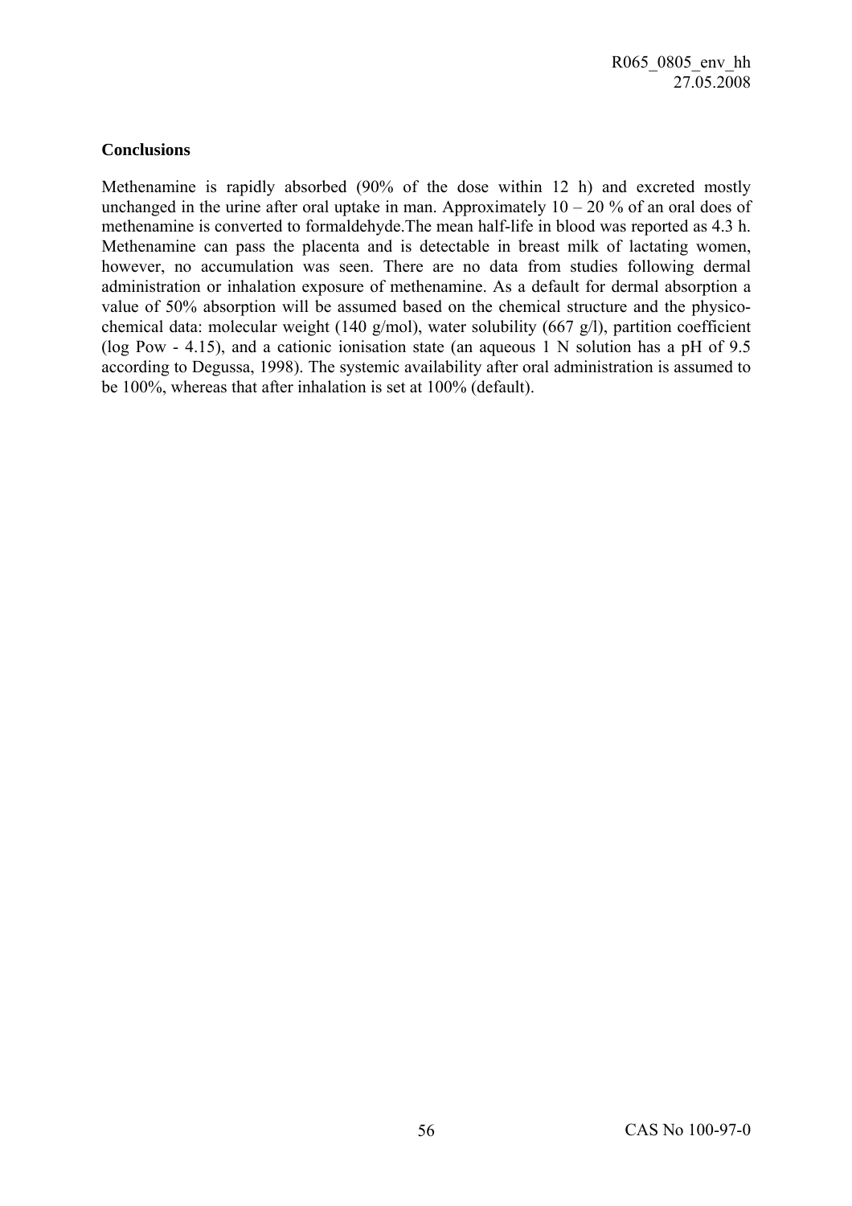**Conclusions**

Methenamine is rapidly absorbed (90% of the dose within 12 h) and excreted mostly unchanged in the urine after oral uptake in man. Approximately 10 – 20 % of an oral does of methenamine is converted to formaldehyde.The mean half-life in blood was reported as 4.3 h. Methenamine can pass the placenta and is detectable in breast milk of lactating women, however, no accumulation was seen. There are no data from studies following dermal administration or inhalation exposure of methenamine. As a default for dermal absorption a value of 50% absorption will be assumed based on the chemical structure and the physico-chemical data: molecular weight (140 g/mol), water solubility (667 g/l), partition coefficient (log Pow - 4.15), and a cationic ionisation state (an aqueous 1 N solution has a pH of 9.5 according to Degussa, 1998). The systemic availability after oral administration is assumed to be 100%, whereas that after inhalation is set at 100% (default).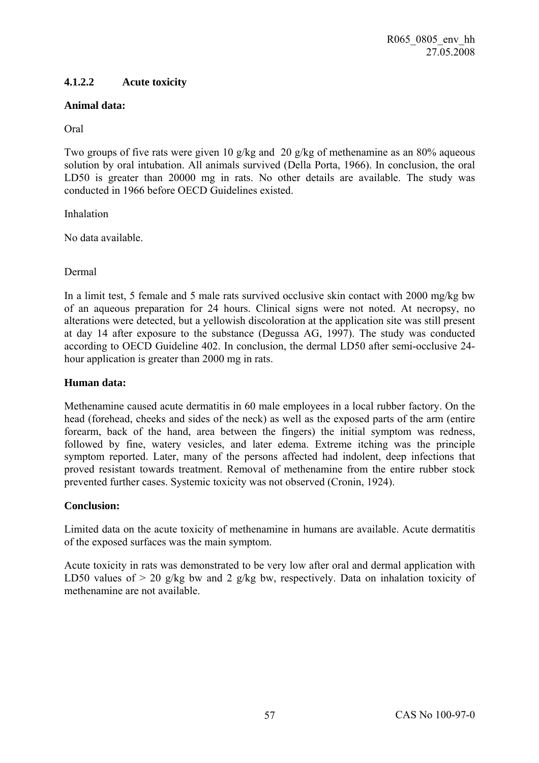### 4.1.2.2 Acute toxicity

**Animal data:**

Oral

Two groups of five rats were given 10 g/kg and 20 g/kg of methenamine as an 80% aqueous solution by oral intubation. All animals survived (Della Porta, 1966). In conclusion, the oral LD50 is greater than 20000 mg in rats. No other details are available. The study was conducted in 1966 before OECD Guidelines existed.

Inhalation

No data available.

Dermal

In a limit test, 5 female and 5 male rats survived occlusive skin contact with 2000 mg/kg bw of an aqueous preparation for 24 hours. Clinical signs were not noted. At necropsy, no alterations were detected, but a yellowish discoloration at the application site was still present at day 14 after exposure to the substance (Degussa AG, 1997). The study was conducted according to OECD Guideline 402. In conclusion, the dermal LD50 after semi-occlusive 24-hour application is greater than 2000 mg in rats.

**Human data:**

Methenamine caused acute dermatitis in 60 male employees in a local rubber factory. On the head (forehead, cheeks and sides of the neck) as well as the exposed parts of the arm (entire forearm, back of the hand, area between the fingers) the initial symptom was redness, followed by fine, watery vesicles, and later edema. Extreme itching was the principle symptom reported. Later, many of the persons affected had indolent, deep infections that proved resistant towards treatment. Removal of methenamine from the entire rubber stock prevented further cases. Systemic toxicity was not observed (Cronin, 1924).

**Conclusion:**

Limited data on the acute toxicity of methenamine in humans are available. Acute dermatitis of the exposed surfaces was the main symptom.

Acute toxicity in rats was demonstrated to be very low after oral and dermal application with LD50 values of > 20 g/kg bw and 2 g/kg bw, respectively. Data on inhalation toxicity of methenamine are not available.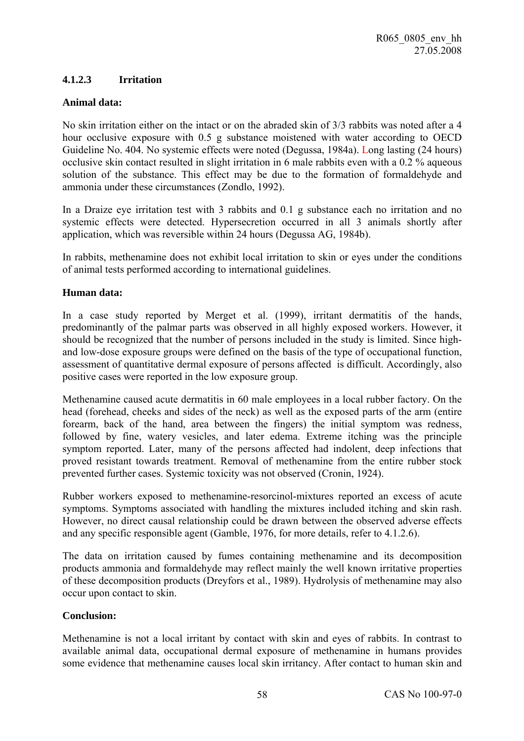#### 4.1.2.3 Irritation

**Animal data:**

No skin irritation either on the intact or on the abraded skin of 3/3 rabbits was noted after a 4 hour occlusive exposure with 0.5 g substance moistened with water according to OECD Guideline No. 404. No systemic effects were noted (Degussa, 1984a). Long lasting (24 hours) occlusive skin contact resulted in slight irritation in 6 male rabbits even with a 0.2 % aqueous solution of the substance. This effect may be due to the formation of formaldehyde and ammonia under these circumstances (Zondlo, 1992).

In a Draize eye irritation test with 3 rabbits and 0.1 g substance each no irritation and no systemic effects were detected. Hypersecretion occurred in all 3 animals shortly after application, which was reversible within 24 hours (Degussa AG, 1984b).

In rabbits, methenamine does not exhibit local irritation to skin or eyes under the conditions of animal tests performed according to international guidelines.

**Human data:**

In a case study reported by Merget et al. (1999), irritant dermatitis of the hands, predominantly of the palmar parts was observed in all highly exposed workers. However, it should be recognized that the number of persons included in the study is limited. Since high- and low-dose exposure groups were defined on the basis of the type of occupational function, assessment of quantitative dermal exposure of persons affected is difficult. Accordingly, also positive cases were reported in the low exposure group.

Methenamine caused acute dermatitis in 60 male employees in a local rubber factory. On the head (forehead, cheeks and sides of the neck) as well as the exposed parts of the arm (entire forearm, back of the hand, area between the fingers) the initial symptom was redness, followed by fine, watery vesicles, and later edema. Extreme itching was the principle symptom reported. Later, many of the persons affected had indolent, deep infections that proved resistant towards treatment. Removal of methenamine from the entire rubber stock prevented further cases. Systemic toxicity was not observed (Cronin, 1924).

Rubber workers exposed to methenamine-resorcinol-mixtures reported an excess of acute symptoms. Symptoms associated with handling the mixtures included itching and skin rash. However, no direct causal relationship could be drawn between the observed adverse effects and any specific responsible agent (Gamble, 1976, for more details, refer to 4.1.2.6).

The data on irritation caused by fumes containing methenamine and its decomposition products ammonia and formaldehyde may reflect mainly the well known irritative properties of these decomposition products (Dreyfors et al., 1989). Hydrolysis of methenamine may also occur upon contact to skin.

**Conclusion:**

Methenamine is not a local irritant by contact with skin and eyes of rabbits. In contrast to available animal data, occupational dermal exposure of methenamine in humans provides some evidence that methenamine causes local skin irritancy. After contact to human skin and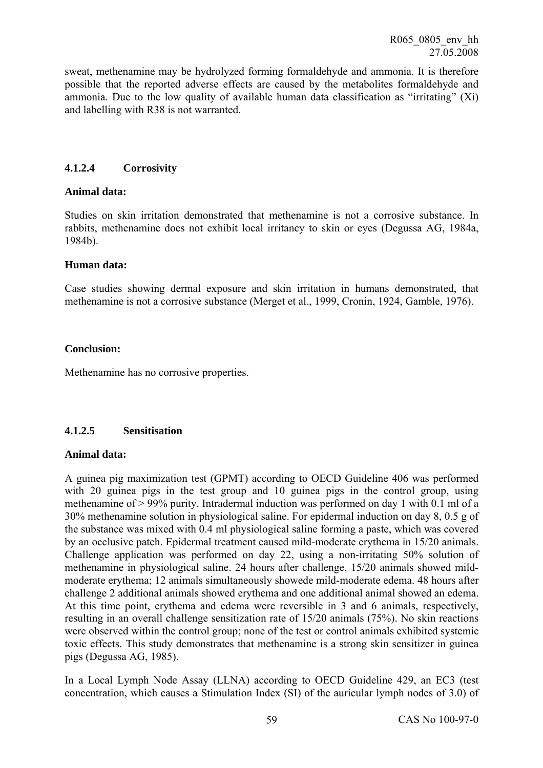sweat, methenamine may be hydrolyzed forming formaldehyde and ammonia. It is therefore possible that the reported adverse effects are caused by the metabolites formaldehyde and ammonia. Due to the low quality of available human data classification as "irritating" (Xi) and labelling with R38 is not warranted.

#### 4.1.2.4 Corrosivity

**Animal data:**

Studies on skin irritation demonstrated that methenamine is not a corrosive substance. In rabbits, methenamine does not exhibit local irritancy to skin or eyes (Degussa AG, 1984a, 1984b).

**Human data:**

Case studies showing dermal exposure and skin irritation in humans demonstrated, that methenamine is not a corrosive substance (Merget et al., 1999, Cronin, 1924, Gamble, 1976).

**Conclusion:**

Methenamine has no corrosive properties.

#### 4.1.2.5 Sensitisation

**Animal data:**

A guinea pig maximization test (GPMT) according to OECD Guideline 406 was performed with 20 guinea pigs in the test group and 10 guinea pigs in the control group, using methenamine of > 99% purity. Intradermal induction was performed on day 1 with 0.1 ml of a 30% methenamine solution in physiological saline. For epidermal induction on day 8, 0.5 g of the substance was mixed with 0.4 ml physiological saline forming a paste, which was covered by an occlusive patch. Epidermal treatment caused mild-moderate erythema in 15/20 animals. Challenge application was performed on day 22, using a non-irritating 50% solution of methenamine in physiological saline. 24 hours after challenge, 15/20 animals showed mild-moderate erythema; 12 animals simultaneously showede mild-moderate edema. 48 hours after challenge 2 additional animals showed erythema and one additional animal showed an edema. At this time point, erythema and edema were reversible in 3 and 6 animals, respectively, resulting in an overall challenge sensitization rate of 15/20 animals (75%). No skin reactions were observed within the control group; none of the test or control animals exhibited systemic toxic effects. This study demonstrates that methenamine is a strong skin sensitizer in guinea pigs (Degussa AG, 1985).

In a Local Lymph Node Assay (LLNA) according to OECD Guideline 429, an EC3 (test concentration, which causes a Stimulation Index (SI) of the auricular lymph nodes of 3.0) of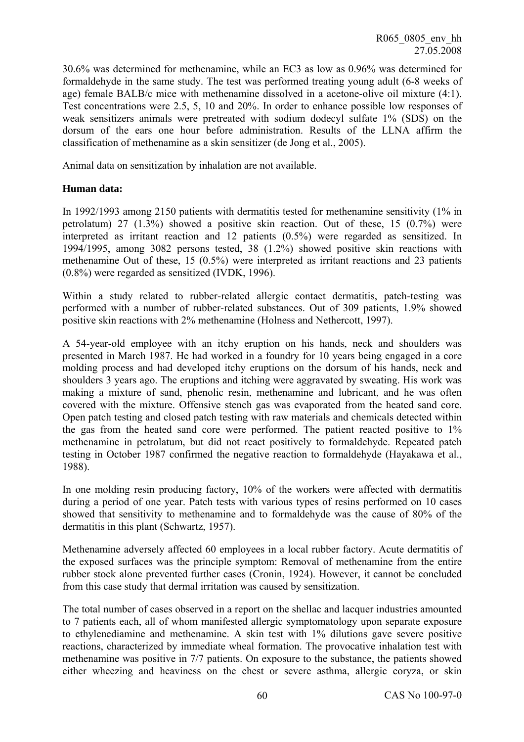30.6% was determined for methenamine, while an EC3 as low as 0.96% was determined for formaldehyde in the same study. The test was performed treating young adult (6-8 weeks of age) female BALB/c mice with methenamine dissolved in a acetone-olive oil mixture (4:1). Test concentrations were 2.5, 5, 10 and 20%. In order to enhance possible low responses of weak sensitizers animals were pretreated with sodium dodecyl sulfate 1% (SDS) on the dorsum of the ears one hour before administration. Results of the LLNA affirm the classification of methenamine as a skin sensitizer (de Jong et al., 2005).

Animal data on sensitization by inhalation are not available.

**Human data:**

In 1992/1993 among 2150 patients with dermatitis tested for methenamine sensitivity (1% in petrolatum) 27 (1.3%) showed a positive skin reaction. Out of these, 15 (0.7%) were interpreted as irritant reaction and 12 patients (0.5%) were regarded as sensitized. In 1994/1995, among 3082 persons tested, 38 (1.2%) showed positive skin reactions with methenamine Out of these, 15 (0.5%) were interpreted as irritant reactions and 23 patients (0.8%) were regarded as sensitized (IVDK, 1996).

Within a study related to rubber-related allergic contact dermatitis, patch-testing was performed with a number of rubber-related substances. Out of 309 patients, 1.9% showed positive skin reactions with 2% methenamine (Holness and Nethercott, 1997).

A 54-year-old employee with an itchy eruption on his hands, neck and shoulders was presented in March 1987. He had worked in a foundry for 10 years being engaged in a core molding process and had developed itchy eruptions on the dorsum of his hands, neck and shoulders 3 years ago. The eruptions and itching were aggravated by sweating. His work was making a mixture of sand, phenolic resin, methenamine and lubricant, and he was often covered with the mixture. Offensive stench gas was evaporated from the heated sand core. Open patch testing and closed patch testing with raw materials and chemicals detected within the gas from the heated sand core were performed. The patient reacted positive to 1% methenamine in petrolatum, but did not react positively to formaldehyde. Repeated patch testing in October 1987 confirmed the negative reaction to formaldehyde (Hayakawa et al., 1988).

In one molding resin producing factory, 10% of the workers were affected with dermatitis during a period of one year. Patch tests with various types of resins performed on 10 cases showed that sensitivity to methenamine and to formaldehyde was the cause of 80% of the dermatitis in this plant (Schwartz, 1957).

Methenamine adversely affected 60 employees in a local rubber factory. Acute dermatitis of the exposed surfaces was the principle symptom: Removal of methenamine from the entire rubber stock alone prevented further cases (Cronin, 1924). However, it cannot be concluded from this case study that dermal irritation was caused by sensitization.

The total number of cases observed in a report on the shellac and lacquer industries amounted to 7 patients each, all of whom manifested allergic symptomatology upon separate exposure to ethylenediamine and methenamine. A skin test with 1% dilutions gave severe positive reactions, characterized by immediate wheal formation. The provocative inhalation test with methenamine was positive in 7/7 patients. On exposure to the substance, the patients showed either wheezing and heaviness on the chest or severe asthma, allergic coryza, or skin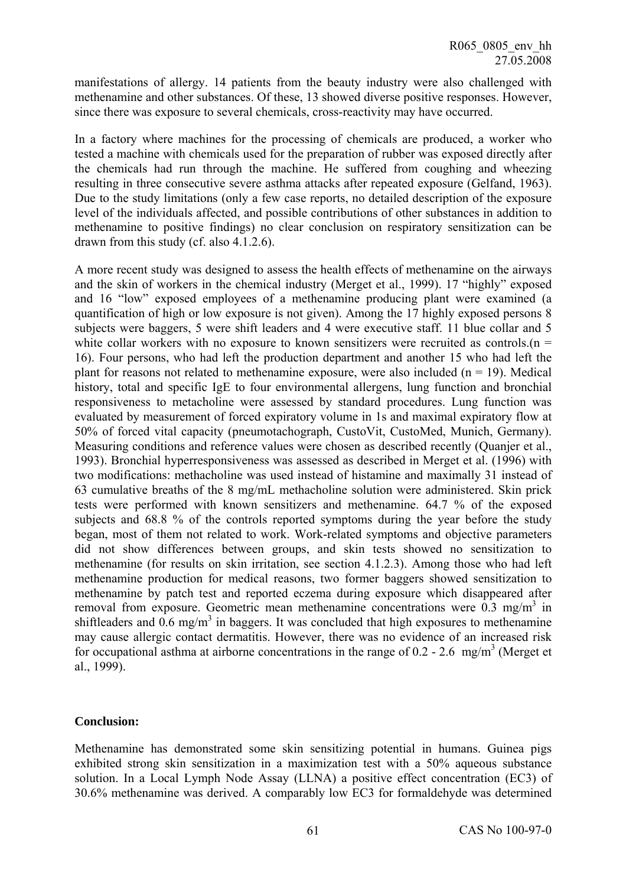manifestations of allergy. 14 patients from the beauty industry were also challenged with methenamine and other substances. Of these, 13 showed diverse positive responses. However, since there was exposure to several chemicals, cross-reactivity may have occurred.

In a factory where machines for the processing of chemicals are produced, a worker who tested a machine with chemicals used for the preparation of rubber was exposed directly after the chemicals had run through the machine. He suffered from coughing and wheezing resulting in three consecutive severe asthma attacks after repeated exposure (Gelfand, 1963). Due to the study limitations (only a few case reports, no detailed description of the exposure level of the individuals affected, and possible contributions of other substances in addition to methenamine to positive findings) no clear conclusion on respiratory sensitization can be drawn from this study (cf. also 4.1.2.6).

A more recent study was designed to assess the health effects of methenamine on the airways and the skin of workers in the chemical industry (Merget et al., 1999). 17 "highly" exposed and 16 "low" exposed employees of a methenamine producing plant were examined (a quantification of high or low exposure is not given). Among the 17 highly exposed persons 8 subjects were baggers, 5 were shift leaders and 4 were executive staff. 11 blue collar and 5 white collar workers with no exposure to known sensitizers were recruited as controls.(n = 16). Four persons, who had left the production department and another 15 who had left the plant for reasons not related to methenamine exposure, were also included (n = 19). Medical history, total and specific IgE to four environmental allergens, lung function and bronchial responsiveness to metacholine were assessed by standard procedures. Lung function was evaluated by measurement of forced expiratory volume in 1s and maximal expiratory flow at 50% of forced vital capacity (pneumotachograph, CustoVit, CustoMed, Munich, Germany). Measuring conditions and reference values were chosen as described recently (Quanjer et al., 1993). Bronchial hyperresponsiveness was assessed as described in Merget et al. (1996) with two modifications: methacholine was used instead of histamine and maximally 31 instead of 63 cumulative breaths of the 8 mg/mL methacholine solution were administered. Skin prick tests were performed with known sensitizers and methenamine. 64.7 % of the exposed subjects and 68.8 % of the controls reported symptoms during the year before the study began, most of them not related to work. Work-related symptoms and objective parameters did not show differences between groups, and skin tests showed no sensitization to methenamine (for results on skin irritation, see section 4.1.2.3). Among those who had left methenamine production for medical reasons, two former baggers showed sensitization to methenamine by patch test and reported eczema during exposure which disappeared after removal from exposure. Geometric mean methenamine concentrations were 0.3 mg/m$^3$ in shiftleaders and 0.6 mg/m$^3$ in baggers. It was concluded that high exposures to methenamine may cause allergic contact dermatitis. However, there was no evidence of an increased risk for occupational asthma at airborne concentrations in the range of 0.2 - 2.6 mg/m$^3$ (Merget et al., 1999).

**Conclusion:**

Methenamine has demonstrated some skin sensitizing potential in humans. Guinea pigs exhibited strong skin sensitization in a maximization test with a 50% aqueous substance solution. In a Local Lymph Node Assay (LLNA) a positive effect concentration (EC3) of 30.6% methenamine was derived. A comparably low EC3 for formaldehyde was determined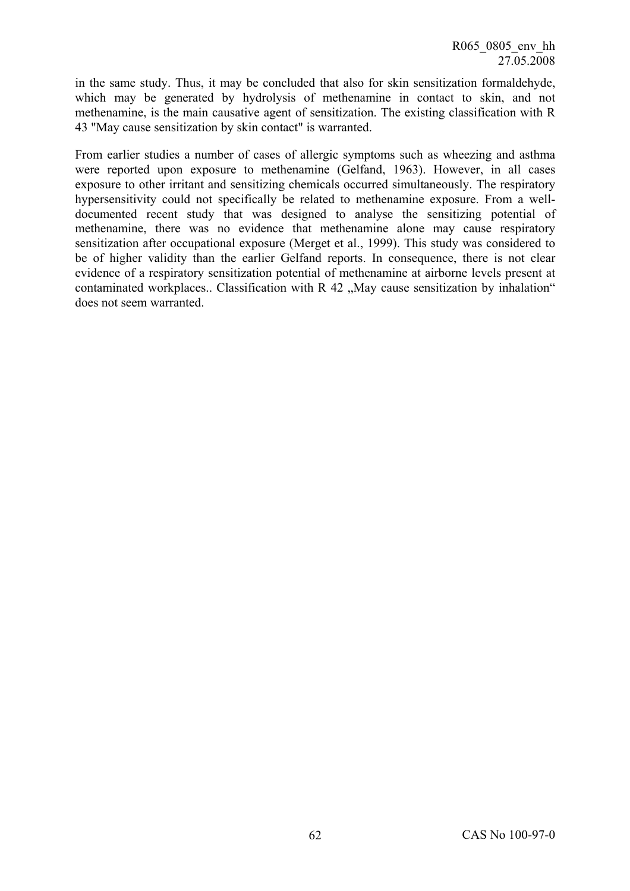in the same study. Thus, it may be concluded that also for skin sensitization formaldehyde, which may be generated by hydrolysis of methenamine in contact to skin, and not methenamine, is the main causative agent of sensitization. The existing classification with R 43 "May cause sensitization by skin contact" is warranted.

From earlier studies a number of cases of allergic symptoms such as wheezing and asthma were reported upon exposure to methenamine (Gelfand, 1963). However, in all cases exposure to other irritant and sensitizing chemicals occurred simultaneously. The respiratory hypersensitivity could not specifically be related to methenamine exposure. From a well-documented recent study that was designed to analyse the sensitizing potential of methenamine, there was no evidence that methenamine alone may cause respiratory sensitization after occupational exposure (Merget et al., 1999). This study was considered to be of higher validity than the earlier Gelfand reports. In consequence, there is not clear evidence of a respiratory sensitization potential of methenamine at airborne levels present at contaminated workplaces.. Classification with R 42 „May cause sensitization by inhalation“ does not seem warranted.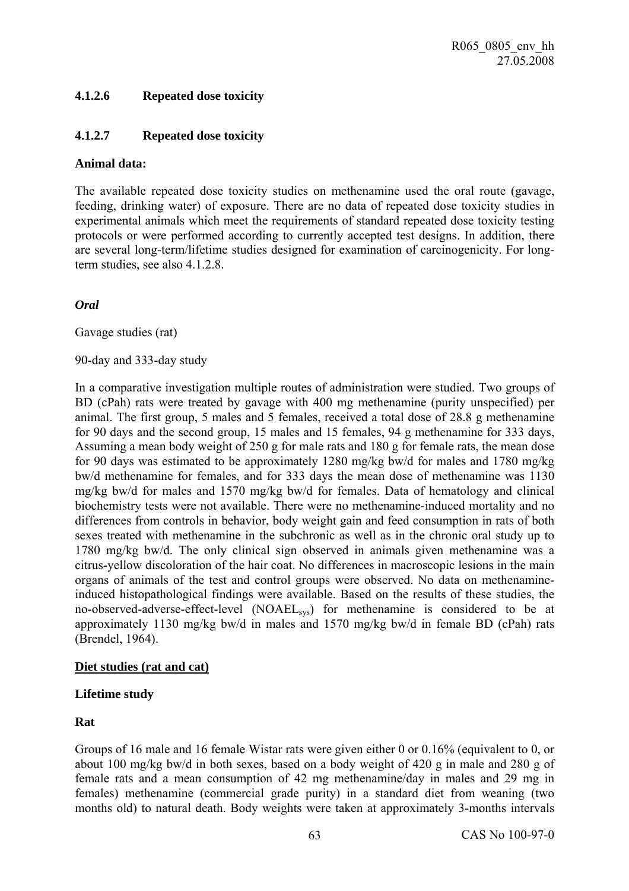### 4.1.2.6 Repeated dose toxicity

### 4.1.2.7 Repeated dose toxicity

**Animal data:**

The available repeated dose toxicity studies on methenamine used the oral route (gavage, feeding, drinking water) of exposure. There are no data of repeated dose toxicity studies in experimental animals which meet the requirements of standard repeated dose toxicity testing protocols or were performed according to currently accepted test designs. In addition, there are several long-term/lifetime studies designed for examination of carcinogenicity. For long-term studies, see also 4.1.2.8.

***Oral***

Gavage studies (rat)

90-day and 333-day study

In a comparative investigation multiple routes of administration were studied. Two groups of BD (cPah) rats were treated by gavage with 400 mg methenamine (purity unspecified) per animal. The first group, 5 males and 5 females, received a total dose of 28.8 g methenamine for 90 days and the second group, 15 males and 15 females, 94 g methenamine for 333 days, Assuming a mean body weight of 250 g for male rats and 180 g for female rats, the mean dose for 90 days was estimated to be approximately 1280 mg/kg bw/d for males and 1780 mg/kg bw/d methenamine for females, and for 333 days the mean dose of methenamine was 1130 mg/kg bw/d for males and 1570 mg/kg bw/d for females. Data of hematology and clinical biochemistry tests were not available. There were no methenamine-induced mortality and no differences from controls in behavior, body weight gain and feed consumption in rats of both sexes treated with methenamine in the subchronic as well as in the chronic oral study up to 1780 mg/kg bw/d. The only clinical sign observed in animals given methenamine was a citrus-yellow discoloration of the hair coat. No differences in macroscopic lesions in the main organs of animals of the test and control groups were observed. No data on methenamine-induced histopathological findings were available. Based on the results of these studies, the no-observed-adverse-effect-level ($NOAEL_{sys}$) for methenamine is considered to be at approximately 1130 mg/kg bw/d in males and 1570 mg/kg bw/d in female BD (cPah) rats (Brendel, 1964).

**Diet studies (rat and cat)**

**Lifetime study**

**Rat**

Groups of 16 male and 16 female Wistar rats were given either 0 or 0.16% (equivalent to 0, or about 100 mg/kg bw/d in both sexes, based on a body weight of 420 g in male and 280 g of female rats and a mean consumption of 42 mg methenamine/day in males and 29 mg in females) methenamine (commercial grade purity) in a standard diet from weaning (two months old) to natural death. Body weights were taken at approximately 3-months intervals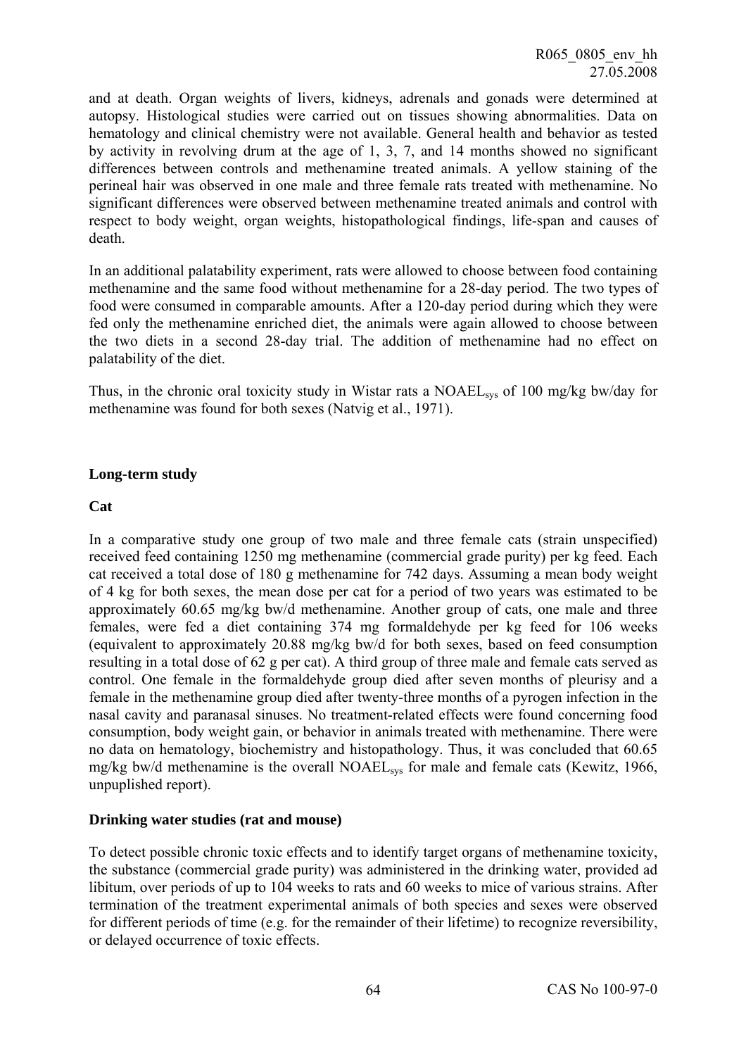and at death. Organ weights of livers, kidneys, adrenals and gonads were determined at autopsy. Histological studies were carried out on tissues showing abnormalities. Data on hematology and clinical chemistry were not available. General health and behavior as tested by activity in revolving drum at the age of 1, 3, 7, and 14 months showed no significant differences between controls and methenamine treated animals. A yellow staining of the perineal hair was observed in one male and three female rats treated with methenamine. No significant differences were observed between methenamine treated animals and control with respect to body weight, organ weights, histopathological findings, life-span and causes of death.

In an additional palatability experiment, rats were allowed to choose between food containing methenamine and the same food without methenamine for a 28-day period. The two types of food were consumed in comparable amounts. After a 120-day period during which they were fed only the methenamine enriched diet, the animals were again allowed to choose between the two diets in a second 28-day trial. The addition of methenamine had no effect on palatability of the diet.

Thus, in the chronic oral toxicity study in Wistar rats a $NOAEL_{sys}$ of 100 mg/kg bw/day for methenamine was found for both sexes (Natvig et al., 1971).

**Long-term study**

**Cat**

In a comparative study one group of two male and three female cats (strain unspecified) received feed containing 1250 mg methenamine (commercial grade purity) per kg feed. Each cat received a total dose of 180 g methenamine for 742 days. Assuming a mean body weight of 4 kg for both sexes, the mean dose per cat for a period of two years was estimated to be approximately 60.65 mg/kg bw/d methenamine. Another group of cats, one male and three females, were fed a diet containing 374 mg formaldehyde per kg feed for 106 weeks (equivalent to approximately 20.88 mg/kg bw/d for both sexes, based on feed consumption resulting in a total dose of 62 g per cat). A third group of three male and female cats served as control. One female in the formaldehyde group died after seven months of pleurisy and a female in the methenamine group died after twenty-three months of a pyrogen infection in the nasal cavity and paranasal sinuses. No treatment-related effects were found concerning food consumption, body weight gain, or behavior in animals treated with methenamine. There were no data on hematology, biochemistry and histopathology. Thus, it was concluded that 60.65 mg/kg bw/d methenamine is the overall $NOAEL_{sys}$ for male and female cats (Kewitz, 1966, unpuplished report).

**Drinking water studies (rat and mouse)**

To detect possible chronic toxic effects and to identify target organs of methenamine toxicity, the substance (commercial grade purity) was administered in the drinking water, provided ad libitum, over periods of up to 104 weeks to rats and 60 weeks to mice of various strains. After termination of the treatment experimental animals of both species and sexes were observed for different periods of time (e.g. for the remainder of their lifetime) to recognize reversibility, or delayed occurrence of toxic effects.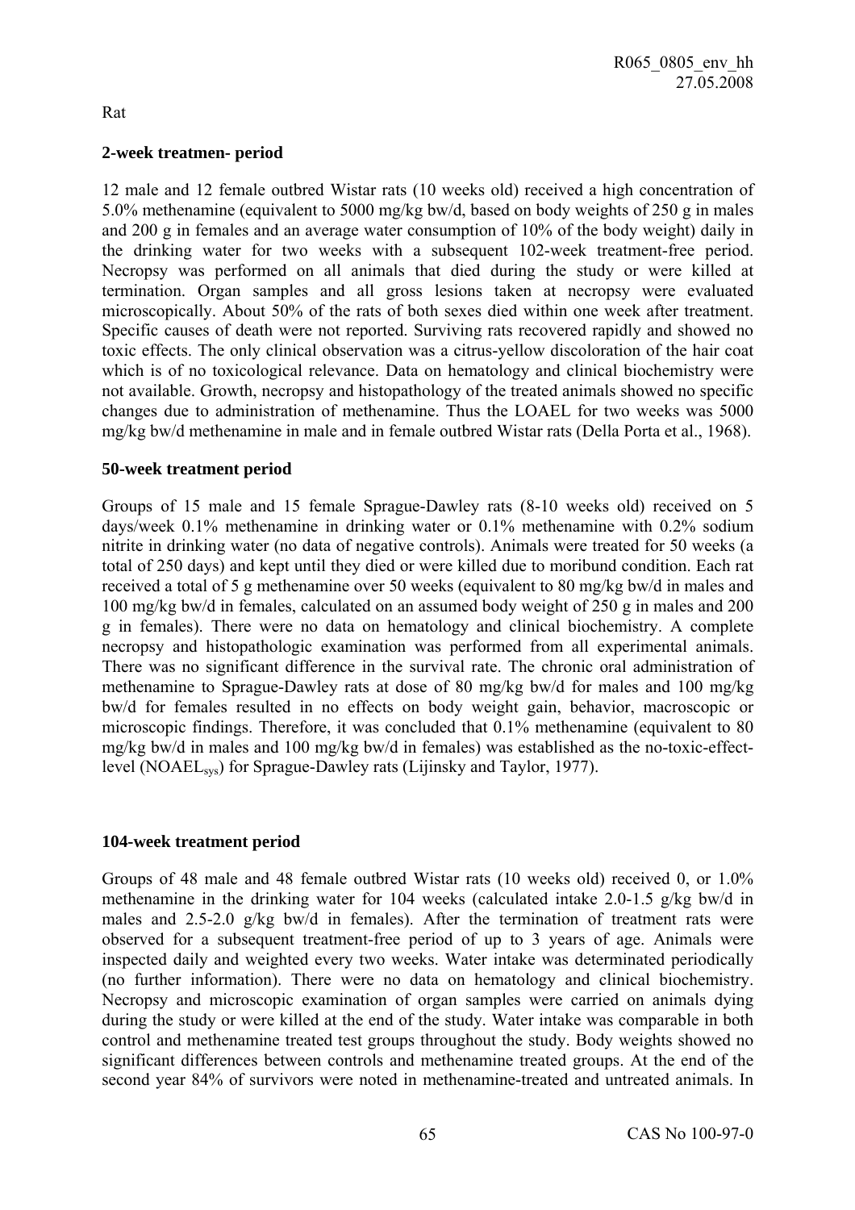Rat

**2-week treatmen- period**

12 male and 12 female outbred Wistar rats (10 weeks old) received a high concentration of 5.0% methenamine (equivalent to 5000 mg/kg bw/d, based on body weights of 250 g in males and 200 g in females and an average water consumption of 10% of the body weight) daily in the drinking water for two weeks with a subsequent 102-week treatment-free period. Necropsy was performed on all animals that died during the study or were killed at termination. Organ samples and all gross lesions taken at necropsy were evaluated microscopically. About 50% of the rats of both sexes died within one week after treatment. Specific causes of death were not reported. Surviving rats recovered rapidly and showed no toxic effects. The only clinical observation was a citrus-yellow discoloration of the hair coat which is of no toxicological relevance. Data on hematology and clinical biochemistry were not available. Growth, necropsy and histopathology of the treated animals showed no specific changes due to administration of methenamine. Thus the LOAEL for two weeks was 5000 mg/kg bw/d methenamine in male and in female outbred Wistar rats (Della Porta et al., 1968).

**50-week treatment period**

Groups of 15 male and 15 female Sprague-Dawley rats (8-10 weeks old) received on 5 days/week 0.1% methenamine in drinking water or 0.1% methenamine with 0.2% sodium nitrite in drinking water (no data of negative controls). Animals were treated for 50 weeks (a total of 250 days) and kept until they died or were killed due to moribund condition. Each rat received a total of 5 g methenamine over 50 weeks (equivalent to 80 mg/kg bw/d in males and 100 mg/kg bw/d in females, calculated on an assumed body weight of 250 g in males and 200 g in females). There were no data on hematology and clinical biochemistry. A complete necropsy and histopathologic examination was performed from all experimental animals. There was no significant difference in the survival rate. The chronic oral administration of methenamine to Sprague-Dawley rats at dose of 80 mg/kg bw/d for males and 100 mg/kg bw/d for females resulted in no effects on body weight gain, behavior, macroscopic or microscopic findings. Therefore, it was concluded that 0.1% methenamine (equivalent to 80 mg/kg bw/d in males and 100 mg/kg bw/d in females) was established as the no-toxic-effect-level ($NOAEL_{sys}$) for Sprague-Dawley rats (Lijinsky and Taylor, 1977).

**104-week treatment period**

Groups of 48 male and 48 female outbred Wistar rats (10 weeks old) received 0, or 1.0% methenamine in the drinking water for 104 weeks (calculated intake 2.0-1.5 g/kg bw/d in males and 2.5-2.0 g/kg bw/d in females). After the termination of treatment rats were observed for a subsequent treatment-free period of up to 3 years of age. Animals were inspected daily and weighted every two weeks. Water intake was determinated periodically (no further information). There were no data on hematology and clinical biochemistry. Necropsy and microscopic examination of organ samples were carried on animals dying during the study or were killed at the end of the study. Water intake was comparable in both control and methenamine treated test groups throughout the study. Body weights showed no significant differences between controls and methenamine treated groups. At the end of the second year 84% of survivors were noted in methenamine-treated and untreated animals. In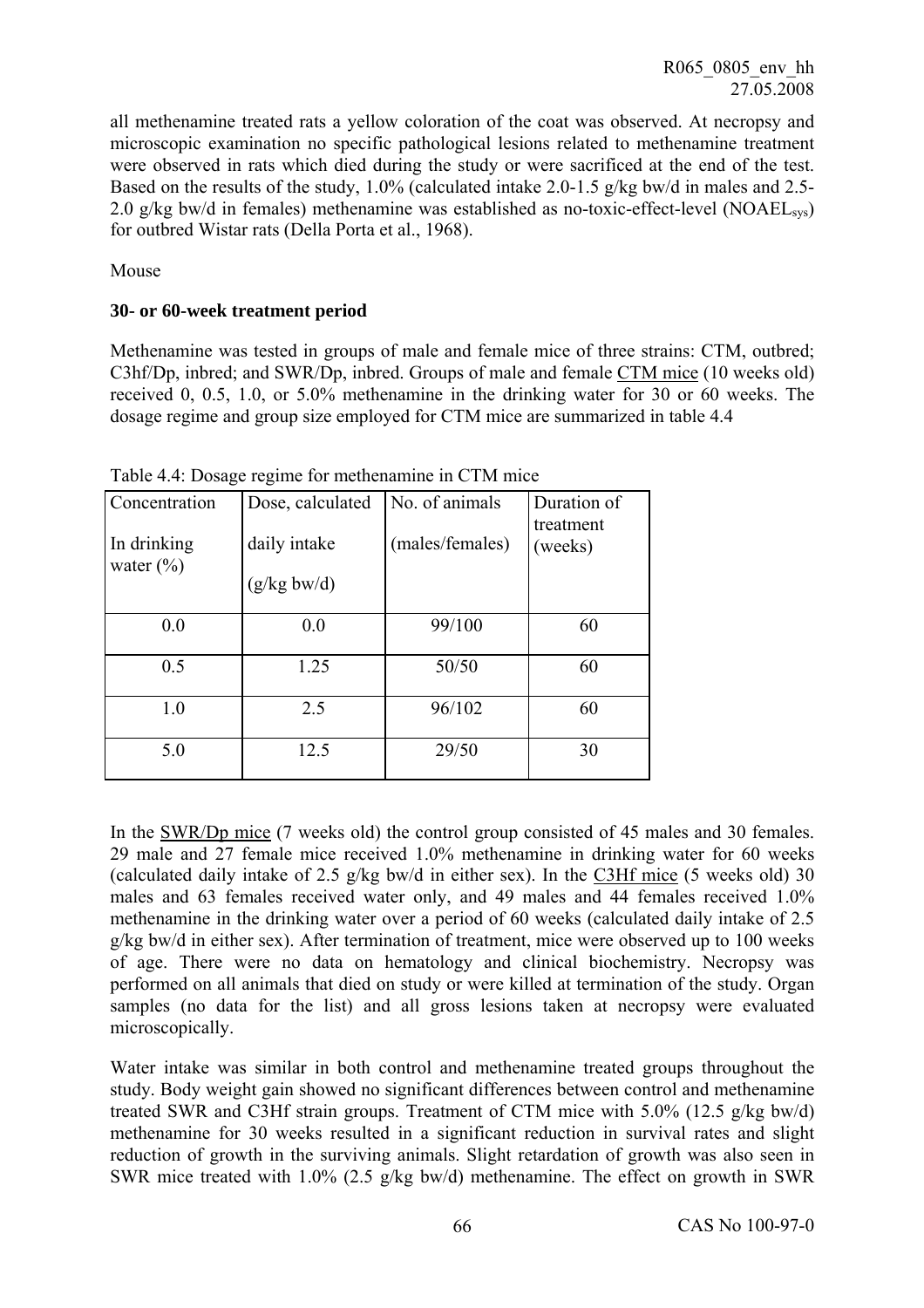all methenamine treated rats a yellow coloration of the coat was observed. At necropsy and microscopic examination no specific pathological lesions related to methenamine treatment were observed in rats which died during the study or were sacrificed at the end of the test. Based on the results of the study, 1.0% (calculated intake 2.0-1.5 g/kg bw/d in males and 2.5-2.0 g/kg bw/d in females) methenamine was established as no-toxic-effect-level ($NOAEL_{sys}$) for outbred Wistar rats (Della Porta et al., 1968).

Mouse

**30- or 60-week treatment period**

Methenamine was tested in groups of male and female mice of three strains: CTM, outbred; C3hf/Dp, inbred; and SWR/Dp, inbred. Groups of male and female CTM mice (10 weeks old) received 0, 0.5, 1.0, or 5.0% methenamine in the drinking water for 30 or 60 weeks. The dosage regime and group size employed for CTM mice are summarized in table 4.4

Table 4.4: Dosage regime for methenamine in CTM mice

| Concentration In drinking water (%) | Dose, calculated daily intake (g/kg bw/d) | No. of animals (males/females) | Duration of treatment (weeks) |
|---|---|---|---|
| 0.0 | 0.0 | 99/100 | 60 |
| 0.5 | 1.25 | 50/50 | 60 |
| 1.0 | 2.5 | 96/102 | 60 |
| 5.0 | 12.5 | 29/50 | 30 |

In the SWR/Dp mice (7 weeks old) the control group consisted of 45 males and 30 females. 29 male and 27 female mice received 1.0% methenamine in drinking water for 60 weeks (calculated daily intake of 2.5 g/kg bw/d in either sex). In the C3Hf mice (5 weeks old) 30 males and 63 females received water only, and 49 males and 44 females received 1.0% methenamine in the drinking water over a period of 60 weeks (calculated daily intake of 2.5 g/kg bw/d in either sex). After termination of treatment, mice were observed up to 100 weeks of age. There were no data on hematology and clinical biochemistry. Necropsy was performed on all animals that died on study or were killed at termination of the study. Organ samples (no data for the list) and all gross lesions taken at necropsy were evaluated microscopically.

Water intake was similar in both control and methenamine treated groups throughout the study. Body weight gain showed no significant differences between control and methenamine treated SWR and C3Hf strain groups. Treatment of CTM mice with 5.0% (12.5 g/kg bw/d) methenamine for 30 weeks resulted in a significant reduction in survival rates and slight reduction of growth in the surviving animals. Slight retardation of growth was also seen in SWR mice treated with 1.0% (2.5 g/kg bw/d) methenamine. The effect on growth in SWR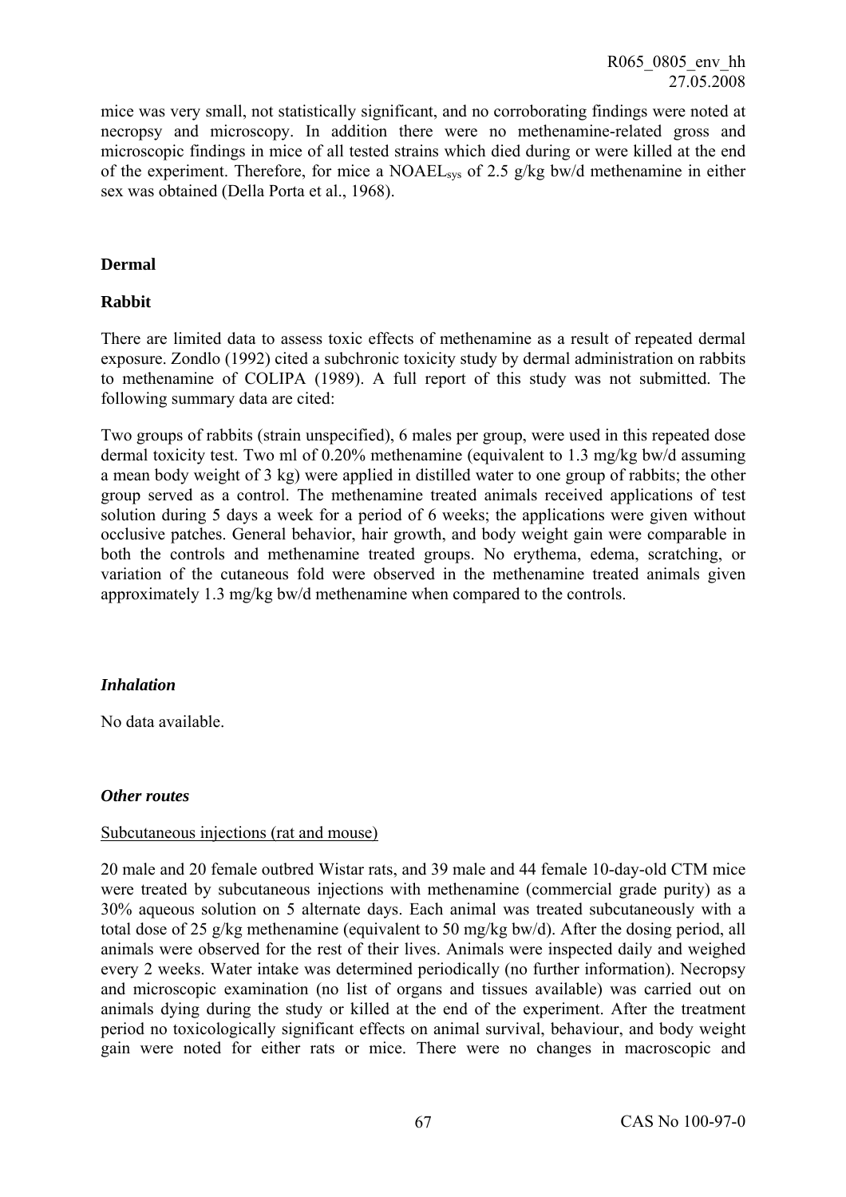mice was very small, not statistically significant, and no corroborating findings were noted at necropsy and microscopy. In addition there were no methenamine-related gross and microscopic findings in mice of all tested strains which died during or were killed at the end of the experiment. Therefore, for mice a $NOAEL_{sys}$ of 2.5 g/kg bw/d methenamine in either sex was obtained (Della Porta et al., 1968).

**Dermal**

**Rabbit**

There are limited data to assess toxic effects of methenamine as a result of repeated dermal exposure. Zondlo (1992) cited a subchronic toxicity study by dermal administration on rabbits to methenamine of COLIPA (1989). A full report of this study was not submitted. The following summary data are cited:

Two groups of rabbits (strain unspecified), 6 males per group, were used in this repeated dose dermal toxicity test. Two ml of 0.20% methenamine (equivalent to 1.3 mg/kg bw/d assuming a mean body weight of 3 kg) were applied in distilled water to one group of rabbits; the other group served as a control. The methenamine treated animals received applications of test solution during 5 days a week for a period of 6 weeks; the applications were given without occlusive patches. General behavior, hair growth, and body weight gain were comparable in both the controls and methenamine treated groups. No erythema, edema, scratching, or variation of the cutaneous fold were observed in the methenamine treated animals given approximately 1.3 mg/kg bw/d methenamine when compared to the controls.

***Inhalation***

No data available.

***Other routes***

Subcutaneous injections (rat and mouse)

20 male and 20 female outbred Wistar rats, and 39 male and 44 female 10-day-old CTM mice were treated by subcutaneous injections with methenamine (commercial grade purity) as a 30% aqueous solution on 5 alternate days. Each animal was treated subcutaneously with a total dose of 25 g/kg methenamine (equivalent to 50 mg/kg bw/d). After the dosing period, all animals were observed for the rest of their lives. Animals were inspected daily and weighed every 2 weeks. Water intake was determined periodically (no further information). Necropsy and microscopic examination (no list of organs and tissues available) was carried out on animals dying during the study or killed at the end of the experiment. After the treatment period no toxicologically significant effects on animal survival, behaviour, and body weight gain were noted for either rats or mice. There were no changes in macroscopic and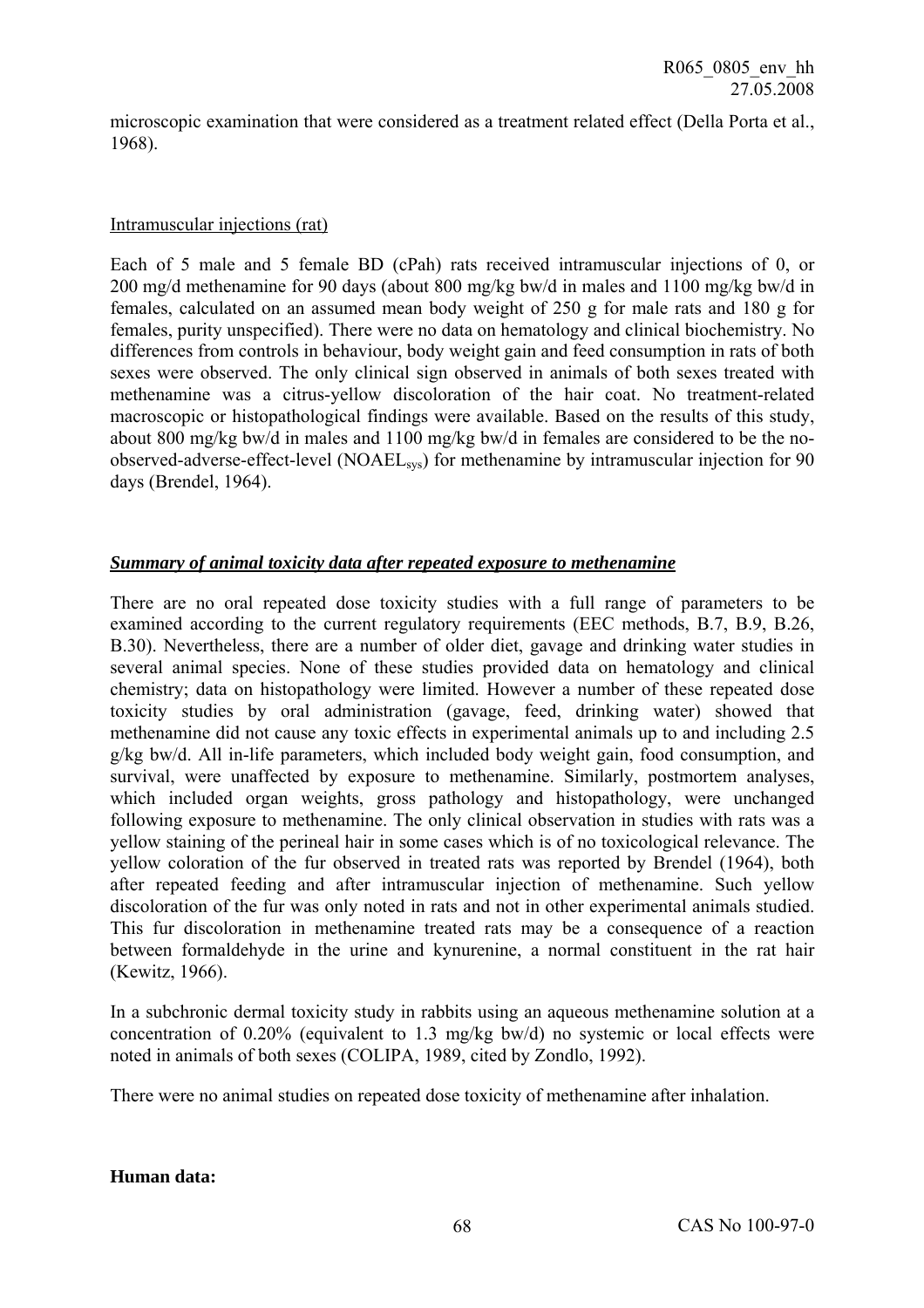microscopic examination that were considered as a treatment related effect (Della Porta et al., 1968).

Intramuscular injections (rat)

Each of 5 male and 5 female BD (cPah) rats received intramuscular injections of 0, or 200 mg/d methenamine for 90 days (about 800 mg/kg bw/d in males and 1100 mg/kg bw/d in females, calculated on an assumed mean body weight of 250 g for male rats and 180 g for females, purity unspecified). There were no data on hematology and clinical biochemistry. No differences from controls in behaviour, body weight gain and feed consumption in rats of both sexes were observed. The only clinical sign observed in animals of both sexes treated with methenamine was a citrus-yellow discoloration of the hair coat. No treatment-related macroscopic or histopathological findings were available. Based on the results of this study, about 800 mg/kg bw/d in males and 1100 mg/kg bw/d in females are considered to be the no-observed-adverse-effect-level ($NOAEL_{sys}$) for methenamine by intramuscular injection for 90 days (Brendel, 1964).

***Summary of animal toxicity data after repeated exposure to methenamine***

There are no oral repeated dose toxicity studies with a full range of parameters to be examined according to the current regulatory requirements (EEC methods, B.7, B.9, B.26, B.30). Nevertheless, there are a number of older diet, gavage and drinking water studies in several animal species. None of these studies provided data on hematology and clinical chemistry; data on histopathology were limited. However a number of these repeated dose toxicity studies by oral administration (gavage, feed, drinking water) showed that methenamine did not cause any toxic effects in experimental animals up to and including 2.5 g/kg bw/d. All in-life parameters, which included body weight gain, food consumption, and survival, were unaffected by exposure to methenamine. Similarly, postmortem analyses, which included organ weights, gross pathology and histopathology, were unchanged following exposure to methenamine. The only clinical observation in studies with rats was a yellow staining of the perineal hair in some cases which is of no toxicological relevance. The yellow coloration of the fur observed in treated rats was reported by Brendel (1964), both after repeated feeding and after intramuscular injection of methenamine. Such yellow discoloration of the fur was only noted in rats and not in other experimental animals studied. This fur discoloration in methenamine treated rats may be a consequence of a reaction between formaldehyde in the urine and kynurenine, a normal constituent in the rat hair (Kewitz, 1966).

In a subchronic dermal toxicity study in rabbits using an aqueous methenamine solution at a concentration of 0.20% (equivalent to 1.3 mg/kg bw/d) no systemic or local effects were noted in animals of both sexes (COLIPA, 1989, cited by Zondlo, 1992).

There were no animal studies on repeated dose toxicity of methenamine after inhalation.

**Human data:**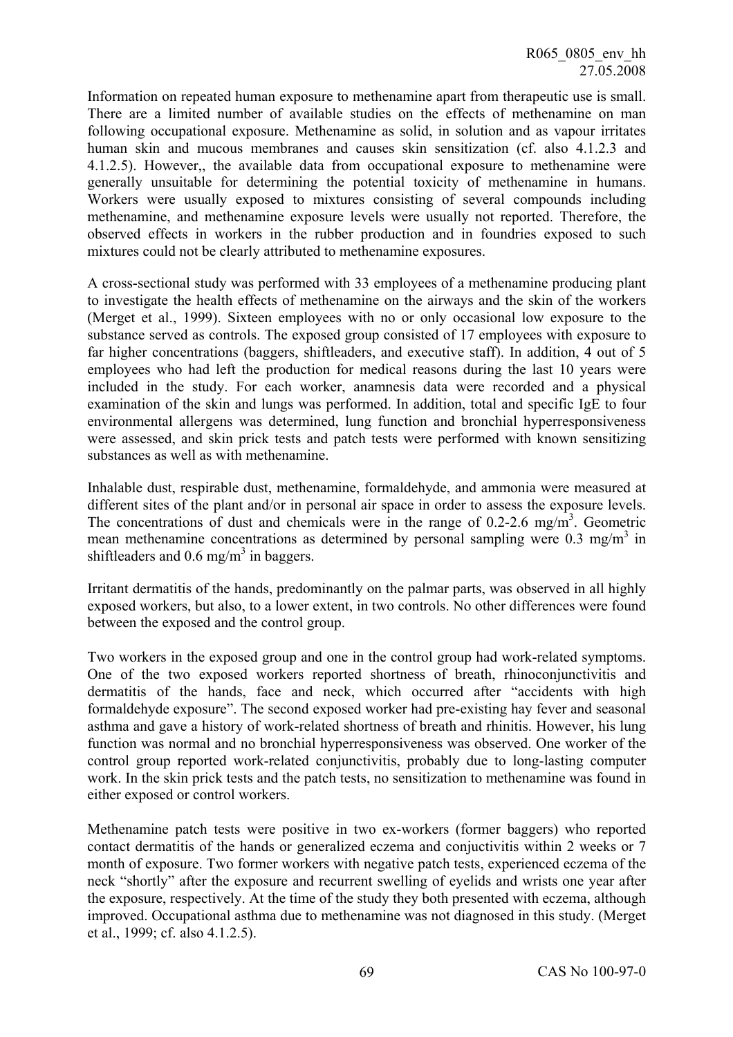Information on repeated human exposure to methenamine apart from therapeutic use is small. There are a limited number of available studies on the effects of methenamine on man following occupational exposure. Methenamine as solid, in solution and as vapour irritates human skin and mucous membranes and causes skin sensitization (cf. also 4.1.2.3 and 4.1.2.5). However,, the available data from occupational exposure to methenamine were generally unsuitable for determining the potential toxicity of methenamine in humans. Workers were usually exposed to mixtures consisting of several compounds including methenamine, and methenamine exposure levels were usually not reported. Therefore, the observed effects in workers in the rubber production and in foundries exposed to such mixtures could not be clearly attributed to methenamine exposures.

A cross-sectional study was performed with 33 employees of a methenamine producing plant to investigate the health effects of methenamine on the airways and the skin of the workers (Merget et al., 1999). Sixteen employees with no or only occasional low exposure to the substance served as controls. The exposed group consisted of 17 employees with exposure to far higher concentrations (baggers, shiftleaders, and executive staff). In addition, 4 out of 5 employees who had left the production for medical reasons during the last 10 years were included in the study. For each worker, anamnesis data were recorded and a physical examination of the skin and lungs was performed. In addition, total and specific IgE to four environmental allergens was determined, lung function and bronchial hyperresponsiveness were assessed, and skin prick tests and patch tests were performed with known sensitizing substances as well as with methenamine.

Inhalable dust, respirable dust, methenamine, formaldehyde, and ammonia were measured at different sites of the plant and/or in personal air space in order to assess the exposure levels. The concentrations of dust and chemicals were in the range of 0.2-2.6 mg/m$^3$. Geometric mean methenamine concentrations as determined by personal sampling were 0.3 mg/m$^3$ in shiftleaders and 0.6 mg/m$^3$ in baggers.

Irritant dermatitis of the hands, predominantly on the palmar parts, was observed in all highly exposed workers, but also, to a lower extent, in two controls. No other differences were found between the exposed and the control group.

Two workers in the exposed group and one in the control group had work-related symptoms. One of the two exposed workers reported shortness of breath, rhinoconjunctivitis and dermatitis of the hands, face and neck, which occurred after "accidents with high formaldehyde exposure". The second exposed worker had pre-existing hay fever and seasonal asthma and gave a history of work-related shortness of breath and rhinitis. However, his lung function was normal and no bronchial hyperresponsiveness was observed. One worker of the control group reported work-related conjunctivitis, probably due to long-lasting computer work. In the skin prick tests and the patch tests, no sensitization to methenamine was found in either exposed or control workers.

Methenamine patch tests were positive in two ex-workers (former baggers) who reported contact dermatitis of the hands or generalized eczema and conjuctivitis within 2 weeks or 7 month of exposure. Two former workers with negative patch tests, experienced eczema of the neck "shortly" after the exposure and recurrent swelling of eyelids and wrists one year after the exposure, respectively. At the time of the study they both presented with eczema, although improved. Occupational asthma due to methenamine was not diagnosed in this study. (Merget et al., 1999; cf. also 4.1.2.5).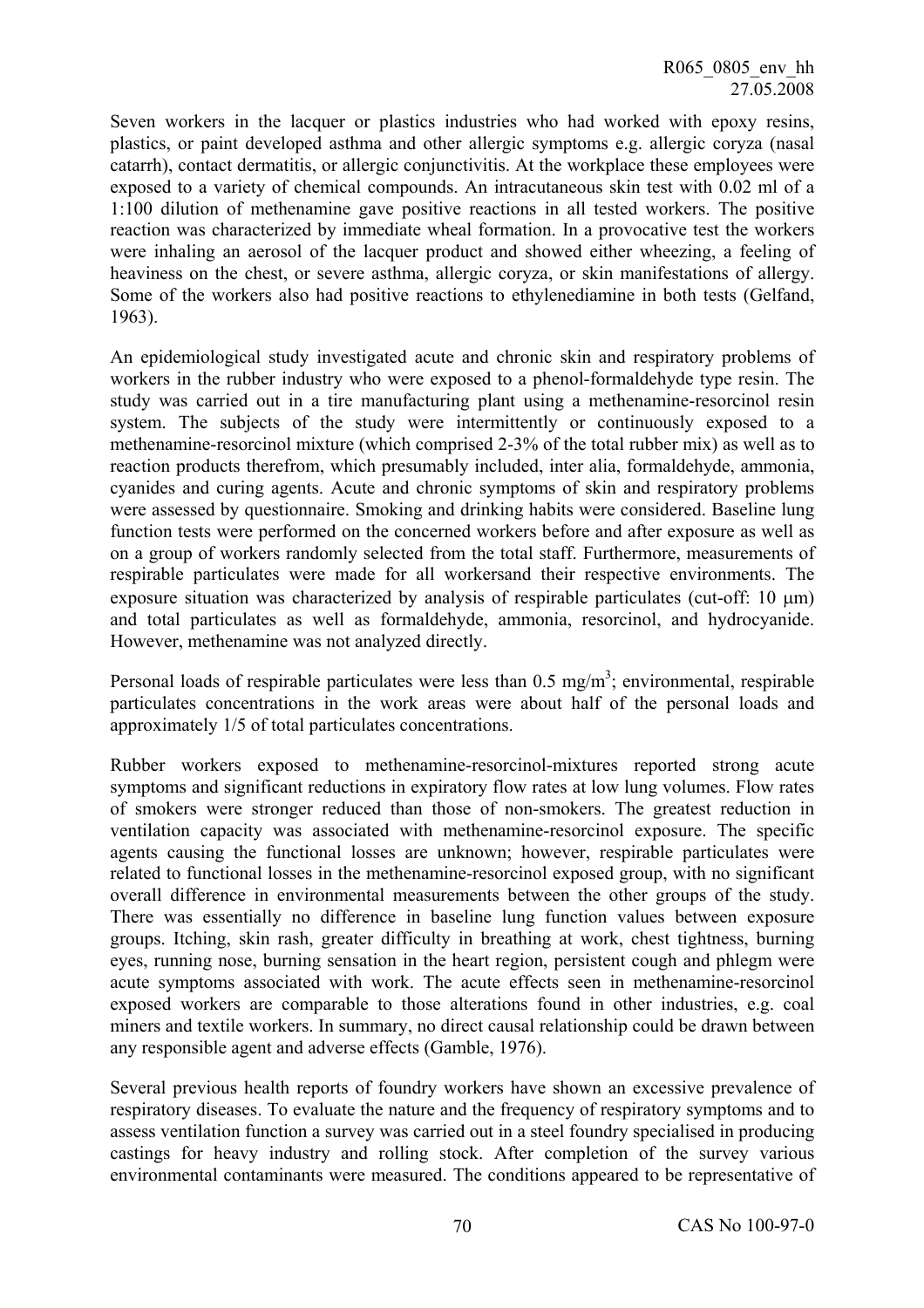Seven workers in the lacquer or plastics industries who had worked with epoxy resins, plastics, or paint developed asthma and other allergic symptoms e.g. allergic coryza (nasal catarrh), contact dermatitis, or allergic conjunctivitis. At the workplace these employees were exposed to a variety of chemical compounds. An intracutaneous skin test with 0.02 ml of a 1:100 dilution of methenamine gave positive reactions in all tested workers. The positive reaction was characterized by immediate wheal formation. In a provocative test the workers were inhaling an aerosol of the lacquer product and showed either wheezing, a feeling of heaviness on the chest, or severe asthma, allergic coryza, or skin manifestations of allergy. Some of the workers also had positive reactions to ethylenediamine in both tests (Gelfand, 1963).

An epidemiological study investigated acute and chronic skin and respiratory problems of workers in the rubber industry who were exposed to a phenol-formaldehyde type resin. The study was carried out in a tire manufacturing plant using a methenamine-resorcinol resin system. The subjects of the study were intermittently or continuously exposed to a methenamine-resorcinol mixture (which comprised 2-3% of the total rubber mix) as well as to reaction products therefrom, which presumably included, inter alia, formaldehyde, ammonia, cyanides and curing agents. Acute and chronic symptoms of skin and respiratory problems were assessed by questionnaire. Smoking and drinking habits were considered. Baseline lung function tests were performed on the concerned workers before and after exposure as well as on a group of workers randomly selected from the total staff. Furthermore, measurements of respirable particulates were made for all workersand their respective environments. The exposure situation was characterized by analysis of respirable particulates (cut-off: 10 μm) and total particulates as well as formaldehyde, ammonia, resorcinol, and hydrocyanide. However, methenamine was not analyzed directly.

Personal loads of respirable particulates were less than 0.5 $mg/m^3$; environmental, respirable particulates concentrations in the work areas were about half of the personal loads and approximately 1/5 of total particulates concentrations.

Rubber workers exposed to methenamine-resorcinol-mixtures reported strong acute symptoms and significant reductions in expiratory flow rates at low lung volumes. Flow rates of smokers were stronger reduced than those of non-smokers. The greatest reduction in ventilation capacity was associated with methenamine-resorcinol exposure. The specific agents causing the functional losses are unknown; however, respirable particulates were related to functional losses in the methenamine-resorcinol exposed group, with no significant overall difference in environmental measurements between the other groups of the study. There was essentially no difference in baseline lung function values between exposure groups. Itching, skin rash, greater difficulty in breathing at work, chest tightness, burning eyes, running nose, burning sensation in the heart region, persistent cough and phlegm were acute symptoms associated with work. The acute effects seen in methenamine-resorcinol exposed workers are comparable to those alterations found in other industries, e.g. coal miners and textile workers. In summary, no direct causal relationship could be drawn between any responsible agent and adverse effects (Gamble, 1976).

Several previous health reports of foundry workers have shown an excessive prevalence of respiratory diseases. To evaluate the nature and the frequency of respiratory symptoms and to assess ventilation function a survey was carried out in a steel foundry specialised in producing castings for heavy industry and rolling stock. After completion of the survey various environmental contaminants were measured. The conditions appeared to be representative of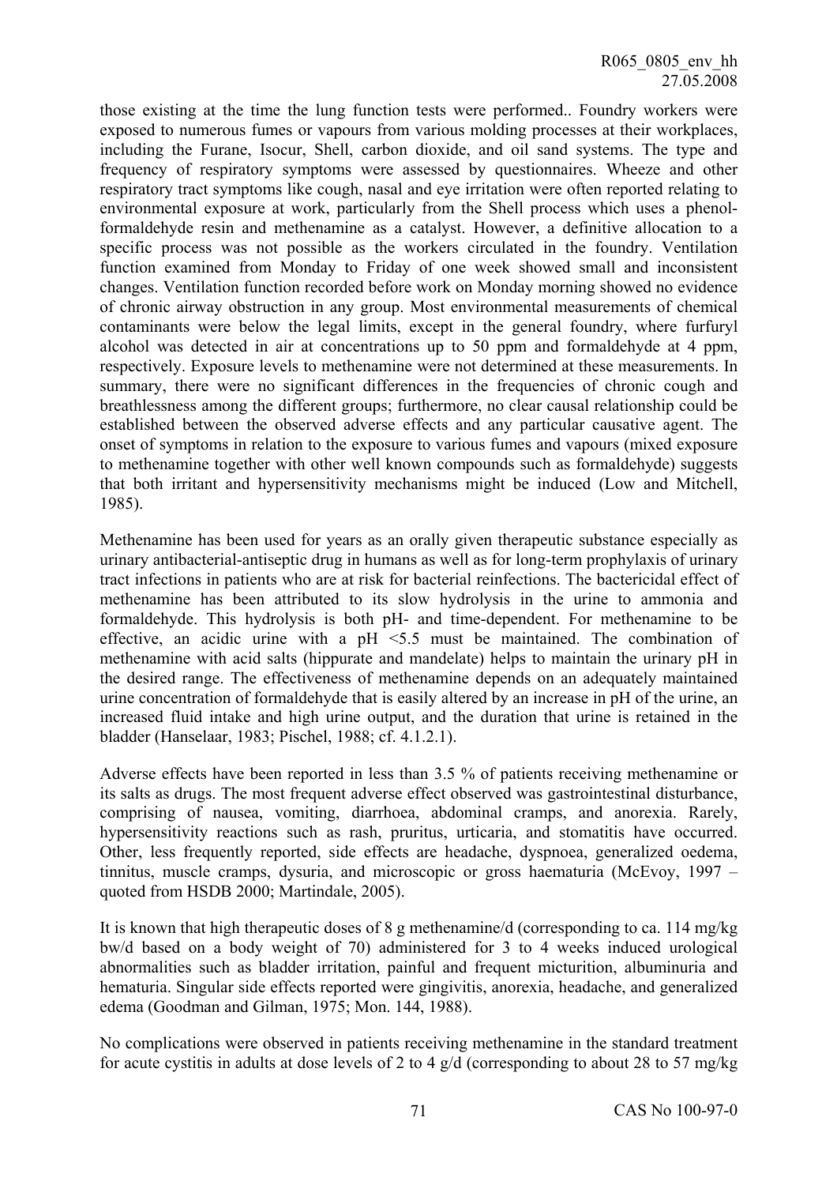those existing at the time the lung function tests were performed.. Foundry workers were exposed to numerous fumes or vapours from various molding processes at their workplaces, including the Furane, Isocur, Shell, carbon dioxide, and oil sand systems. The type and frequency of respiratory symptoms were assessed by questionnaires. Wheeze and other respiratory tract symptoms like cough, nasal and eye irritation were often reported relating to environmental exposure at work, particularly from the Shell process which uses a phenol-formaldehyde resin and methenamine as a catalyst. However, a definitive allocation to a specific process was not possible as the workers circulated in the foundry. Ventilation function examined from Monday to Friday of one week showed small and inconsistent changes. Ventilation function recorded before work on Monday morning showed no evidence of chronic airway obstruction in any group. Most environmental measurements of chemical contaminants were below the legal limits, except in the general foundry, where furfuryl alcohol was detected in air at concentrations up to 50 ppm and formaldehyde at 4 ppm, respectively. Exposure levels to methenamine were not determined at these measurements. In summary, there were no significant differences in the frequencies of chronic cough and breathlessness among the different groups; furthermore, no clear causal relationship could be established between the observed adverse effects and any particular causative agent. The onset of symptoms in relation to the exposure to various fumes and vapours (mixed exposure to methenamine together with other well known compounds such as formaldehyde) suggests that both irritant and hypersensitivity mechanisms might be induced (Low and Mitchell, 1985).

Methenamine has been used for years as an orally given therapeutic substance especially as urinary antibacterial-antiseptic drug in humans as well as for long-term prophylaxis of urinary tract infections in patients who are at risk for bacterial reinfections. The bactericidal effect of methenamine has been attributed to its slow hydrolysis in the urine to ammonia and formaldehyde. This hydrolysis is both pH- and time-dependent. For methenamine to be effective, an acidic urine with a pH <5.5 must be maintained. The combination of methenamine with acid salts (hippurate and mandelate) helps to maintain the urinary pH in the desired range. The effectiveness of methenamine depends on an adequately maintained urine concentration of formaldehyde that is easily altered by an increase in pH of the urine, an increased fluid intake and high urine output, and the duration that urine is retained in the bladder (Hanselaar, 1983; Pischel, 1988; cf. 4.1.2.1).

Adverse effects have been reported in less than 3.5 % of patients receiving methenamine or its salts as drugs. The most frequent adverse effect observed was gastrointestinal disturbance, comprising of nausea, vomiting, diarrhoea, abdominal cramps, and anorexia. Rarely, hypersensitivity reactions such as rash, pruritus, urticaria, and stomatitis have occurred. Other, less frequently reported, side effects are headache, dyspnoea, generalized oedema, tinnitus, muscle cramps, dysuria, and microscopic or gross haematuria (McEvoy, 1997 – quoted from HSDB 2000; Martindale, 2005).

It is known that high therapeutic doses of 8 g methenamine/d (corresponding to ca. 114 mg/kg bw/d based on a body weight of 70) administered for 3 to 4 weeks induced urological abnormalities such as bladder irritation, painful and frequent micturition, albuminuria and hematuria. Singular side effects reported were gingivitis, anorexia, headache, and generalized edema (Goodman and Gilman, 1975; Mon. 144, 1988).

No complications were observed in patients receiving methenamine in the standard treatment for acute cystitis in adults at dose levels of 2 to 4 g/d (corresponding to about 28 to 57 mg/kg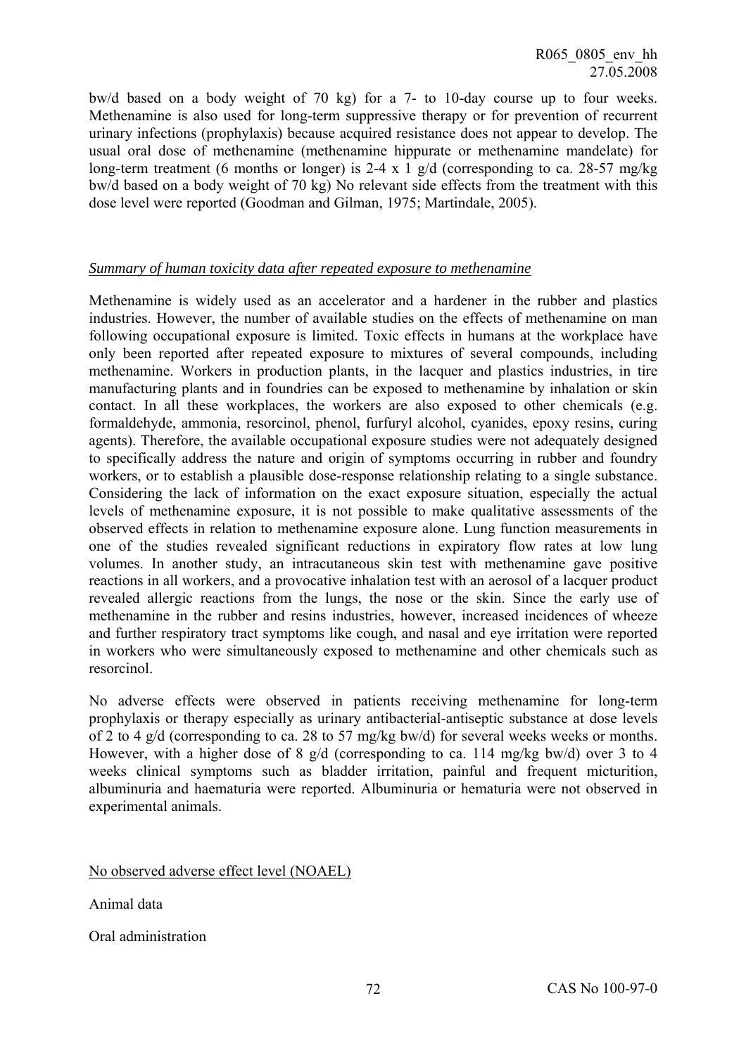bw/d based on a body weight of 70 kg) for a 7- to 10-day course up to four weeks. Methenamine is also used for long-term suppressive therapy or for prevention of recurrent urinary infections (prophylaxis) because acquired resistance does not appear to develop. The usual oral dose of methenamine (methenamine hippurate or methenamine mandelate) for long-term treatment (6 months or longer) is 2-4 x 1 g/d (corresponding to ca. 28-57 mg/kg bw/d based on a body weight of 70 kg) No relevant side effects from the treatment with this dose level were reported (Goodman and Gilman, 1975; Martindale, 2005).

*Summary of human toxicity data after repeated exposure to methenamine*

Methenamine is widely used as an accelerator and a hardener in the rubber and plastics industries. However, the number of available studies on the effects of methenamine on man following occupational exposure is limited. Toxic effects in humans at the workplace have only been reported after repeated exposure to mixtures of several compounds, including methenamine. Workers in production plants, in the lacquer and plastics industries, in tire manufacturing plants and in foundries can be exposed to methenamine by inhalation or skin contact. In all these workplaces, the workers are also exposed to other chemicals (e.g. formaldehyde, ammonia, resorcinol, phenol, furfuryl alcohol, cyanides, epoxy resins, curing agents). Therefore, the available occupational exposure studies were not adequately designed to specifically address the nature and origin of symptoms occurring in rubber and foundry workers, or to establish a plausible dose-response relationship relating to a single substance. Considering the lack of information on the exact exposure situation, especially the actual levels of methenamine exposure, it is not possible to make qualitative assessments of the observed effects in relation to methenamine exposure alone. Lung function measurements in one of the studies revealed significant reductions in expiratory flow rates at low lung volumes. In another study, an intracutaneous skin test with methenamine gave positive reactions in all workers, and a provocative inhalation test with an aerosol of a lacquer product revealed allergic reactions from the lungs, the nose or the skin. Since the early use of methenamine in the rubber and resins industries, however, increased incidences of wheeze and further respiratory tract symptoms like cough, and nasal and eye irritation were reported in workers who were simultaneously exposed to methenamine and other chemicals such as resorcinol.

No adverse effects were observed in patients receiving methenamine for long-term prophylaxis or therapy especially as urinary antibacterial-antiseptic substance at dose levels of 2 to 4 g/d (corresponding to ca. 28 to 57 mg/kg bw/d) for several weeks weeks or months. However, with a higher dose of 8 g/d (corresponding to ca. 114 mg/kg bw/d) over 3 to 4 weeks clinical symptoms such as bladder irritation, painful and frequent micturition, albuminuria and haematuria were reported. Albuminuria or hematuria were not observed in experimental animals.

No observed adverse effect level (NOAEL)

Animal data

Oral administration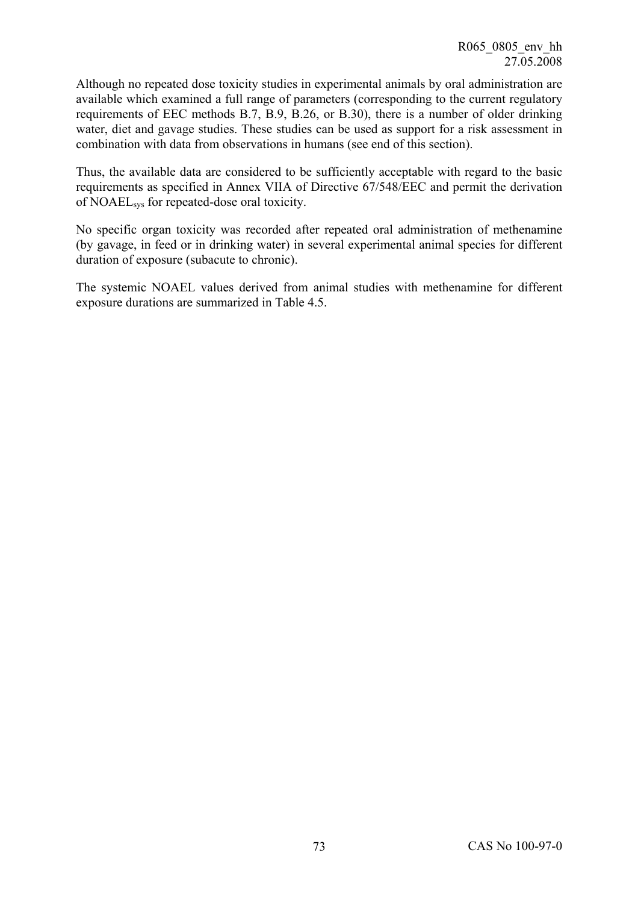Although no repeated dose toxicity studies in experimental animals by oral administration are available which examined a full range of parameters (corresponding to the current regulatory requirements of EEC methods B.7, B.9, B.26, or B.30), there is a number of older drinking water, diet and gavage studies. These studies can be used as support for a risk assessment in combination with data from observations in humans (see end of this section).

Thus, the available data are considered to be sufficiently acceptable with regard to the basic requirements as specified in Annex VIIA of Directive 67/548/EEC and permit the derivation of $NOAEL_{sys}$ for repeated-dose oral toxicity.

No specific organ toxicity was recorded after repeated oral administration of methenamine (by gavage, in feed or in drinking water) in several experimental animal species for different duration of exposure (subacute to chronic).

The systemic NOAEL values derived from animal studies with methenamine for different exposure durations are summarized in Table 4.5.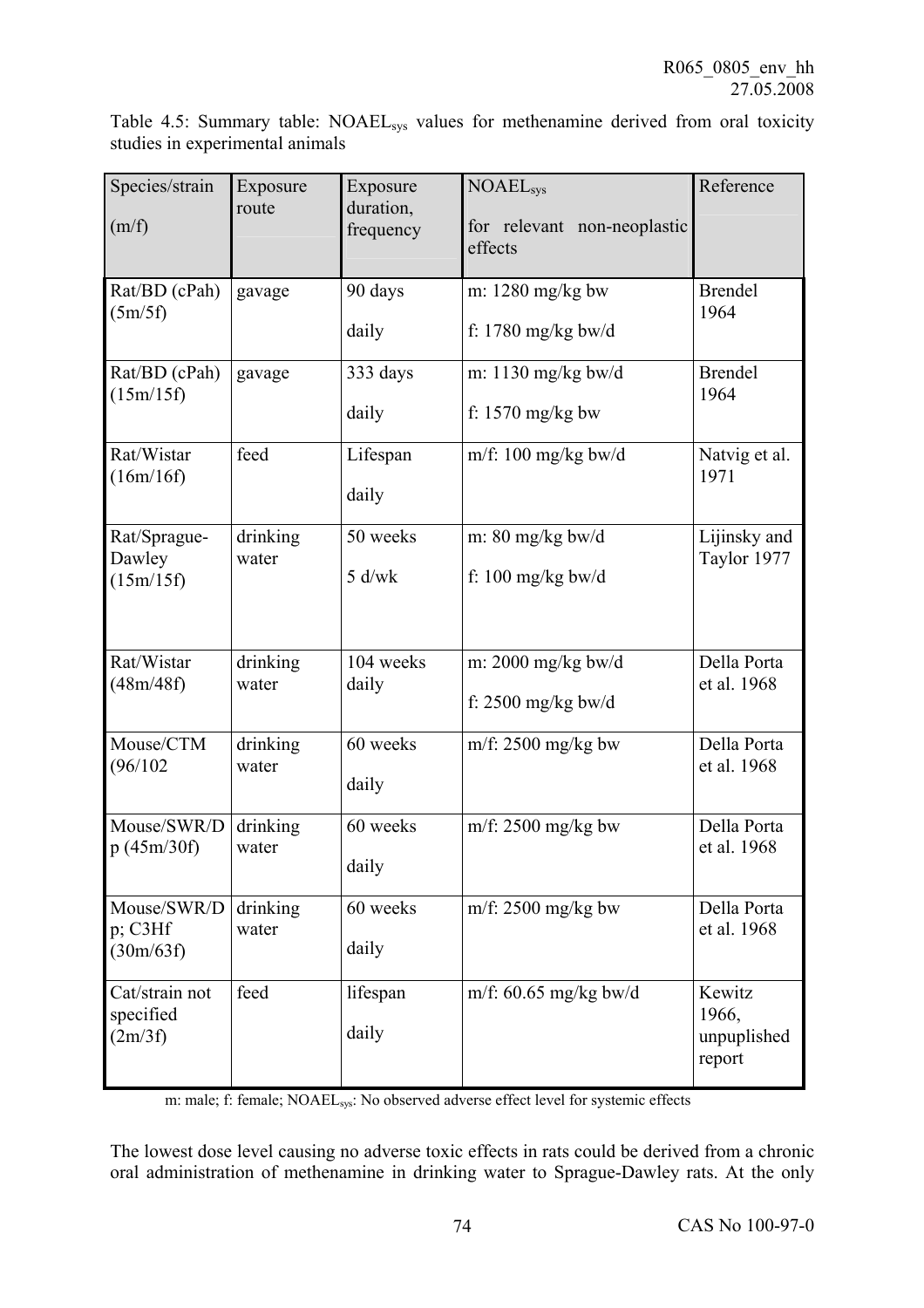Table 4.5: Summary table: $NOAEL_{sys}$ values for methenamine derived from oral toxicity studies in experimental animals

| Species/strain (m/f) | Exposure route | Exposure duration, frequency | $NOAEL_{sys}$ for relevant non-neoplastic effects | Reference |
|---|---|---|---|---|
| Rat/BD (cPah) (5m/5f) | gavage | 90 days daily | m: 1280 mg/kg bw f: 1780 mg/kg bw/d | Brendel 1964 |
| Rat/BD (cPah) (15m/15f) | gavage | 333 days daily | m: 1130 mg/kg bw/d f: 1570 mg/kg bw | Brendel 1964 |
| Rat/Wistar (16m/16f) | feed | Lifespan daily | m/f: 100 mg/kg bw/d | Natvig et al. 1971 |
| Rat/Sprague-Dawley (15m/15f) | drinking water | 50 weeks 5 d/wk | m: 80 mg/kg bw/d f: 100 mg/kg bw/d | Lijinsky and Taylor 1977 |
| Rat/Wistar (48m/48f) | drinking water | 104 weeks daily | m: 2000 mg/kg bw/d f: 2500 mg/kg bw/d | Della Porta et al. 1968 |
| Mouse/CTM (96/102 | drinking water | 60 weeks daily | m/f: 2500 mg/kg bw | Della Porta et al. 1968 |
| Mouse/SWR/Dp (45m/30f) | drinking water | 60 weeks daily | m/f: 2500 mg/kg bw | Della Porta et al. 1968 |
| Mouse/SWR/Dp; C3Hf (30m/63f) | drinking water | 60 weeks daily | m/f: 2500 mg/kg bw | Della Porta et al. 1968 |
| Cat/strain not specified (2m/3f) | feed | lifespan daily | m/f: 60.65 mg/kg bw/d | Kewitz 1966, unpuplished report |

m: male; f: female; $NOAEL_{sys}$: No observed adverse effect level for systemic effects

The lowest dose level causing no adverse toxic effects in rats could be derived from a chronic oral administration of methenamine in drinking water to Sprague-Dawley rats. At the only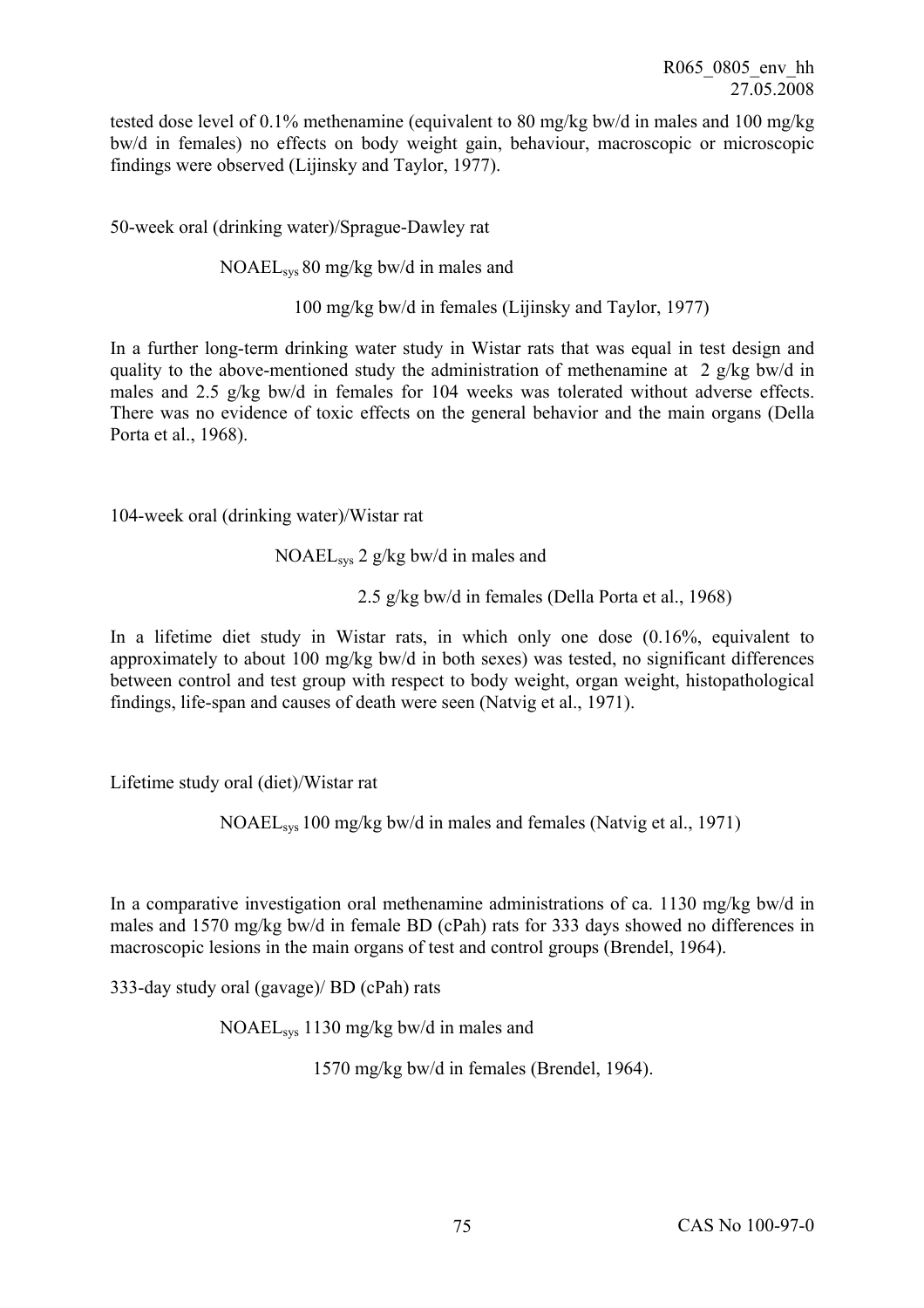tested dose level of 0.1% methenamine (equivalent to 80 mg/kg bw/d in males and 100 mg/kg bw/d in females) no effects on body weight gain, behaviour, macroscopic or microscopic findings were observed (Lijinsky and Taylor, 1977).

50-week oral (drinking water)/Sprague-Dawley rat

$NOAEL_{sys}$ 80 mg/kg bw/d in males and

100 mg/kg bw/d in females (Lijinsky and Taylor, 1977)

In a further long-term drinking water study in Wistar rats that was equal in test design and quality to the above-mentioned study the administration of methenamine at 2 g/kg bw/d in males and 2.5 g/kg bw/d in females for 104 weeks was tolerated without adverse effects. There was no evidence of toxic effects on the general behavior and the main organs (Della Porta et al., 1968).

104-week oral (drinking water)/Wistar rat

$NOAEL_{sys}$ 2 g/kg bw/d in males and

2.5 g/kg bw/d in females (Della Porta et al., 1968)

In a lifetime diet study in Wistar rats, in which only one dose (0.16%, equivalent to approximately to about 100 mg/kg bw/d in both sexes) was tested, no significant differences between control and test group with respect to body weight, organ weight, histopathological findings, life-span and causes of death were seen (Natvig et al., 1971).

Lifetime study oral (diet)/Wistar rat

$NOAEL_{sys}$ 100 mg/kg bw/d in males and females (Natvig et al., 1971)

In a comparative investigation oral methenamine administrations of ca. 1130 mg/kg bw/d in males and 1570 mg/kg bw/d in female BD (cPah) rats for 333 days showed no differences in macroscopic lesions in the main organs of test and control groups (Brendel, 1964).

333-day study oral (gavage)/ BD (cPah) rats

$NOAEL_{sys}$ 1130 mg/kg bw/d in males and

1570 mg/kg bw/d in females (Brendel, 1964).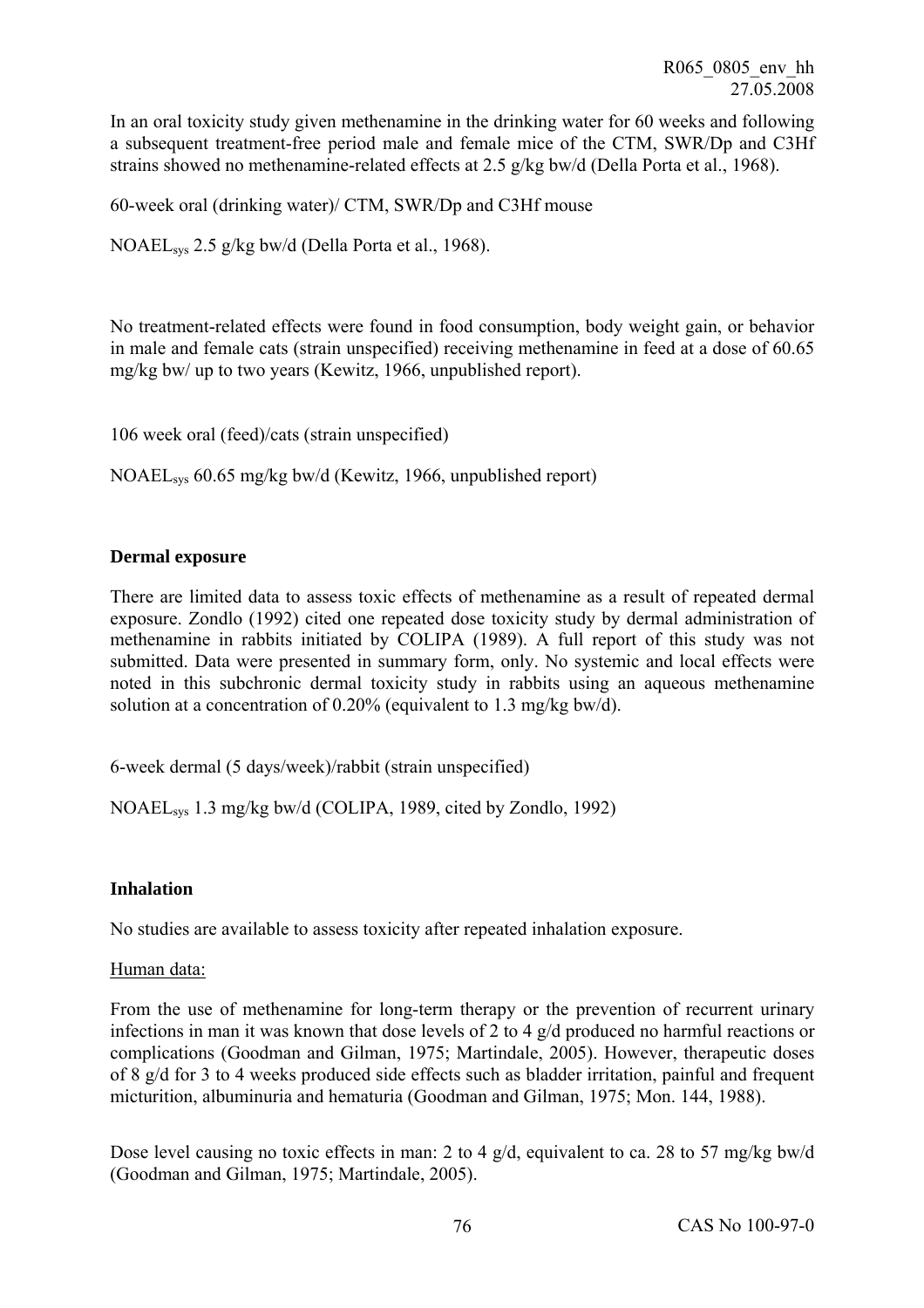In an oral toxicity study given methenamine in the drinking water for 60 weeks and following a subsequent treatment-free period male and female mice of the CTM, SWR/Dp and C3Hf strains showed no methenamine-related effects at 2.5 g/kg bw/d (Della Porta et al., 1968).

60-week oral (drinking water)/ CTM, SWR/Dp and C3Hf mouse

$NOAEL_{sys}$ 2.5 g/kg bw/d (Della Porta et al., 1968).

No treatment-related effects were found in food consumption, body weight gain, or behavior in male and female cats (strain unspecified) receiving methenamine in feed at a dose of 60.65 mg/kg bw/ up to two years (Kewitz, 1966, unpublished report).

106 week oral (feed)/cats (strain unspecified)

$NOAEL_{sys}$ 60.65 mg/kg bw/d (Kewitz, 1966, unpublished report)

**Dermal exposure**

There are limited data to assess toxic effects of methenamine as a result of repeated dermal exposure. Zondlo (1992) cited one repeated dose toxicity study by dermal administration of methenamine in rabbits initiated by COLIPA (1989). A full report of this study was not submitted. Data were presented in summary form, only. No systemic and local effects were noted in this subchronic dermal toxicity study in rabbits using an aqueous methenamine solution at a concentration of 0.20% (equivalent to 1.3 mg/kg bw/d).

6-week dermal (5 days/week)/rabbit (strain unspecified)

$NOAEL_{sys}$ 1.3 mg/kg bw/d (COLIPA, 1989, cited by Zondlo, 1992)

**Inhalation**

No studies are available to assess toxicity after repeated inhalation exposure.

Human data:

From the use of methenamine for long-term therapy or the prevention of recurrent urinary infections in man it was known that dose levels of 2 to 4 g/d produced no harmful reactions or complications (Goodman and Gilman, 1975; Martindale, 2005). However, therapeutic doses of 8 g/d for 3 to 4 weeks produced side effects such as bladder irritation, painful and frequent micturition, albuminuria and hematuria (Goodman and Gilman, 1975; Mon. 144, 1988).

Dose level causing no toxic effects in man: 2 to 4 g/d, equivalent to ca. 28 to 57 mg/kg bw/d (Goodman and Gilman, 1975; Martindale, 2005).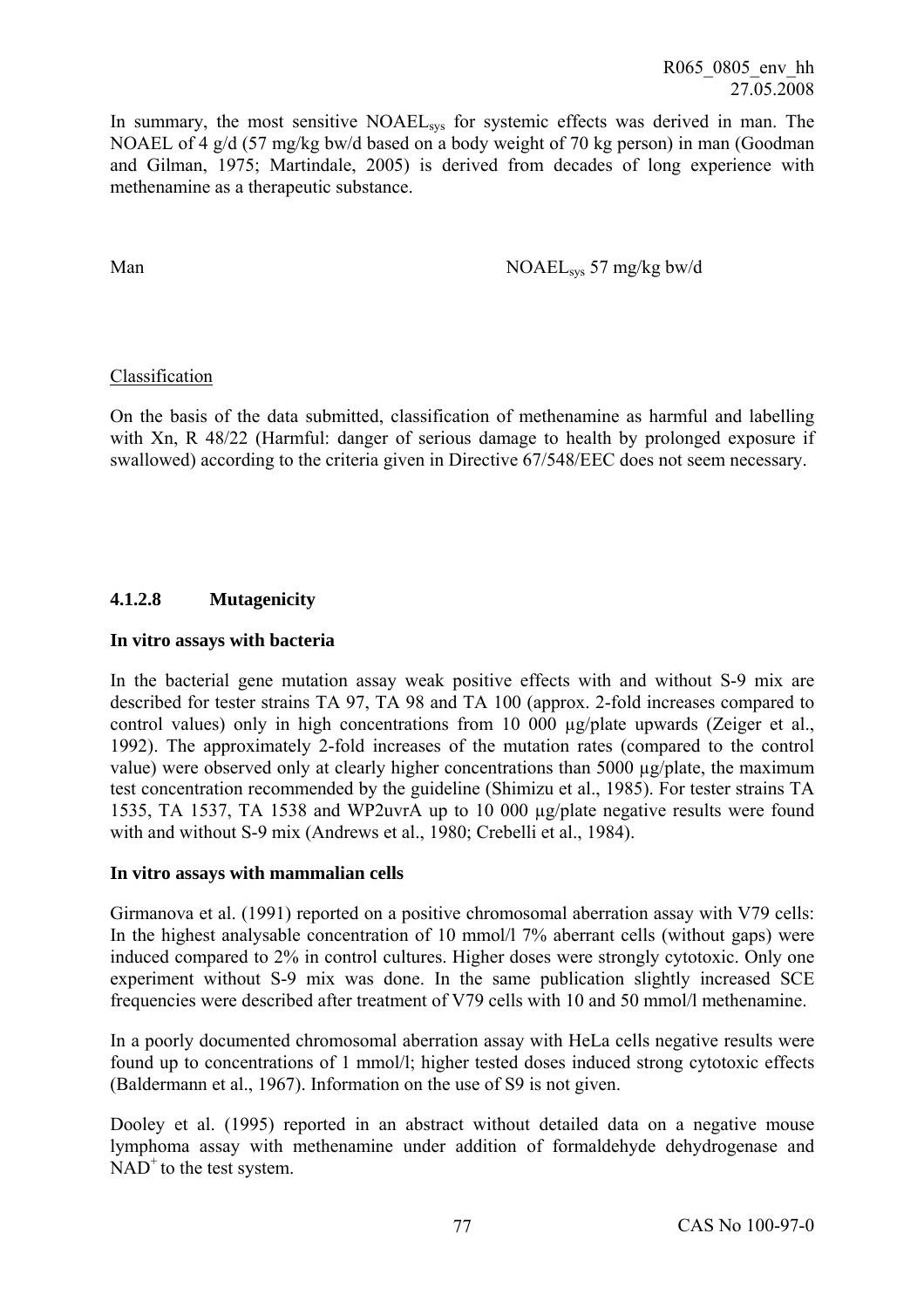In summary, the most sensitive $NOAEL_{sys}$ for systemic effects was derived in man. The NOAEL of 4 g/d (57 mg/kg bw/d based on a body weight of 70 kg person) in man (Goodman and Gilman, 1975; Martindale, 2005) is derived from decades of long experience with methenamine as a therapeutic substance.

Man $NOAEL_{sys}$ 57 mg/kg bw/d

Classification

On the basis of the data submitted, classification of methenamine as harmful and labelling with Xn, R 48/22 (Harmful: danger of serious damage to health by prolonged exposure if swallowed) according to the criteria given in Directive 67/548/EEC does not seem necessary.

#### 4.1.2.8 Mutagenicity

**In vitro assays with bacteria**

In the bacterial gene mutation assay weak positive effects with and without S-9 mix are described for tester strains TA 97, TA 98 and TA 100 (approx. 2-fold increases compared to control values) only in high concentrations from 10 000 µg/plate upwards (Zeiger et al., 1992). The approximately 2-fold increases of the mutation rates (compared to the control value) were observed only at clearly higher concentrations than 5000 µg/plate, the maximum test concentration recommended by the guideline (Shimizu et al., 1985). For tester strains TA 1535, TA 1537, TA 1538 and WP2uvrA up to 10 000 µg/plate negative results were found with and without S-9 mix (Andrews et al., 1980; Crebelli et al., 1984).

**In vitro assays with mammalian cells**

Girmanova et al. (1991) reported on a positive chromosomal aberration assay with V79 cells: In the highest analysable concentration of 10 mmol/l 7% aberrant cells (without gaps) were induced compared to 2% in control cultures. Higher doses were strongly cytotoxic. Only one experiment without S-9 mix was done. In the same publication slightly increased SCE frequencies were described after treatment of V79 cells with 10 and 50 mmol/l methenamine.

In a poorly documented chromosomal aberration assay with HeLa cells negative results were found up to concentrations of 1 mmol/l; higher tested doses induced strong cytotoxic effects (Baldermann et al., 1967). Information on the use of S9 is not given.

Dooley et al. (1995) reported in an abstract without detailed data on a negative mouse lymphoma assay with methenamine under addition of formaldehyde dehydrogenase and $NAD^{+}$ to the test system.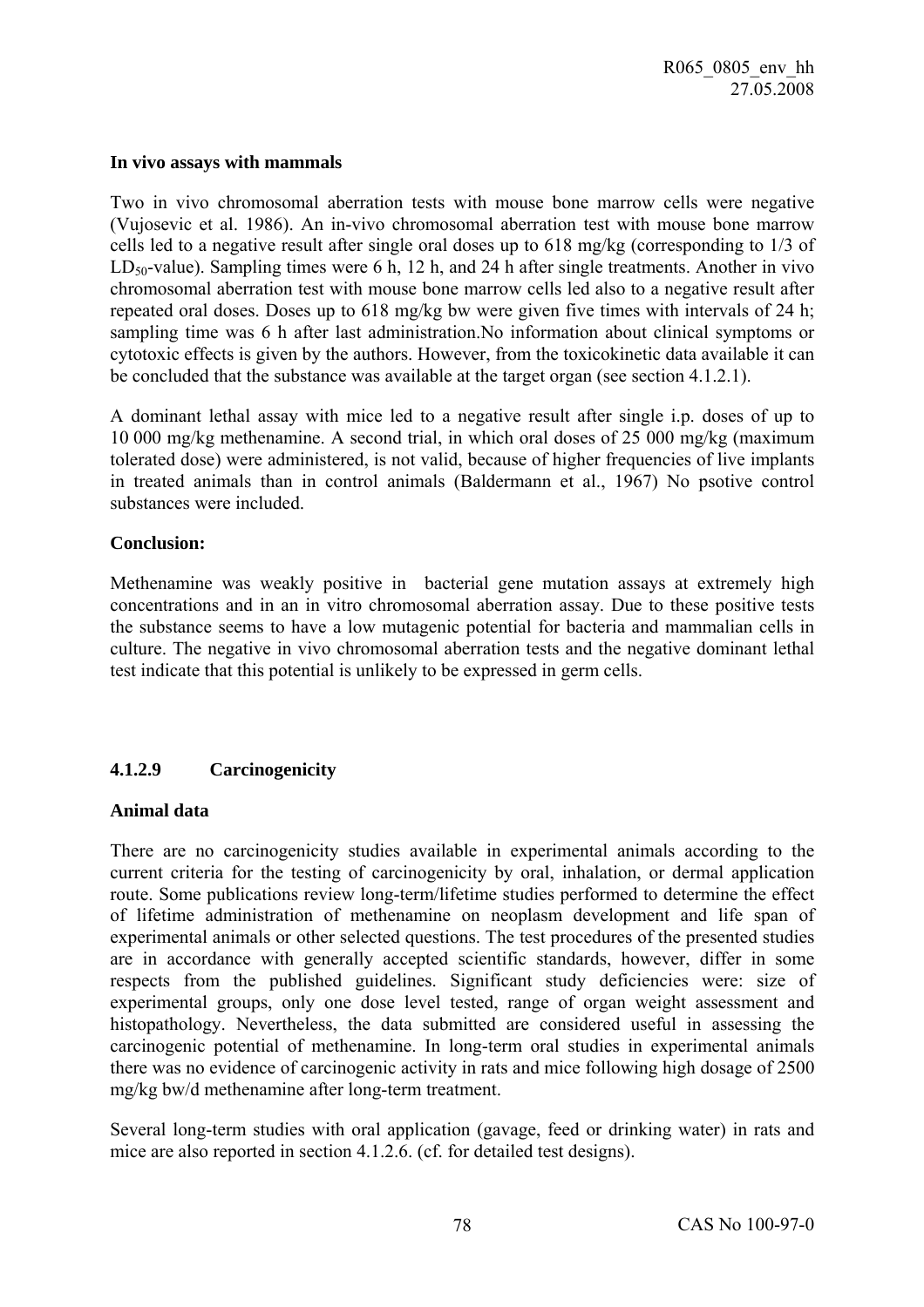**In vivo assays with mammals**

Two in vivo chromosomal aberration tests with mouse bone marrow cells were negative (Vujosevic et al. 1986). An in-vivo chromosomal aberration test with mouse bone marrow cells led to a negative result after single oral doses up to 618 mg/kg (corresponding to 1/3 of $LD_{50}$-value). Sampling times were 6 h, 12 h, and 24 h after single treatments. Another in vivo chromosomal aberration test with mouse bone marrow cells led also to a negative result after repeated oral doses. Doses up to 618 mg/kg bw were given five times with intervals of 24 h; sampling time was 6 h after last administration.No information about clinical symptoms or cytotoxic effects is given by the authors. However, from the toxicokinetic data available it can be concluded that the substance was available at the target organ (see section 4.1.2.1).

A dominant lethal assay with mice led to a negative result after single i.p. doses of up to 10 000 mg/kg methenamine. A second trial, in which oral doses of 25 000 mg/kg (maximum tolerated dose) were administered, is not valid, because of higher frequencies of live implants in treated animals than in control animals (Baldermann et al., 1967) No psotive control substances were included.

**Conclusion:**

Methenamine was weakly positive in bacterial gene mutation assays at extremely high concentrations and in an in vitro chromosomal aberration assay. Due to these positive tests the substance seems to have a low mutagenic potential for bacteria and mammalian cells in culture. The negative in vivo chromosomal aberration tests and the negative dominant lethal test indicate that this potential is unlikely to be expressed in germ cells.

### 4.1.2.9 Carcinogenicity

**Animal data**

There are no carcinogenicity studies available in experimental animals according to the current criteria for the testing of carcinogenicity by oral, inhalation, or dermal application route. Some publications review long-term/lifetime studies performed to determine the effect of lifetime administration of methenamine on neoplasm development and life span of experimental animals or other selected questions. The test procedures of the presented studies are in accordance with generally accepted scientific standards, however, differ in some respects from the published guidelines. Significant study deficiencies were: size of experimental groups, only one dose level tested, range of organ weight assessment and histopathology. Nevertheless, the data submitted are considered useful in assessing the carcinogenic potential of methenamine. In long-term oral studies in experimental animals there was no evidence of carcinogenic activity in rats and mice following high dosage of 2500 mg/kg bw/d methenamine after long-term treatment.

Several long-term studies with oral application (gavage, feed or drinking water) in rats and mice are also reported in section 4.1.2.6. (cf. for detailed test designs).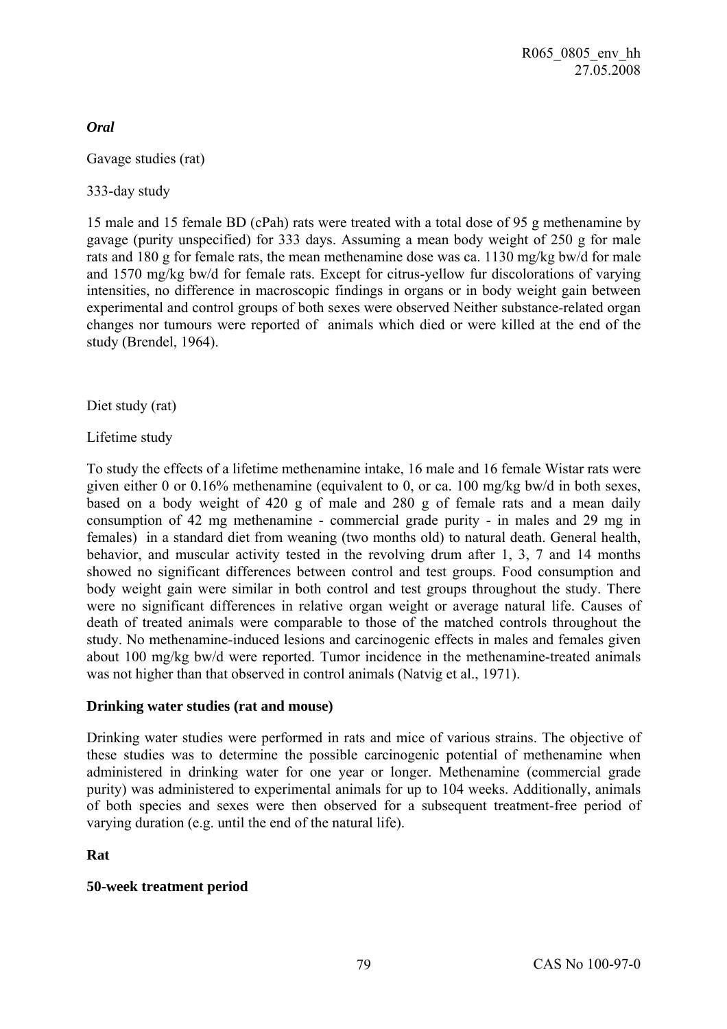***Oral***

Gavage studies (rat)

333-day study

15 male and 15 female BD (cPah) rats were treated with a total dose of 95 g methenamine by gavage (purity unspecified) for 333 days. Assuming a mean body weight of 250 g for male rats and 180 g for female rats, the mean methenamine dose was ca. 1130 mg/kg bw/d for male and 1570 mg/kg bw/d for female rats. Except for citrus-yellow fur discolorations of varying intensities, no difference in macroscopic findings in organs or in body weight gain between experimental and control groups of both sexes were observed Neither substance-related organ changes nor tumours were reported of animals which died or were killed at the end of the study (Brendel, 1964).

Diet study (rat)

Lifetime study

To study the effects of a lifetime methenamine intake, 16 male and 16 female Wistar rats were given either 0 or 0.16% methenamine (equivalent to 0, or ca. 100 mg/kg bw/d in both sexes, based on a body weight of 420 g of male and 280 g of female rats and a mean daily consumption of 42 mg methenamine - commercial grade purity - in males and 29 mg in females) in a standard diet from weaning (two months old) to natural death. General health, behavior, and muscular activity tested in the revolving drum after 1, 3, 7 and 14 months showed no significant differences between control and test groups. Food consumption and body weight gain were similar in both control and test groups throughout the study. There were no significant differences in relative organ weight or average natural life. Causes of death of treated animals were comparable to those of the matched controls throughout the study. No methenamine-induced lesions and carcinogenic effects in males and females given about 100 mg/kg bw/d were reported. Tumor incidence in the methenamine-treated animals was not higher than that observed in control animals (Natvig et al., 1971).

**Drinking water studies (rat and mouse)**

Drinking water studies were performed in rats and mice of various strains. The objective of these studies was to determine the possible carcinogenic potential of methenamine when administered in drinking water for one year or longer. Methenamine (commercial grade purity) was administered to experimental animals for up to 104 weeks. Additionally, animals of both species and sexes were then observed for a subsequent treatment-free period of varying duration (e.g. until the end of the natural life).

**Rat**

**50-week treatment period**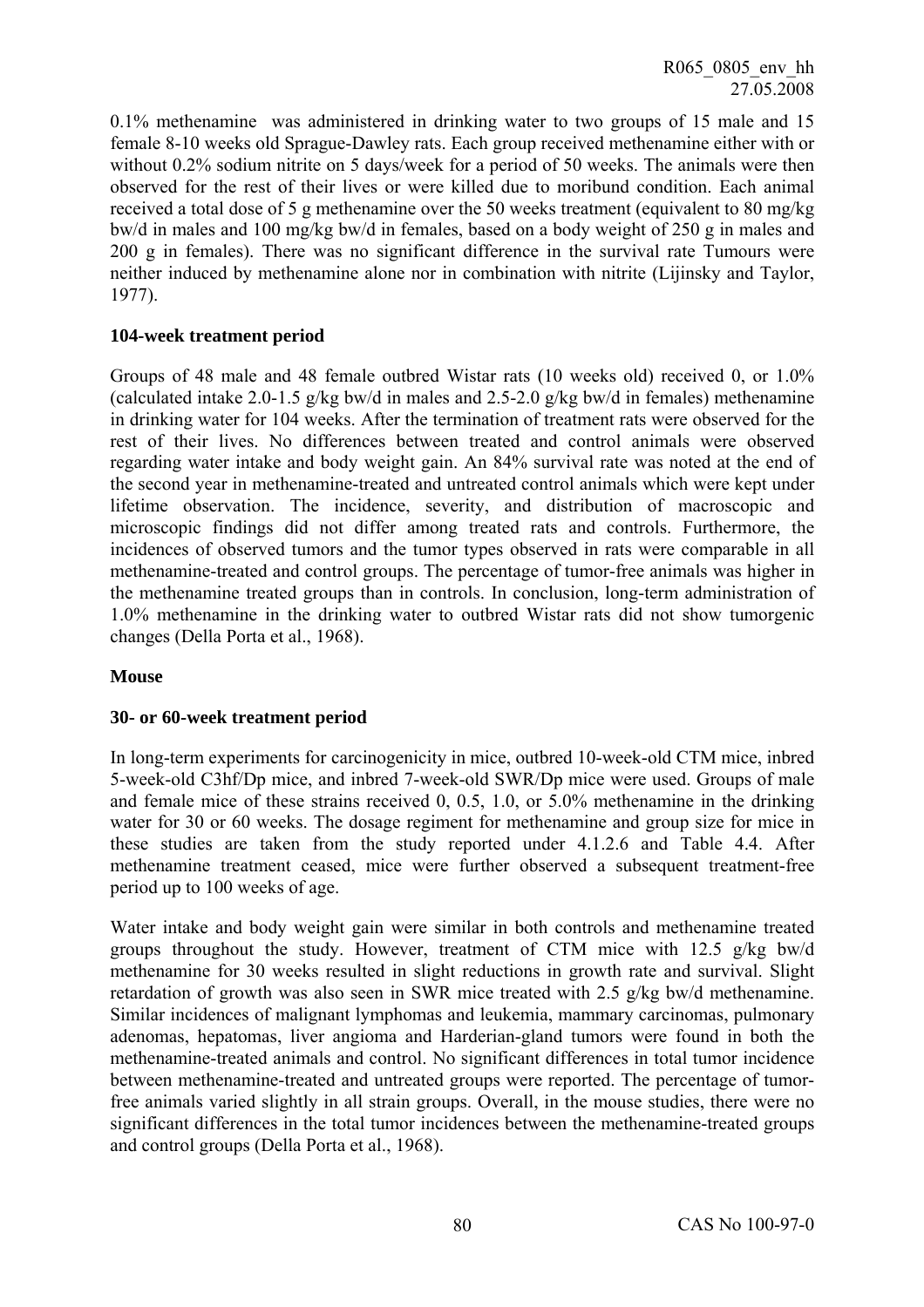0.1% methenamine was administered in drinking water to two groups of 15 male and 15 female 8-10 weeks old Sprague-Dawley rats. Each group received methenamine either with or without 0.2% sodium nitrite on 5 days/week for a period of 50 weeks. The animals were then observed for the rest of their lives or were killed due to moribund condition. Each animal received a total dose of 5 g methenamine over the 50 weeks treatment (equivalent to 80 mg/kg bw/d in males and 100 mg/kg bw/d in females, based on a body weight of 250 g in males and 200 g in females). There was no significant difference in the survival rate Tumours were neither induced by methenamine alone nor in combination with nitrite (Lijinsky and Taylor, 1977).

**104-week treatment period**

Groups of 48 male and 48 female outbred Wistar rats (10 weeks old) received 0, or 1.0% (calculated intake 2.0-1.5 g/kg bw/d in males and 2.5-2.0 g/kg bw/d in females) methenamine in drinking water for 104 weeks. After the termination of treatment rats were observed for the rest of their lives. No differences between treated and control animals were observed regarding water intake and body weight gain. An 84% survival rate was noted at the end of the second year in methenamine-treated and untreated control animals which were kept under lifetime observation. The incidence, severity, and distribution of macroscopic and microscopic findings did not differ among treated rats and controls. Furthermore, the incidences of observed tumors and the tumor types observed in rats were comparable in all methenamine-treated and control groups. The percentage of tumor-free animals was higher in the methenamine treated groups than in controls. In conclusion, long-term administration of 1.0% methenamine in the drinking water to outbred Wistar rats did not show tumorgenic changes (Della Porta et al., 1968).

**Mouse**

**30- or 60-week treatment period**

In long-term experiments for carcinogenicity in mice, outbred 10-week-old CTM mice, inbred 5-week-old C3hf/Dp mice, and inbred 7-week-old SWR/Dp mice were used. Groups of male and female mice of these strains received 0, 0.5, 1.0, or 5.0% methenamine in the drinking water for 30 or 60 weeks. The dosage regiment for methenamine and group size for mice in these studies are taken from the study reported under 4.1.2.6 and Table 4.4. After methenamine treatment ceased, mice were further observed a subsequent treatment-free period up to 100 weeks of age.

Water intake and body weight gain were similar in both controls and methenamine treated groups throughout the study. However, treatment of CTM mice with 12.5 g/kg bw/d methenamine for 30 weeks resulted in slight reductions in growth rate and survival. Slight retardation of growth was also seen in SWR mice treated with 2.5 g/kg bw/d methenamine. Similar incidences of malignant lymphomas and leukemia, mammary carcinomas, pulmonary adenomas, hepatomas, liver angioma and Harderian-gland tumors were found in both the methenamine-treated animals and control. No significant differences in total tumor incidence between methenamine-treated and untreated groups were reported. The percentage of tumor-free animals varied slightly in all strain groups. Overall, in the mouse studies, there were no significant differences in the total tumor incidences between the methenamine-treated groups and control groups (Della Porta et al., 1968).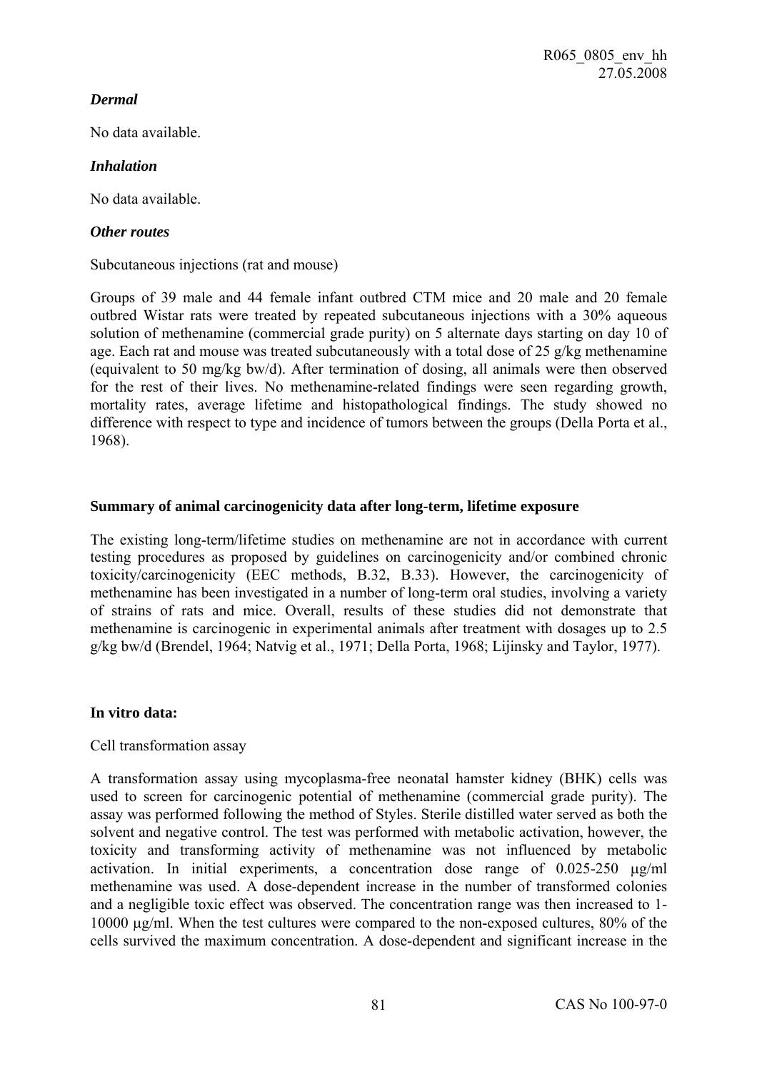### *Dermal*

No data available.

### *Inhalation*

No data available.

### *Other routes*

Subcutaneous injections (rat and mouse)

Groups of 39 male and 44 female infant outbred CTM mice and 20 male and 20 female outbred Wistar rats were treated by repeated subcutaneous injections with a 30% aqueous solution of methenamine (commercial grade purity) on 5 alternate days starting on day 10 of age. Each rat and mouse was treated subcutaneously with a total dose of 25 g/kg methenamine (equivalent to 50 mg/kg bw/d). After termination of dosing, all animals were then observed for the rest of their lives. No methenamine-related findings were seen regarding growth, mortality rates, average lifetime and histopathological findings. The study showed no difference with respect to type and incidence of tumors between the groups (Della Porta et al., 1968).

**Summary of animal carcinogenicity data after long-term, lifetime exposure**

The existing long-term/lifetime studies on methenamine are not in accordance with current testing procedures as proposed by guidelines on carcinogenicity and/or combined chronic toxicity/carcinogenicity (EEC methods, B.32, B.33). However, the carcinogenicity of methenamine has been investigated in a number of long-term oral studies, involving a variety of strains of rats and mice. Overall, results of these studies did not demonstrate that methenamine is carcinogenic in experimental animals after treatment with dosages up to 2.5 g/kg bw/d (Brendel, 1964; Natvig et al., 1971; Della Porta, 1968; Lijinsky and Taylor, 1977).

**In vitro data:**

Cell transformation assay

A transformation assay using mycoplasma-free neonatal hamster kidney (BHK) cells was used to screen for carcinogenic potential of methenamine (commercial grade purity). The assay was performed following the method of Styles. Sterile distilled water served as both the solvent and negative control. The test was performed with metabolic activation, however, the toxicity and transforming activity of methenamine was not influenced by metabolic activation. In initial experiments, a concentration dose range of 0.025-250 μg/ml methenamine was used. A dose-dependent increase in the number of transformed colonies and a negligible toxic effect was observed. The concentration range was then increased to 1-10000 μg/ml. When the test cultures were compared to the non-exposed cultures, 80% of the cells survived the maximum concentration. A dose-dependent and significant increase in the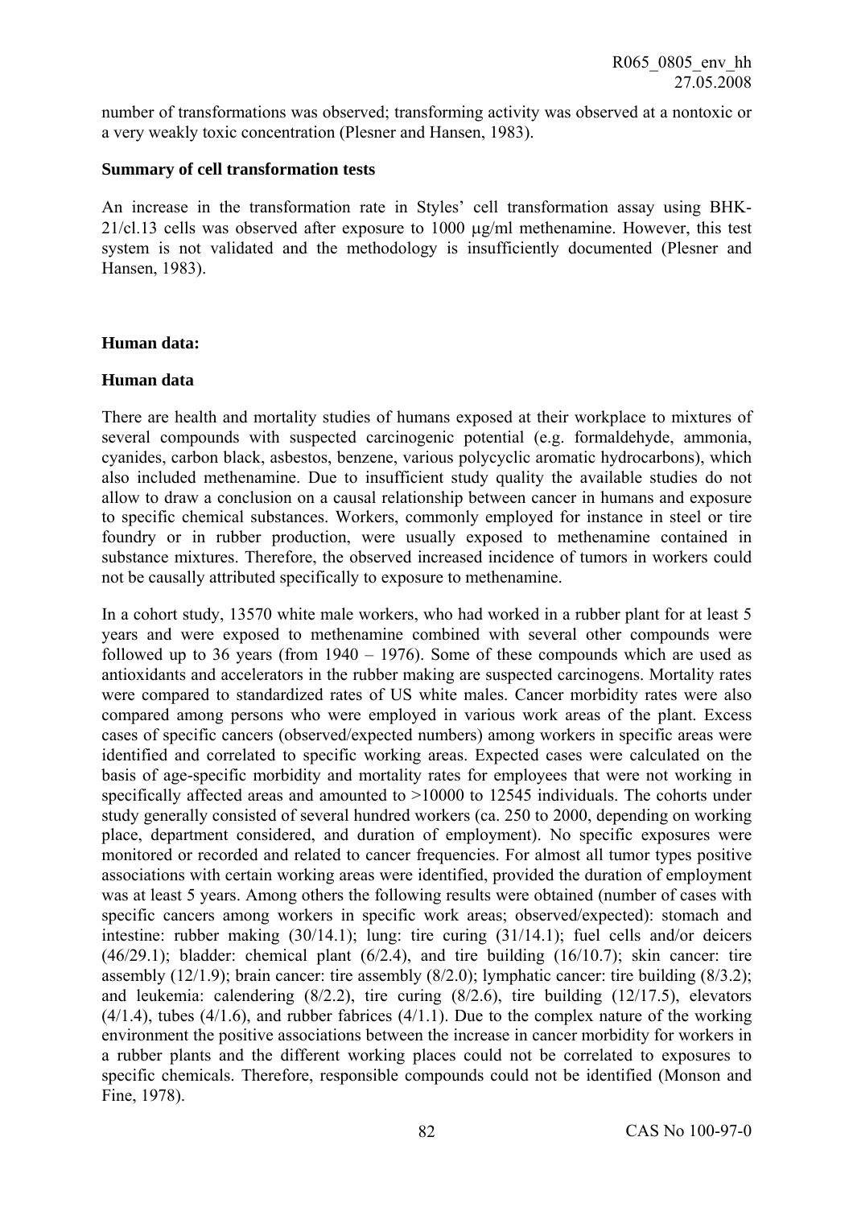number of transformations was observed; transforming activity was observed at a nontoxic or a very weakly toxic concentration (Plesner and Hansen, 1983).

**Summary of cell transformation tests**

An increase in the transformation rate in Styles' cell transformation assay using BHK-21/cl.13 cells was observed after exposure to 1000 µg/ml methenamine. However, this test system is not validated and the methodology is insufficiently documented (Plesner and Hansen, 1983).

**Human data:**

**Human data**

There are health and mortality studies of humans exposed at their workplace to mixtures of several compounds with suspected carcinogenic potential (e.g. formaldehyde, ammonia, cyanides, carbon black, asbestos, benzene, various polycyclic aromatic hydrocarbons), which also included methenamine. Due to insufficient study quality the available studies do not allow to draw a conclusion on a causal relationship between cancer in humans and exposure to specific chemical substances. Workers, commonly employed for instance in steel or tire foundry or in rubber production, were usually exposed to methenamine contained in substance mixtures. Therefore, the observed increased incidence of tumors in workers could not be causally attributed specifically to exposure to methenamine.

In a cohort study, 13570 white male workers, who had worked in a rubber plant for at least 5 years and were exposed to methenamine combined with several other compounds were followed up to 36 years (from 1940 – 1976). Some of these compounds which are used as antioxidants and accelerators in the rubber making are suspected carcinogens. Mortality rates were compared to standardized rates of US white males. Cancer morbidity rates were also compared among persons who were employed in various work areas of the plant. Excess cases of specific cancers (observed/expected numbers) among workers in specific areas were identified and correlated to specific working areas. Expected cases were calculated on the basis of age-specific morbidity and mortality rates for employees that were not working in specifically affected areas and amounted to >10000 to 12545 individuals. The cohorts under study generally consisted of several hundred workers (ca. 250 to 2000, depending on working place, department considered, and duration of employment). No specific exposures were monitored or recorded and related to cancer frequencies. For almost all tumor types positive associations with certain working areas were identified, provided the duration of employment was at least 5 years. Among others the following results were obtained (number of cases with specific cancers among workers in specific work areas; observed/expected): stomach and intestine: rubber making (30/14.1); lung: tire curing (31/14.1); fuel cells and/or deicers (46/29.1); bladder: chemical plant (6/2.4), and tire building (16/10.7); skin cancer: tire assembly (12/1.9); brain cancer: tire assembly (8/2.0); lymphatic cancer: tire building (8/3.2); and leukemia: calendering (8/2.2), tire curing (8/2.6), tire building (12/17.5), elevators (4/1.4), tubes (4/1.6), and rubber fabrices (4/1.1). Due to the complex nature of the working environment the positive associations between the increase in cancer morbidity for workers in a rubber plants and the different working places could not be correlated to exposures to specific chemicals. Therefore, responsible compounds could not be identified (Monson and Fine, 1978).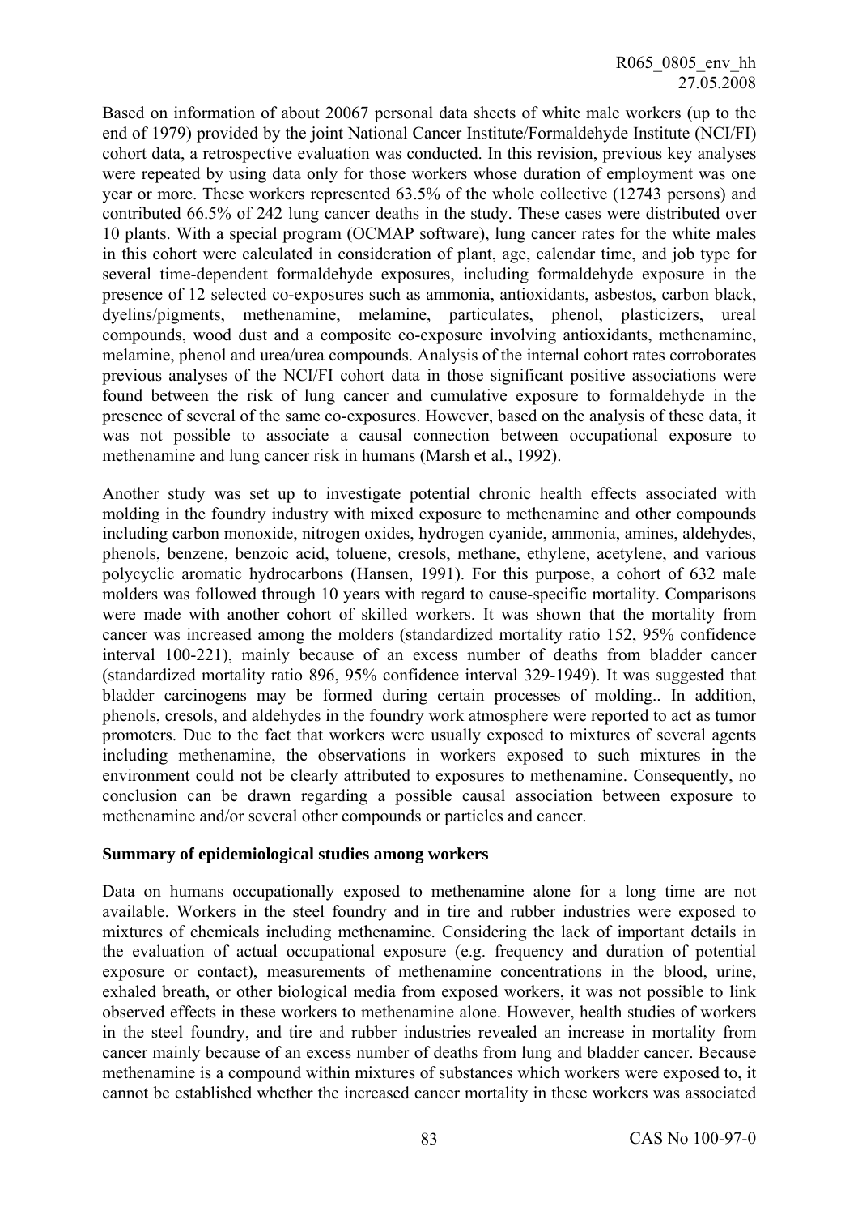Based on information of about 20067 personal data sheets of white male workers (up to the end of 1979) provided by the joint National Cancer Institute/Formaldehyde Institute (NCI/FI) cohort data, a retrospective evaluation was conducted. In this revision, previous key analyses were repeated by using data only for those workers whose duration of employment was one year or more. These workers represented 63.5% of the whole collective (12743 persons) and contributed 66.5% of 242 lung cancer deaths in the study. These cases were distributed over 10 plants. With a special program (OCMAP software), lung cancer rates for the white males in this cohort were calculated in consideration of plant, age, calendar time, and job type for several time-dependent formaldehyde exposures, including formaldehyde exposure in the presence of 12 selected co-exposures such as ammonia, antioxidants, asbestos, carbon black, dyelins/pigments, methenamine, melamine, particulates, phenol, plasticizers, ureal compounds, wood dust and a composite co-exposure involving antioxidants, methenamine, melamine, phenol and urea/urea compounds. Analysis of the internal cohort rates corroborates previous analyses of the NCI/FI cohort data in those significant positive associations were found between the risk of lung cancer and cumulative exposure to formaldehyde in the presence of several of the same co-exposures. However, based on the analysis of these data, it was not possible to associate a causal connection between occupational exposure to methenamine and lung cancer risk in humans (Marsh et al., 1992).

Another study was set up to investigate potential chronic health effects associated with molding in the foundry industry with mixed exposure to methenamine and other compounds including carbon monoxide, nitrogen oxides, hydrogen cyanide, ammonia, amines, aldehydes, phenols, benzene, benzoic acid, toluene, cresols, methane, ethylene, acetylene, and various polycyclic aromatic hydrocarbons (Hansen, 1991). For this purpose, a cohort of 632 male molders was followed through 10 years with regard to cause-specific mortality. Comparisons were made with another cohort of skilled workers. It was shown that the mortality from cancer was increased among the molders (standardized mortality ratio 152, 95% confidence interval 100-221), mainly because of an excess number of deaths from bladder cancer (standardized mortality ratio 896, 95% confidence interval 329-1949). It was suggested that bladder carcinogens may be formed during certain processes of molding.. In addition, phenols, cresols, and aldehydes in the foundry work atmosphere were reported to act as tumor promoters. Due to the fact that workers were usually exposed to mixtures of several agents including methenamine, the observations in workers exposed to such mixtures in the environment could not be clearly attributed to exposures to methenamine. Consequently, no conclusion can be drawn regarding a possible causal association between exposure to methenamine and/or several other compounds or particles and cancer.

**Summary of epidemiological studies among workers**

Data on humans occupationally exposed to methenamine alone for a long time are not available. Workers in the steel foundry and in tire and rubber industries were exposed to mixtures of chemicals including methenamine. Considering the lack of important details in the evaluation of actual occupational exposure (e.g. frequency and duration of potential exposure or contact), measurements of methenamine concentrations in the blood, urine, exhaled breath, or other biological media from exposed workers, it was not possible to link observed effects in these workers to methenamine alone. However, health studies of workers in the steel foundry, and tire and rubber industries revealed an increase in mortality from cancer mainly because of an excess number of deaths from lung and bladder cancer. Because methenamine is a compound within mixtures of substances which workers were exposed to, it cannot be established whether the increased cancer mortality in these workers was associated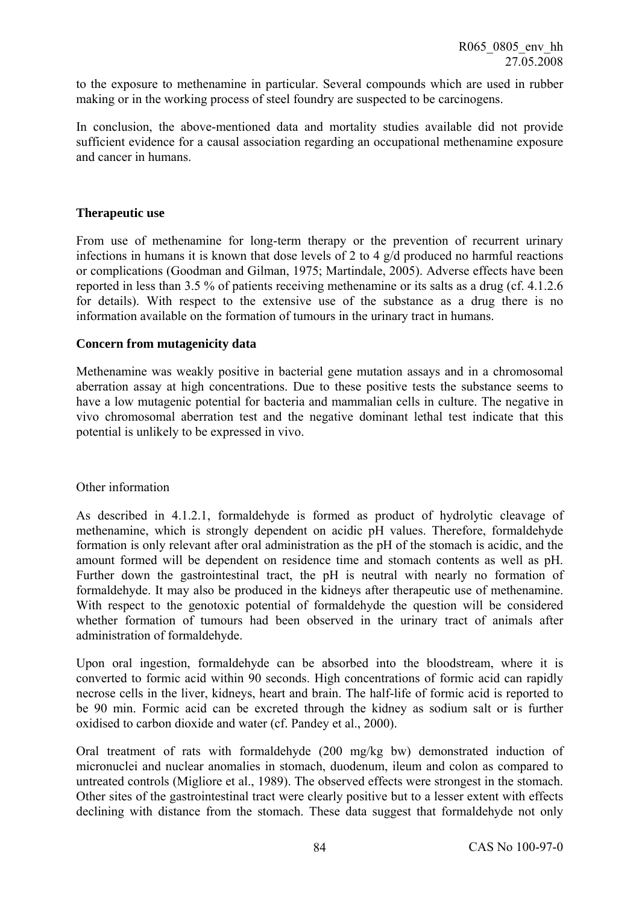to the exposure to methenamine in particular. Several compounds which are used in rubber making or in the working process of steel foundry are suspected to be carcinogens.

In conclusion, the above-mentioned data and mortality studies available did not provide sufficient evidence for a causal association regarding an occupational methenamine exposure and cancer in humans.

**Therapeutic use**

From use of methenamine for long-term therapy or the prevention of recurrent urinary infections in humans it is known that dose levels of 2 to 4 g/d produced no harmful reactions or complications (Goodman and Gilman, 1975; Martindale, 2005). Adverse effects have been reported in less than 3.5 % of patients receiving methenamine or its salts as a drug (cf. 4.1.2.6 for details). With respect to the extensive use of the substance as a drug there is no information available on the formation of tumours in the urinary tract in humans.

**Concern from mutagenicity data**

Methenamine was weakly positive in bacterial gene mutation assays and in a chromosomal aberration assay at high concentrations. Due to these positive tests the substance seems to have a low mutagenic potential for bacteria and mammalian cells in culture. The negative in vivo chromosomal aberration test and the negative dominant lethal test indicate that this potential is unlikely to be expressed in vivo.

Other information

As described in 4.1.2.1, formaldehyde is formed as product of hydrolytic cleavage of methenamine, which is strongly dependent on acidic pH values. Therefore, formaldehyde formation is only relevant after oral administration as the pH of the stomach is acidic, and the amount formed will be dependent on residence time and stomach contents as well as pH. Further down the gastrointestinal tract, the pH is neutral with nearly no formation of formaldehyde. It may also be produced in the kidneys after therapeutic use of methenamine. With respect to the genotoxic potential of formaldehyde the question will be considered whether formation of tumours had been observed in the urinary tract of animals after administration of formaldehyde.

Upon oral ingestion, formaldehyde can be absorbed into the bloodstream, where it is converted to formic acid within 90 seconds. High concentrations of formic acid can rapidly necrose cells in the liver, kidneys, heart and brain. The half-life of formic acid is reported to be 90 min. Formic acid can be excreted through the kidney as sodium salt or is further oxidised to carbon dioxide and water (cf. Pandey et al., 2000).

Oral treatment of rats with formaldehyde (200 mg/kg bw) demonstrated induction of micronuclei and nuclear anomalies in stomach, duodenum, ileum and colon as compared to untreated controls (Migliore et al., 1989). The observed effects were strongest in the stomach. Other sites of the gastrointestinal tract were clearly positive but to a lesser extent with effects declining with distance from the stomach. These data suggest that formaldehyde not only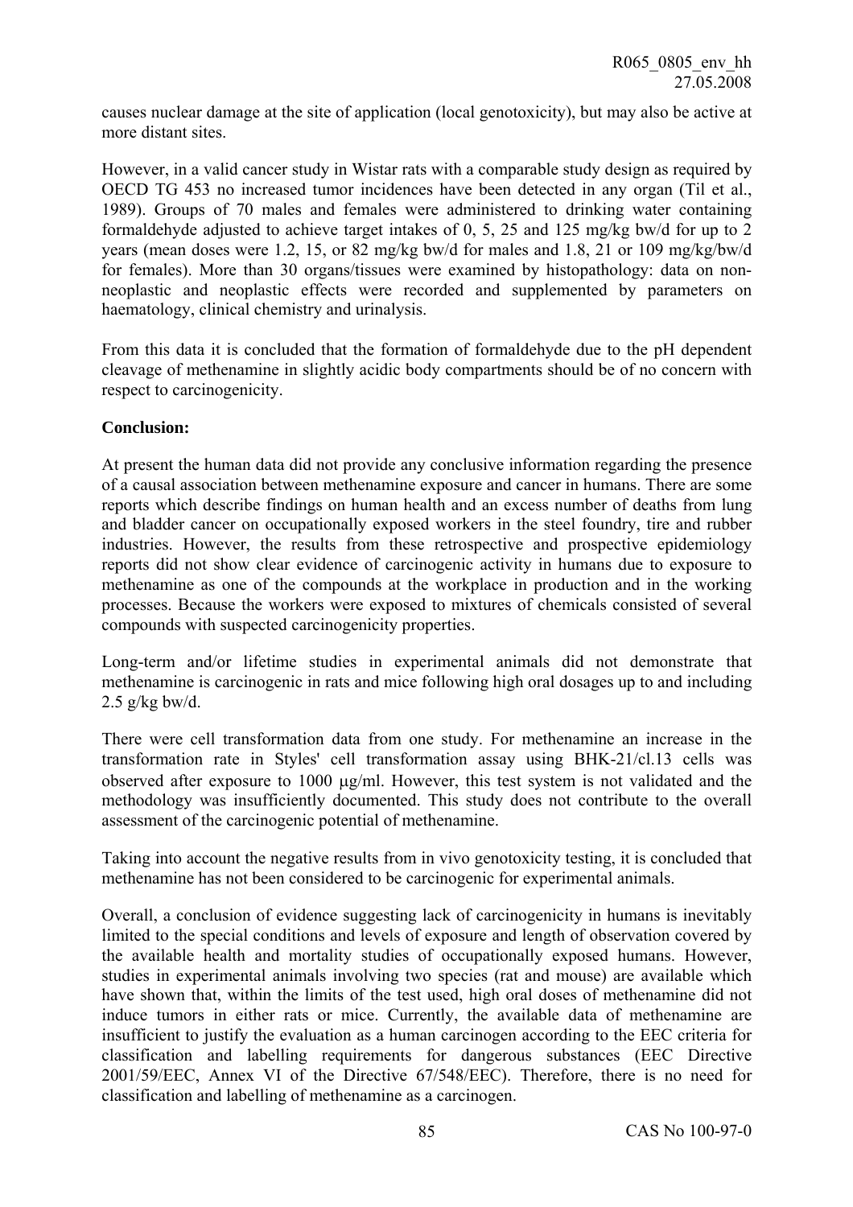causes nuclear damage at the site of application (local genotoxicity), but may also be active at more distant sites.

However, in a valid cancer study in Wistar rats with a comparable study design as required by OECD TG 453 no increased tumor incidences have been detected in any organ (Til et al., 1989). Groups of 70 males and females were administered to drinking water containing formaldehyde adjusted to achieve target intakes of 0, 5, 25 and 125 mg/kg bw/d for up to 2 years (mean doses were 1.2, 15, or 82 mg/kg bw/d for males and 1.8, 21 or 109 mg/kg/bw/d for females). More than 30 organs/tissues were examined by histopathology: data on non-neoplastic and neoplastic effects were recorded and supplemented by parameters on haematology, clinical chemistry and urinalysis.

From this data it is concluded that the formation of formaldehyde due to the pH dependent cleavage of methenamine in slightly acidic body compartments should be of no concern with respect to carcinogenicity.

**Conclusion:**

At present the human data did not provide any conclusive information regarding the presence of a causal association between methenamine exposure and cancer in humans. There are some reports which describe findings on human health and an excess number of deaths from lung and bladder cancer on occupationally exposed workers in the steel foundry, tire and rubber industries. However, the results from these retrospective and prospective epidemiology reports did not show clear evidence of carcinogenic activity in humans due to exposure to methenamine as one of the compounds at the workplace in production and in the working processes. Because the workers were exposed to mixtures of chemicals consisted of several compounds with suspected carcinogenicity properties.

Long-term and/or lifetime studies in experimental animals did not demonstrate that methenamine is carcinogenic in rats and mice following high oral dosages up to and including 2.5 g/kg bw/d.

There were cell transformation data from one study. For methenamine an increase in the transformation rate in Styles' cell transformation assay using BHK-21/cl.13 cells was observed after exposure to 1000 µg/ml. However, this test system is not validated and the methodology was insufficiently documented. This study does not contribute to the overall assessment of the carcinogenic potential of methenamine.

Taking into account the negative results from in vivo genotoxicity testing, it is concluded that methenamine has not been considered to be carcinogenic for experimental animals.

Overall, a conclusion of evidence suggesting lack of carcinogenicity in humans is inevitably limited to the special conditions and levels of exposure and length of observation covered by the available health and mortality studies of occupationally exposed humans. However, studies in experimental animals involving two species (rat and mouse) are available which have shown that, within the limits of the test used, high oral doses of methenamine did not induce tumors in either rats or mice. Currently, the available data of methenamine are insufficient to justify the evaluation as a human carcinogen according to the EEC criteria for classification and labelling requirements for dangerous substances (EEC Directive 2001/59/EEC, Annex VI of the Directive 67/548/EEC). Therefore, there is no need for classification and labelling of methenamine as a carcinogen.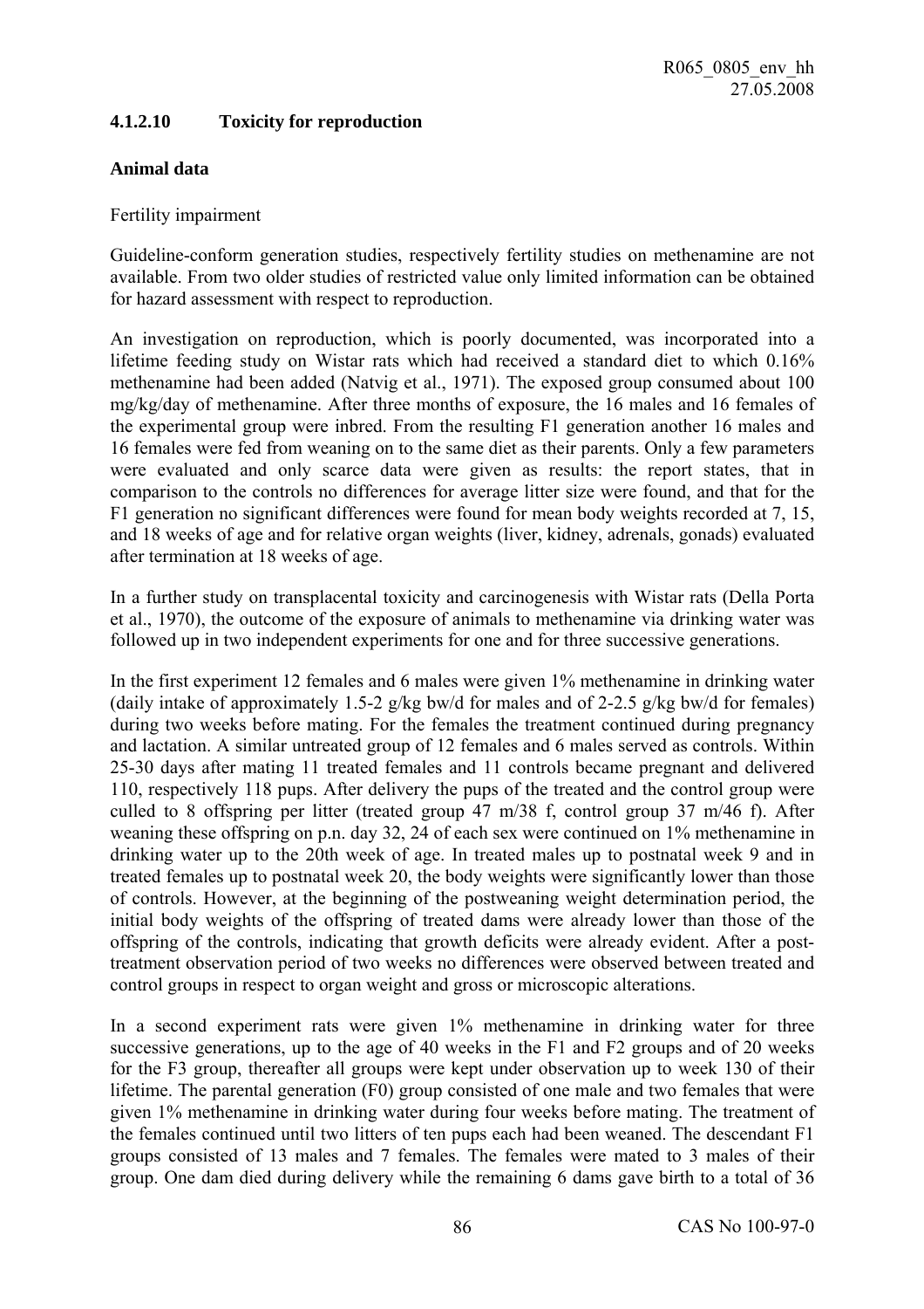### 4.1.2.10 Toxicity for reproduction

**Animal data**

Fertility impairment

Guideline-conform generation studies, respectively fertility studies on methenamine are not available. From two older studies of restricted value only limited information can be obtained for hazard assessment with respect to reproduction.

An investigation on reproduction, which is poorly documented, was incorporated into a lifetime feeding study on Wistar rats which had received a standard diet to which 0.16% methenamine had been added (Natvig et al., 1971). The exposed group consumed about 100 mg/kg/day of methenamine. After three months of exposure, the 16 males and 16 females of the experimental group were inbred. From the resulting F1 generation another 16 males and 16 females were fed from weaning on to the same diet as their parents. Only a few parameters were evaluated and only scarce data were given as results: the report states, that in comparison to the controls no differences for average litter size were found, and that for the F1 generation no significant differences were found for mean body weights recorded at 7, 15, and 18 weeks of age and for relative organ weights (liver, kidney, adrenals, gonads) evaluated after termination at 18 weeks of age.

In a further study on transplacental toxicity and carcinogenesis with Wistar rats (Della Porta et al., 1970), the outcome of the exposure of animals to methenamine via drinking water was followed up in two independent experiments for one and for three successive generations.

In the first experiment 12 females and 6 males were given 1% methenamine in drinking water (daily intake of approximately 1.5-2 g/kg bw/d for males and of 2-2.5 g/kg bw/d for females) during two weeks before mating. For the females the treatment continued during pregnancy and lactation. A similar untreated group of 12 females and 6 males served as controls. Within 25-30 days after mating 11 treated females and 11 controls became pregnant and delivered 110, respectively 118 pups. After delivery the pups of the treated and the control group were culled to 8 offspring per litter (treated group 47 m/38 f, control group 37 m/46 f). After weaning these offspring on p.n. day 32, 24 of each sex were continued on 1% methenamine in drinking water up to the 20th week of age. In treated males up to postnatal week 9 and in treated females up to postnatal week 20, the body weights were significantly lower than those of controls. However, at the beginning of the postweaning weight determination period, the initial body weights of the offspring of treated dams were already lower than those of the offspring of the controls, indicating that growth deficits were already evident. After a post-treatment observation period of two weeks no differences were observed between treated and control groups in respect to organ weight and gross or microscopic alterations.

In a second experiment rats were given 1% methenamine in drinking water for three successive generations, up to the age of 40 weeks in the F1 and F2 groups and of 20 weeks for the F3 group, thereafter all groups were kept under observation up to week 130 of their lifetime. The parental generation (F0) group consisted of one male and two females that were given 1% methenamine in drinking water during four weeks before mating. The treatment of the females continued until two litters of ten pups each had been weaned. The descendant F1 groups consisted of 13 males and 7 females. The females were mated to 3 males of their group. One dam died during delivery while the remaining 6 dams gave birth to a total of 36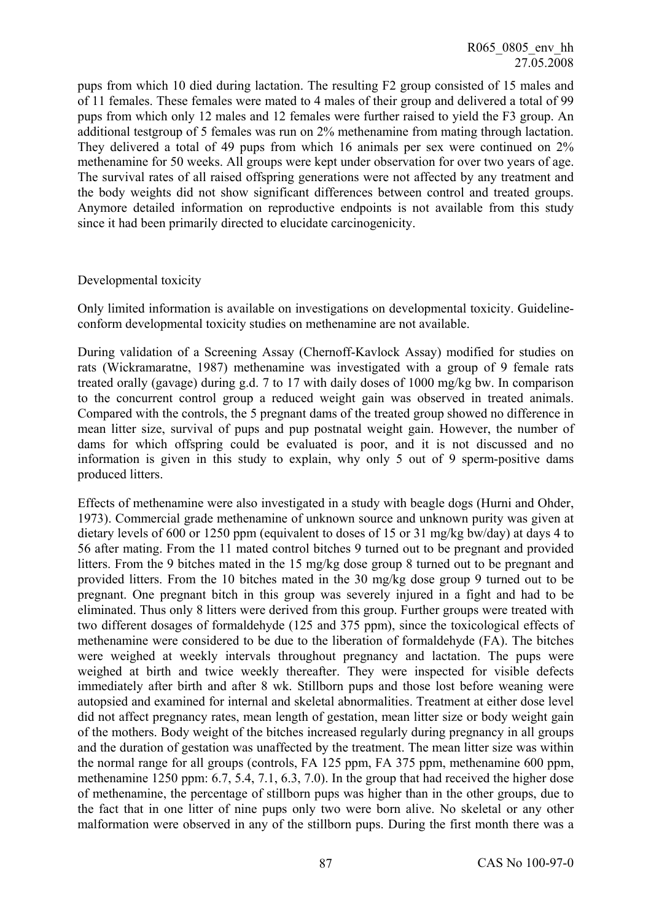pups from which 10 died during lactation. The resulting F2 group consisted of 15 males and of 11 females. These females were mated to 4 males of their group and delivered a total of 99 pups from which only 12 males and 12 females were further raised to yield the F3 group. An additional testgroup of 5 females was run on 2% methenamine from mating through lactation. They delivered a total of 49 pups from which 16 animals per sex were continued on 2% methenamine for 50 weeks. All groups were kept under observation for over two years of age. The survival rates of all raised offspring generations were not affected by any treatment and the body weights did not show significant differences between control and treated groups. Anymore detailed information on reproductive endpoints is not available from this study since it had been primarily directed to elucidate carcinogenicity.

Developmental toxicity

Only limited information is available on investigations on developmental toxicity. Guideline-conform developmental toxicity studies on methenamine are not available.

During validation of a Screening Assay (Chernoff-Kavlock Assay) modified for studies on rats (Wickramaratne, 1987) methenamine was investigated with a group of 9 female rats treated orally (gavage) during g.d. 7 to 17 with daily doses of 1000 mg/kg bw. In comparison to the concurrent control group a reduced weight gain was observed in treated animals. Compared with the controls, the 5 pregnant dams of the treated group showed no difference in mean litter size, survival of pups and pup postnatal weight gain. However, the number of dams for which offspring could be evaluated is poor, and it is not discussed and no information is given in this study to explain, why only 5 out of 9 sperm-positive dams produced litters.

Effects of methenamine were also investigated in a study with beagle dogs (Hurni and Ohder, 1973). Commercial grade methenamine of unknown source and unknown purity was given at dietary levels of 600 or 1250 ppm (equivalent to doses of 15 or 31 mg/kg bw/day) at days 4 to 56 after mating. From the 11 mated control bitches 9 turned out to be pregnant and provided litters. From the 9 bitches mated in the 15 mg/kg dose group 8 turned out to be pregnant and provided litters. From the 10 bitches mated in the 30 mg/kg dose group 9 turned out to be pregnant. One pregnant bitch in this group was severely injured in a fight and had to be eliminated. Thus only 8 litters were derived from this group. Further groups were treated with two different dosages of formaldehyde (125 and 375 ppm), since the toxicological effects of methenamine were considered to be due to the liberation of formaldehyde (FA). The bitches were weighed at weekly intervals throughout pregnancy and lactation. The pups were weighed at birth and twice weekly thereafter. They were inspected for visible defects immediately after birth and after 8 wk. Stillborn pups and those lost before weaning were autopsied and examined for internal and skeletal abnormalities. Treatment at either dose level did not affect pregnancy rates, mean length of gestation, mean litter size or body weight gain of the mothers. Body weight of the bitches increased regularly during pregnancy in all groups and the duration of gestation was unaffected by the treatment. The mean litter size was within the normal range for all groups (controls, FA 125 ppm, FA 375 ppm, methenamine 600 ppm, methenamine 1250 ppm: 6.7, 5.4, 7.1, 6.3, 7.0). In the group that had received the higher dose of methenamine, the percentage of stillborn pups was higher than in the other groups, due to the fact that in one litter of nine pups only two were born alive. No skeletal or any other malformation were observed in any of the stillborn pups. During the first month there was a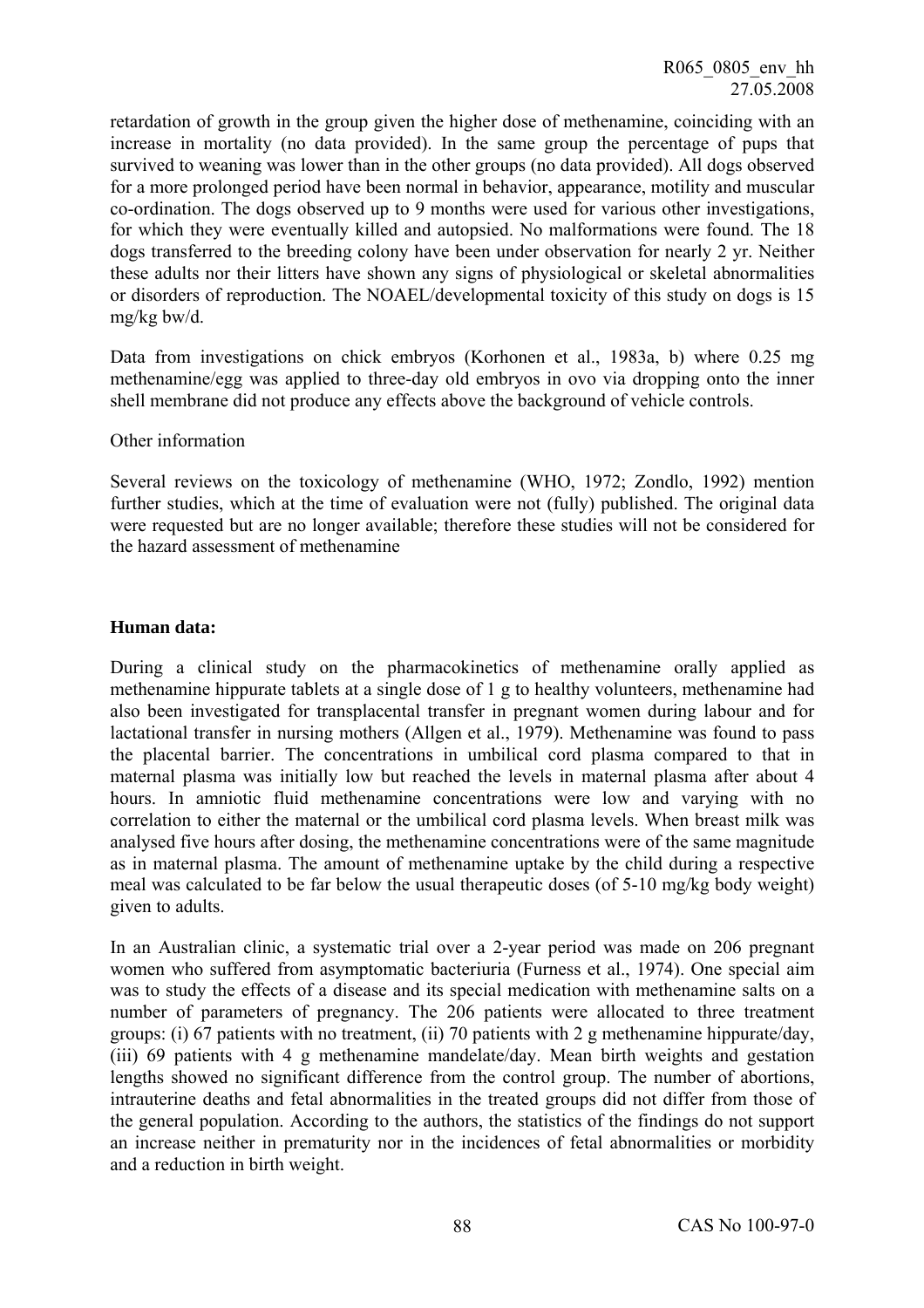retardation of growth in the group given the higher dose of methenamine, coinciding with an increase in mortality (no data provided). In the same group the percentage of pups that survived to weaning was lower than in the other groups (no data provided). All dogs observed for a more prolonged period have been normal in behavior, appearance, motility and muscular co-ordination. The dogs observed up to 9 months were used for various other investigations, for which they were eventually killed and autopsied. No malformations were found. The 18 dogs transferred to the breeding colony have been under observation for nearly 2 yr. Neither these adults nor their litters have shown any signs of physiological or skeletal abnormalities or disorders of reproduction. The NOAEL/developmental toxicity of this study on dogs is 15 mg/kg bw/d.

Data from investigations on chick embryos (Korhonen et al., 1983a, b) where 0.25 mg methenamine/egg was applied to three-day old embryos in ovo via dropping onto the inner shell membrane did not produce any effects above the background of vehicle controls.

Other information

Several reviews on the toxicology of methenamine (WHO, 1972; Zondlo, 1992) mention further studies, which at the time of evaluation were not (fully) published. The original data were requested but are no longer available; therefore these studies will not be considered for the hazard assessment of methenamine

**Human data:**

During a clinical study on the pharmacokinetics of methenamine orally applied as methenamine hippurate tablets at a single dose of 1 g to healthy volunteers, methenamine had also been investigated for transplacental transfer in pregnant women during labour and for lactational transfer in nursing mothers (Allgen et al., 1979). Methenamine was found to pass the placental barrier. The concentrations in umbilical cord plasma compared to that in maternal plasma was initially low but reached the levels in maternal plasma after about 4 hours. In amniotic fluid methenamine concentrations were low and varying with no correlation to either the maternal or the umbilical cord plasma levels. When breast milk was analysed five hours after dosing, the methenamine concentrations were of the same magnitude as in maternal plasma. The amount of methenamine uptake by the child during a respective meal was calculated to be far below the usual therapeutic doses (of 5-10 mg/kg body weight) given to adults.

In an Australian clinic, a systematic trial over a 2-year period was made on 206 pregnant women who suffered from asymptomatic bacteriuria (Furness et al., 1974). One special aim was to study the effects of a disease and its special medication with methenamine salts on a number of parameters of pregnancy. The 206 patients were allocated to three treatment groups: (i) 67 patients with no treatment, (ii) 70 patients with 2 g methenamine hippurate/day, (iii) 69 patients with 4 g methenamine mandelate/day. Mean birth weights and gestation lengths showed no significant difference from the control group. The number of abortions, intrauterine deaths and fetal abnormalities in the treated groups did not differ from those of the general population. According to the authors, the statistics of the findings do not support an increase neither in prematurity nor in the incidences of fetal abnormalities or morbidity and a reduction in birth weight.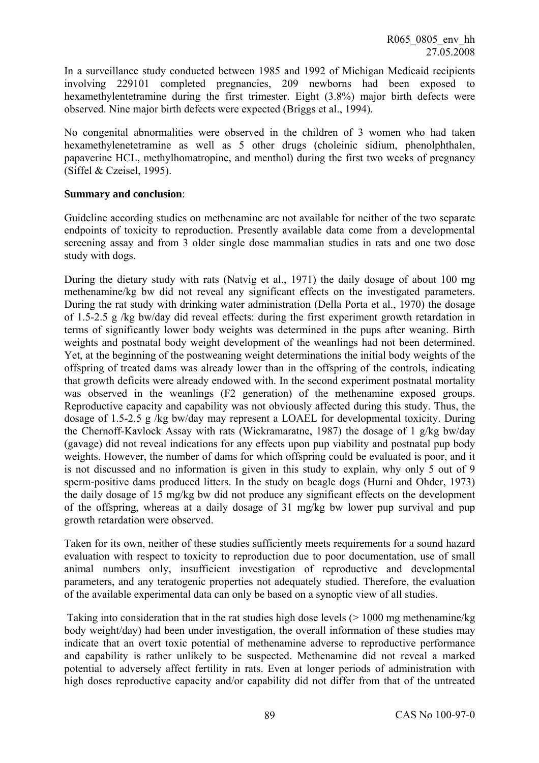In a surveillance study conducted between 1985 and 1992 of Michigan Medicaid recipients involving 229101 completed pregnancies, 209 newborns had been exposed to hexamethylentetramine during the first trimester. Eight (3.8%) major birth defects were observed. Nine major birth defects were expected (Briggs et al., 1994).

No congenital abnormalities were observed in the children of 3 women who had taken hexamethylenetetramine as well as 5 other drugs (choleinic sidium, phenolphthalen, papaverine HCL, methylhomatropine, and menthol) during the first two weeks of pregnancy (Siffel & Czeisel, 1995).

**Summary and conclusion**:

Guideline according studies on methenamine are not available for neither of the two separate endpoints of toxicity to reproduction. Presently available data come from a developmental screening assay and from 3 older single dose mammalian studies in rats and one two dose study with dogs.

During the dietary study with rats (Natvig et al., 1971) the daily dosage of about 100 mg methenamine/kg bw did not reveal any significant effects on the investigated parameters. During the rat study with drinking water administration (Della Porta et al., 1970) the dosage of 1.5-2.5 g /kg bw/day did reveal effects: during the first experiment growth retardation in terms of significantly lower body weights was determined in the pups after weaning. Birth weights and postnatal body weight development of the weanlings had not been determined. Yet, at the beginning of the postweaning weight determinations the initial body weights of the offspring of treated dams was already lower than in the offspring of the controls, indicating that growth deficits were already endowed with. In the second experiment postnatal mortality was observed in the weanlings (F2 generation) of the methenamine exposed groups. Reproductive capacity and capability was not obviously affected during this study. Thus, the dosage of 1.5-2.5 g /kg bw/day may represent a LOAEL for developmental toxicity. During the Chernoff-Kavlock Assay with rats (Wickramaratne, 1987) the dosage of 1 g/kg bw/day (gavage) did not reveal indications for any effects upon pup viability and postnatal pup body weights. However, the number of dams for which offspring could be evaluated is poor, and it is not discussed and no information is given in this study to explain, why only 5 out of 9 sperm-positive dams produced litters. In the study on beagle dogs (Hurni and Ohder, 1973) the daily dosage of 15 mg/kg bw did not produce any significant effects on the development of the offspring, whereas at a daily dosage of 31 mg/kg bw lower pup survival and pup growth retardation were observed.

Taken for its own, neither of these studies sufficiently meets requirements for a sound hazard evaluation with respect to toxicity to reproduction due to poor documentation, use of small animal numbers only, insufficient investigation of reproductive and developmental parameters, and any teratogenic properties not adequately studied. Therefore, the evaluation of the available experimental data can only be based on a synoptic view of all studies.

Taking into consideration that in the rat studies high dose levels (> 1000 mg methenamine/kg body weight/day) had been under investigation, the overall information of these studies may indicate that an overt toxic potential of methenamine adverse to reproductive performance and capability is rather unlikely to be suspected. Methenamine did not reveal a marked potential to adversely affect fertility in rats. Even at longer periods of administration with high doses reproductive capacity and/or capability did not differ from that of the untreated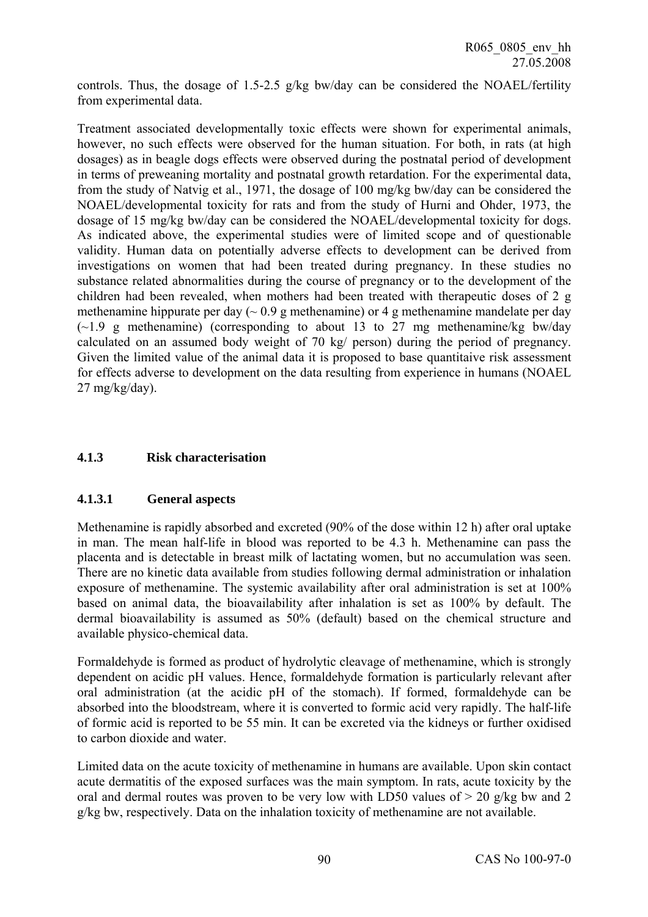controls. Thus, the dosage of 1.5-2.5 g/kg bw/day can be considered the NOAEL/fertility from experimental data.

Treatment associated developmentally toxic effects were shown for experimental animals, however, no such effects were observed for the human situation. For both, in rats (at high dosages) as in beagle dogs effects were observed during the postnatal period of development in terms of preweaning mortality and postnatal growth retardation. For the experimental data, from the study of Natvig et al., 1971, the dosage of 100 mg/kg bw/day can be considered the NOAEL/developmental toxicity for rats and from the study of Hurni and Ohder, 1973, the dosage of 15 mg/kg bw/day can be considered the NOAEL/developmental toxicity for dogs. As indicated above, the experimental studies were of limited scope and of questionable validity. Human data on potentially adverse effects to development can be derived from investigations on women that had been treated during pregnancy. In these studies no substance related abnormalities during the course of pregnancy or to the development of the children had been revealed, when mothers had been treated with therapeutic doses of 2 g methenamine hippurate per day (~ 0.9 g methenamine) or 4 g methenamine mandelate per day (~1.9 g methenamine) (corresponding to about 13 to 27 mg methenamine/kg bw/day calculated on an assumed body weight of 70 kg/ person) during the period of pregnancy. Given the limited value of the animal data it is proposed to base quantitaive risk assessment for effects adverse to development on the data resulting from experience in humans (NOAEL 27 mg/kg/day).

### 4.1.3 Risk characterisation

#### 4.1.3.1 General aspects

Methenamine is rapidly absorbed and excreted (90% of the dose within 12 h) after oral uptake in man. The mean half-life in blood was reported to be 4.3 h. Methenamine can pass the placenta and is detectable in breast milk of lactating women, but no accumulation was seen. There are no kinetic data available from studies following dermal administration or inhalation exposure of methenamine. The systemic availability after oral administration is set at 100% based on animal data, the bioavailability after inhalation is set as 100% by default. The dermal bioavailability is assumed as 50% (default) based on the chemical structure and available physico-chemical data.

Formaldehyde is formed as product of hydrolytic cleavage of methenamine, which is strongly dependent on acidic pH values. Hence, formaldehyde formation is particularly relevant after oral administration (at the acidic pH of the stomach). If formed, formaldehyde can be absorbed into the bloodstream, where it is converted to formic acid very rapidly. The half-life of formic acid is reported to be 55 min. It can be excreted via the kidneys or further oxidised to carbon dioxide and water.

Limited data on the acute toxicity of methenamine in humans are available. Upon skin contact acute dermatitis of the exposed surfaces was the main symptom. In rats, acute toxicity by the oral and dermal routes was proven to be very low with LD50 values of > 20 g/kg bw and 2 g/kg bw, respectively. Data on the inhalation toxicity of methenamine are not available.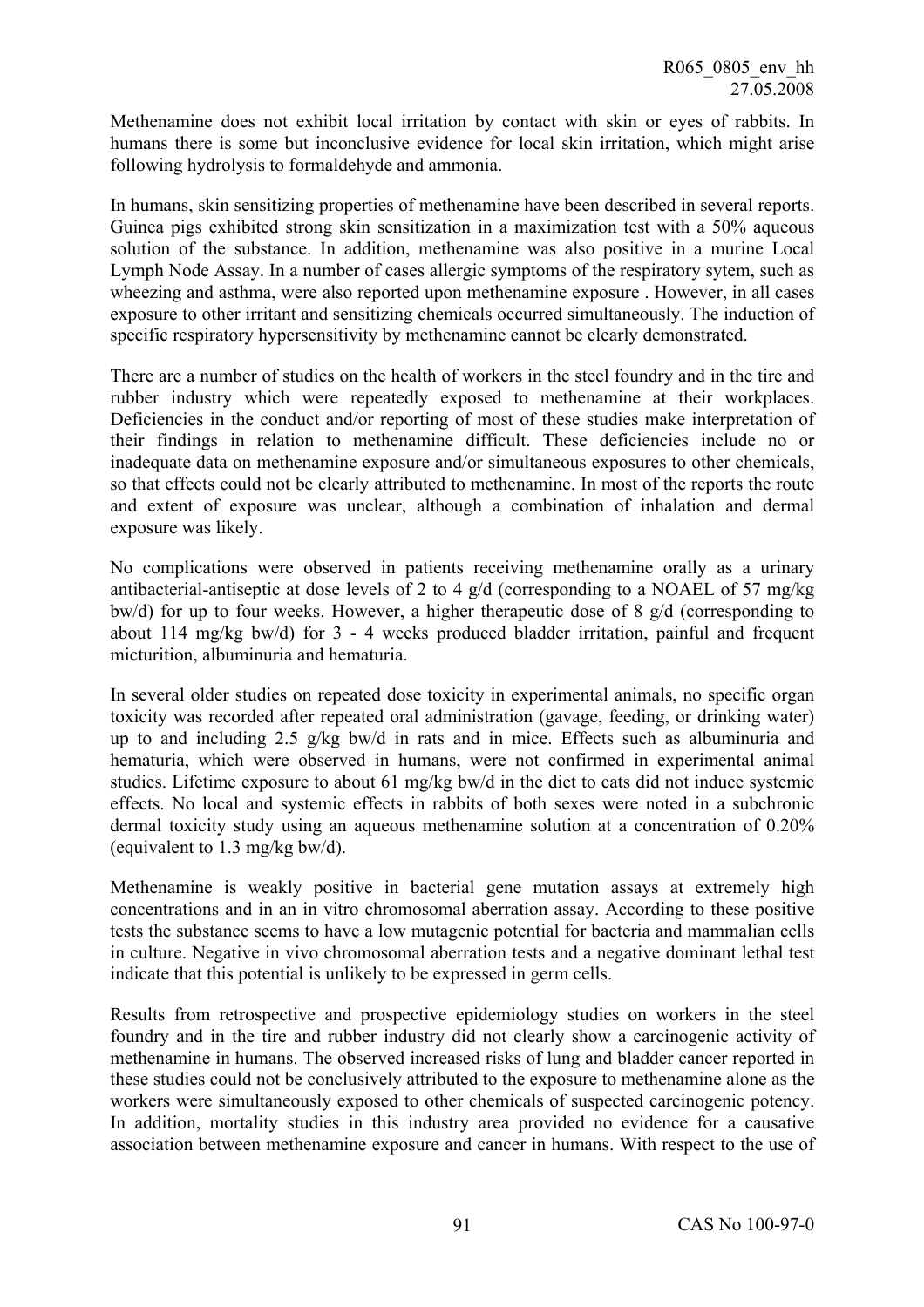Methenamine does not exhibit local irritation by contact with skin or eyes of rabbits. In humans there is some but inconclusive evidence for local skin irritation, which might arise following hydrolysis to formaldehyde and ammonia.

In humans, skin sensitizing properties of methenamine have been described in several reports. Guinea pigs exhibited strong skin sensitization in a maximization test with a 50% aqueous solution of the substance. In addition, methenamine was also positive in a murine Local Lymph Node Assay. In a number of cases allergic symptoms of the respiratory sytem, such as wheezing and asthma, were also reported upon methenamine exposure . However, in all cases exposure to other irritant and sensitizing chemicals occurred simultaneously. The induction of specific respiratory hypersensitivity by methenamine cannot be clearly demonstrated.

There are a number of studies on the health of workers in the steel foundry and in the tire and rubber industry which were repeatedly exposed to methenamine at their workplaces. Deficiencies in the conduct and/or reporting of most of these studies make interpretation of their findings in relation to methenamine difficult. These deficiencies include no or inadequate data on methenamine exposure and/or simultaneous exposures to other chemicals, so that effects could not be clearly attributed to methenamine. In most of the reports the route and extent of exposure was unclear, although a combination of inhalation and dermal exposure was likely.

No complications were observed in patients receiving methenamine orally as a urinary antibacterial-antiseptic at dose levels of 2 to 4 g/d (corresponding to a NOAEL of 57 mg/kg bw/d) for up to four weeks. However, a higher therapeutic dose of 8 g/d (corresponding to about 114 mg/kg bw/d) for 3 - 4 weeks produced bladder irritation, painful and frequent micturition, albuminuria and hematuria.

In several older studies on repeated dose toxicity in experimental animals, no specific organ toxicity was recorded after repeated oral administration (gavage, feeding, or drinking water) up to and including 2.5 g/kg bw/d in rats and in mice. Effects such as albuminuria and hematuria, which were observed in humans, were not confirmed in experimental animal studies. Lifetime exposure to about 61 mg/kg bw/d in the diet to cats did not induce systemic effects. No local and systemic effects in rabbits of both sexes were noted in a subchronic dermal toxicity study using an aqueous methenamine solution at a concentration of 0.20% (equivalent to 1.3 mg/kg bw/d).

Methenamine is weakly positive in bacterial gene mutation assays at extremely high concentrations and in an in vitro chromosomal aberration assay. According to these positive tests the substance seems to have a low mutagenic potential for bacteria and mammalian cells in culture. Negative in vivo chromosomal aberration tests and a negative dominant lethal test indicate that this potential is unlikely to be expressed in germ cells.

Results from retrospective and prospective epidemiology studies on workers in the steel foundry and in the tire and rubber industry did not clearly show a carcinogenic activity of methenamine in humans. The observed increased risks of lung and bladder cancer reported in these studies could not be conclusively attributed to the exposure to methenamine alone as the workers were simultaneously exposed to other chemicals of suspected carcinogenic potency. In addition, mortality studies in this industry area provided no evidence for a causative association between methenamine exposure and cancer in humans. With respect to the use of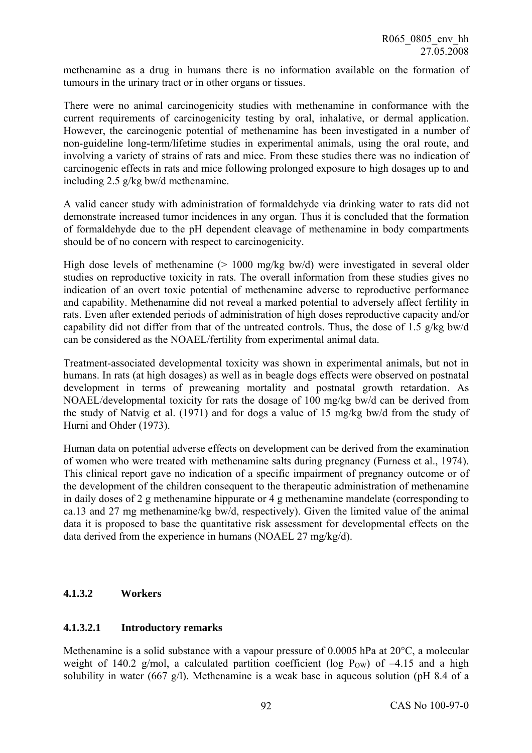methenamine as a drug in humans there is no information available on the formation of tumours in the urinary tract or in other organs or tissues.

There were no animal carcinogenicity studies with methenamine in conformance with the current requirements of carcinogenicity testing by oral, inhalative, or dermal application. However, the carcinogenic potential of methenamine has been investigated in a number of non-guideline long-term/lifetime studies in experimental animals, using the oral route, and involving a variety of strains of rats and mice. From these studies there was no indication of carcinogenic effects in rats and mice following prolonged exposure to high dosages up to and including 2.5 g/kg bw/d methenamine.

A valid cancer study with administration of formaldehyde via drinking water to rats did not demonstrate increased tumor incidences in any organ. Thus it is concluded that the formation of formaldehyde due to the pH dependent cleavage of methenamine in body compartments should be of no concern with respect to carcinogenicity.

High dose levels of methenamine (> 1000 mg/kg bw/d) were investigated in several older studies on reproductive toxicity in rats. The overall information from these studies gives no indication of an overt toxic potential of methenamine adverse to reproductive performance and capability. Methenamine did not reveal a marked potential to adversely affect fertility in rats. Even after extended periods of administration of high doses reproductive capacity and/or capability did not differ from that of the untreated controls. Thus, the dose of 1.5 g/kg bw/d can be considered as the NOAEL/fertility from experimental animal data.

Treatment-associated developmental toxicity was shown in experimental animals, but not in humans. In rats (at high dosages) as well as in beagle dogs effects were observed on postnatal development in terms of preweaning mortality and postnatal growth retardation. As NOAEL/developmental toxicity for rats the dosage of 100 mg/kg bw/d can be derived from the study of Natvig et al. (1971) and for dogs a value of 15 mg/kg bw/d from the study of Hurni and Ohder (1973).

Human data on potential adverse effects on development can be derived from the examination of women who were treated with methenamine salts during pregnancy (Furness et al., 1974). This clinical report gave no indication of a specific impairment of pregnancy outcome or of the development of the children consequent to the therapeutic administration of methenamine in daily doses of 2 g methenamine hippurate or 4 g methenamine mandelate (corresponding to ca.13 and 27 mg methenamine/kg bw/d, respectively). Given the limited value of the animal data it is proposed to base the quantitative risk assessment for developmental effects on the data derived from the experience in humans (NOAEL 27 mg/kg/d).

#### 4.1.3.2 Workers

##### 4.1.3.2.1 Introductory remarks

Methenamine is a solid substance with a vapour pressure of 0.0005 hPa at 20°C, a molecular weight of 140.2 g/mol, a calculated partition coefficient (log $P_{OW}$) of –4.15 and a high solubility in water (667 g/l). Methenamine is a weak base in aqueous solution (pH 8.4 of a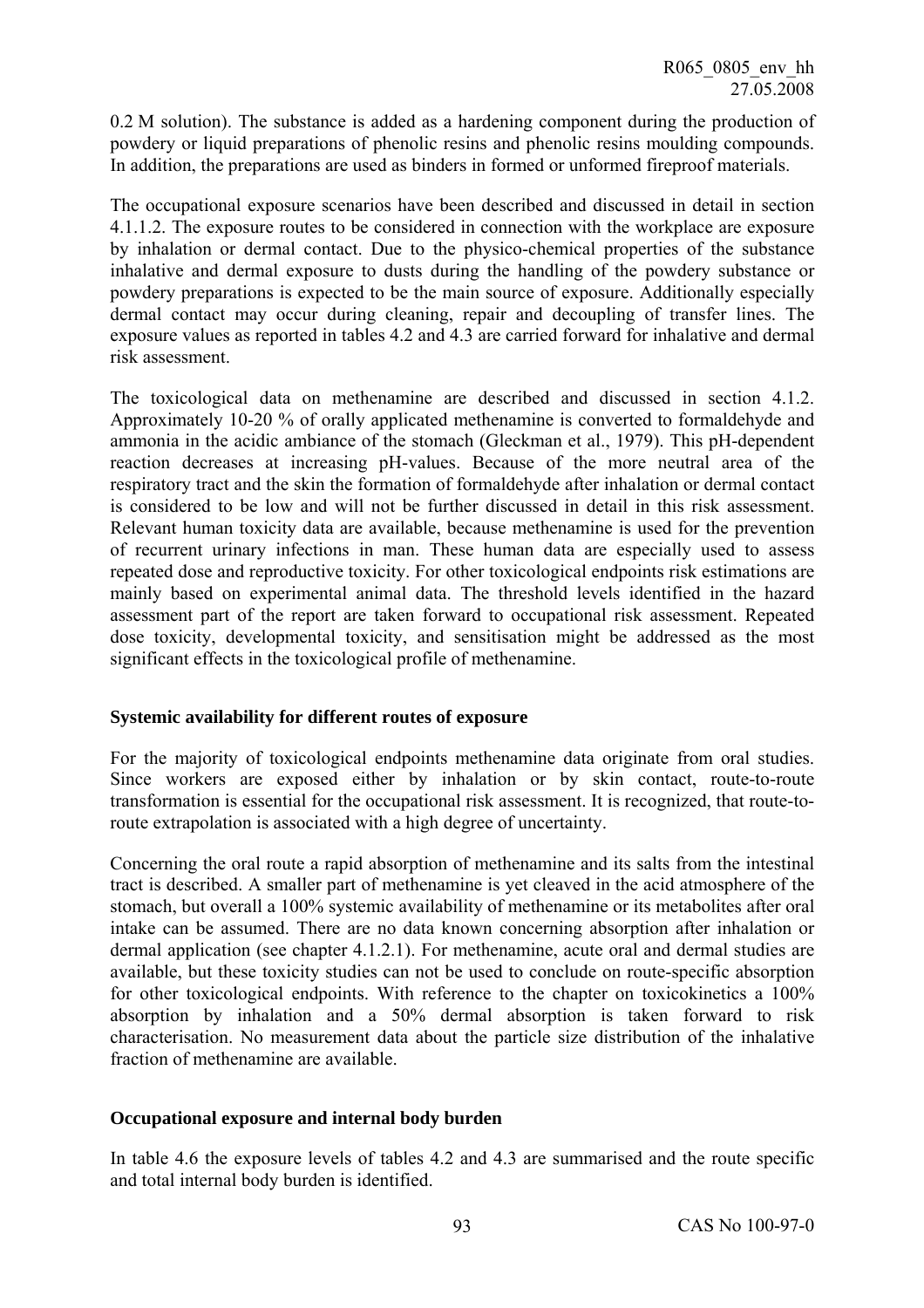0.2 M solution). The substance is added as a hardening component during the production of powdery or liquid preparations of phenolic resins and phenolic resins moulding compounds. In addition, the preparations are used as binders in formed or unformed fireproof materials.

The occupational exposure scenarios have been described and discussed in detail in section 4.1.1.2. The exposure routes to be considered in connection with the workplace are exposure by inhalation or dermal contact. Due to the physico-chemical properties of the substance inhalative and dermal exposure to dusts during the handling of the powdery substance or powdery preparations is expected to be the main source of exposure. Additionally especially dermal contact may occur during cleaning, repair and decoupling of transfer lines. The exposure values as reported in tables 4.2 and 4.3 are carried forward for inhalative and dermal risk assessment.

The toxicological data on methenamine are described and discussed in section 4.1.2. Approximately 10-20 % of orally applicated methenamine is converted to formaldehyde and ammonia in the acidic ambiance of the stomach (Gleckman et al., 1979). This pH-dependent reaction decreases at increasing pH-values. Because of the more neutral area of the respiratory tract and the skin the formation of formaldehyde after inhalation or dermal contact is considered to be low and will not be further discussed in detail in this risk assessment. Relevant human toxicity data are available, because methenamine is used for the prevention of recurrent urinary infections in man. These human data are especially used to assess repeated dose and reproductive toxicity. For other toxicological endpoints risk estimations are mainly based on experimental animal data. The threshold levels identified in the hazard assessment part of the report are taken forward to occupational risk assessment. Repeated dose toxicity, developmental toxicity, and sensitisation might be addressed as the most significant effects in the toxicological profile of methenamine.

**Systemic availability for different routes of exposure**

For the majority of toxicological endpoints methenamine data originate from oral studies. Since workers are exposed either by inhalation or by skin contact, route-to-route transformation is essential for the occupational risk assessment. It is recognized, that route-to-route extrapolation is associated with a high degree of uncertainty.

Concerning the oral route a rapid absorption of methenamine and its salts from the intestinal tract is described. A smaller part of methenamine is yet cleaved in the acid atmosphere of the stomach, but overall a 100% systemic availability of methenamine or its metabolites after oral intake can be assumed. There are no data known concerning absorption after inhalation or dermal application (see chapter 4.1.2.1). For methenamine, acute oral and dermal studies are available, but these toxicity studies can not be used to conclude on route-specific absorption for other toxicological endpoints. With reference to the chapter on toxicokinetics a 100% absorption by inhalation and a 50% dermal absorption is taken forward to risk characterisation. No measurement data about the particle size distribution of the inhalative fraction of methenamine are available.

**Occupational exposure and internal body burden**

In table 4.6 the exposure levels of tables 4.2 and 4.3 are summarised and the route specific and total internal body burden is identified.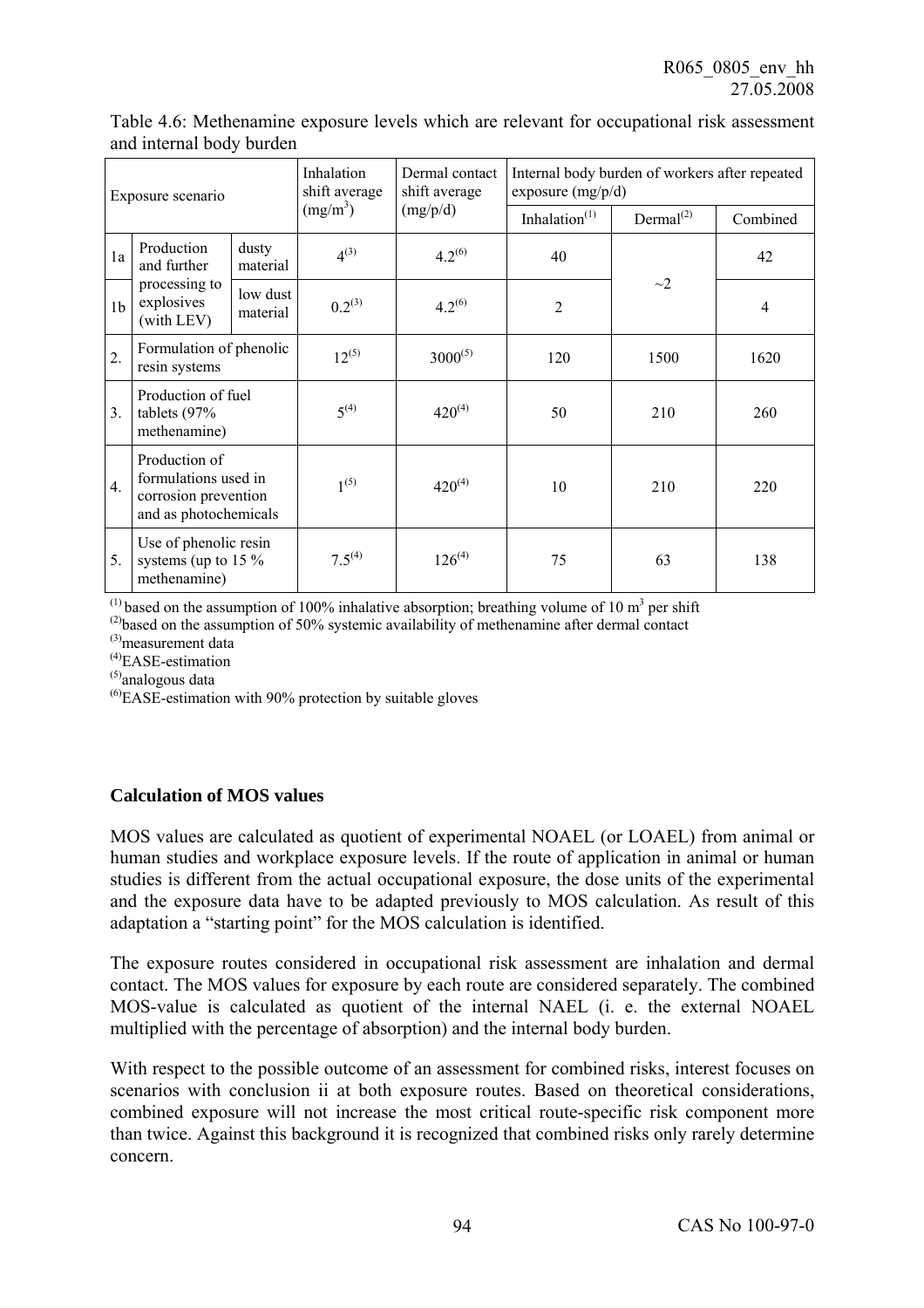Table 4.6: Methenamine exposure levels which are relevant for occupational risk assessment and internal body burden

| Exposure scenario | | | Inhalation shift average (mg/m³) | Dermal contact shift average (mg/p/d) | Internal body burden of workers after repeated exposure (mg/p/d) | | |
|---|---|---|---|---|---|---|---|
| | | | | | Inhalation[1] | Dermal[2] | Combined |
| 1a | Production and further processing to explosives (with LEV) | dusty material | 4[3] | 4.2[6] | 40 | ~2 | 42 |
| 1b | | low dust material | 0.2[3] | 4.2[6] | 2 | | 4 |
| 2. | Formulation of phenolic resin systems | | 12[5] | 3000[5] | 120 | 1500 | 1620 |
| 3. | Production of fuel tablets (97% methenamine) | | 5[4] | 420[4] | 50 | 210 | 260 |
| 4. | Production of formulations used in corrosion prevention and as photochemicals | | 1[5] | 420[4] | 10 | 210 | 220 |
| 5. | Use of phenolic resin systems (up to 15 % methenamine) | | 7.5[4] | 126[4] | 75 | 63 | 138 |

[1] based on the assumption of 100% inhalative absorption; breathing volume of 10 m³ per shift
[2] based on the assumption of 50% systemic availability of methenamine after dermal contact
[3] measurement data
[4] EASE-estimation
[5] analogous data
[6] EASE-estimation with 90% protection by suitable gloves

**Calculation of MOS values**

MOS values are calculated as quotient of experimental NOAEL (or LOAEL) from animal or human studies and workplace exposure levels. If the route of application in animal or human studies is different from the actual occupational exposure, the dose units of the experimental and the exposure data have to be adapted previously to MOS calculation. As result of this adaptation a "starting point" for the MOS calculation is identified.

The exposure routes considered in occupational risk assessment are inhalation and dermal contact. The MOS values for exposure by each route are considered separately. The combined MOS-value is calculated as quotient of the internal NAEL (i. e. the external NOAEL multiplied with the percentage of absorption) and the internal body burden.

With respect to the possible outcome of an assessment for combined risks, interest focuses on scenarios with conclusion ii at both exposure routes. Based on theoretical considerations, combined exposure will not increase the most critical route-specific risk component more than twice. Against this background it is recognized that combined risks only rarely determine concern.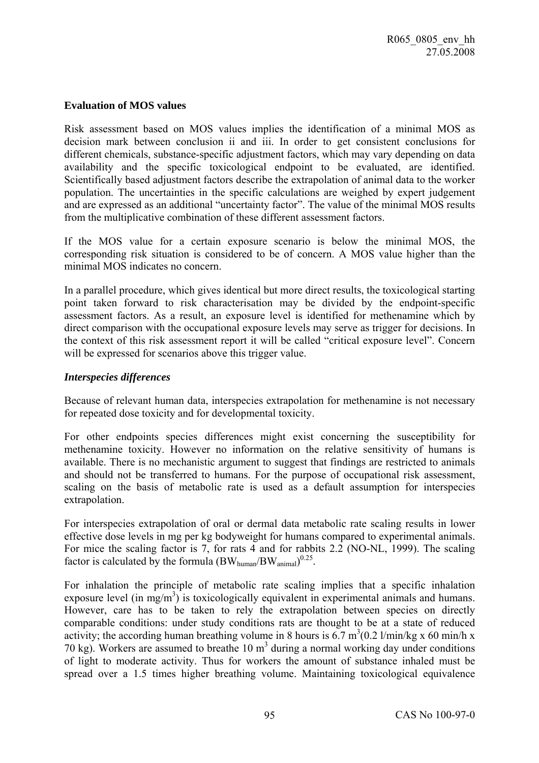**Evaluation of MOS values**

Risk assessment based on MOS values implies the identification of a minimal MOS as decision mark between conclusion ii and iii. In order to get consistent conclusions for different chemicals, substance-specific adjustment factors, which may vary depending on data availability and the specific toxicological endpoint to be evaluated, are identified. Scientifically based adjustment factors describe the extrapolation of animal data to the worker population. The uncertainties in the specific calculations are weighed by expert judgement and are expressed as an additional "uncertainty factor". The value of the minimal MOS results from the multiplicative combination of these different assessment factors.

If the MOS value for a certain exposure scenario is below the minimal MOS, the corresponding risk situation is considered to be of concern. A MOS value higher than the minimal MOS indicates no concern.

In a parallel procedure, which gives identical but more direct results, the toxicological starting point taken forward to risk characterisation may be divided by the endpoint-specific assessment factors. As a result, an exposure level is identified for methenamine which by direct comparison with the occupational exposure levels may serve as trigger for decisions. In the context of this risk assessment report it will be called "critical exposure level". Concern will be expressed for scenarios above this trigger value.

***Interspecies differences***

Because of relevant human data, interspecies extrapolation for methenamine is not necessary for repeated dose toxicity and for developmental toxicity.

For other endpoints species differences might exist concerning the susceptibility for methenamine toxicity. However no information on the relative sensitivity of humans is available. There is no mechanistic argument to suggest that findings are restricted to animals and should not be transferred to humans. For the purpose of occupational risk assessment, scaling on the basis of metabolic rate is used as a default assumption for interspecies extrapolation.

For interspecies extrapolation of oral or dermal data metabolic rate scaling results in lower effective dose levels in mg per kg bodyweight for humans compared to experimental animals. For mice the scaling factor is 7, for rats 4 and for rabbits 2.2 (NO-NL, 1999). The scaling factor is calculated by the formula $(BW_{human}/BW_{animal})^{0.25}$.

For inhalation the principle of metabolic rate scaling implies that a specific inhalation exposure level (in mg/m$^3$) is toxicologically equivalent in experimental animals and humans. However, care has to be taken to rely the extrapolation between species on directly comparable conditions: under study conditions rats are thought to be at a state of reduced activity; the according human breathing volume in 8 hours is 6.7 m$^3$(0.2 l/min/kg x 60 min/h x 70 kg). Workers are assumed to breathe 10 m$^3$ during a normal working day under conditions of light to moderate activity. Thus for workers the amount of substance inhaled must be spread over a 1.5 times higher breathing volume. Maintaining toxicological equivalence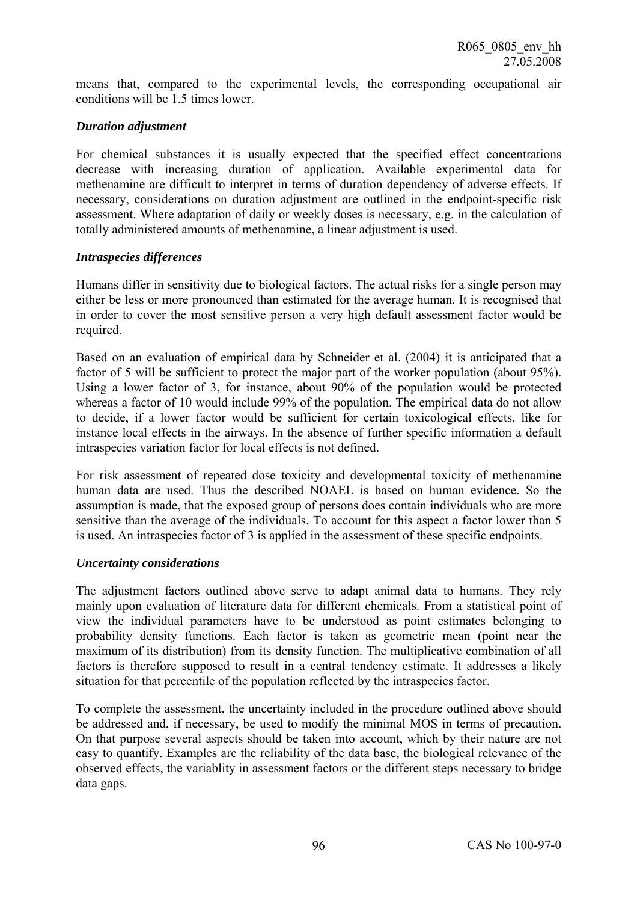means that, compared to the experimental levels, the corresponding occupational air conditions will be 1.5 times lower.

### *Duration adjustment*

For chemical substances it is usually expected that the specified effect concentrations decrease with increasing duration of application. Available experimental data for methenamine are difficult to interpret in terms of duration dependency of adverse effects. If necessary, considerations on duration adjustment are outlined in the endpoint-specific risk assessment. Where adaptation of daily or weekly doses is necessary, e.g. in the calculation of totally administered amounts of methenamine, a linear adjustment is used.

### *Intraspecies differences*

Humans differ in sensitivity due to biological factors. The actual risks for a single person may either be less or more pronounced than estimated for the average human. It is recognised that in order to cover the most sensitive person a very high default assessment factor would be required.

Based on an evaluation of empirical data by Schneider et al. (2004) it is anticipated that a factor of 5 will be sufficient to protect the major part of the worker population (about 95%). Using a lower factor of 3, for instance, about 90% of the population would be protected whereas a factor of 10 would include 99% of the population. The empirical data do not allow to decide, if a lower factor would be sufficient for certain toxicological effects, like for instance local effects in the airways. In the absence of further specific information a default intraspecies variation factor for local effects is not defined.

For risk assessment of repeated dose toxicity and developmental toxicity of methenamine human data are used. Thus the described NOAEL is based on human evidence. So the assumption is made, that the exposed group of persons does contain individuals who are more sensitive than the average of the individuals. To account for this aspect a factor lower than 5 is used. An intraspecies factor of 3 is applied in the assessment of these specific endpoints.

### *Uncertainty considerations*

The adjustment factors outlined above serve to adapt animal data to humans. They rely mainly upon evaluation of literature data for different chemicals. From a statistical point of view the individual parameters have to be understood as point estimates belonging to probability density functions. Each factor is taken as geometric mean (point near the maximum of its distribution) from its density function. The multiplicative combination of all factors is therefore supposed to result in a central tendency estimate. It addresses a likely situation for that percentile of the population reflected by the intraspecies factor.

To complete the assessment, the uncertainty included in the procedure outlined above should be addressed and, if necessary, be used to modify the minimal MOS in terms of precaution. On that purpose several aspects should be taken into account, which by their nature are not easy to quantify. Examples are the reliability of the data base, the biological relevance of the observed effects, the variablity in assessment factors or the different steps necessary to bridge data gaps.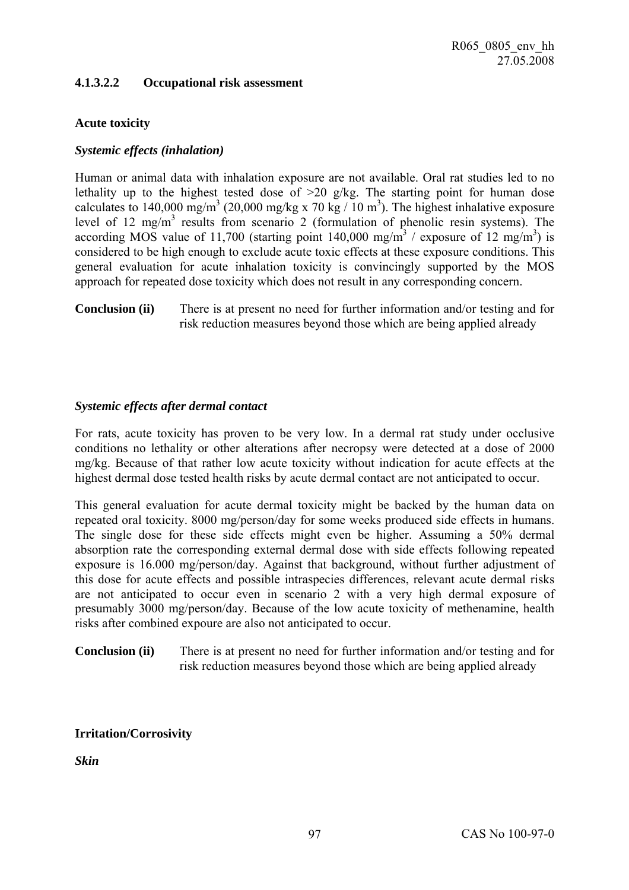#### 4.1.3.2.2 Occupational risk assessment

**Acute toxicity**

***Systemic effects (inhalation)***

Human or animal data with inhalation exposure are not available. Oral rat studies led to no lethality up to the highest tested dose of >20 g/kg. The starting point for human dose calculates to 140,000 $mg/m^3$ (20,000 mg/kg x 70 kg / 10 $m^3$). The highest inhalative exposure level of 12 $mg/m^3$ results from scenario 2 (formulation of phenolic resin systems). The according MOS value of 11,700 (starting point 140,000 $mg/m^3$ / exposure of 12 $mg/m^3$) is considered to be high enough to exclude acute toxic effects at these exposure conditions. This general evaluation for acute inhalation toxicity is convincingly supported by the MOS approach for repeated dose toxicity which does not result in any corresponding concern.

**Conclusion (ii)** There is at present no need for further information and/or testing and for risk reduction measures beyond those which are being applied already

***Systemic effects after dermal contact***

For rats, acute toxicity has proven to be very low. In a dermal rat study under occlusive conditions no lethality or other alterations after necropsy were detected at a dose of 2000 mg/kg. Because of that rather low acute toxicity without indication for acute effects at the highest dermal dose tested health risks by acute dermal contact are not anticipated to occur.

This general evaluation for acute dermal toxicity might be backed by the human data on repeated oral toxicity. 8000 mg/person/day for some weeks produced side effects in humans. The single dose for these side effects might even be higher. Assuming a 50% dermal absorption rate the corresponding external dermal dose with side effects following repeated exposure is 16.000 mg/person/day. Against that background, without further adjustment of this dose for acute effects and possible intraspecies differences, relevant acute dermal risks are not anticipated to occur even in scenario 2 with a very high dermal exposure of presumably 3000 mg/person/day. Because of the low acute toxicity of methenamine, health risks after combined expoure are also not anticipated to occur.

**Conclusion (ii)** There is at present no need for further information and/or testing and for risk reduction measures beyond those which are being applied already

**Irritation/Corrosivity**

***Skin***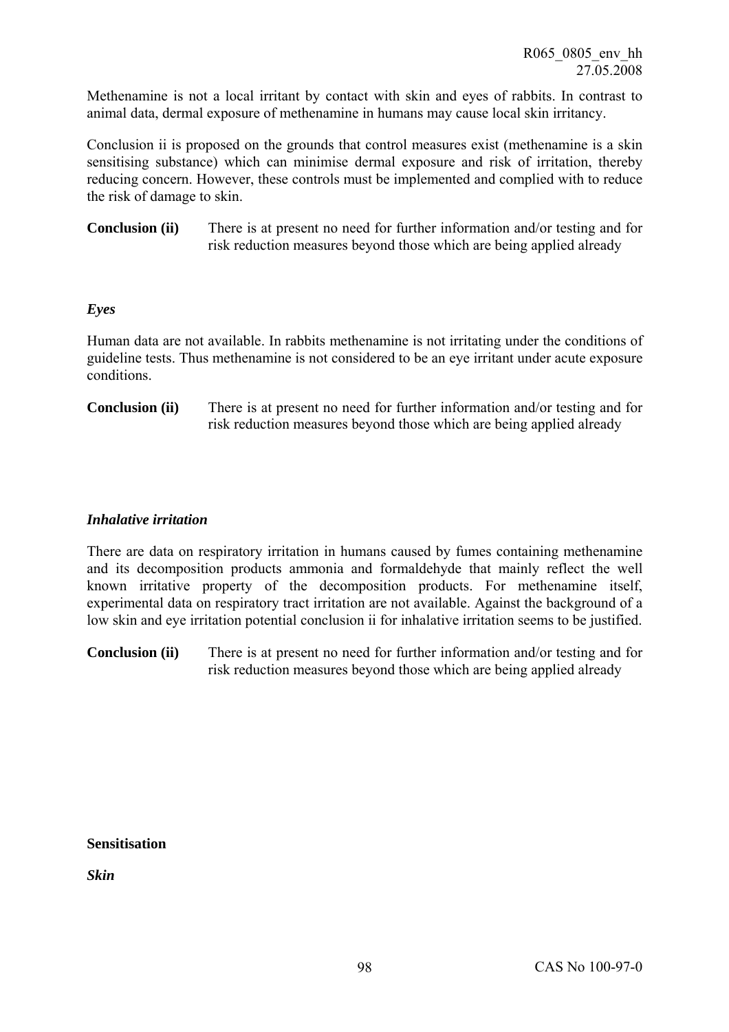Methenamine is not a local irritant by contact with skin and eyes of rabbits. In contrast to animal data, dermal exposure of methenamine in humans may cause local skin irritancy.

Conclusion ii is proposed on the grounds that control measures exist (methenamine is a skin sensitising substance) which can minimise dermal exposure and risk of irritation, thereby reducing concern. However, these controls must be implemented and complied with to reduce the risk of damage to skin.

**Conclusion (ii)** There is at present no need for further information and/or testing and for risk reduction measures beyond those which are being applied already

***Eyes***

Human data are not available. In rabbits methenamine is not irritating under the conditions of guideline tests. Thus methenamine is not considered to be an eye irritant under acute exposure conditions.

**Conclusion (ii)** There is at present no need for further information and/or testing and for risk reduction measures beyond those which are being applied already

***Inhalative irritation***

There are data on respiratory irritation in humans caused by fumes containing methenamine and its decomposition products ammonia and formaldehyde that mainly reflect the well known irritative property of the decomposition products. For methenamine itself, experimental data on respiratory tract irritation are not available. Against the background of a low skin and eye irritation potential conclusion ii for inhalative irritation seems to be justified.

**Conclusion (ii)** There is at present no need for further information and/or testing and for risk reduction measures beyond those which are being applied already

**Sensitisation**

***Skin***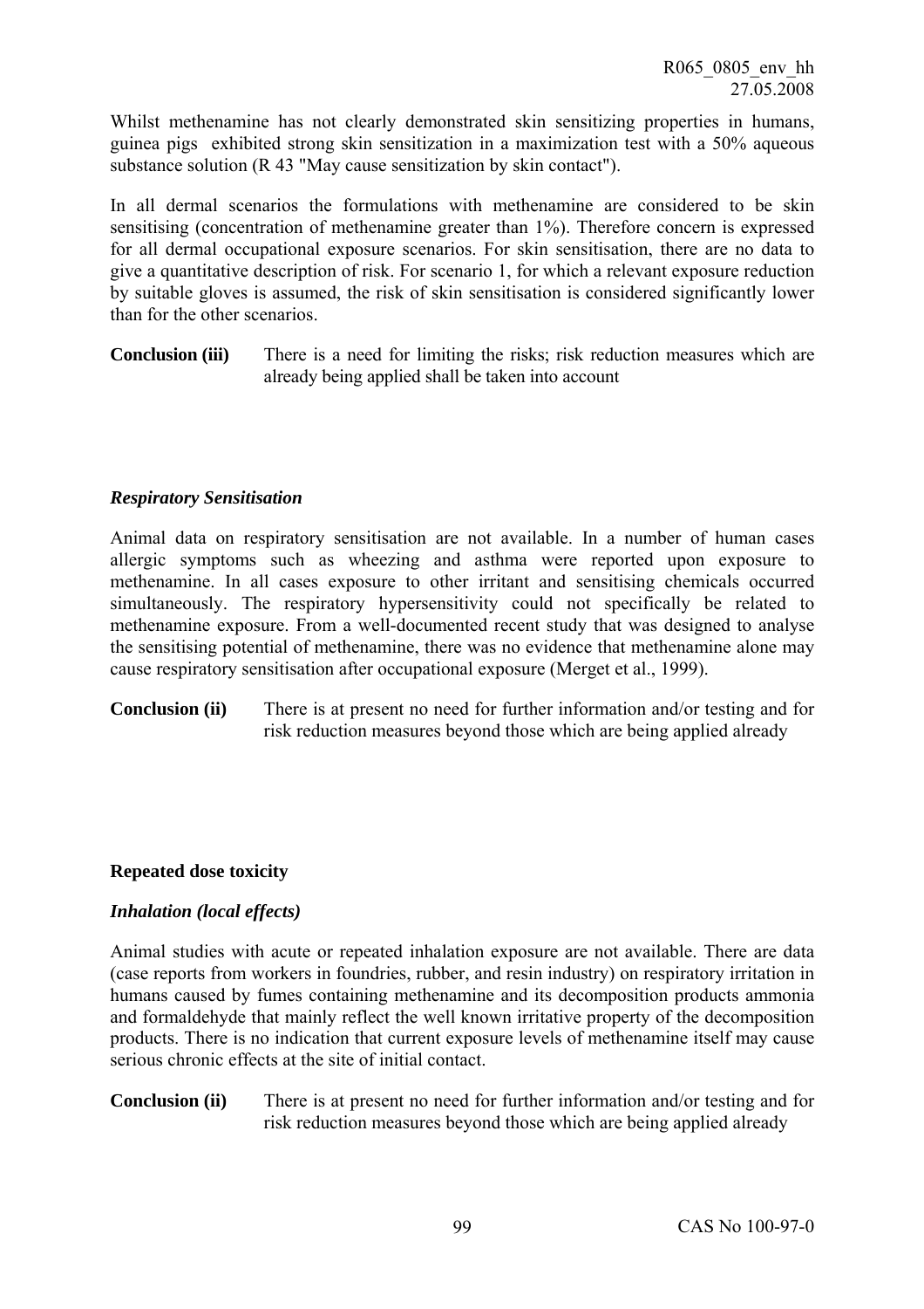Whilst methenamine has not clearly demonstrated skin sensitizing properties in humans, guinea pigs exhibited strong skin sensitization in a maximization test with a 50% aqueous substance solution (R 43 "May cause sensitization by skin contact").

In all dermal scenarios the formulations with methenamine are considered to be skin sensitising (concentration of methenamine greater than 1%). Therefore concern is expressed for all dermal occupational exposure scenarios. For skin sensitisation, there are no data to give a quantitative description of risk. For scenario 1, for which a relevant exposure reduction by suitable gloves is assumed, the risk of skin sensitisation is considered significantly lower than for the other scenarios.

**Conclusion (iii)** There is a need for limiting the risks; risk reduction measures which are already being applied shall be taken into account

### *Respiratory Sensitisation*

Animal data on respiratory sensitisation are not available. In a number of human cases allergic symptoms such as wheezing and asthma were reported upon exposure to methenamine. In all cases exposure to other irritant and sensitising chemicals occurred simultaneously. The respiratory hypersensitivity could not specifically be related to methenamine exposure. From a well-documented recent study that was designed to analyse the sensitising potential of methenamine, there was no evidence that methenamine alone may cause respiratory sensitisation after occupational exposure (Merget et al., 1999).

**Conclusion (ii)** There is at present no need for further information and/or testing and for risk reduction measures beyond those which are being applied already

## Repeated dose toxicity

### *Inhalation (local effects)*

Animal studies with acute or repeated inhalation exposure are not available. There are data (case reports from workers in foundries, rubber, and resin industry) on respiratory irritation in humans caused by fumes containing methenamine and its decomposition products ammonia and formaldehyde that mainly reflect the well known irritative property of the decomposition products. There is no indication that current exposure levels of methenamine itself may cause serious chronic effects at the site of initial contact.

**Conclusion (ii)** There is at present no need for further information and/or testing and for risk reduction measures beyond those which are being applied already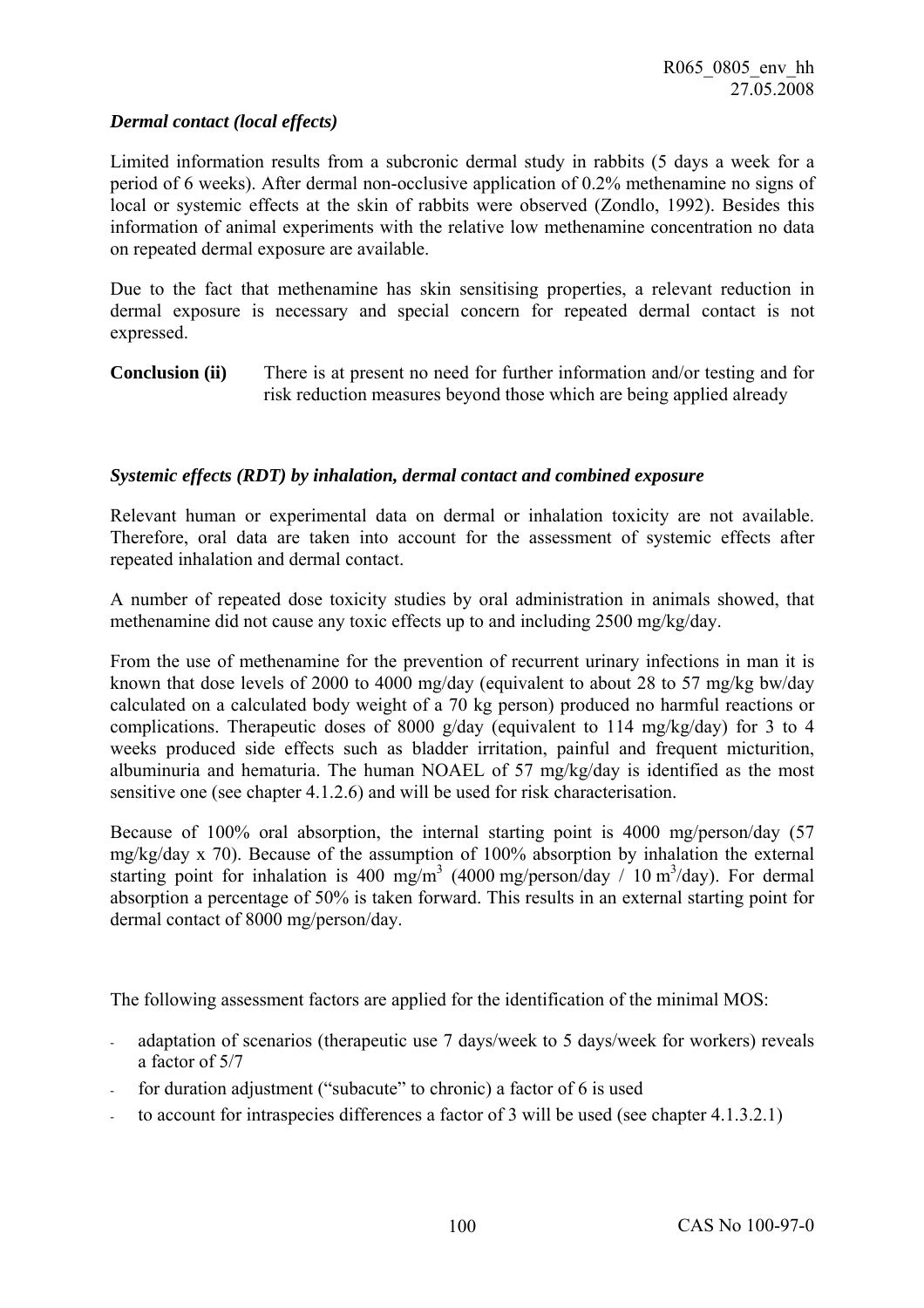*Dermal contact (local effects)*

Limited information results from a subcronic dermal study in rabbits (5 days a week for a period of 6 weeks). After dermal non-occlusive application of 0.2% methenamine no signs of local or systemic effects at the skin of rabbits were observed (Zondlo, 1992). Besides this information of animal experiments with the relative low methenamine concentration no data on repeated dermal exposure are available.

Due to the fact that methenamine has skin sensitising properties, a relevant reduction in dermal exposure is necessary and special concern for repeated dermal contact is not expressed.

**Conclusion (ii)** There is at present no need for further information and/or testing and for risk reduction measures beyond those which are being applied already

*Systemic effects (RDT) by inhalation, dermal contact and combined exposure*

Relevant human or experimental data on dermal or inhalation toxicity are not available. Therefore, oral data are taken into account for the assessment of systemic effects after repeated inhalation and dermal contact.

A number of repeated dose toxicity studies by oral administration in animals showed, that methenamine did not cause any toxic effects up to and including 2500 mg/kg/day.

From the use of methenamine for the prevention of recurrent urinary infections in man it is known that dose levels of 2000 to 4000 mg/day (equivalent to about 28 to 57 mg/kg bw/day calculated on a calculated body weight of a 70 kg person) produced no harmful reactions or complications. Therapeutic doses of 8000 g/day (equivalent to 114 mg/kg/day) for 3 to 4 weeks produced side effects such as bladder irritation, painful and frequent micturition, albuminuria and hematuria. The human NOAEL of 57 mg/kg/day is identified as the most sensitive one (see chapter 4.1.2.6) and will be used for risk characterisation.

Because of 100% oral absorption, the internal starting point is 4000 mg/person/day (57 mg/kg/day x 70). Because of the assumption of 100% absorption by inhalation the external starting point for inhalation is 400 mg/m$^3$ (4000 mg/person/day / 10 m$^3$/day). For dermal absorption a percentage of 50% is taken forward. This results in an external starting point for dermal contact of 8000 mg/person/day.

The following assessment factors are applied for the identification of the minimal MOS:

- adaptation of scenarios (therapeutic use 7 days/week to 5 days/week for workers) reveals a factor of 5/7
- for duration adjustment ("subacute" to chronic) a factor of 6 is used
- to account for intraspecies differences a factor of 3 will be used (see chapter 4.1.3.2.1)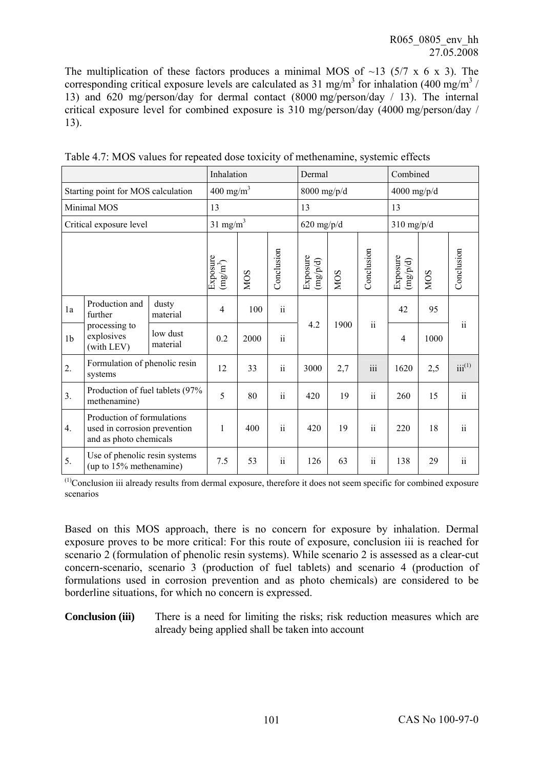The multiplication of these factors produces a minimal MOS of ~13 (5/7 x 6 x 3). The corresponding critical exposure levels are calculated as 31 mg/m$^3$ for inhalation (400 mg/m$^3$ / 13) and 620 mg/person/day for dermal contact (8000 mg/person/day / 13). The internal critical exposure level for combined exposure is 310 mg/person/day (4000 mg/person/day / 13).

Table 4.7: MOS values for repeated dose toxicity of methenamine, systemic effects

| | | | Inhalation | | | Dermal | | | Combined | | |
|---|---|---|---|---|---|---|---|---|---|---|---|
| Starting point for MOS calculation | | | 400 mg/m$^3$ | | | 8000 mg/p/d | | | 4000 mg/p/d | | |
| Minimal MOS | | | 13 | | | 13 | | | 13 | | |
| Critical exposure level | | | 31 mg/m$^3$ | | | 620 mg/p/d | | | 310 mg/p/d | | |
| | | | Exposure (mg/m$^3$) | MOS | Conclusion | Exposure (mg/p/d) | MOS | Conclusion | Exposure (mg/p/d) | MOS | Conclusion |
| 1a | Production and further processing to explosives (with LEV) | dusty material | 4 | 100 | ii | 4.2 | 1900 | ii | 42 | 95 | ii |
| 1b | | low dust material | 0.2 | 2000 | ii | | | | 4 | 1000 | |
| 2. | Formulation of phenolic resin systems | | 12 | 33 | ii | 3000 | 2,7 | iii | 1620 | 2,5 | iii[(1)] |
| 3. | Production of fuel tablets (97% methenamine) | | 5 | 80 | ii | 420 | 19 | ii | 260 | 15 | ii |
| 4. | Production of formulations used in corrosion prevention and as photo chemicals | | 1 | 400 | ii | 420 | 19 | ii | 220 | 18 | ii |
| 5. | Use of phenolic resin systems (up to 15% methenamine) | | 7.5 | 53 | ii | 126 | 63 | ii | 138 | 29 | ii |

[(1)]Conclusion iii already results from dermal exposure, therefore it does not seem specific for combined exposure scenarios

Based on this MOS approach, there is no concern for exposure by inhalation. Dermal exposure proves to be more critical: For this route of exposure, conclusion iii is reached for scenario 2 (formulation of phenolic resin systems). While scenario 2 is assessed as a clear-cut concern-scenario, scenario 3 (production of fuel tablets) and scenario 4 (production of formulations used in corrosion prevention and as photo chemicals) are considered to be borderline situations, for which no concern is expressed.

**Conclusion (iii)** There is a need for limiting the risks; risk reduction measures which are already being applied shall be taken into account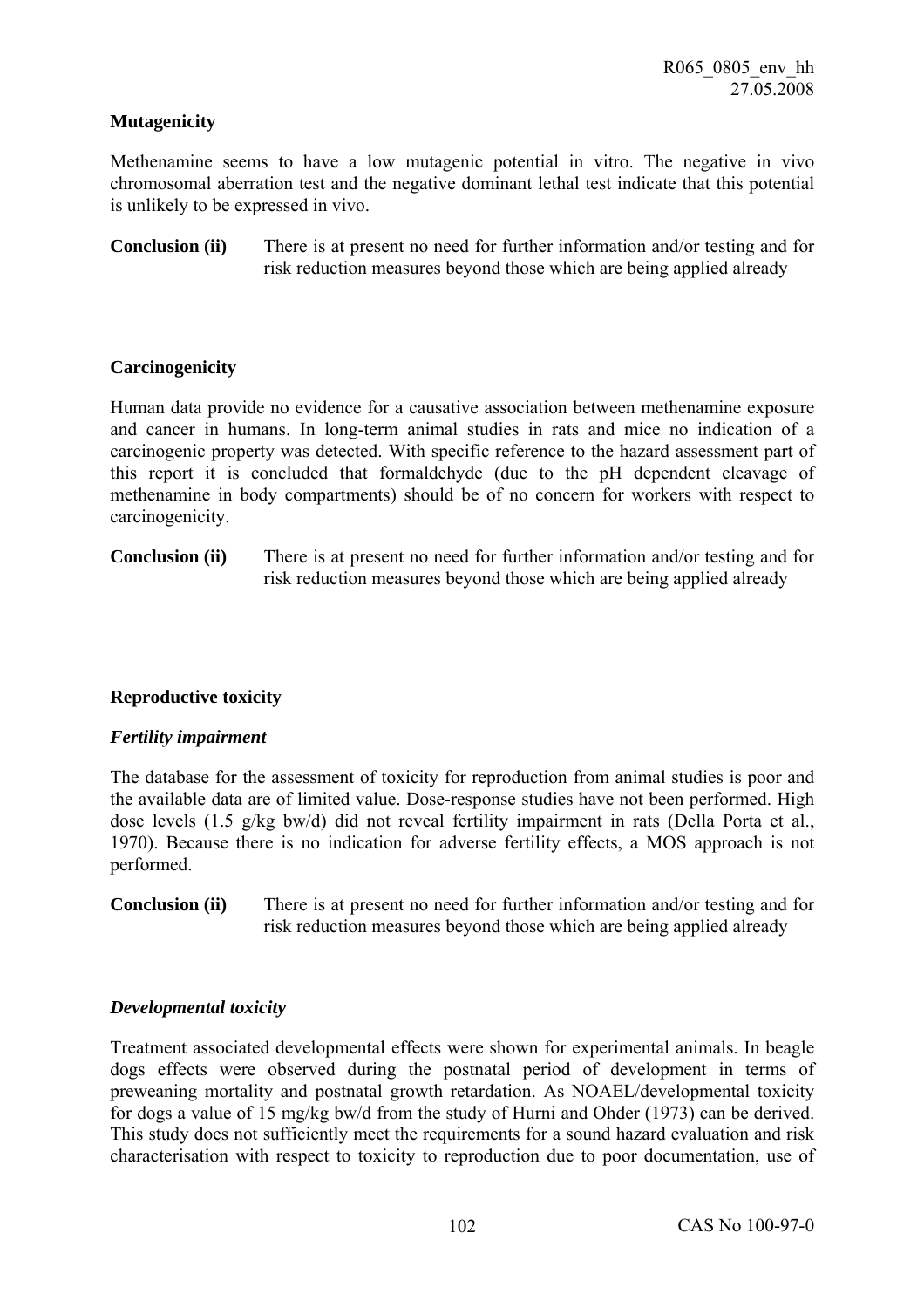**Mutagenicity**

Methenamine seems to have a low mutagenic potential in vitro. The negative in vivo chromosomal aberration test and the negative dominant lethal test indicate that this potential is unlikely to be expressed in vivo.

**Conclusion (ii)** There is at present no need for further information and/or testing and for risk reduction measures beyond those which are being applied already

**Carcinogenicity**

Human data provide no evidence for a causative association between methenamine exposure and cancer in humans. In long-term animal studies in rats and mice no indication of a carcinogenic property was detected. With specific reference to the hazard assessment part of this report it is concluded that formaldehyde (due to the pH dependent cleavage of methenamine in body compartments) should be of no concern for workers with respect to carcinogenicity.

**Conclusion (ii)** There is at present no need for further information and/or testing and for risk reduction measures beyond those which are being applied already

**Reproductive toxicity**

***Fertility impairment***

The database for the assessment of toxicity for reproduction from animal studies is poor and the available data are of limited value. Dose-response studies have not been performed. High dose levels (1.5 g/kg bw/d) did not reveal fertility impairment in rats (Della Porta et al., 1970). Because there is no indication for adverse fertility effects, a MOS approach is not performed.

**Conclusion (ii)** There is at present no need for further information and/or testing and for risk reduction measures beyond those which are being applied already

***Developmental toxicity***

Treatment associated developmental effects were shown for experimental animals. In beagle dogs effects were observed during the postnatal period of development in terms of preweaning mortality and postnatal growth retardation. As NOAEL/developmental toxicity for dogs a value of 15 mg/kg bw/d from the study of Hurni and Ohder (1973) can be derived. This study does not sufficiently meet the requirements for a sound hazard evaluation and risk characterisation with respect to toxicity to reproduction due to poor documentation, use of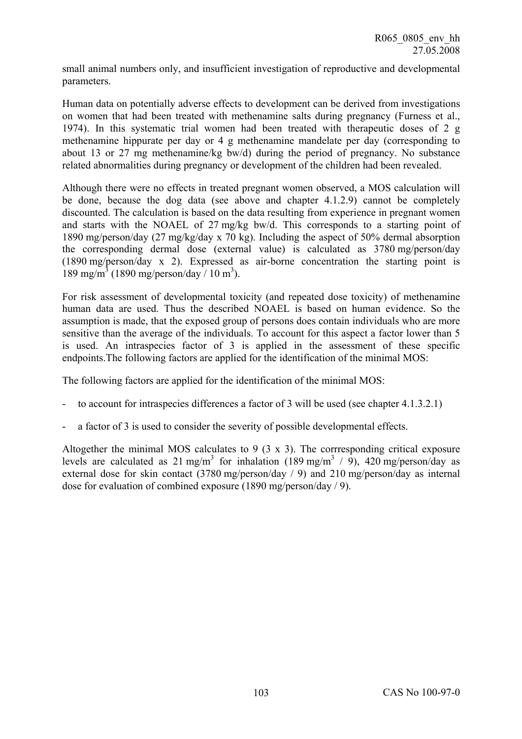small animal numbers only, and insufficient investigation of reproductive and developmental parameters.

Human data on potentially adverse effects to development can be derived from investigations on women that had been treated with methenamine salts during pregnancy (Furness et al., 1974). In this systematic trial women had been treated with therapeutic doses of 2 g methenamine hippurate per day or 4 g methenamine mandelate per day (corresponding to about 13 or 27 mg methenamine/kg bw/d) during the period of pregnancy. No substance related abnormalities during pregnancy or development of the children had been revealed.

Although there were no effects in treated pregnant women observed, a MOS calculation will be done, because the dog data (see above and chapter 4.1.2.9) cannot be completely discounted. The calculation is based on the data resulting from experience in pregnant women and starts with the NOAEL of 27 mg/kg bw/d. This corresponds to a starting point of 1890 mg/person/day (27 mg/kg/day x 70 kg). Including the aspect of 50% dermal absorption the corresponding dermal dose (external value) is calculated as 3780 mg/person/day (1890 mg/person/day x 2). Expressed as air-borne concentration the starting point is 189 mg/m$^3$ (1890 mg/person/day / 10 m$^3$).

For risk assessment of developmental toxicity (and repeated dose toxicity) of methenamine human data are used. Thus the described NOAEL is based on human evidence. So the assumption is made, that the exposed group of persons does contain individuals who are more sensitive than the average of the individuals. To account for this aspect a factor lower than 5 is used. An intraspecies factor of 3 is applied in the assessment of these specific endpoints.The following factors are applied for the identification of the minimal MOS:

The following factors are applied for the identification of the minimal MOS:

- to account for intraspecies differences a factor of 3 will be used (see chapter 4.1.3.2.1)
- a factor of 3 is used to consider the severity of possible developmental effects.

Altogether the minimal MOS calculates to 9 (3 x 3). The corrresponding critical exposure levels are calculated as 21 mg/m$^3$ for inhalation (189 mg/m$^3$ / 9), 420 mg/person/day as external dose for skin contact (3780 mg/person/day / 9) and 210 mg/person/day as internal dose for evaluation of combined exposure (1890 mg/person/day / 9).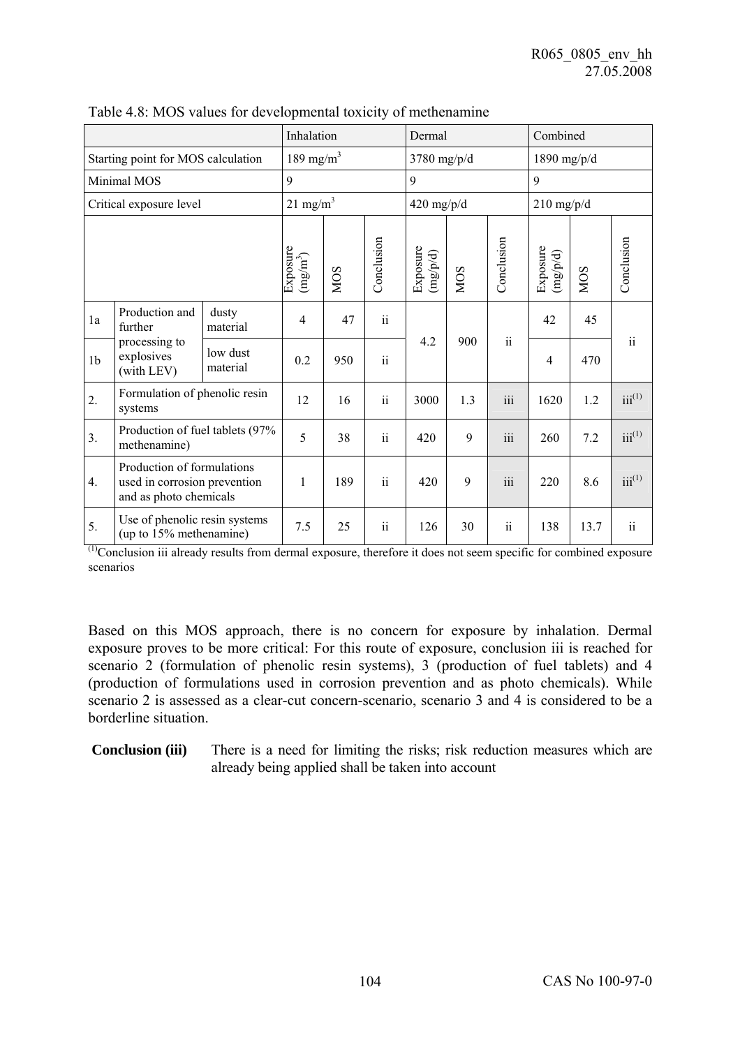Table 4.8: MOS values for developmental toxicity of methenamine

| | | | Inhalation | | | Dermal | | | Combined | | |
|---|---|---|---|---|---|---|---|---|---|---|---|
| Starting point for MOS calculation | | | 189 mg/m³ | | | 3780 mg/p/d | | | 1890 mg/p/d | | |
| Minimal MOS | | | 9 | | | 9 | | | 9 | | |
| Critical exposure level | | | 21 mg/m³ | | | 420 mg/p/d | | | 210 mg/p/d | | |
| | | | Exposure (mg/m³) | MOS | Conclusion | Exposure (mg/p/d) | MOS | Conclusion | Exposure (mg/p/d) | MOS | Conclusion |
| 1a | Production and further processing to explosives (with LEV) | dusty material | 4 | 47 | ii | 4.2 | 900 | ii | 42 | 45 | ii |
| 1b | | low dust material | 0.2 | 950 | ii | | | | 4 | 470 | |
| 2. | Formulation of phenolic resin systems | | 12 | 16 | ii | 3000 | 1.3 | iii | 1620 | 1.2 | iii[(1)] |
| 3. | Production of fuel tablets (97% methenamine) | | 5 | 38 | ii | 420 | 9 | iii | 260 | 7.2 | iii[(1)] |
| 4. | Production of formulations used in corrosion prevention and as photo chemicals | | 1 | 189 | ii | 420 | 9 | iii | 220 | 8.6 | iii[(1)] |
| 5. | Use of phenolic resin systems (up to 15% methenamine) | | 7.5 | 25 | ii | 126 | 30 | ii | 138 | 13.7 | ii |

[(1)]Conclusion iii already results from dermal exposure, therefore it does not seem specific for combined exposure scenarios

Based on this MOS approach, there is no concern for exposure by inhalation. Dermal exposure proves to be more critical: For this route of exposure, conclusion iii is reached for scenario 2 (formulation of phenolic resin systems), 3 (production of fuel tablets) and 4 (production of formulations used in corrosion prevention and as photo chemicals). While scenario 2 is assessed as a clear-cut concern-scenario, scenario 3 and 4 is considered to be a borderline situation.

**Conclusion (iii)** There is a need for limiting the risks; risk reduction measures which are already being applied shall be taken into account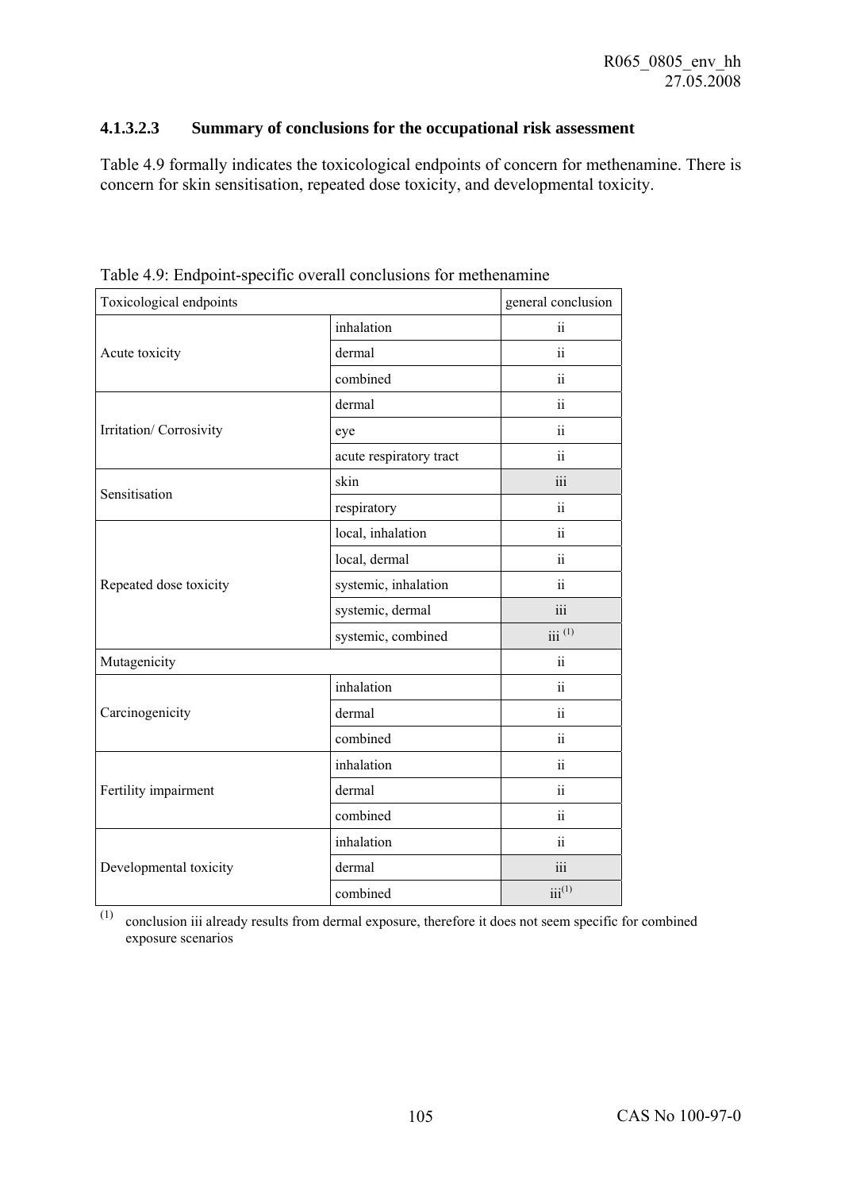#### 4.1.3.2.3 Summary of conclusions for the occupational risk assessment

Table 4.9 formally indicates the toxicological endpoints of concern for methenamine. There is concern for skin sensitisation, repeated dose toxicity, and developmental toxicity.

Table 4.9: Endpoint-specific overall conclusions for methenamine

| Toxicological endpoints | | general conclusion |
|---|---|---|
| Acute toxicity | inhalation | ii |
| | dermal | ii |
| | combined | ii |
| Irritation/ Corrosivity | dermal | ii |
| | eye | ii |
| | acute respiratory tract | ii |
| Sensitisation | skin | iii |
| | respiratory | ii |
| Repeated dose toxicity | local, inhalation | ii |
| | local, dermal | ii |
| | systemic, inhalation | ii |
| | systemic, dermal | iii |
| | systemic, combined | iii (1) |
| Mutagenicity | | ii |
| Carcinogenicity | inhalation | ii |
| | dermal | ii |
| | combined | ii |
| Fertility impairment | inhalation | ii |
| | dermal | ii |
| | combined | ii |
| Developmental toxicity | inhalation | ii |
| | dermal | iii |
| | combined | iii(1) |

(1) conclusion iii already results from dermal exposure, therefore it does not seem specific for combined exposure scenarios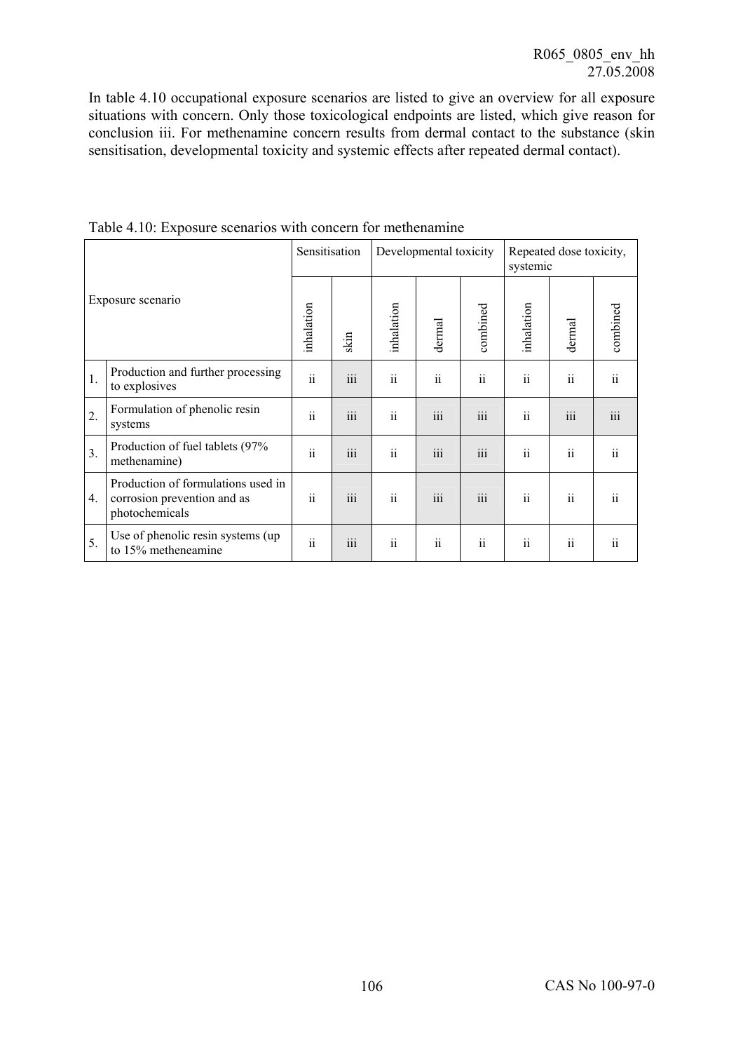In table 4.10 occupational exposure scenarios are listed to give an overview for all exposure situations with concern. Only those toxicological endpoints are listed, which give reason for conclusion iii. For methenamine concern results from dermal contact to the substance (skin sensitisation, developmental toxicity and systemic effects after repeated dermal contact).

Table 4.10: Exposure scenarios with concern for methenamine

| Exposure scenario | | Sensitisation | | Developmental toxicity | | | Repeated dose toxicity, systemic | | |
|---|---|---|---|---|---|---|---|---|---|
| | | inhalation | skin | inhalation | dermal | combined | inhalation | dermal | combined |
| 1. | Production and further processing to explosives | ii | iii | ii | ii | ii | ii | ii | ii |
| 2. | Formulation of phenolic resin systems | ii | iii | ii | iii | iii | ii | iii | iii |
| 3. | Production of fuel tablets (97% methenamine) | ii | iii | ii | iii | iii | ii | ii | ii |
| 4. | Production of formulations used in corrosion prevention and as photochemicals | ii | iii | ii | iii | iii | ii | ii | ii |
| 5. | Use of phenolic resin systems (up to 15% metheneamine | ii | iii | ii | ii | ii | ii | ii | ii |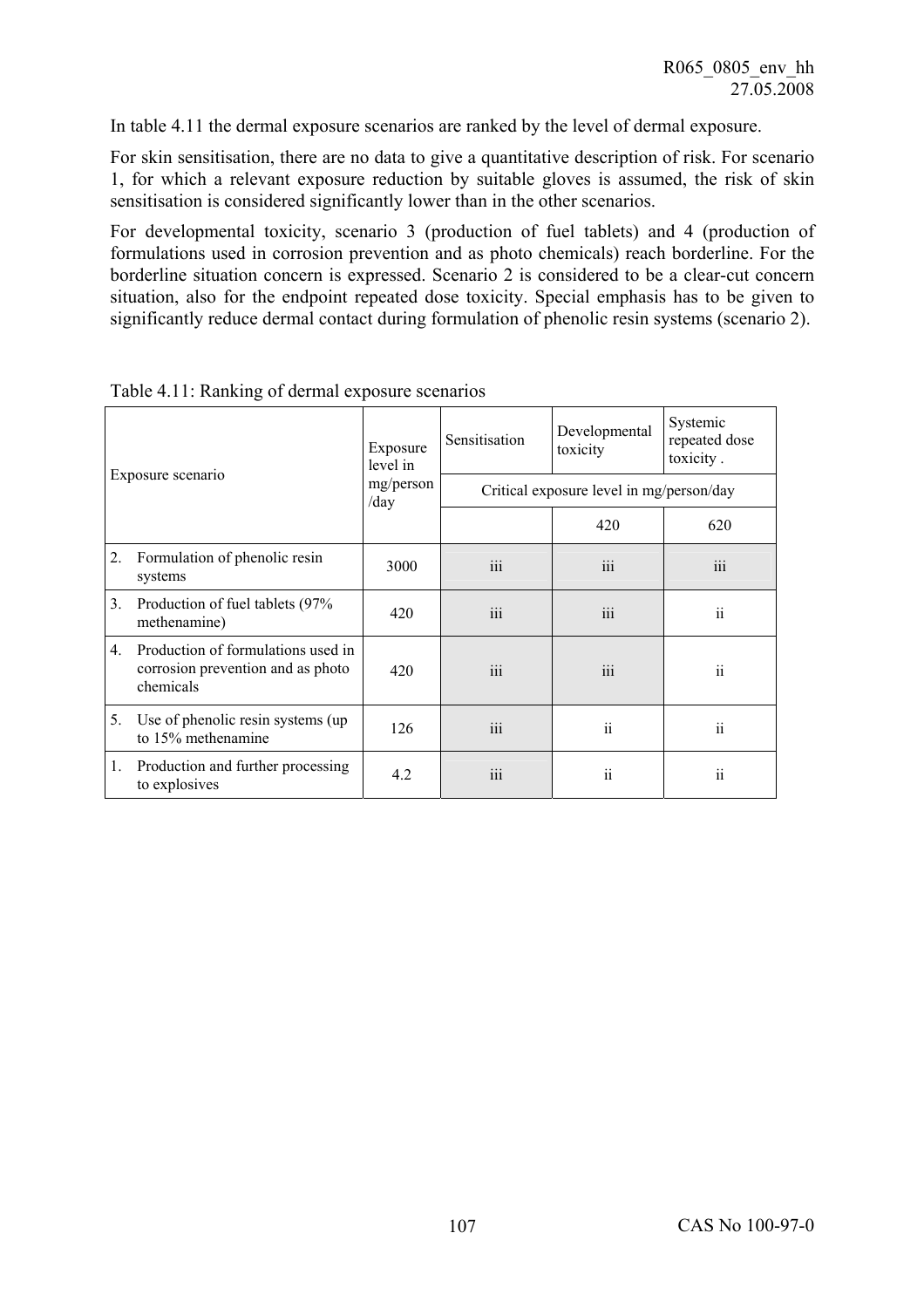In table 4.11 the dermal exposure scenarios are ranked by the level of dermal exposure.

For skin sensitisation, there are no data to give a quantitative description of risk. For scenario 1, for which a relevant exposure reduction by suitable gloves is assumed, the risk of skin sensitisation is considered significantly lower than in the other scenarios.

For developmental toxicity, scenario 3 (production of fuel tablets) and 4 (production of formulations used in corrosion prevention and as photo chemicals) reach borderline. For the borderline situation concern is expressed. Scenario 2 is considered to be a clear-cut concern situation, also for the endpoint repeated dose toxicity. Special emphasis has to be given to significantly reduce dermal contact during formulation of phenolic resin systems (scenario 2).

Table 4.11: Ranking of dermal exposure scenarios

| Exposure scenario | Exposure level in mg/person /day | Sensitisation | Developmental toxicity | Systemic repeated dose toxicity . |
|---|---|---|---|---|
| | | Critical exposure level in mg/person/day | | |
| | | | 420 | 620 |
| 2. Formulation of phenolic resin systems | 3000 | iii | iii | iii |
| 3. Production of fuel tablets (97% methenamine) | 420 | iii | iii | ii |
| 4. Production of formulations used in corrosion prevention and as photo chemicals | 420 | iii | iii | ii |
| 5. Use of phenolic resin systems (up to 15% methenamine | 126 | iii | ii | ii |
| 1. Production and further processing to explosives | 4.2 | iii | ii | ii |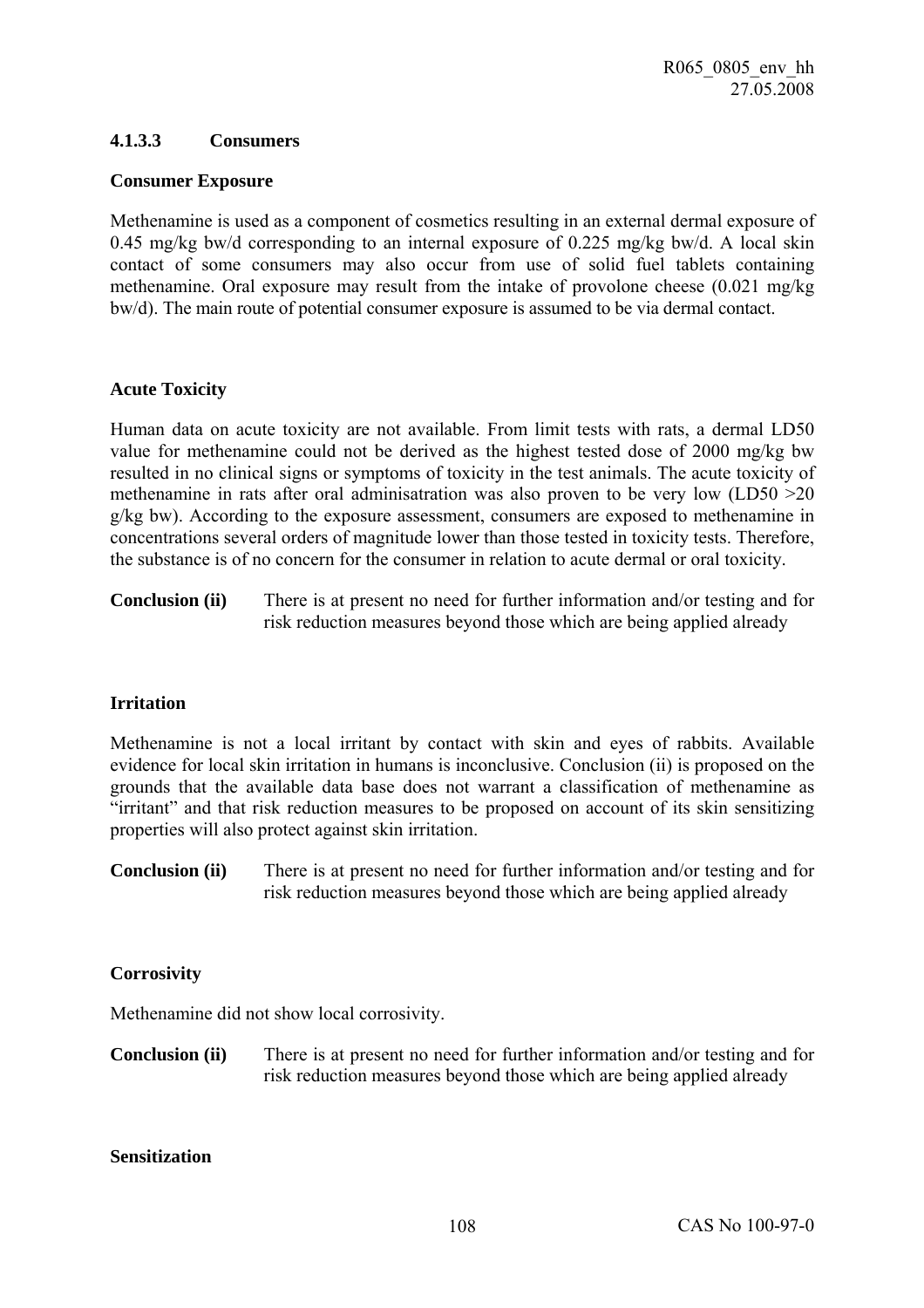#### 4.1.3.3 Consumers

**Consumer Exposure**

Methenamine is used as a component of cosmetics resulting in an external dermal exposure of 0.45 mg/kg bw/d corresponding to an internal exposure of 0.225 mg/kg bw/d. A local skin contact of some consumers may also occur from use of solid fuel tablets containing methenamine. Oral exposure may result from the intake of provolone cheese (0.021 mg/kg bw/d). The main route of potential consumer exposure is assumed to be via dermal contact.

**Acute Toxicity**

Human data on acute toxicity are not available. From limit tests with rats, a dermal LD50 value for methenamine could not be derived as the highest tested dose of 2000 mg/kg bw resulted in no clinical signs or symptoms of toxicity in the test animals. The acute toxicity of methenamine in rats after oral adminisatration was also proven to be very low (LD50 >20 g/kg bw). According to the exposure assessment, consumers are exposed to methenamine in concentrations several orders of magnitude lower than those tested in toxicity tests. Therefore, the substance is of no concern for the consumer in relation to acute dermal or oral toxicity.

**Conclusion (ii)** There is at present no need for further information and/or testing and for risk reduction measures beyond those which are being applied already

**Irritation**

Methenamine is not a local irritant by contact with skin and eyes of rabbits. Available evidence for local skin irritation in humans is inconclusive. Conclusion (ii) is proposed on the grounds that the available data base does not warrant a classification of methenamine as "irritant" and that risk reduction measures to be proposed on account of its skin sensitizing properties will also protect against skin irritation.

**Conclusion (ii)** There is at present no need for further information and/or testing and for risk reduction measures beyond those which are being applied already

**Corrosivity**

Methenamine did not show local corrosivity.

**Conclusion (ii)** There is at present no need for further information and/or testing and for risk reduction measures beyond those which are being applied already

**Sensitization**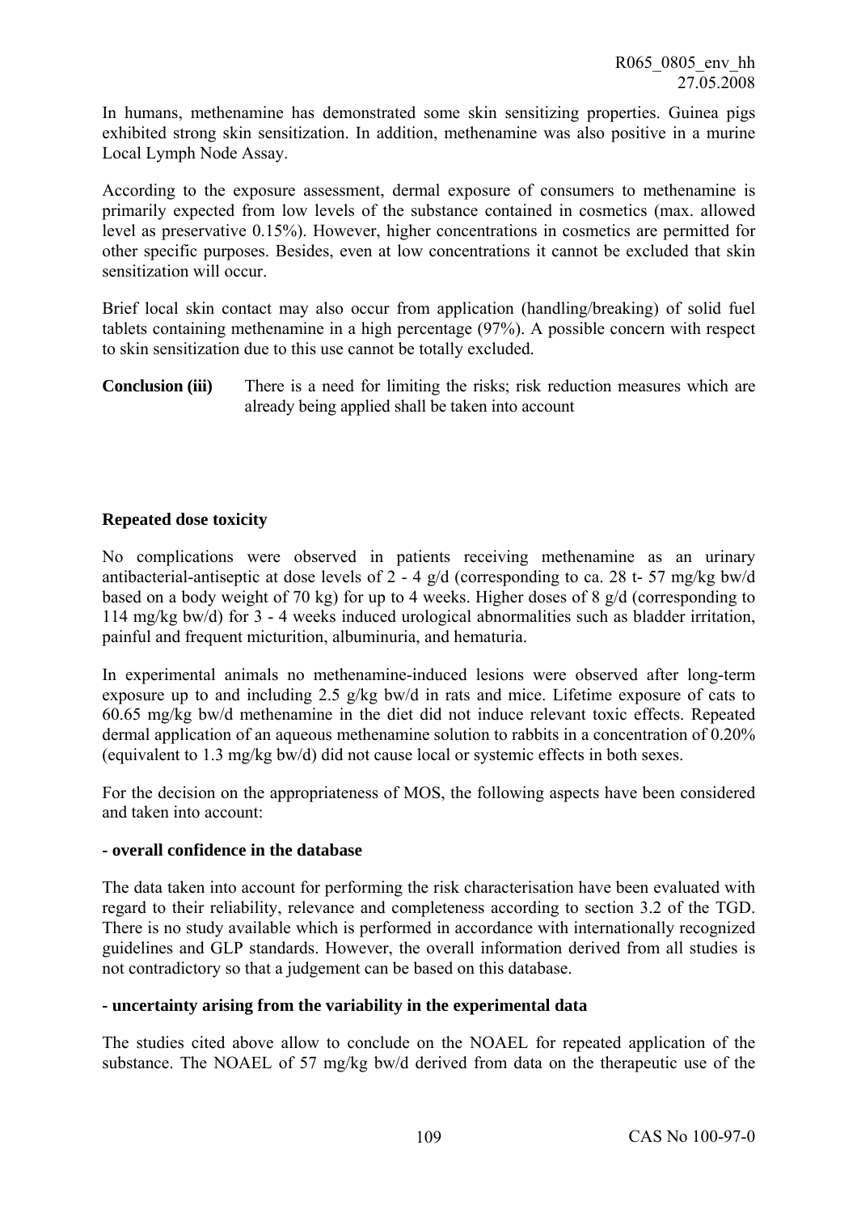In humans, methenamine has demonstrated some skin sensitizing properties. Guinea pigs exhibited strong skin sensitization. In addition, methenamine was also positive in a murine Local Lymph Node Assay.

According to the exposure assessment, dermal exposure of consumers to methenamine is primarily expected from low levels of the substance contained in cosmetics (max. allowed level as preservative 0.15%). However, higher concentrations in cosmetics are permitted for other specific purposes. Besides, even at low concentrations it cannot be excluded that skin sensitization will occur.

Brief local skin contact may also occur from application (handling/breaking) of solid fuel tablets containing methenamine in a high percentage (97%). A possible concern with respect to skin sensitization due to this use cannot be totally excluded.

**Conclusion (iii)** There is a need for limiting the risks; risk reduction measures which are already being applied shall be taken into account

**Repeated dose toxicity**

No complications were observed in patients receiving methenamine as an urinary antibacterial-antiseptic at dose levels of 2 - 4 g/d (corresponding to ca. 28 t- 57 mg/kg bw/d based on a body weight of 70 kg) for up to 4 weeks. Higher doses of 8 g/d (corresponding to 114 mg/kg bw/d) for 3 - 4 weeks induced urological abnormalities such as bladder irritation, painful and frequent micturition, albuminuria, and hematuria.

In experimental animals no methenamine-induced lesions were observed after long-term exposure up to and including 2.5 g/kg bw/d in rats and mice. Lifetime exposure of cats to 60.65 mg/kg bw/d methenamine in the diet did not induce relevant toxic effects. Repeated dermal application of an aqueous methenamine solution to rabbits in a concentration of 0.20% (equivalent to 1.3 mg/kg bw/d) did not cause local or systemic effects in both sexes.

For the decision on the appropriateness of MOS, the following aspects have been considered and taken into account:

**- overall confidence in the database**

The data taken into account for performing the risk characterisation have been evaluated with regard to their reliability, relevance and completeness according to section 3.2 of the TGD. There is no study available which is performed in accordance with internationally recognized guidelines and GLP standards. However, the overall information derived from all studies is not contradictory so that a judgement can be based on this database.

**- uncertainty arising from the variability in the experimental data**

The studies cited above allow to conclude on the NOAEL for repeated application of the substance. The NOAEL of 57 mg/kg bw/d derived from data on the therapeutic use of the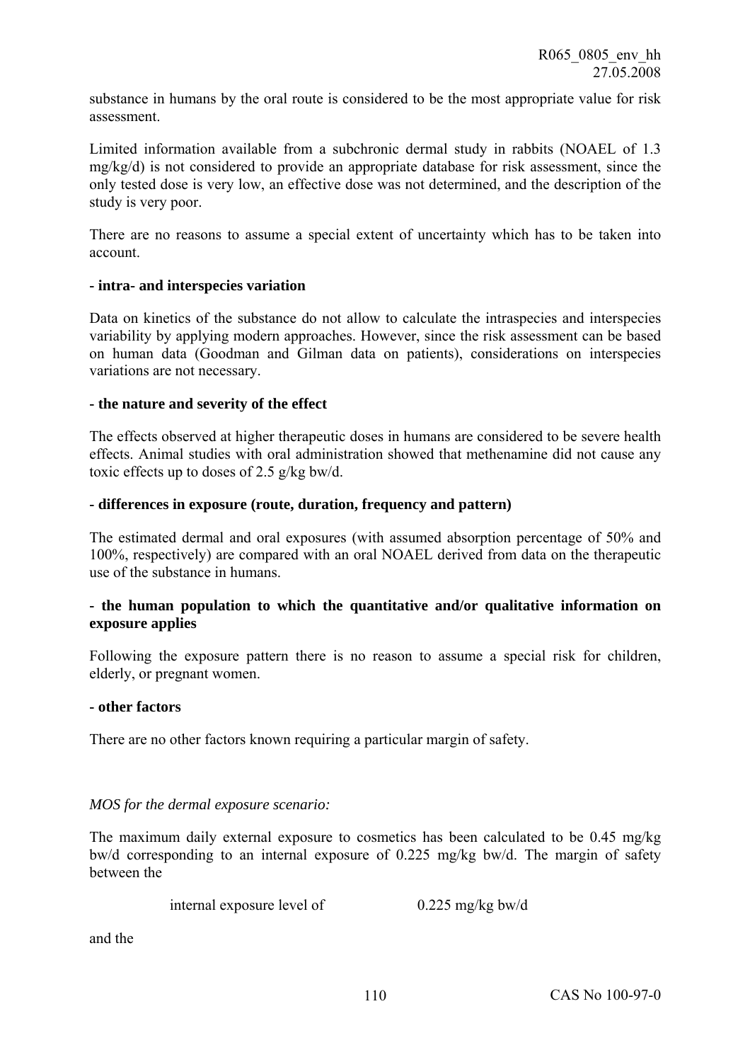substance in humans by the oral route is considered to be the most appropriate value for risk assessment.

Limited information available from a subchronic dermal study in rabbits (NOAEL of 1.3 mg/kg/d) is not considered to provide an appropriate database for risk assessment, since the only tested dose is very low, an effective dose was not determined, and the description of the study is very poor.

There are no reasons to assume a special extent of uncertainty which has to be taken into account.

**- intra- and interspecies variation**

Data on kinetics of the substance do not allow to calculate the intraspecies and interspecies variability by applying modern approaches. However, since the risk assessment can be based on human data (Goodman and Gilman data on patients), considerations on interspecies variations are not necessary.

**- the nature and severity of the effect**

The effects observed at higher therapeutic doses in humans are considered to be severe health effects. Animal studies with oral administration showed that methenamine did not cause any toxic effects up to doses of 2.5 g/kg bw/d.

**- differences in exposure (route, duration, frequency and pattern)**

The estimated dermal and oral exposures (with assumed absorption percentage of 50% and 100%, respectively) are compared with an oral NOAEL derived from data on the therapeutic use of the substance in humans.

**- the human population to which the quantitative and/or qualitative information on exposure applies**

Following the exposure pattern there is no reason to assume a special risk for children, elderly, or pregnant women.

**- other factors**

There are no other factors known requiring a particular margin of safety.

*MOS for the dermal exposure scenario:*

The maximum daily external exposure to cosmetics has been calculated to be 0.45 mg/kg bw/d corresponding to an internal exposure of 0.225 mg/kg bw/d. The margin of safety between the

internal exposure level of 0.225 mg/kg bw/d

and the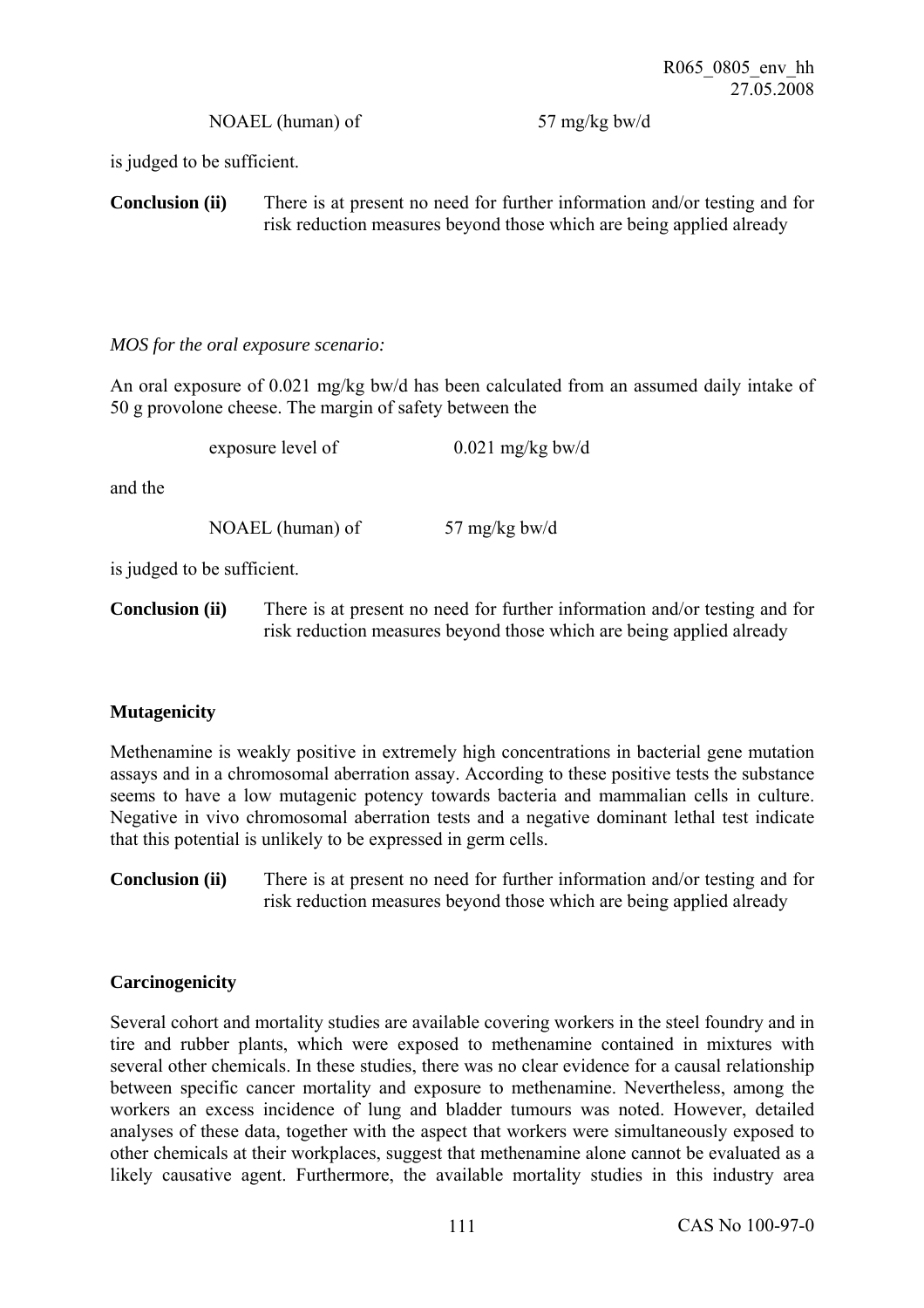NOAEL (human) of 57 mg/kg bw/d

is judged to be sufficient.

**Conclusion (ii)** There is at present no need for further information and/or testing and for risk reduction measures beyond those which are being applied already

*MOS for the oral exposure scenario:*

An oral exposure of 0.021 mg/kg bw/d has been calculated from an assumed daily intake of 50 g provolone cheese. The margin of safety between the

exposure level of 0.021 mg/kg bw/d

and the

NOAEL (human) of 57 mg/kg bw/d

is judged to be sufficient.

**Conclusion (ii)** There is at present no need for further information and/or testing and for risk reduction measures beyond those which are being applied already

**Mutagenicity**

Methenamine is weakly positive in extremely high concentrations in bacterial gene mutation assays and in a chromosomal aberration assay. According to these positive tests the substance seems to have a low mutagenic potency towards bacteria and mammalian cells in culture. Negative in vivo chromosomal aberration tests and a negative dominant lethal test indicate that this potential is unlikely to be expressed in germ cells.

**Conclusion (ii)** There is at present no need for further information and/or testing and for risk reduction measures beyond those which are being applied already

**Carcinogenicity**

Several cohort and mortality studies are available covering workers in the steel foundry and in tire and rubber plants, which were exposed to methenamine contained in mixtures with several other chemicals. In these studies, there was no clear evidence for a causal relationship between specific cancer mortality and exposure to methenamine. Nevertheless, among the workers an excess incidence of lung and bladder tumours was noted. However, detailed analyses of these data, together with the aspect that workers were simultaneously exposed to other chemicals at their workplaces, suggest that methenamine alone cannot be evaluated as a likely causative agent. Furthermore, the available mortality studies in this industry area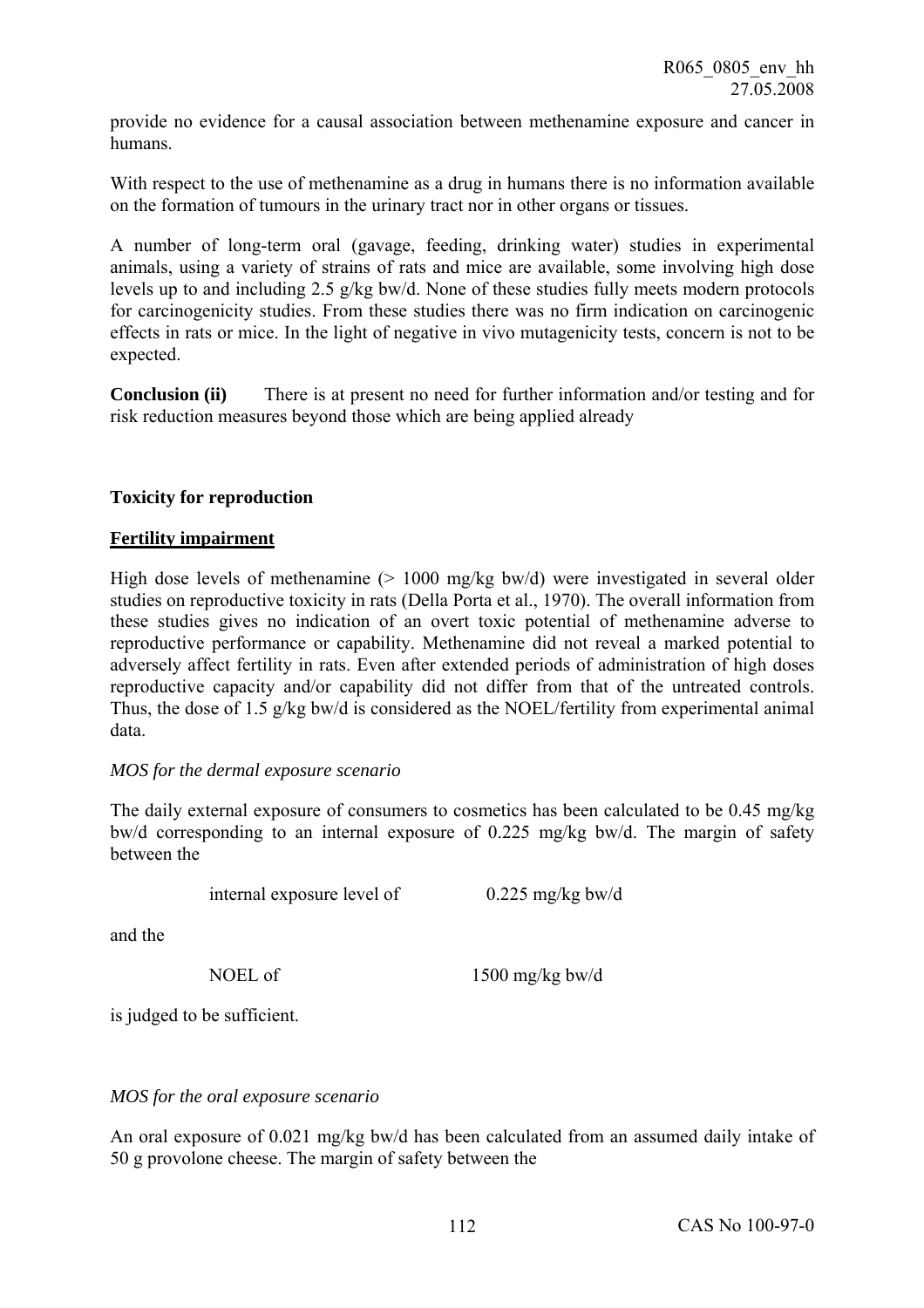provide no evidence for a causal association between methenamine exposure and cancer in humans.

With respect to the use of methenamine as a drug in humans there is no information available on the formation of tumours in the urinary tract nor in other organs or tissues.

A number of long-term oral (gavage, feeding, drinking water) studies in experimental animals, using a variety of strains of rats and mice are available, some involving high dose levels up to and including 2.5 g/kg bw/d. None of these studies fully meets modern protocols for carcinogenicity studies. From these studies there was no firm indication on carcinogenic effects in rats or mice. In the light of negative in vivo mutagenicity tests, concern is not to be expected.

**Conclusion (ii)** There is at present no need for further information and/or testing and for risk reduction measures beyond those which are being applied already

**Toxicity for reproduction**

**Fertility impairment**

High dose levels of methenamine (> 1000 mg/kg bw/d) were investigated in several older studies on reproductive toxicity in rats (Della Porta et al., 1970). The overall information from these studies gives no indication of an overt toxic potential of methenamine adverse to reproductive performance or capability. Methenamine did not reveal a marked potential to adversely affect fertility in rats. Even after extended periods of administration of high doses reproductive capacity and/or capability did not differ from that of the untreated controls. Thus, the dose of 1.5 g/kg bw/d is considered as the NOEL/fertility from experimental animal data.

*MOS for the dermal exposure scenario*

The daily external exposure of consumers to cosmetics has been calculated to be 0.45 mg/kg bw/d corresponding to an internal exposure of 0.225 mg/kg bw/d. The margin of safety between the

internal exposure level of 0.225 mg/kg bw/d

and the

NOEL of 1500 mg/kg bw/d

is judged to be sufficient.

*MOS for the oral exposure scenario*

An oral exposure of 0.021 mg/kg bw/d has been calculated from an assumed daily intake of 50 g provolone cheese. The margin of safety between the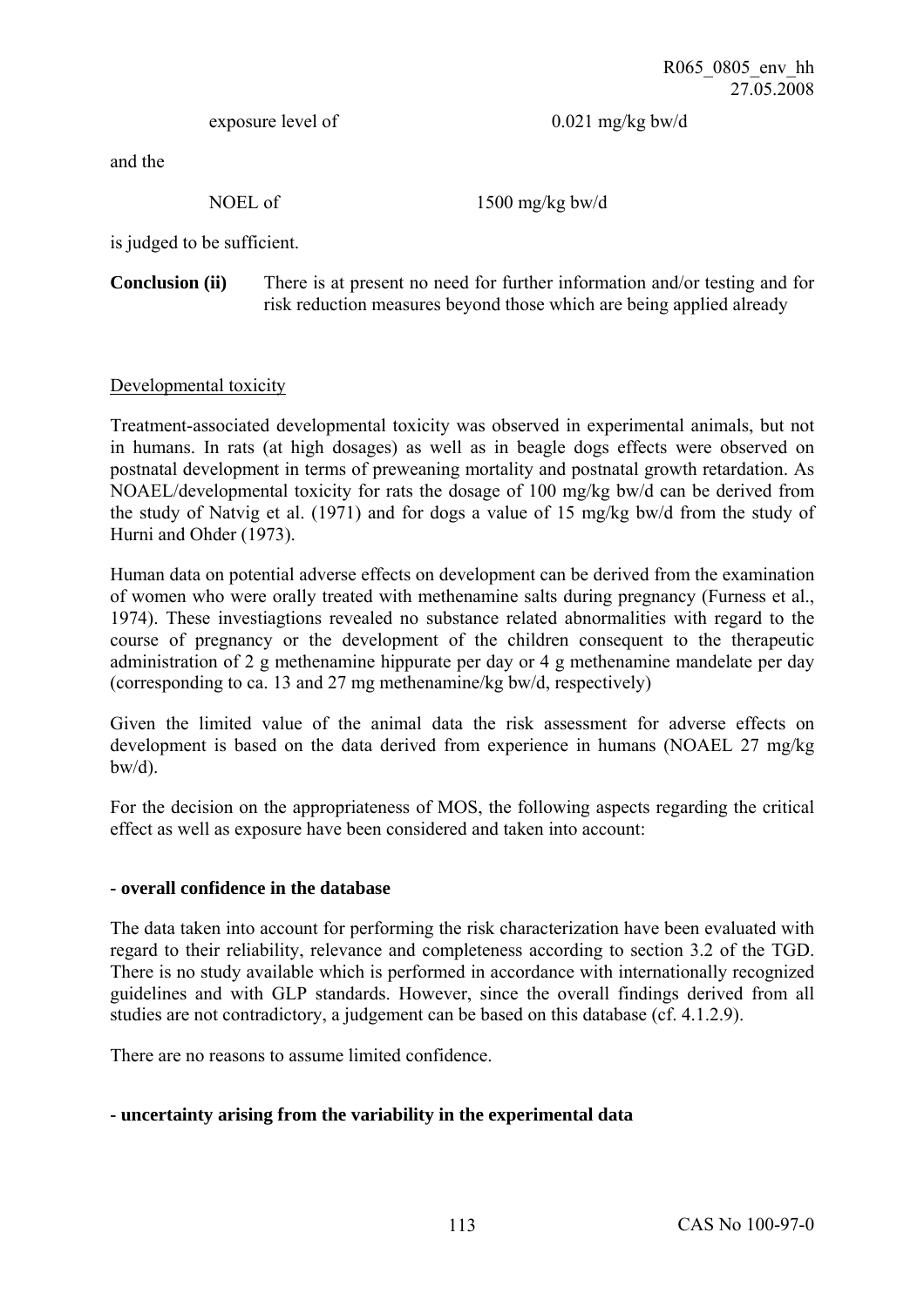exposure level of 0.021 mg/kg bw/d

and the

NOEL of 1500 mg/kg bw/d

is judged to be sufficient.

**Conclusion (ii)** There is at present no need for further information and/or testing and for risk reduction measures beyond those which are being applied already

Developmental toxicity

Treatment-associated developmental toxicity was observed in experimental animals, but not in humans. In rats (at high dosages) as well as in beagle dogs effects were observed on postnatal development in terms of preweaning mortality and postnatal growth retardation. As NOAEL/developmental toxicity for rats the dosage of 100 mg/kg bw/d can be derived from the study of Natvig et al. (1971) and for dogs a value of 15 mg/kg bw/d from the study of Hurni and Ohder (1973).

Human data on potential adverse effects on development can be derived from the examination of women who were orally treated with methenamine salts during pregnancy (Furness et al., 1974). These investiagtions revealed no substance related abnormalities with regard to the course of pregnancy or the development of the children consequent to the therapeutic administration of 2 g methenamine hippurate per day or 4 g methenamine mandelate per day (corresponding to ca. 13 and 27 mg methenamine/kg bw/d, respectively)

Given the limited value of the animal data the risk assessment for adverse effects on development is based on the data derived from experience in humans (NOAEL 27 mg/kg bw/d).

For the decision on the appropriateness of MOS, the following aspects regarding the critical effect as well as exposure have been considered and taken into account:

**- overall confidence in the database**

The data taken into account for performing the risk characterization have been evaluated with regard to their reliability, relevance and completeness according to section 3.2 of the TGD. There is no study available which is performed in accordance with internationally recognized guidelines and with GLP standards. However, since the overall findings derived from all studies are not contradictory, a judgement can be based on this database (cf. 4.1.2.9).

There are no reasons to assume limited confidence.

**- uncertainty arising from the variability in the experimental data**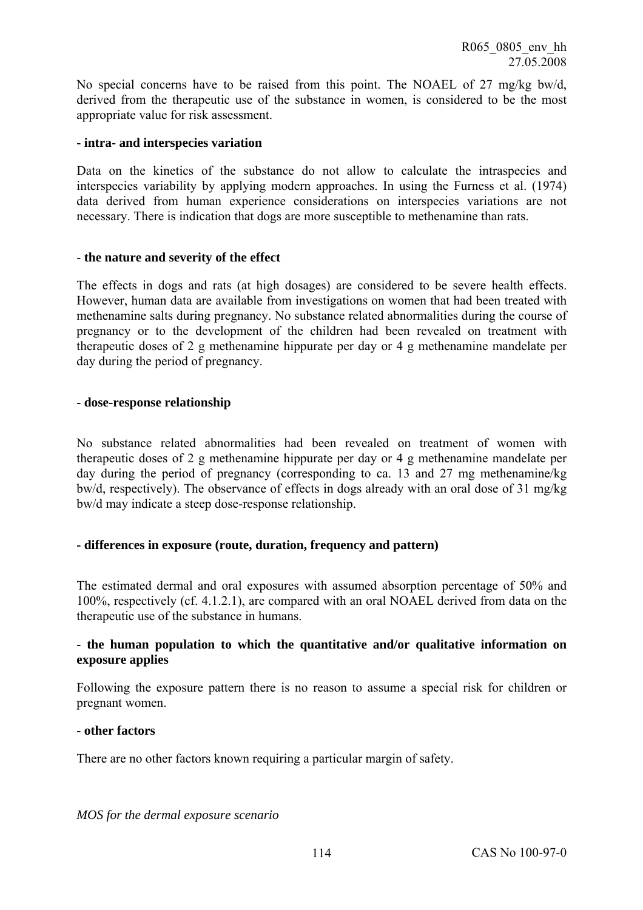No special concerns have to be raised from this point. The NOAEL of 27 mg/kg bw/d, derived from the therapeutic use of the substance in women, is considered to be the most appropriate value for risk assessment.

**- intra- and interspecies variation**

Data on the kinetics of the substance do not allow to calculate the intraspecies and interspecies variability by applying modern approaches. In using the Furness et al. (1974) data derived from human experience considerations on interspecies variations are not necessary. There is indication that dogs are more susceptible to methenamine than rats.

- **the nature and severity of the effect**

The effects in dogs and rats (at high dosages) are considered to be severe health effects. However, human data are available from investigations on women that had been treated with methenamine salts during pregnancy. No substance related abnormalities during the course of pregnancy or to the development of the children had been revealed on treatment with therapeutic doses of 2 g methenamine hippurate per day or 4 g methenamine mandelate per day during the period of pregnancy.

**- dose-response relationship**

No substance related abnormalities had been revealed on treatment of women with therapeutic doses of 2 g methenamine hippurate per day or 4 g methenamine mandelate per day during the period of pregnancy (corresponding to ca. 13 and 27 mg methenamine/kg bw/d, respectively). The observance of effects in dogs already with an oral dose of 31 mg/kg bw/d may indicate a steep dose-response relationship.

**- differences in exposure (route, duration, frequency and pattern)**

The estimated dermal and oral exposures with assumed absorption percentage of 50% and 100%, respectively (cf. 4.1.2.1), are compared with an oral NOAEL derived from data on the therapeutic use of the substance in humans.

**- the human population to which the quantitative and/or qualitative information on exposure applies**

Following the exposure pattern there is no reason to assume a special risk for children or pregnant women.

**- other factors**

There are no other factors known requiring a particular margin of safety.

*MOS for the dermal exposure scenario*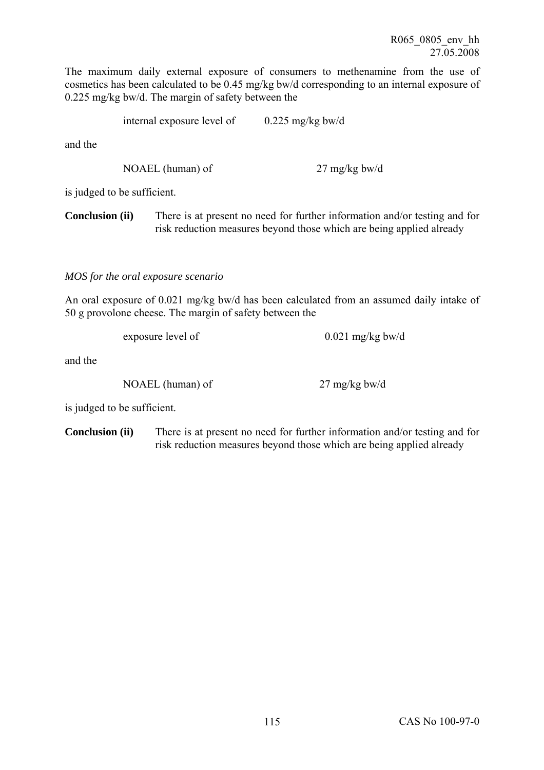The maximum daily external exposure of consumers to methenamine from the use of cosmetics has been calculated to be 0.45 mg/kg bw/d corresponding to an internal exposure of 0.225 mg/kg bw/d. The margin of safety between the

internal exposure level of 0.225 mg/kg bw/d

and the

NOAEL (human) of 27 mg/kg bw/d

is judged to be sufficient.

**Conclusion (ii)** There is at present no need for further information and/or testing and for risk reduction measures beyond those which are being applied already

*MOS for the oral exposure scenario*

An oral exposure of 0.021 mg/kg bw/d has been calculated from an assumed daily intake of 50 g provolone cheese. The margin of safety between the

exposure level of 0.021 mg/kg bw/d

and the

NOAEL (human) of 27 mg/kg bw/d

is judged to be sufficient.

**Conclusion (ii)** There is at present no need for further information and/or testing and for risk reduction measures beyond those which are being applied already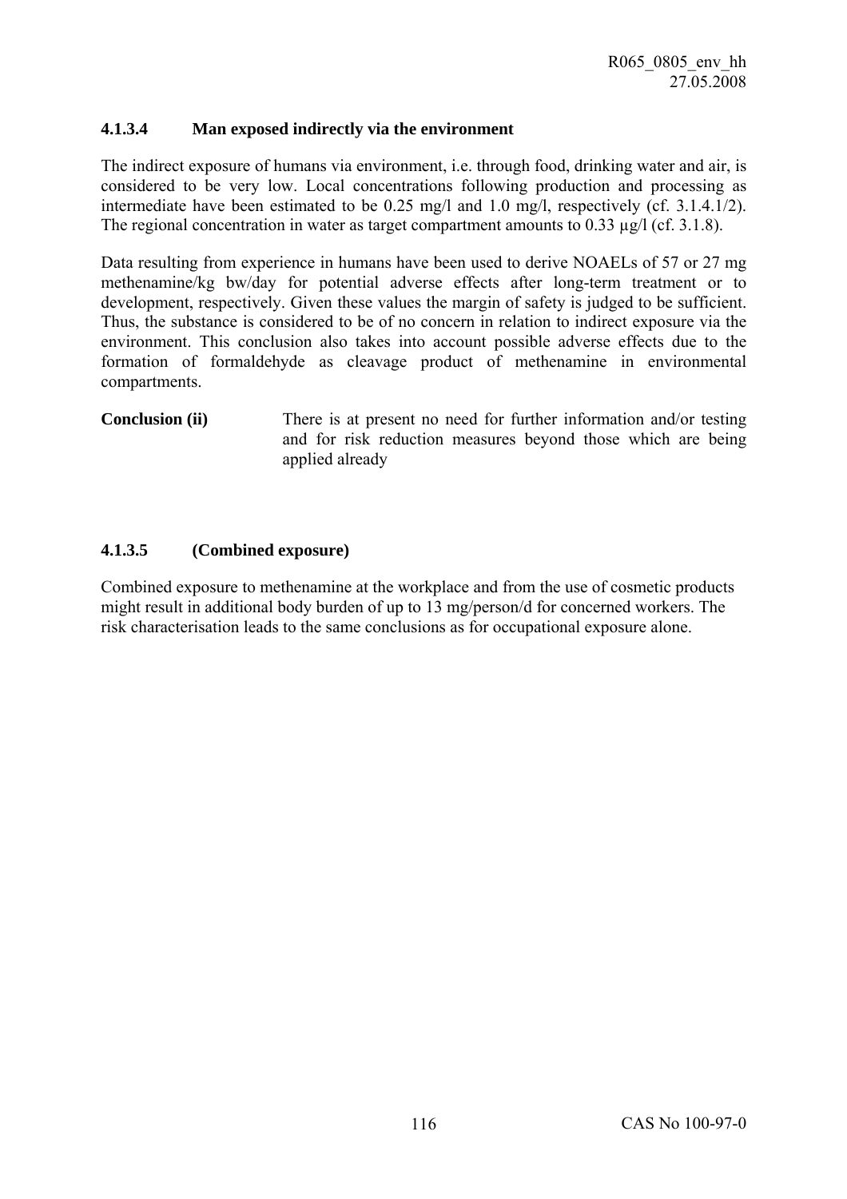#### 4.1.3.4 Man exposed indirectly via the environment

The indirect exposure of humans via environment, i.e. through food, drinking water and air, is considered to be very low. Local concentrations following production and processing as intermediate have been estimated to be 0.25 mg/l and 1.0 mg/l, respectively (cf. 3.1.4.1/2). The regional concentration in water as target compartment amounts to 0.33 µg/l (cf. 3.1.8).

Data resulting from experience in humans have been used to derive NOAELs of 57 or 27 mg methenamine/kg bw/day for potential adverse effects after long-term treatment or to development, respectively. Given these values the margin of safety is judged to be sufficient. Thus, the substance is considered to be of no concern in relation to indirect exposure via the environment. This conclusion also takes into account possible adverse effects due to the formation of formaldehyde as cleavage product of methenamine in environmental compartments.

**Conclusion (ii)** There is at present no need for further information and/or testing and for risk reduction measures beyond those which are being applied already

#### 4.1.3.5 (Combined exposure)

Combined exposure to methenamine at the workplace and from the use of cosmetic products might result in additional body burden of up to 13 mg/person/d for concerned workers. The risk characterisation leads to the same conclusions as for occupational exposure alone.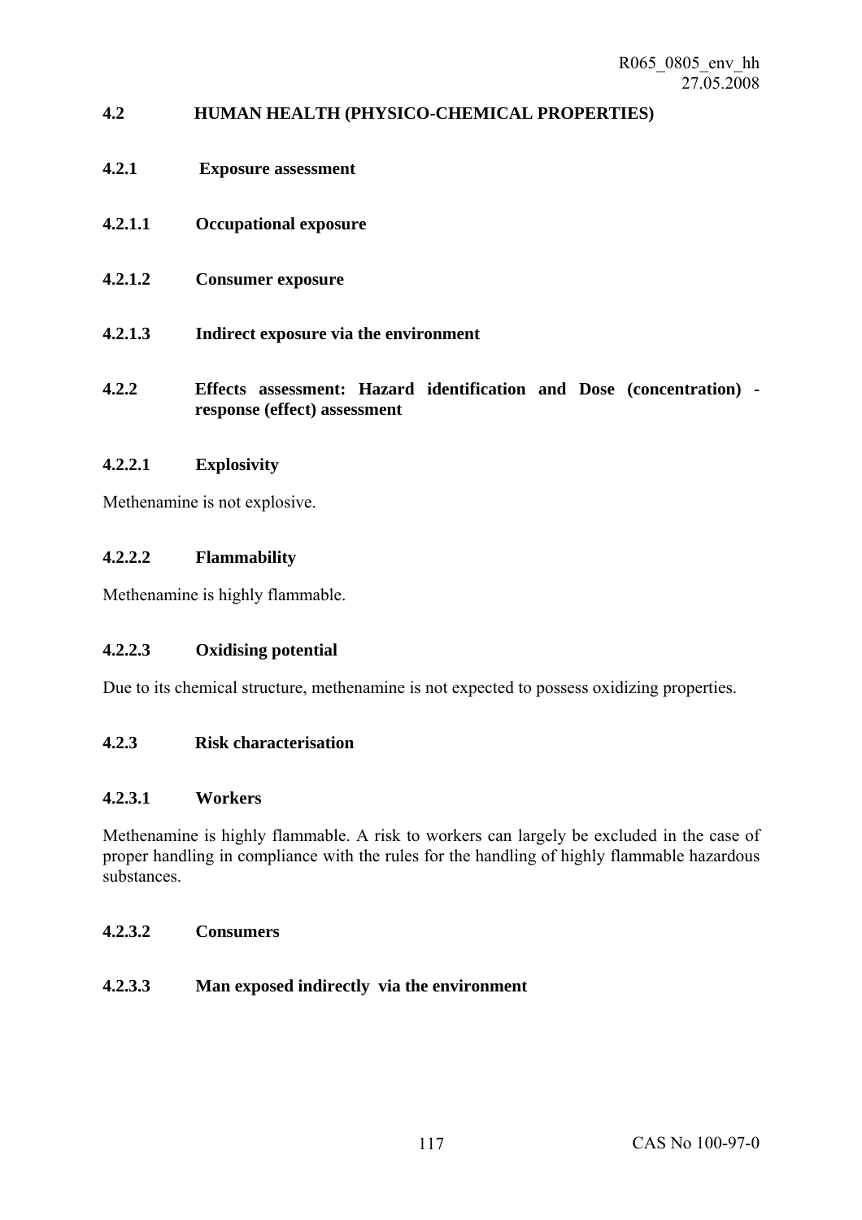## 4.2 HUMAN HEALTH (PHYSICO-CHEMICAL PROPERTIES)

### 4.2.1 Exposure assessment

#### 4.2.1.1 Occupational exposure

#### 4.2.1.2 Consumer exposure

#### 4.2.1.3 Indirect exposure via the environment

### 4.2.2 Effects assessment: Hazard identification and Dose (concentration) - response (effect) assessment

#### 4.2.2.1 Explosivity

Methenamine is not explosive.

#### 4.2.2.2 Flammability

Methenamine is highly flammable.

#### 4.2.2.3 Oxidising potential

Due to its chemical structure, methenamine is not expected to possess oxidizing properties.

### 4.2.3 Risk characterisation

#### 4.2.3.1 Workers

Methenamine is highly flammable. A risk to workers can largely be excluded in the case of proper handling in compliance with the rules for the handling of highly flammable hazardous substances.

#### 4.2.3.2 Consumers

#### 4.2.3.3 Man exposed indirectly via the environment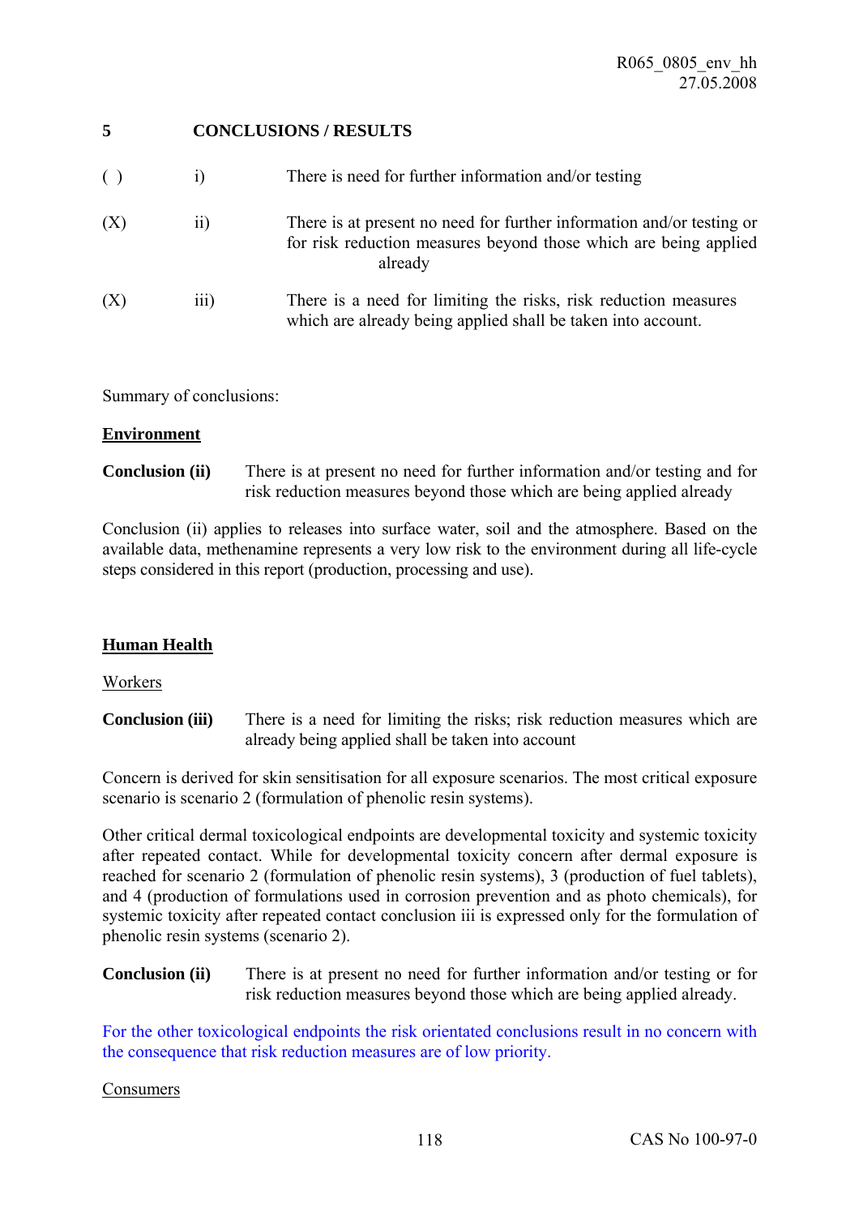## 5 CONCLUSIONS / RESULTS

( ) i) There is need for further information and/or testing

(X) ii) There is at present no need for further information and/or testing or for risk reduction measures beyond those which are being applied already

(X) iii) There is a need for limiting the risks, risk reduction measures which are already being applied shall be taken into account.

Summary of conclusions:

**Environment**

**Conclusion (ii)** There is at present no need for further information and/or testing and for risk reduction measures beyond those which are being applied already

Conclusion (ii) applies to releases into surface water, soil and the atmosphere. Based on the available data, methenamine represents a very low risk to the environment during all life-cycle steps considered in this report (production, processing and use).

**Human Health**

Workers

**Conclusion (iii)** There is a need for limiting the risks; risk reduction measures which are already being applied shall be taken into account

Concern is derived for skin sensitisation for all exposure scenarios. The most critical exposure scenario is scenario 2 (formulation of phenolic resin systems).

Other critical dermal toxicological endpoints are developmental toxicity and systemic toxicity after repeated contact. While for developmental toxicity concern after dermal exposure is reached for scenario 2 (formulation of phenolic resin systems), 3 (production of fuel tablets), and 4 (production of formulations used in corrosion prevention and as photo chemicals), for systemic toxicity after repeated contact conclusion iii is expressed only for the formulation of phenolic resin systems (scenario 2).

**Conclusion (ii)** There is at present no need for further information and/or testing or for risk reduction measures beyond those which are being applied already.

For the other toxicological endpoints the risk orientated conclusions result in no concern with the consequence that risk reduction measures are of low priority.

Consumers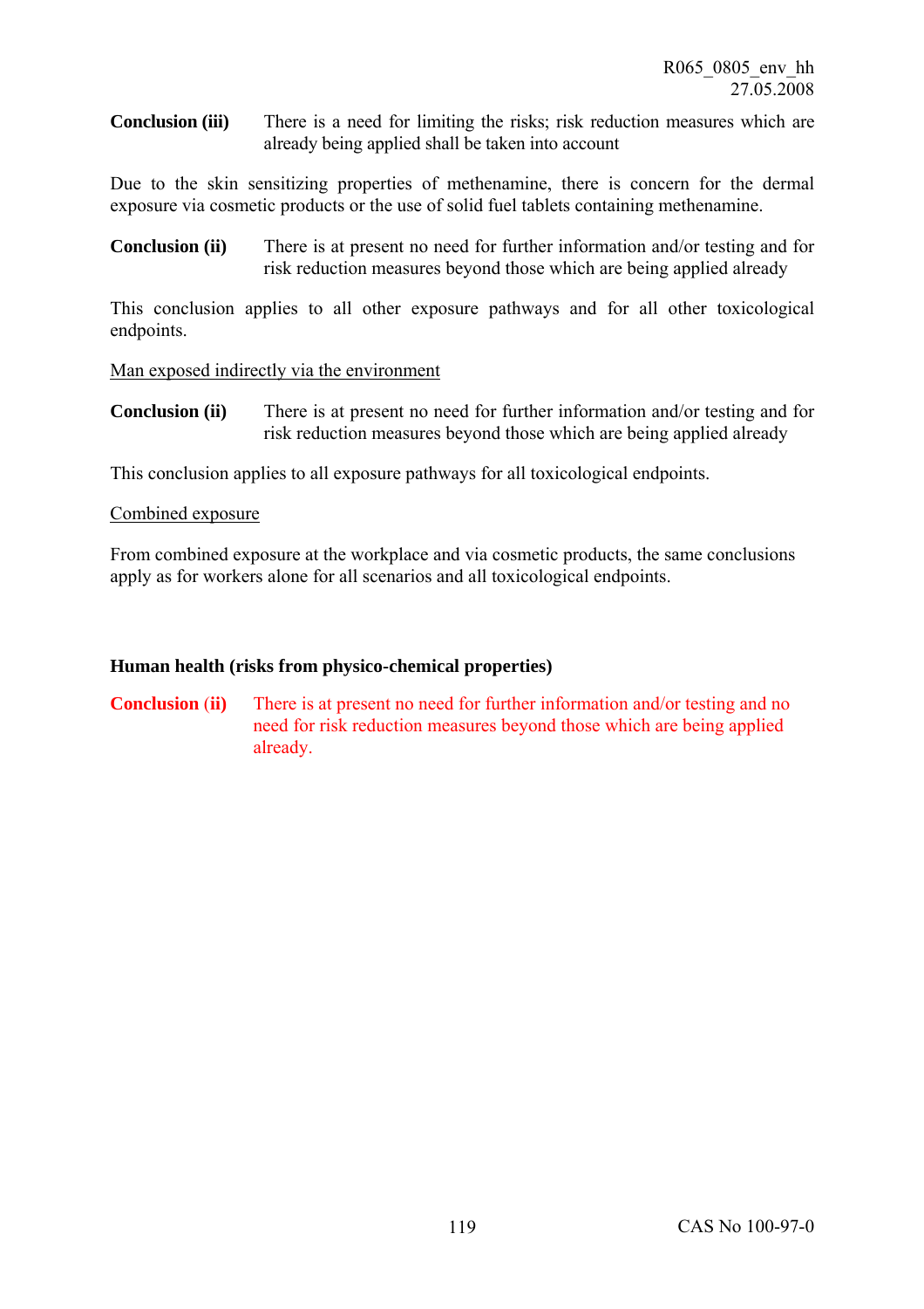**Conclusion (iii)** There is a need for limiting the risks; risk reduction measures which are already being applied shall be taken into account

Due to the skin sensitizing properties of methenamine, there is concern for the dermal exposure via cosmetic products or the use of solid fuel tablets containing methenamine.

**Conclusion (ii)** There is at present no need for further information and/or testing and for risk reduction measures beyond those which are being applied already

This conclusion applies to all other exposure pathways and for all other toxicological endpoints.

Man exposed indirectly via the environment

**Conclusion (ii)** There is at present no need for further information and/or testing and for risk reduction measures beyond those which are being applied already

This conclusion applies to all exposure pathways for all toxicological endpoints.

Combined exposure

From combined exposure at the workplace and via cosmetic products, the same conclusions apply as for workers alone for all scenarios and all toxicological endpoints.

**Human health (risks from physico-chemical properties)**

**Conclusion (ii)** There is at present no need for further information and/or testing and no need for risk reduction measures beyond those which are being applied already.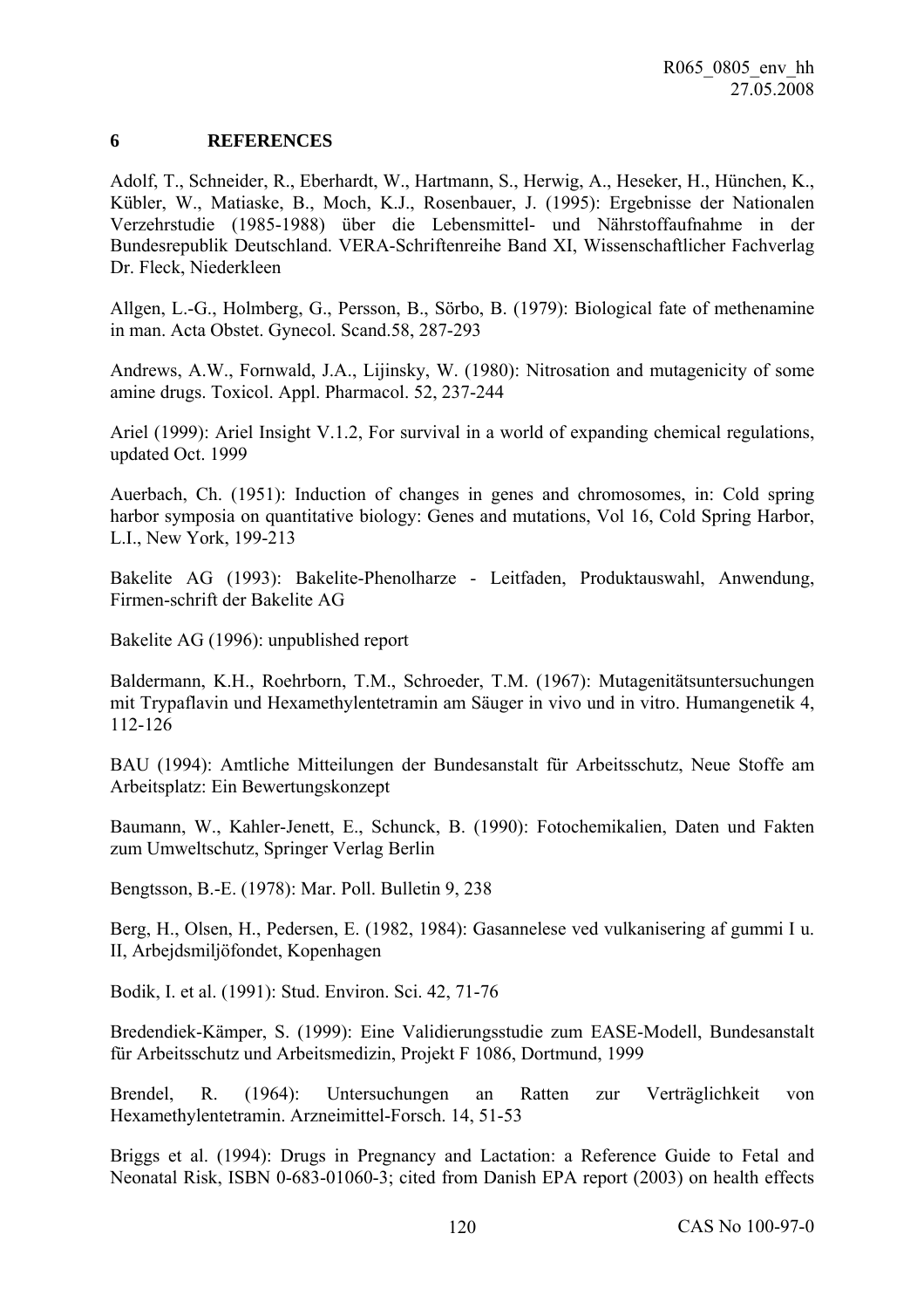## 6 REFERENCES

Adolf, T., Schneider, R., Eberhardt, W., Hartmann, S., Herwig, A., Heseker, H., Hünchen, K., Kübler, W., Matiaske, B., Moch, K.J., Rosenbauer, J. (1995): Ergebnisse der Nationalen Verzehrstudie (1985-1988) über die Lebensmittel- und Nährstoffaufnahme in der Bundesrepublik Deutschland. VERA-Schriftenreihe Band XI, Wissenschaftlicher Fachverlag Dr. Fleck, Niederkleen

Allgen, L.-G., Holmberg, G., Persson, B., Sörbo, B. (1979): Biological fate of methenamine in man. Acta Obstet. Gynecol. Scand.58, 287-293

Andrews, A.W., Fornwald, J.A., Lijinsky, W. (1980): Nitrosation and mutagenicity of some amine drugs. Toxicol. Appl. Pharmacol. 52, 237-244

Ariel (1999): Ariel Insight V.1.2, For survival in a world of expanding chemical regulations, updated Oct. 1999

Auerbach, Ch. (1951): Induction of changes in genes and chromosomes, in: Cold spring harbor symposia on quantitative biology: Genes and mutations, Vol 16, Cold Spring Harbor, L.I., New York, 199-213

Bakelite AG (1993): Bakelite-Phenolharze - Leitfaden, Produktauswahl, Anwendung, Firmen-schrift der Bakelite AG

Bakelite AG (1996): unpublished report

Baldermann, K.H., Roehrborn, T.M., Schroeder, T.M. (1967): Mutagenitätsuntersuchungen mit Trypaflavin und Hexamethylentetramin am Säuger in vivo und in vitro. Humangenetik 4, 112-126

BAU (1994): Amtliche Mitteilungen der Bundesanstalt für Arbeitsschutz, Neue Stoffe am Arbeitsplatz: Ein Bewertungskonzept

Baumann, W., Kahler-Jenett, E., Schunck, B. (1990): Fotochemikalien, Daten und Fakten zum Umweltschutz, Springer Verlag Berlin

Bengtsson, B.-E. (1978): Mar. Poll. Bulletin 9, 238

Berg, H., Olsen, H., Pedersen, E. (1982, 1984): Gasannelese ved vulkanisering af gummi I u. II, Arbejdsmiljöfondet, Kopenhagen

Bodik, I. et al. (1991): Stud. Environ. Sci. 42, 71-76

Bredendiek-Kämper, S. (1999): Eine Validierungsstudie zum EASE-Modell, Bundesanstalt für Arbeitsschutz und Arbeitsmedizin, Projekt F 1086, Dortmund, 1999

Brendel, R. (1964): Untersuchungen an Ratten zur Verträglichkeit von Hexamethylentetramin. Arzneimittel-Forsch. 14, 51-53

Briggs et al. (1994): Drugs in Pregnancy and Lactation: a Reference Guide to Fetal and Neonatal Risk, ISBN 0-683-01060-3; cited from Danish EPA report (2003) on health effects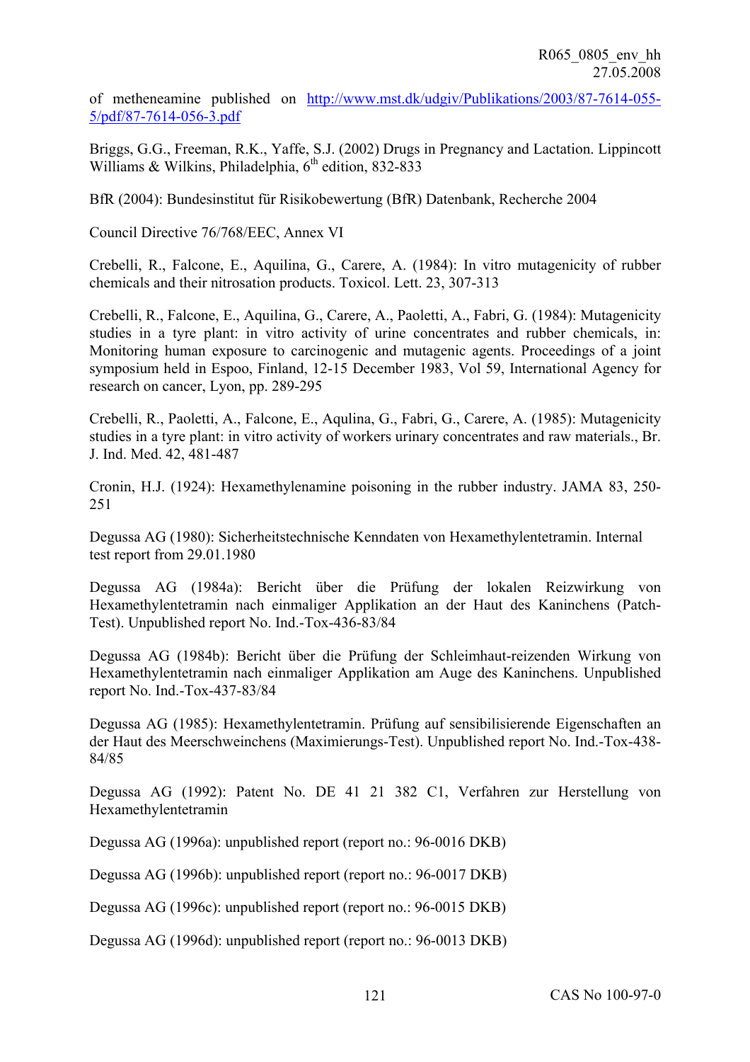of metheneamine published on [http://www.mst.dk/udgiv/Publikations/2003/87-7614-055-5/pdf/87-7614-056-3.pdf](http://www.mst.dk/udgiv/Publikations/2003/87-7614-055-5/pdf/87-7614-056-3.pdf)

Briggs, G.G., Freeman, R.K., Yaffe, S.J. (2002) Drugs in Pregnancy and Lactation. Lippincott Williams & Wilkins, Philadelphia, 6th edition, 832-833

BfR (2004): Bundesinstitut für Risikobewertung (BfR) Datenbank, Recherche 2004

Council Directive 76/768/EEC, Annex VI

Crebelli, R., Falcone, E., Aquilina, G., Carere, A. (1984): In vitro mutagenicity of rubber chemicals and their nitrosation products. Toxicol. Lett. 23, 307-313

Crebelli, R., Falcone, E., Aquilina, G., Carere, A., Paoletti, A., Fabri, G. (1984): Mutagenicity studies in a tyre plant: in vitro activity of urine concentrates and rubber chemicals, in: Monitoring human exposure to carcinogenic and mutagenic agents. Proceedings of a joint symposium held in Espoo, Finland, 12-15 December 1983, Vol 59, International Agency for research on cancer, Lyon, pp. 289-295

Crebelli, R., Paoletti, A., Falcone, E., Aqulina, G., Fabri, G., Carere, A. (1985): Mutagenicity studies in a tyre plant: in vitro activity of workers urinary concentrates and raw materials., Br. J. Ind. Med. 42, 481-487

Cronin, H.J. (1924): Hexamethylenamine poisoning in the rubber industry. JAMA 83, 250-251

Degussa AG (1980): Sicherheitstechnische Kenndaten von Hexamethylentetramin. Internal test report from 29.01.1980

Degussa AG (1984a): Bericht über die Prüfung der lokalen Reizwirkung von Hexamethylentetramin nach einmaliger Applikation an der Haut des Kaninchens (Patch-Test). Unpublished report No. Ind.-Tox-436-83/84

Degussa AG (1984b): Bericht über die Prüfung der Schleimhaut-reizenden Wirkung von Hexamethylentetramin nach einmaliger Applikation am Auge des Kaninchens. Unpublished report No. Ind.-Tox-437-83/84

Degussa AG (1985): Hexamethylentetramin. Prüfung auf sensibilisierende Eigenschaften an der Haut des Meerschweinchens (Maximierungs-Test). Unpublished report No. Ind.-Tox-438-84/85

Degussa AG (1992): Patent No. DE 41 21 382 C1, Verfahren zur Herstellung von Hexamethylentetramin

Degussa AG (1996a): unpublished report (report no.: 96-0016 DKB)

Degussa AG (1996b): unpublished report (report no.: 96-0017 DKB)

Degussa AG (1996c): unpublished report (report no.: 96-0015 DKB)

Degussa AG (1996d): unpublished report (report no.: 96-0013 DKB)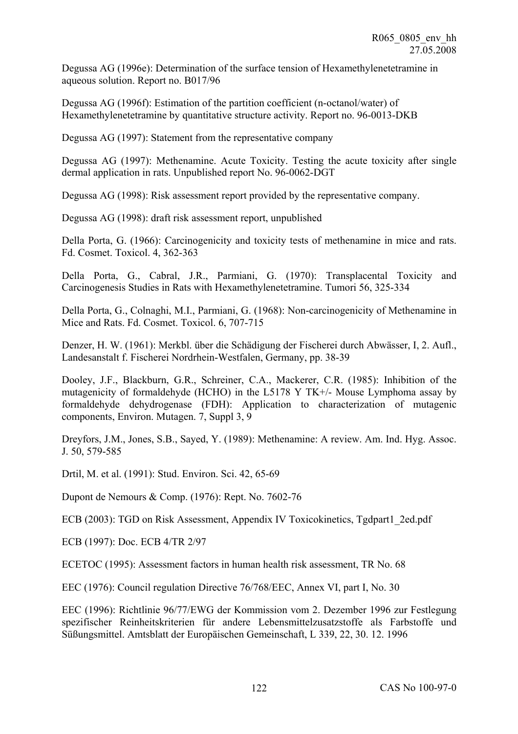Degussa AG (1996e): Determination of the surface tension of Hexamethylenetetramine in aqueous solution. Report no. B017/96

Degussa AG (1996f): Estimation of the partition coefficient (n-octanol/water) of Hexamethylenetetramine by quantitative structure activity. Report no. 96-0013-DKB

Degussa AG (1997): Statement from the representative company

Degussa AG (1997): Methenamine. Acute Toxicity. Testing the acute toxicity after single dermal application in rats. Unpublished report No. 96-0062-DGT

Degussa AG (1998): Risk assessment report provided by the representative company.

Degussa AG (1998): draft risk assessment report, unpublished

Della Porta, G. (1966): Carcinogenicity and toxicity tests of methenamine in mice and rats. Fd. Cosmet. Toxicol. 4, 362-363

Della Porta, G., Cabral, J.R., Parmiani, G. (1970): Transplacental Toxicity and Carcinogenesis Studies in Rats with Hexamethylenetetramine. Tumori 56, 325-334

Della Porta, G., Colnaghi, M.I., Parmiani, G. (1968): Non-carcinogenicity of Methenamine in Mice and Rats. Fd. Cosmet. Toxicol. 6, 707-715

Denzer, H. W. (1961): Merkbl. über die Schädigung der Fischerei durch Abwässer, I, 2. Aufl., Landesanstalt f. Fischerei Nordrhein-Westfalen, Germany, pp. 38-39

Dooley, J.F., Blackburn, G.R., Schreiner, C.A., Mackerer, C.R. (1985): Inhibition of the mutagenicity of formaldehyde (HCHO) in the L5178 Y TK+/- Mouse Lymphoma assay by formaldehyde dehydrogenase (FDH): Application to characterization of mutagenic components, Environ. Mutagen. 7, Suppl 3, 9

Dreyfors, J.M., Jones, S.B., Sayed, Y. (1989): Methenamine: A review. Am. Ind. Hyg. Assoc. J. 50, 579-585

Drtil, M. et al. (1991): Stud. Environ. Sci. 42, 65-69

Dupont de Nemours & Comp. (1976): Rept. No. 7602-76

ECB (2003): TGD on Risk Assessment, Appendix IV Toxicokinetics, Tgdpart1_2ed.pdf

ECB (1997): Doc. ECB 4/TR 2/97

ECETOC (1995): Assessment factors in human health risk assessment, TR No. 68

EEC (1976): Council regulation Directive 76/768/EEC, Annex VI, part I, No. 30

EEC (1996): Richtlinie 96/77/EWG der Kommission vom 2. Dezember 1996 zur Festlegung spezifischer Reinheitskriterien für andere Lebensmittelzusatzstoffe als Farbstoffe und Süßungsmittel. Amtsblatt der Europäischen Gemeinschaft, L 339, 22, 30. 12. 1996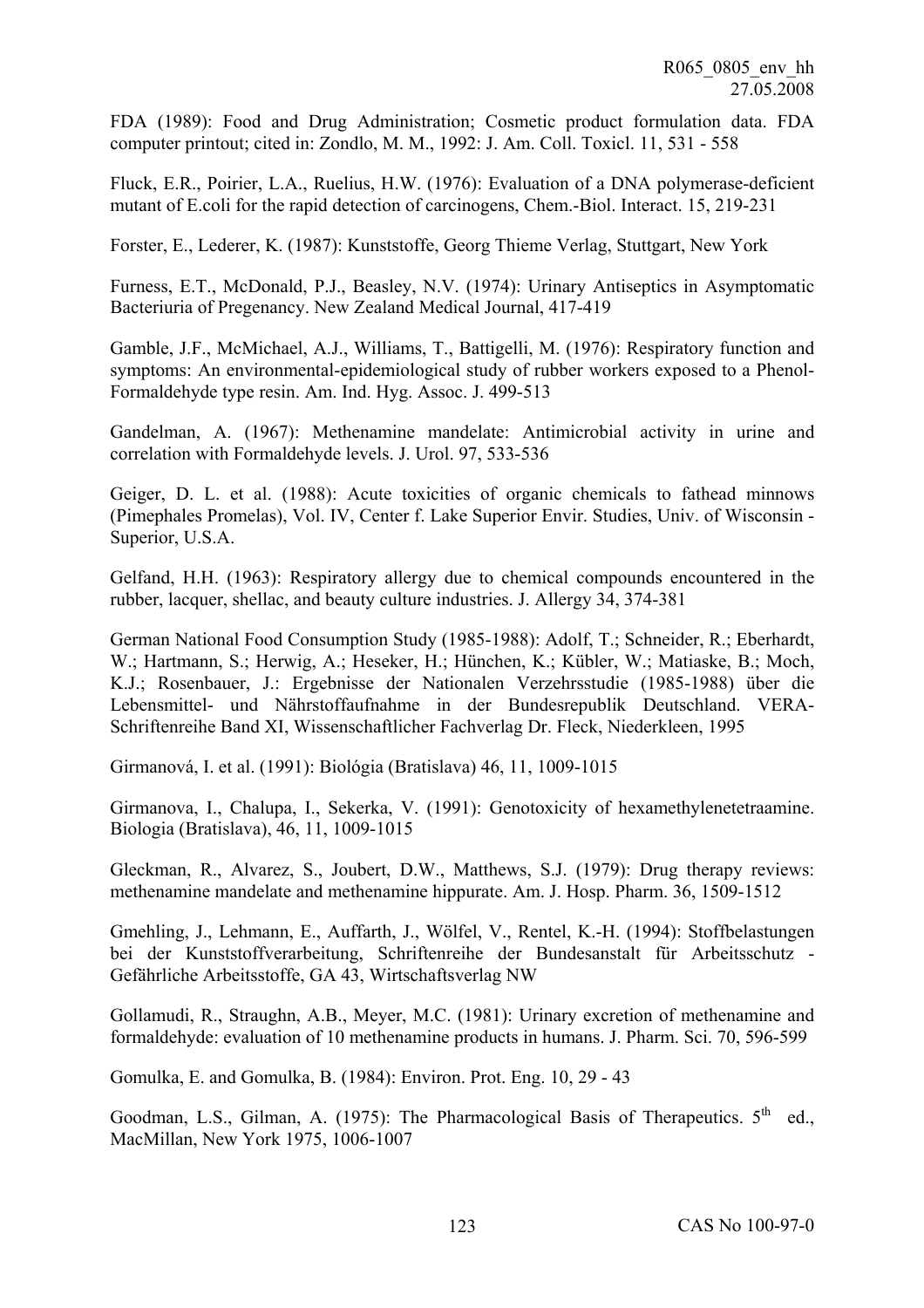FDA (1989): Food and Drug Administration; Cosmetic product formulation data. FDA computer printout; cited in: Zondlo, M. M., 1992: J. Am. Coll. Toxicl. 11, 531 - 558

Fluck, E.R., Poirier, L.A., Ruelius, H.W. (1976): Evaluation of a DNA polymerase-deficient mutant of E.coli for the rapid detection of carcinogens, Chem.-Biol. Interact. 15, 219-231

Forster, E., Lederer, K. (1987): Kunststoffe, Georg Thieme Verlag, Stuttgart, New York

Furness, E.T., McDonald, P.J., Beasley, N.V. (1974): Urinary Antiseptics in Asymptomatic Bacteriuria of Pregenancy. New Zealand Medical Journal, 417-419

Gamble, J.F., McMichael, A.J., Williams, T., Battigelli, M. (1976): Respiratory function and symptoms: An environmental-epidemiological study of rubber workers exposed to a Phenol-Formaldehyde type resin. Am. Ind. Hyg. Assoc. J. 499-513

Gandelman, A. (1967): Methenamine mandelate: Antimicrobial activity in urine and correlation with Formaldehyde levels. J. Urol. 97, 533-536

Geiger, D. L. et al. (1988): Acute toxicities of organic chemicals to fathead minnows (Pimephales Promelas), Vol. IV, Center f. Lake Superior Envir. Studies, Univ. of Wisconsin - Superior, U.S.A.

Gelfand, H.H. (1963): Respiratory allergy due to chemical compounds encountered in the rubber, lacquer, shellac, and beauty culture industries. J. Allergy 34, 374-381

German National Food Consumption Study (1985-1988): Adolf, T.; Schneider, R.; Eberhardt, W.; Hartmann, S.; Herwig, A.; Heseker, H.; Hünchen, K.; Kübler, W.; Matiaske, B.; Moch, K.J.; Rosenbauer, J.: Ergebnisse der Nationalen Verzehrsstudie (1985-1988) über die Lebensmittel- und Nährstoffaufnahme in der Bundesrepublik Deutschland. VERA-Schriftenreihe Band XI, Wissenschaftlicher Fachverlag Dr. Fleck, Niederkleen, 1995

Girmanová, I. et al. (1991): Biológia (Bratislava) 46, 11, 1009-1015

Girmanova, I., Chalupa, I., Sekerka, V. (1991): Genotoxicity of hexamethylenetetraamine. Biologia (Bratislava), 46, 11, 1009-1015

Gleckman, R., Alvarez, S., Joubert, D.W., Matthews, S.J. (1979): Drug therapy reviews: methenamine mandelate and methenamine hippurate. Am. J. Hosp. Pharm. 36, 1509-1512

Gmehling, J., Lehmann, E., Auffarth, J., Wölfel, V., Rentel, K.-H. (1994): Stoffbelastungen bei der Kunststoffverarbeitung, Schriftenreihe der Bundesanstalt für Arbeitsschutz - Gefährliche Arbeitsstoffe, GA 43, Wirtschaftsverlag NW

Gollamudi, R., Straughn, A.B., Meyer, M.C. (1981): Urinary excretion of methenamine and formaldehyde: evaluation of 10 methenamine products in humans. J. Pharm. Sci. 70, 596-599

Gomulka, E. and Gomulka, B. (1984): Environ. Prot. Eng. 10, 29 - 43

Goodman, L.S., Gilman, A. (1975): The Pharmacological Basis of Therapeutics. 5th ed., MacMillan, New York 1975, 1006-1007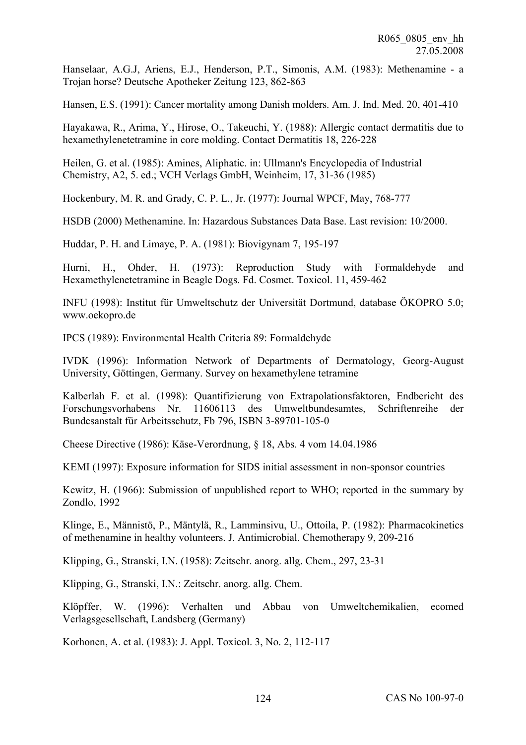Hanselaar, A.G.J, Ariens, E.J., Henderson, P.T., Simonis, A.M. (1983): Methenamine - a Trojan horse? Deutsche Apotheker Zeitung 123, 862-863

Hansen, E.S. (1991): Cancer mortality among Danish molders. Am. J. Ind. Med. 20, 401-410

Hayakawa, R., Arima, Y., Hirose, O., Takeuchi, Y. (1988): Allergic contact dermatitis due to hexamethylenetetramine in core molding. Contact Dermatitis 18, 226-228

Heilen, G. et al. (1985): Amines, Aliphatic. in: Ullmann's Encyclopedia of Industrial Chemistry, A2, 5. ed.; VCH Verlags GmbH, Weinheim, 17, 31-36 (1985)

Hockenbury, M. R. and Grady, C. P. L., Jr. (1977): Journal WPCF, May, 768-777

HSDB (2000) Methenamine. In: Hazardous Substances Data Base. Last revision: 10/2000.

Huddar, P. H. and Limaye, P. A. (1981): Biovigynam 7, 195-197

Hurni, H., Ohder, H. (1973): Reproduction Study with Formaldehyde and Hexamethylenetetramine in Beagle Dogs. Fd. Cosmet. Toxicol. 11, 459-462

INFU (1998): Institut für Umweltschutz der Universität Dortmund, database ÖKOPRO 5.0; www.oekopro.de

IPCS (1989): Environmental Health Criteria 89: Formaldehyde

IVDK (1996): Information Network of Departments of Dermatology, Georg-August University, Göttingen, Germany. Survey on hexamethylene tetramine

Kalberlah F. et al. (1998): Quantifizierung von Extrapolationsfaktoren, Endbericht des Forschungsvorhabens Nr. 11606113 des Umweltbundesamtes, Schriftenreihe der Bundesanstalt für Arbeitsschutz, Fb 796, ISBN 3-89701-105-0

Cheese Directive (1986): Käse-Verordnung, § 18, Abs. 4 vom 14.04.1986

KEMI (1997): Exposure information for SIDS initial assessment in non-sponsor countries

Kewitz, H. (1966): Submission of unpublished report to WHO; reported in the summary by Zondlo, 1992

Klinge, E., Männistö, P., Mäntylä, R., Lamminsivu, U., Ottoila, P. (1982): Pharmacokinetics of methenamine in healthy volunteers. J. Antimicrobial. Chemotherapy 9, 209-216

Klipping, G., Stranski, I.N. (1958): Zeitschr. anorg. allg. Chem., 297, 23-31

Klipping, G., Stranski, I.N.: Zeitschr. anorg. allg. Chem.

Klöpffer, W. (1996): Verhalten und Abbau von Umweltchemikalien, ecomed Verlagsgesellschaft, Landsberg (Germany)

Korhonen, A. et al. (1983): J. Appl. Toxicol. 3, No. 2, 112-117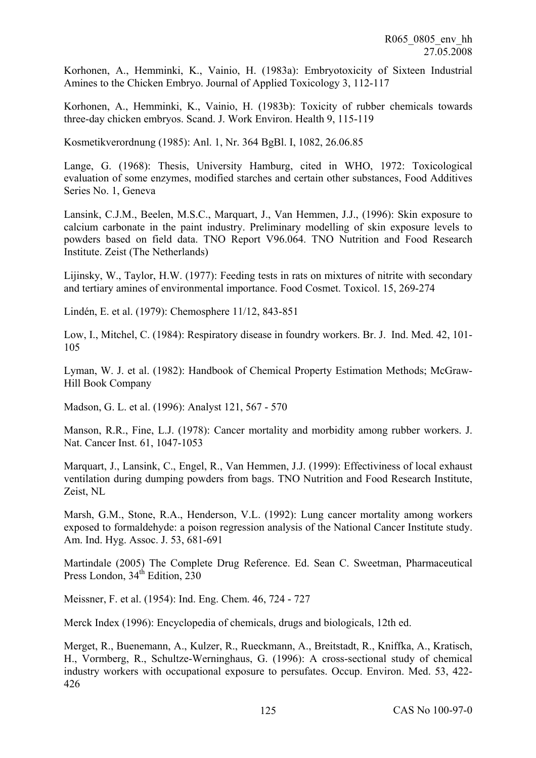Korhonen, A., Hemminki, K., Vainio, H. (1983a): Embryotoxicity of Sixteen Industrial Amines to the Chicken Embryo. Journal of Applied Toxicology 3, 112-117

Korhonen, A., Hemminki, K., Vainio, H. (1983b): Toxicity of rubber chemicals towards three-day chicken embryos. Scand. J. Work Environ. Health 9, 115-119

Kosmetikverordnung (1985): Anl. 1, Nr. 364 BgBl. I, 1082, 26.06.85

Lange, G. (1968): Thesis, University Hamburg, cited in WHO, 1972: Toxicological evaluation of some enzymes, modified starches and certain other substances, Food Additives Series No. 1, Geneva

Lansink, C.J.M., Beelen, M.S.C., Marquart, J., Van Hemmen, J.J., (1996): Skin exposure to calcium carbonate in the paint industry. Preliminary modelling of skin exposure levels to powders based on field data. TNO Report V96.064. TNO Nutrition and Food Research Institute. Zeist (The Netherlands)

Lijinsky, W., Taylor, H.W. (1977): Feeding tests in rats on mixtures of nitrite with secondary and tertiary amines of environmental importance. Food Cosmet. Toxicol. 15, 269-274

Lindén, E. et al. (1979): Chemosphere 11/12, 843-851

Low, I., Mitchel, C. (1984): Respiratory disease in foundry workers. Br. J. Ind. Med. 42, 101-105

Lyman, W. J. et al. (1982): Handbook of Chemical Property Estimation Methods; McGraw-Hill Book Company

Madson, G. L. et al. (1996): Analyst 121, 567 - 570

Manson, R.R., Fine, L.J. (1978): Cancer mortality and morbidity among rubber workers. J. Nat. Cancer Inst. 61, 1047-1053

Marquart, J., Lansink, C., Engel, R., Van Hemmen, J.J. (1999): Effectiviness of local exhaust ventilation during dumping powders from bags. TNO Nutrition and Food Research Institute, Zeist, NL

Marsh, G.M., Stone, R.A., Henderson, V.L. (1992): Lung cancer mortality among workers exposed to formaldehyde: a poison regression analysis of the National Cancer Institute study. Am. Ind. Hyg. Assoc. J. 53, 681-691

Martindale (2005) The Complete Drug Reference. Ed. Sean C. Sweetman, Pharmaceutical Press London, 34th Edition, 230

Meissner, F. et al. (1954): Ind. Eng. Chem. 46, 724 - 727

Merck Index (1996): Encyclopedia of chemicals, drugs and biologicals, 12th ed.

Merget, R., Buenemann, A., Kulzer, R., Rueckmann, A., Breitstadt, R., Kniffka, A., Kratisch, H., Vormberg, R., Schultze-Werninghaus, G. (1996): A cross-sectional study of chemical industry workers with occupational exposure to persufates. Occup. Environ. Med. 53, 422-426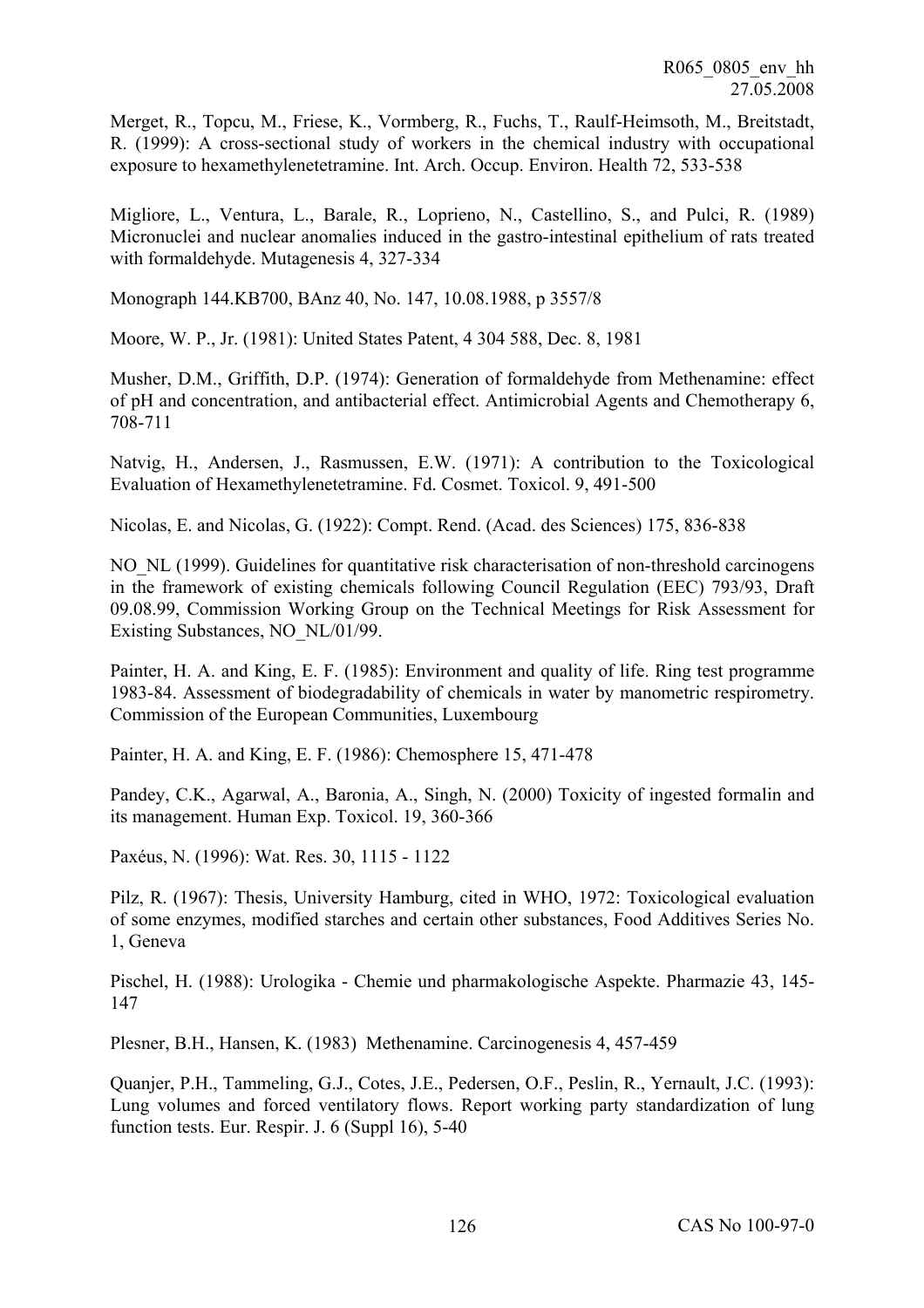Merget, R., Topcu, M., Friese, K., Vormberg, R., Fuchs, T., Raulf-Heimsoth, M., Breitstadt, R. (1999): A cross-sectional study of workers in the chemical industry with occupational exposure to hexamethylenetetramine. Int. Arch. Occup. Environ. Health 72, 533-538

Migliore, L., Ventura, L., Barale, R., Loprieno, N., Castellino, S., and Pulci, R. (1989) Micronuclei and nuclear anomalies induced in the gastro-intestinal epithelium of rats treated with formaldehyde. Mutagenesis 4, 327-334

Monograph 144.KB700, BAnz 40, No. 147, 10.08.1988, p 3557/8

Moore, W. P., Jr. (1981): United States Patent, 4 304 588, Dec. 8, 1981

Musher, D.M., Griffith, D.P. (1974): Generation of formaldehyde from Methenamine: effect of pH and concentration, and antibacterial effect. Antimicrobial Agents and Chemotherapy 6, 708-711

Natvig, H., Andersen, J., Rasmussen, E.W. (1971): A contribution to the Toxicological Evaluation of Hexamethylenetetramine. Fd. Cosmet. Toxicol. 9, 491-500

Nicolas, E. and Nicolas, G. (1922): Compt. Rend. (Acad. des Sciences) 175, 836-838

NO_NL (1999). Guidelines for quantitative risk characterisation of non-threshold carcinogens in the framework of existing chemicals following Council Regulation (EEC) 793/93, Draft 09.08.99, Commission Working Group on the Technical Meetings for Risk Assessment for Existing Substances, NO_NL/01/99.

Painter, H. A. and King, E. F. (1985): Environment and quality of life. Ring test programme 1983-84. Assessment of biodegradability of chemicals in water by manometric respirometry. Commission of the European Communities, Luxembourg

Painter, H. A. and King, E. F. (1986): Chemosphere 15, 471-478

Pandey, C.K., Agarwal, A., Baronia, A., Singh, N. (2000) Toxicity of ingested formalin and its management. Human Exp. Toxicol. 19, 360-366

Paxéus, N. (1996): Wat. Res. 30, 1115 - 1122

Pilz, R. (1967): Thesis, University Hamburg, cited in WHO, 1972: Toxicological evaluation of some enzymes, modified starches and certain other substances, Food Additives Series No. 1, Geneva

Pischel, H. (1988): Urologika - Chemie und pharmakologische Aspekte. Pharmazie 43, 145-147

Plesner, B.H., Hansen, K. (1983) Methenamine. Carcinogenesis 4, 457-459

Quanjer, P.H., Tammeling, G.J., Cotes, J.E., Pedersen, O.F., Peslin, R., Yernault, J.C. (1993): Lung volumes and forced ventilatory flows. Report working party standardization of lung function tests. Eur. Respir. J. 6 (Suppl 16), 5-40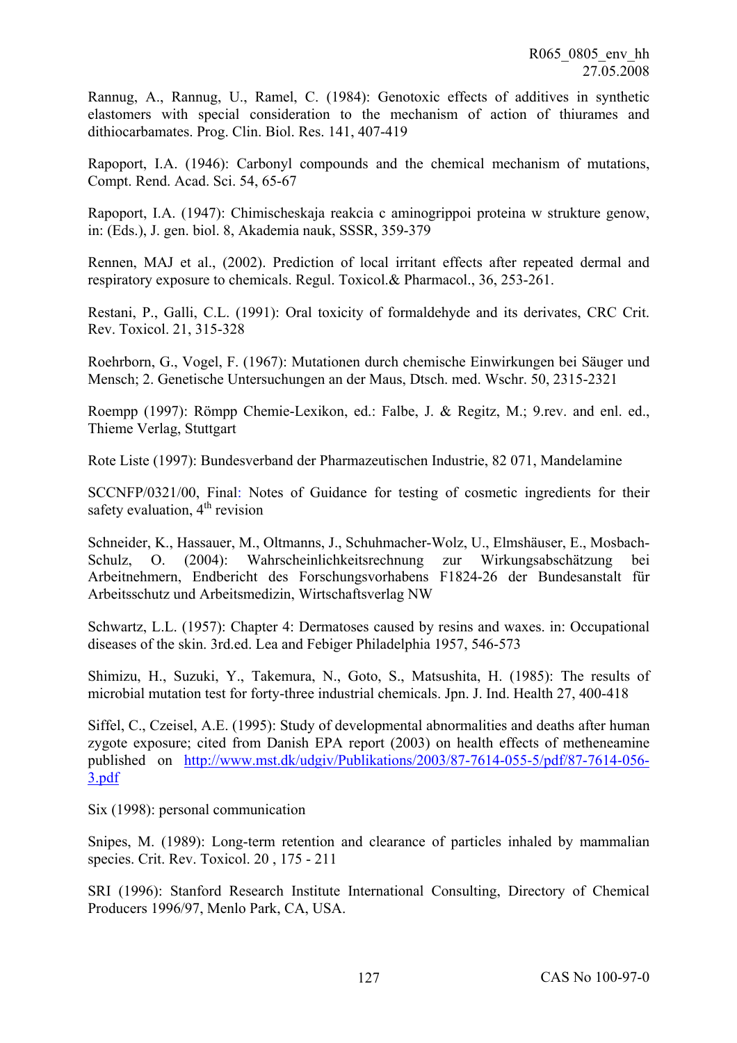Rannug, A., Rannug, U., Ramel, C. (1984): Genotoxic effects of additives in synthetic elastomers with special consideration to the mechanism of action of thiurames and dithiocarbamates. Prog. Clin. Biol. Res. 141, 407-419

Rapoport, I.A. (1946): Carbonyl compounds and the chemical mechanism of mutations, Compt. Rend. Acad. Sci. 54, 65-67

Rapoport, I.A. (1947): Chimischeskaja reakcia c aminogrippoi proteina w strukture genow, in: (Eds.), J. gen. biol. 8, Akademia nauk, SSSR, 359-379

Rennen, MAJ et al., (2002). Prediction of local irritant effects after repeated dermal and respiratory exposure to chemicals. Regul. Toxicol.& Pharmacol., 36, 253-261.

Restani, P., Galli, C.L. (1991): Oral toxicity of formaldehyde and its derivates, CRC Crit. Rev. Toxicol. 21, 315-328

Roehrborn, G., Vogel, F. (1967): Mutationen durch chemische Einwirkungen bei Säuger und Mensch; 2. Genetische Untersuchungen an der Maus, Dtsch. med. Wschr. 50, 2315-2321

Roempp (1997): Römpp Chemie-Lexikon, ed.: Falbe, J. & Regitz, M.; 9.rev. and enl. ed., Thieme Verlag, Stuttgart

Rote Liste (1997): Bundesverband der Pharmazeutischen Industrie, 82 071, Mandelamine

SCCNFP/0321/00, Final: Notes of Guidance for testing of cosmetic ingredients for their safety evaluation, 4th revision

Schneider, K., Hassauer, M., Oltmanns, J., Schuhmacher-Wolz, U., Elmshäuser, E., Mosbach-Schulz, O. (2004): Wahrscheinlichkeitsrechnung zur Wirkungsabschätzung bei Arbeitnehmern, Endbericht des Forschungsvorhabens F1824-26 der Bundesanstalt für Arbeitsschutz und Arbeitsmedizin, Wirtschaftsverlag NW

Schwartz, L.L. (1957): Chapter 4: Dermatoses caused by resins and waxes. in: Occupational diseases of the skin. 3rd.ed. Lea and Febiger Philadelphia 1957, 546-573

Shimizu, H., Suzuki, Y., Takemura, N., Goto, S., Matsushita, H. (1985): The results of microbial mutation test for forty-three industrial chemicals. Jpn. J. Ind. Health 27, 400-418

Siffel, C., Czeisel, A.E. (1995): Study of developmental abnormalities and deaths after human zygote exposure; cited from Danish EPA report (2003) on health effects of metheneamine published on http://www.mst.dk/udgiv/Publikations/2003/87-7614-055-5/pdf/87-7614-056-3.pdf

Six (1998): personal communication

Snipes, M. (1989): Long-term retention and clearance of particles inhaled by mammalian species. Crit. Rev. Toxicol. 20 , 175 - 211

SRI (1996): Stanford Research Institute International Consulting, Directory of Chemical Producers 1996/97, Menlo Park, CA, USA.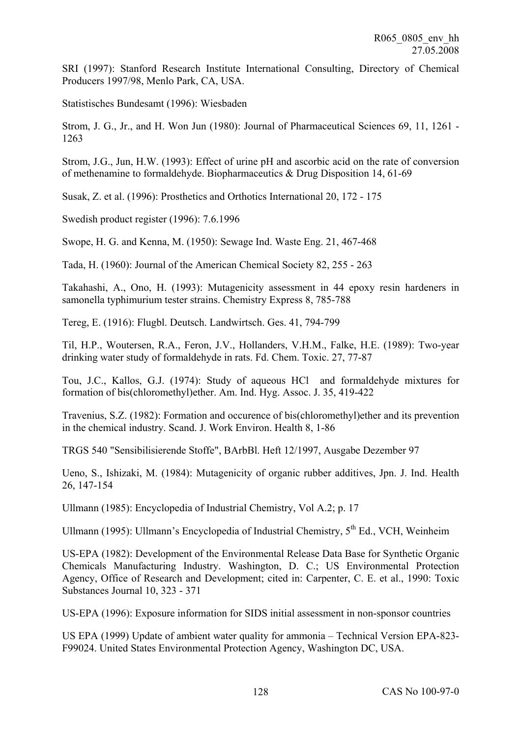SRI (1997): Stanford Research Institute International Consulting, Directory of Chemical Producers 1997/98, Menlo Park, CA, USA.

Statistisches Bundesamt (1996): Wiesbaden

Strom, J. G., Jr., and H. Won Jun (1980): Journal of Pharmaceutical Sciences 69, 11, 1261 - 1263

Strom, J.G., Jun, H.W. (1993): Effect of urine pH and ascorbic acid on the rate of conversion of methenamine to formaldehyde. Biopharmaceutics & Drug Disposition 14, 61-69

Susak, Z. et al. (1996): Prosthetics and Orthotics International 20, 172 - 175

Swedish product register (1996): 7.6.1996

Swope, H. G. and Kenna, M. (1950): Sewage Ind. Waste Eng. 21, 467-468

Tada, H. (1960): Journal of the American Chemical Society 82, 255 - 263

Takahashi, A., Ono, H. (1993): Mutagenicity assessment in 44 epoxy resin hardeners in samonella typhimurium tester strains. Chemistry Express 8, 785-788

Tereg, E. (1916): Flugbl. Deutsch. Landwirtsch. Ges. 41, 794-799

Til, H.P., Woutersen, R.A., Feron, J.V., Hollanders, V.H.M., Falke, H.E. (1989): Two-year drinking water study of formaldehyde in rats. Fd. Chem. Toxic. 27, 77-87

Tou, J.C., Kallos, G.J. (1974): Study of aqueous HCl and formaldehyde mixtures for formation of bis(chloromethyl)ether. Am. Ind. Hyg. Assoc. J. 35, 419-422

Travenius, S.Z. (1982): Formation and occurence of bis(chloromethyl)ether and its prevention in the chemical industry. Scand. J. Work Environ. Health 8, 1-86

TRGS 540 "Sensibilisierende Stoffe", BArbBl. Heft 12/1997, Ausgabe Dezember 97

Ueno, S., Ishizaki, M. (1984): Mutagenicity of organic rubber additives, Jpn. J. Ind. Health 26, 147-154

Ullmann (1985): Encyclopedia of Industrial Chemistry, Vol A.2; p. 17

Ullmann (1995): Ullmann's Encyclopedia of Industrial Chemistry, 5th Ed., VCH, Weinheim

US-EPA (1982): Development of the Environmental Release Data Base for Synthetic Organic Chemicals Manufacturing Industry. Washington, D. C.; US Environmental Protection Agency, Office of Research and Development; cited in: Carpenter, C. E. et al., 1990: Toxic Substances Journal 10, 323 - 371

US-EPA (1996): Exposure information for SIDS initial assessment in non-sponsor countries

US EPA (1999) Update of ambient water quality for ammonia – Technical Version EPA-823-F99024. United States Environmental Protection Agency, Washington DC, USA.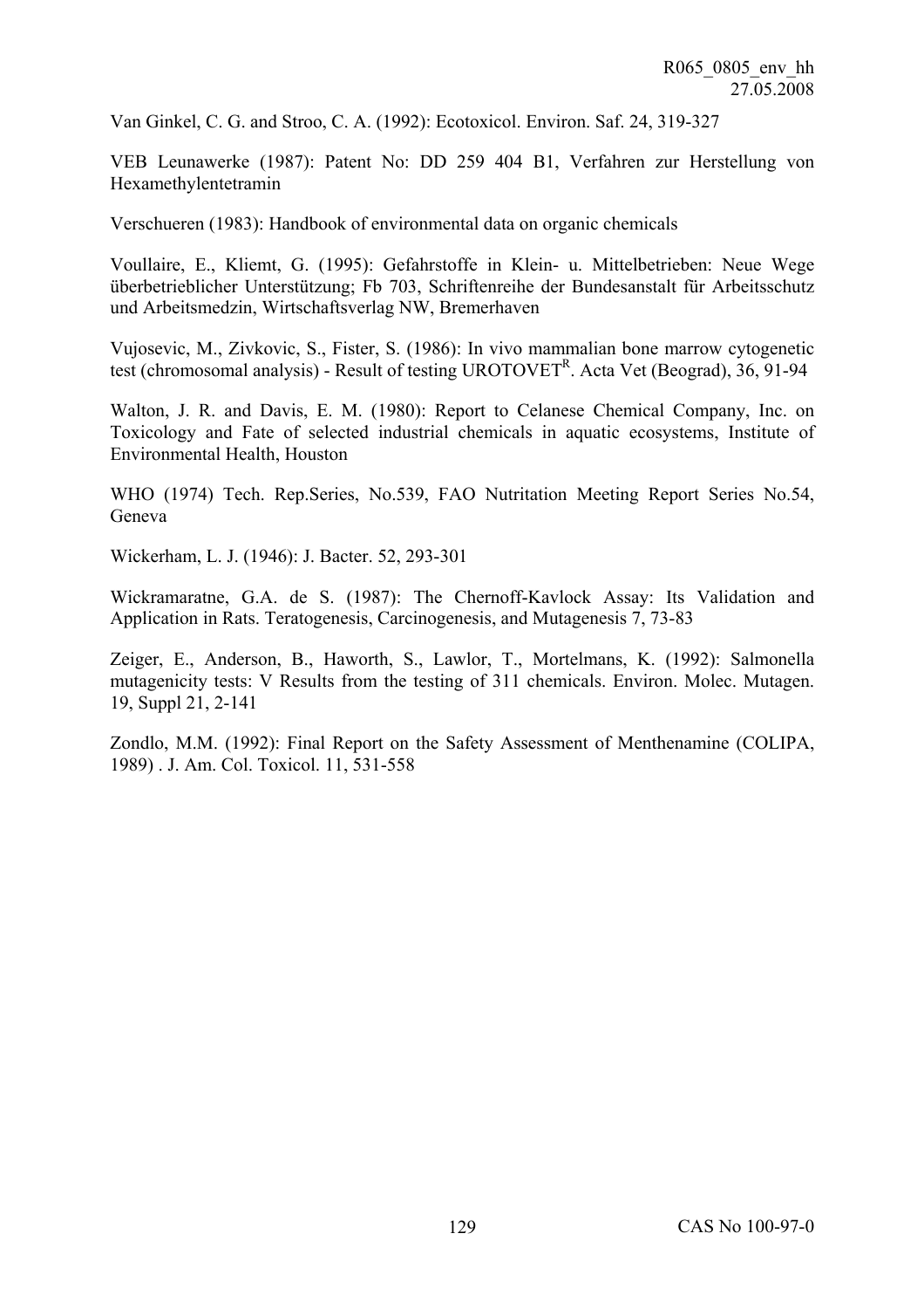Van Ginkel, C. G. and Stroo, C. A. (1992): Ecotoxicol. Environ. Saf. 24, 319-327

VEB Leunawerke (1987): Patent No: DD 259 404 B1, Verfahren zur Herstellung von Hexamethylentetramin

Verschueren (1983): Handbook of environmental data on organic chemicals

Voullaire, E., Kliemt, G. (1995): Gefahrstoffe in Klein- u. Mittelbetrieben: Neue Wege überbetrieblicher Unterstützung; Fb 703, Schriftenreihe der Bundesanstalt für Arbeitsschutz und Arbeitsmedzin, Wirtschaftsverlag NW, Bremerhaven

Vujosevic, M., Zivkovic, S., Fister, S. (1986): In vivo mammalian bone marrow cytogenetic test (chromosomal analysis) - Result of testing UROTOVET[R]. Acta Vet (Beograd), 36, 91-94

Walton, J. R. and Davis, E. M. (1980): Report to Celanese Chemical Company, Inc. on Toxicology and Fate of selected industrial chemicals in aquatic ecosystems, Institute of Environmental Health, Houston

WHO (1974) Tech. Rep.Series, No.539, FAO Nutritation Meeting Report Series No.54, Geneva

Wickerham, L. J. (1946): J. Bacter. 52, 293-301

Wickramaratne, G.A. de S. (1987): The Chernoff-Kavlock Assay: Its Validation and Application in Rats. Teratogenesis, Carcinogenesis, and Mutagenesis 7, 73-83

Zeiger, E., Anderson, B., Haworth, S., Lawlor, T., Mortelmans, K. (1992): Salmonella mutagenicity tests: V Results from the testing of 311 chemicals. Environ. Molec. Mutagen. 19, Suppl 21, 2-141

Zondlo, M.M. (1992): Final Report on the Safety Assessment of Menthenamine (COLIPA, 1989) . J. Am. Col. Toxicol. 11, 531-558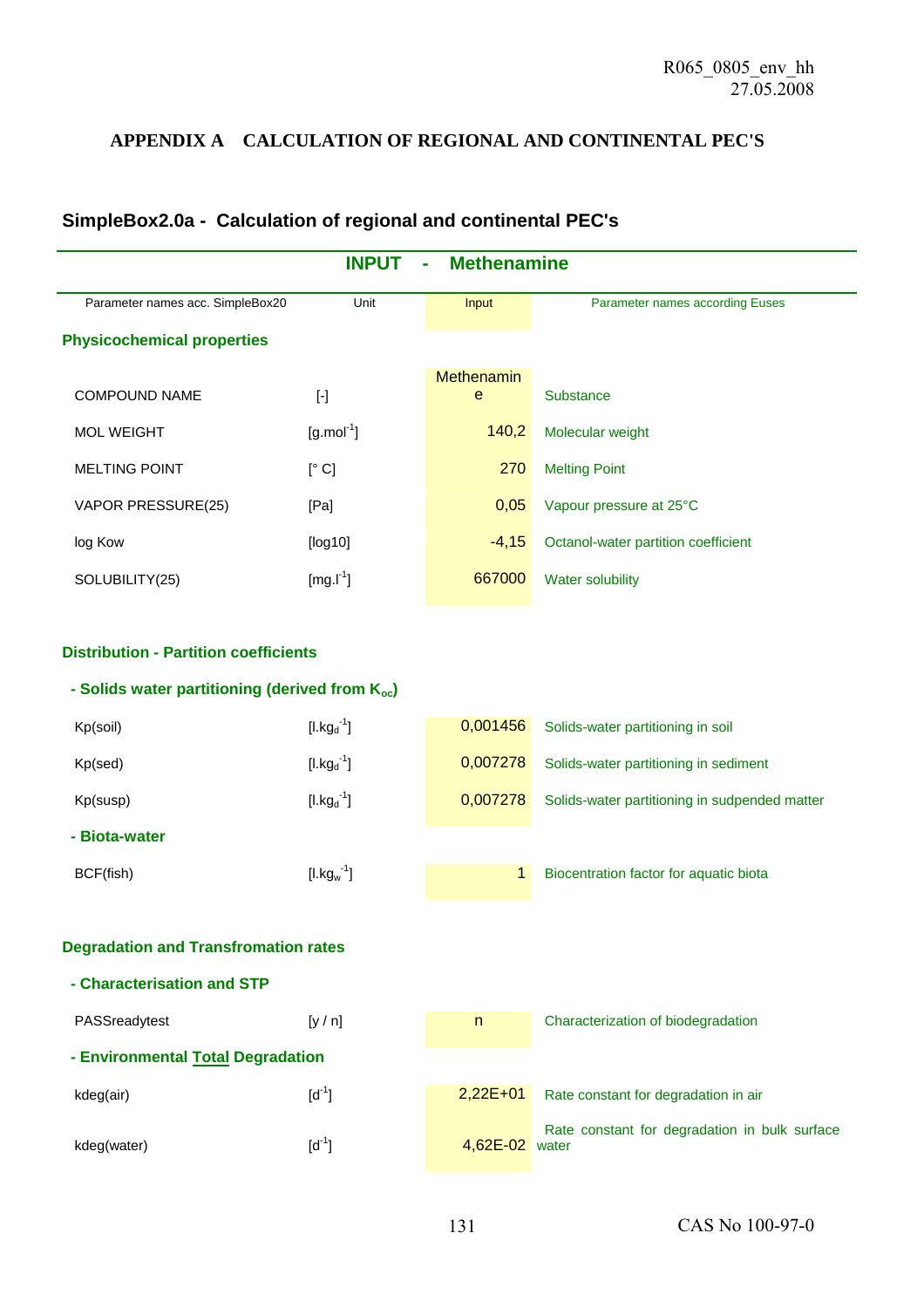## APPENDIX A CALCULATION OF REGIONAL AND CONTINENTAL PEC'S

### SimpleBox2.0a - Calculation of regional and continental PEC's

| INPUT - Methenamine | | | |
|---|---|---|---|
| Parameter names acc. SimpleBox20 | Unit | Input | Parameter names according Euses |
| **Physicochemical properties** | | | |
| COMPOUND NAME | [-] | Methenamine | Substance |
| MOL WEIGHT | [g.mol$^{-1}$] | 140,2 | Molecular weight |
| MELTING POINT | [° C] | 270 | Melting Point |
| VAPOR PRESSURE(25) | [Pa] | 0,05 | Vapour pressure at 25°C |
| log Kow | [log10] | -4,15 | Octanol-water partition coefficient |
| SOLUBILITY(25) | [mg.l$^{-1}$] | 667000 | Water solubility |
| **Distribution - Partition coefficients** | | | |
| **- Solids water partitioning (derived from $K_{oc}$)** | | | |
| Kp(soil) | [l.kg$_d^{-1}$] | 0,001456 | Solids-water partitioning in soil |
| Kp(sed) | [l.kg$_d^{-1}$] | 0,007278 | Solids-water partitioning in sediment |
| Kp(susp) | [l.kg$_d^{-1}$] | 0,007278 | Solids-water partitioning in sudpended matter |
| **- Biota-water** | | | |
| BCF(fish) | [l.kg$_w^{-1}$] | 1 | Biocentration factor for aquatic biota |
| **Degradation and Transfromation rates** | | | |
| **- Characterisation and STP** | | | |
| PASSreadytest | [y / n] | n | Characterization of biodegradation |
| **- Environmental Total Degradation** | | | |
| kdeg(air) | [d$^{-1}$] | 2,22E+01 | Rate constant for degradation in air |
| kdeg(water) | [d$^{-1}$] | 4,62E-02 | Rate constant for degradation in bulk surface water |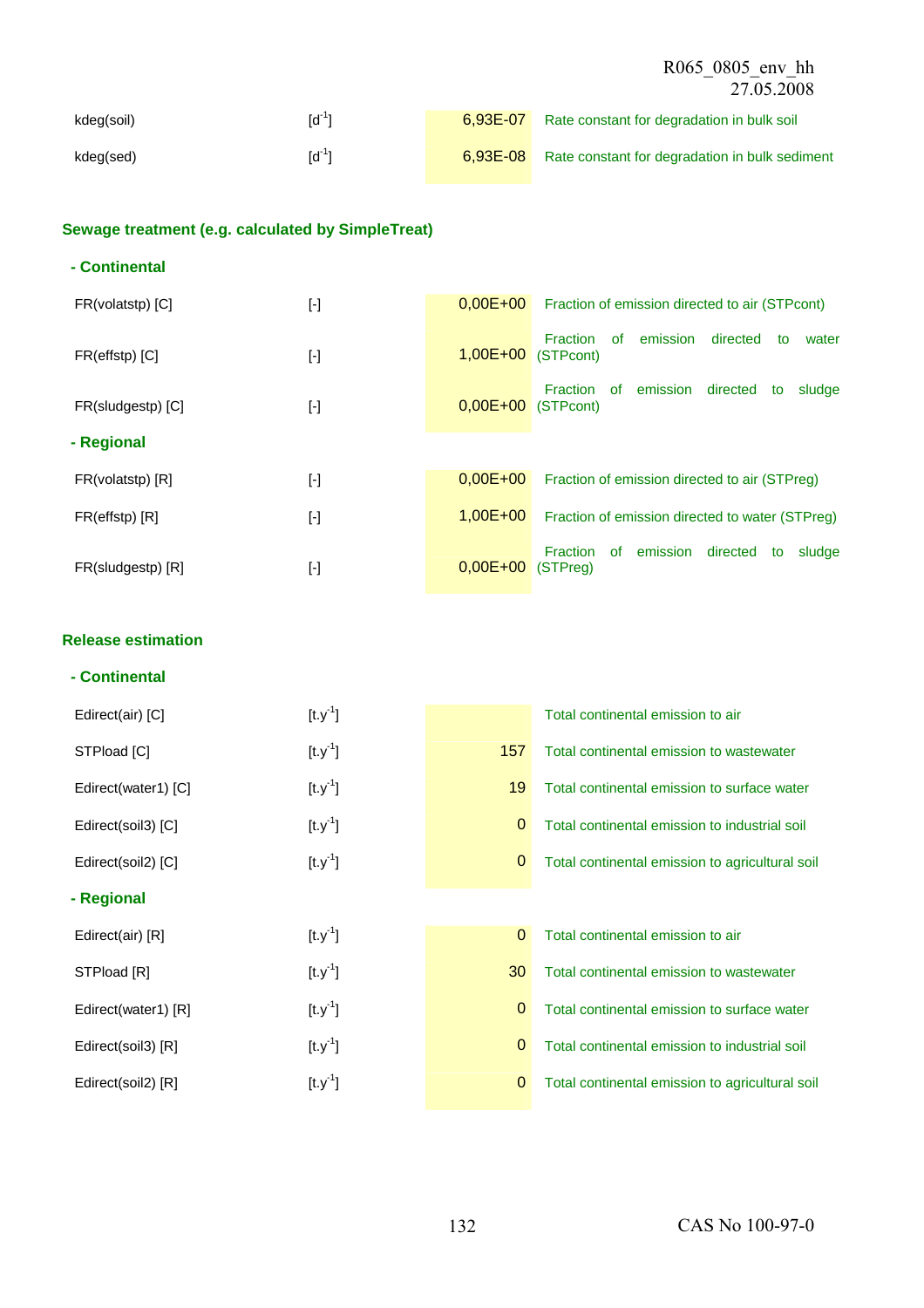| | | | |
|---|---|---|---|
| kdeg(soil) | [$d^{-1}$] | 6,93E-07 | Rate constant for degradation in bulk soil |
| kdeg(sed) | [$d^{-1}$] | 6,93E-08 | Rate constant for degradation in bulk sediment |

### Sewage treatment (e.g. calculated by SimpleTreat)

#### - Continental

| | | | |
|---|---|---|---|
| FR(volatstp) [C] | [-] | 0,00E+00 | Fraction of emission directed to air (STPcont) |
| FR(effstp) [C] | [-] | 1,00E+00 | Fraction of emission directed to water (STPcont) |
| FR(sludgestp) [C] | [-] | 0,00E+00 | Fraction of emission directed to sludge (STPcont) |

#### - Regional

| | | | |
|---|---|---|---|
| FR(volatstp) [R] | [-] | 0,00E+00 | Fraction of emission directed to air (STPreg) |
| FR(effstp) [R] | [-] | 1,00E+00 | Fraction of emission directed to water (STPreg) |
| FR(sludgestp) [R] | [-] | 0,00E+00 | Fraction of emission directed to sludge (STPreg) |

### Release estimation

#### - Continental

| | | | |
|---|---|---|---|
| Edirect(air) [C] | [$t.y^{-1}$] | | Total continental emission to air |
| STPload [C] | [$t.y^{-1}$] | 157 | Total continental emission to wastewater |
| Edirect(water1) [C] | [$t.y^{-1}$] | 19 | Total continental emission to surface water |
| Edirect(soil3) [C] | [$t.y^{-1}$] | 0 | Total continental emission to industrial soil |
| Edirect(soil2) [C] | [$t.y^{-1}$] | 0 | Total continental emission to agricultural soil |

#### - Regional

| | | | |
|---|---|---|---|
| Edirect(air) [R] | [$t.y^{-1}$] | 0 | Total continental emission to air |
| STPload [R] | [$t.y^{-1}$] | 30 | Total continental emission to wastewater |
| Edirect(water1) [R] | [$t.y^{-1}$] | 0 | Total continental emission to surface water |
| Edirect(soil3) [R] | [$t.y^{-1}$] | 0 | Total continental emission to industrial soil |
| Edirect(soil2) [R] | [$t.y^{-1}$] | 0 | Total continental emission to agricultural soil |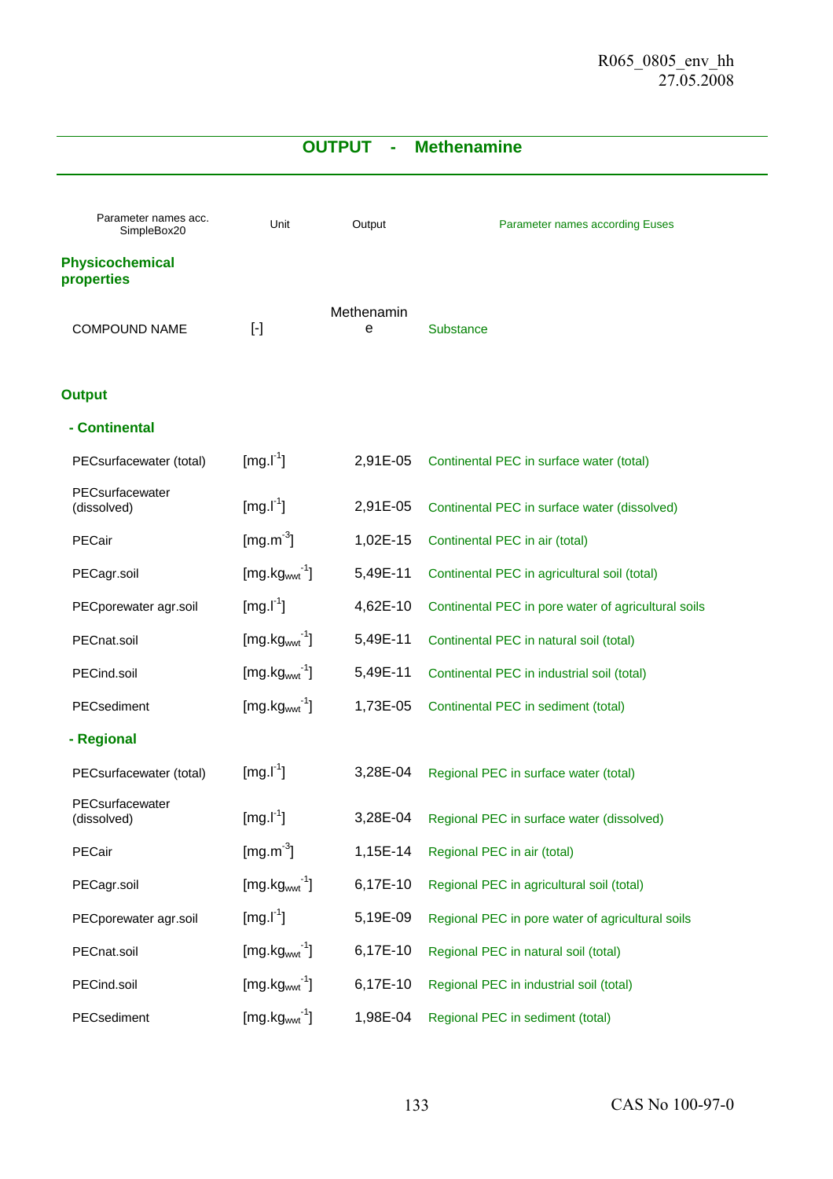## OUTPUT - Methenamine

| Parameter names acc. SimpleBox20 | Unit | Output | Parameter names according Euses |
|---|---|---|---|
| **Physicochemical properties** | | | |
| COMPOUND NAME | [-] | Methenamine | Substance |
| **Output** | | | |
| **- Continental** | | | |
| PECsurfacewater (total) | [mg.l$^{-1}$] | 2,91E-05 | Continental PEC in surface water (total) |
| PECsurfacewater (dissolved) | [mg.l$^{-1}$] | 2,91E-05 | Continental PEC in surface water (dissolved) |
| PECair | [mg.m$^{-3}$] | 1,02E-15 | Continental PEC in air (total) |
| PECagr.soil | [mg.kg$_{wwt}^{-1}$] | 5,49E-11 | Continental PEC in agricultural soil (total) |
| PECporewater agr.soil | [mg.l$^{-1}$] | 4,62E-10 | Continental PEC in pore water of agricultural soils |
| PECnat.soil | [mg.kg$_{wwt}^{-1}$] | 5,49E-11 | Continental PEC in natural soil (total) |
| PECind.soil | [mg.kg$_{wwt}^{-1}$] | 5,49E-11 | Continental PEC in industrial soil (total) |
| PECsediment | [mg.kg$_{wwt}^{-1}$] | 1,73E-05 | Continental PEC in sediment (total) |
| **- Regional** | | | |
| PECsurfacewater (total) | [mg.l$^{-1}$] | 3,28E-04 | Regional PEC in surface water (total) |
| PECsurfacewater (dissolved) | [mg.l$^{-1}$] | 3,28E-04 | Regional PEC in surface water (dissolved) |
| PECair | [mg.m$^{-3}$] | 1,15E-14 | Regional PEC in air (total) |
| PECagr.soil | [mg.kg$_{wwt}^{-1}$] | 6,17E-10 | Regional PEC in agricultural soil (total) |
| PECporewater agr.soil | [mg.l$^{-1}$] | 5,19E-09 | Regional PEC in pore water of agricultural soils |
| PECnat.soil | [mg.kg$_{wwt}^{-1}$] | 6,17E-10 | Regional PEC in natural soil (total) |
| PECind.soil | [mg.kg$_{wwt}^{-1}$] | 6,17E-10 | Regional PEC in industrial soil (total) |
| PECsediment | [mg.kg$_{wwt}^{-1}$] | 1,98E-04 | Regional PEC in sediment (total) |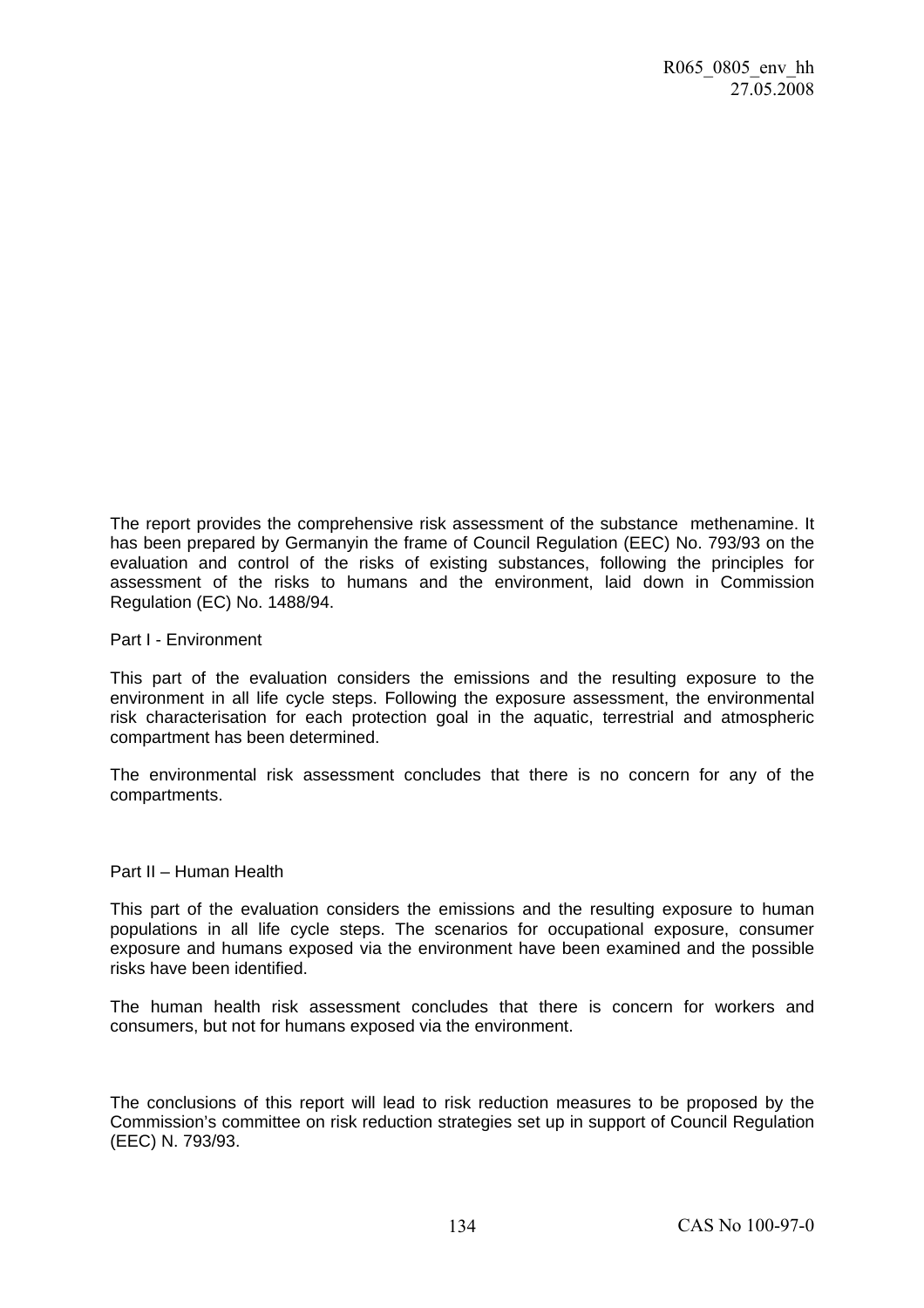The report provides the comprehensive risk assessment of the substance  methenamine. It has been prepared by Germanyin the frame of Council Regulation (EEC) No. 793/93 on the evaluation and control of the risks of existing substances, following the principles for assessment of the risks to humans and the environment, laid down in Commission Regulation (EC) No. 1488/94.

Part I - Environment

This part of the evaluation considers the emissions and the resulting exposure to the environment in all life cycle steps. Following the exposure assessment, the environmental risk characterisation for each protection goal in the aquatic, terrestrial and atmospheric compartment has been determined.

The environmental risk assessment concludes that there is no concern for any of the compartments.

Part II – Human Health

This part of the evaluation considers the emissions and the resulting exposure to human populations in all life cycle steps. The scenarios for occupational exposure, consumer exposure and humans exposed via the environment have been examined and the possible risks have been identified.

The human health risk assessment concludes that there is concern for workers and consumers, but not for humans exposed via the environment.

The conclusions of this report will lead to risk reduction measures to be proposed by the Commission's committee on risk reduction strategies set up in support of Council Regulation (EEC) N. 793/93.